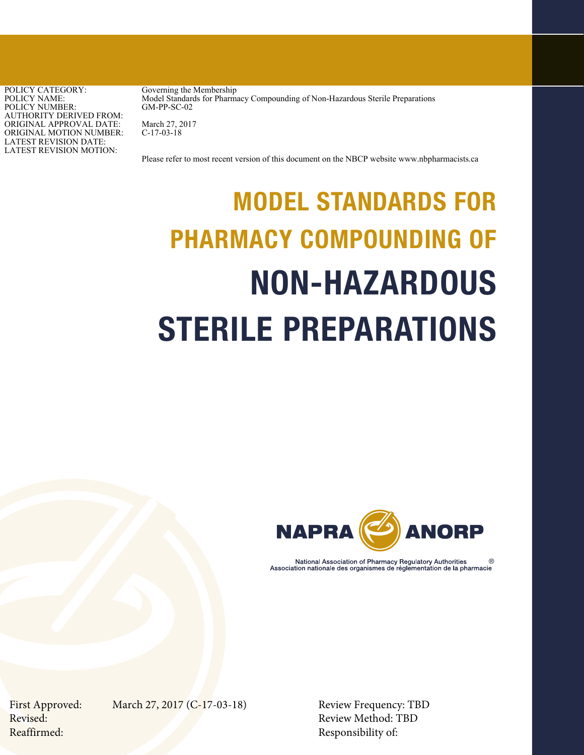| | |
|---|---|
| POLICY CATEGORY: | Governing the Membership |
| POLICY NAME: | Model Standards for Pharmacy Compounding of Non-Hazardous Sterile Preparations |
| POLICY NUMBER: | GM-PP-SC-02 |
| AUTHORITY DERIVED FROM: | |
| ORIGINAL APPROVAL DATE: | March 27, 2017 |
| ORIGINAL MOTION NUMBER: | C-17-03-18 |
| LATEST REVISION DATE: | |
| LATEST REVISION MOTION: | |

Please refer to most recent version of this document on the NBCP website www.nbpharmacists.ca

# MODEL STANDARDS FOR PHARMACY COMPOUNDING OF NON-HAZARDOUS STERILE PREPARATIONS

NAPRA ANORP

National Association of Pharmacy Regulatory Authorities ®
Association nationale des organismes de réglementation de la pharmacie

First Approved: March 27, 2017 (C-17-03-18)
Revised:
Reaffirmed:

Review Frequency: TBD
Review Method: TBD
Responsibility of: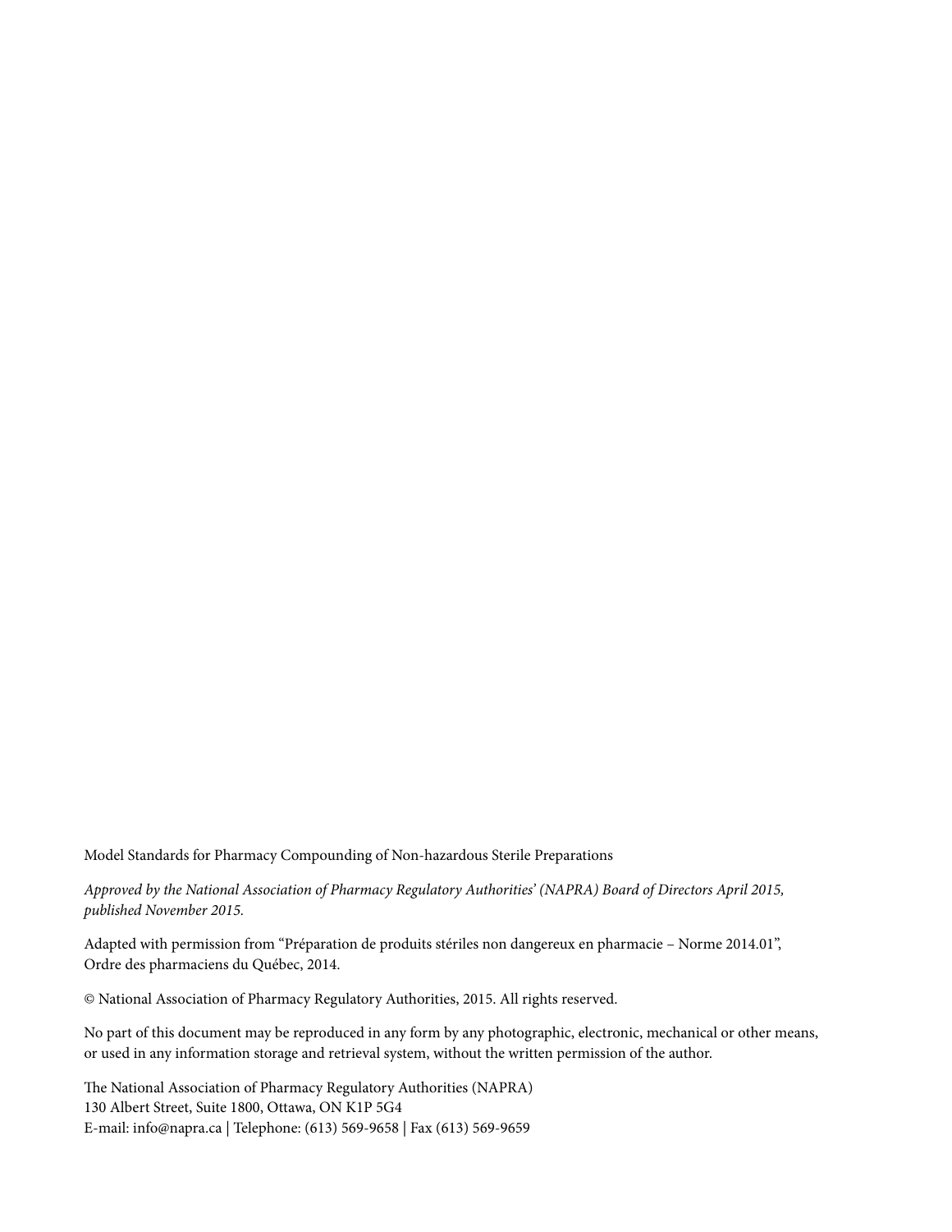Model Standards for Pharmacy Compounding of Non-hazardous Sterile Preparations

*Approved by the National Association of Pharmacy Regulatory Authorities' (NAPRA) Board of Directors April 2015, published November 2015.*

Adapted with permission from "Préparation de produits stériles non dangereux en pharmacie – Norme 2014.01", Ordre des pharmaciens du Québec, 2014.

© National Association of Pharmacy Regulatory Authorities, 2015. All rights reserved.

No part of this document may be reproduced in any form by any photographic, electronic, mechanical or other means, or used in any information storage and retrieval system, without the written permission of the author.

The National Association of Pharmacy Regulatory Authorities (NAPRA)
130 Albert Street, Suite 1800, Ottawa, ON K1P 5G4
E-mail: info@napra.ca | Telephone: (613) 569-9658 | Fax (613) 569-9659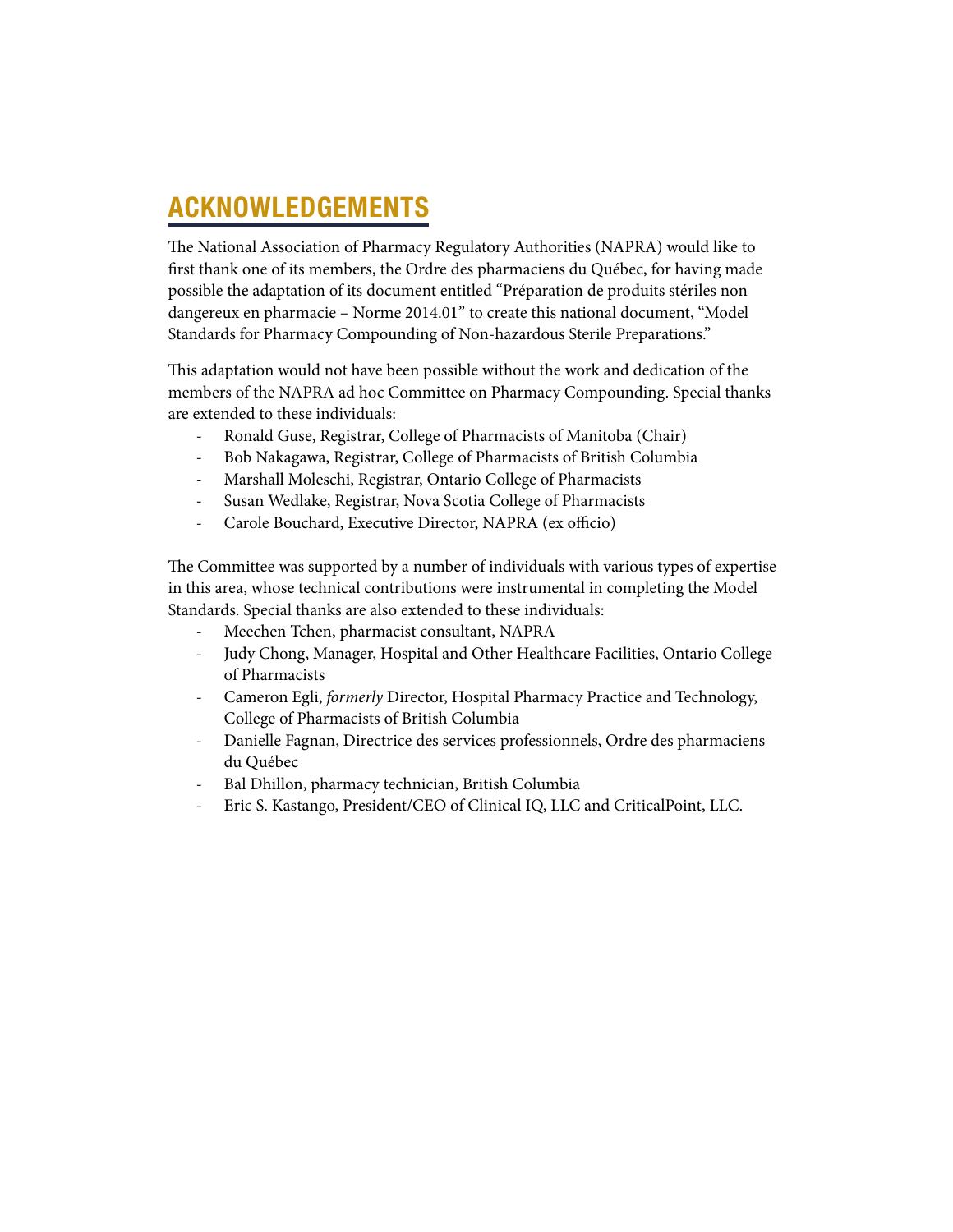## ACKNOWLEDGEMENTS

The National Association of Pharmacy Regulatory Authorities (NAPRA) would like to first thank one of its members, the Ordre des pharmaciens du Québec, for having made possible the adaptation of its document entitled "Préparation de produits stériles non dangereux en pharmacie – Norme 2014.01" to create this national document, "Model Standards for Pharmacy Compounding of Non-hazardous Sterile Preparations."

This adaptation would not have been possible without the work and dedication of the members of the NAPRA ad hoc Committee on Pharmacy Compounding. Special thanks are extended to these individuals:

- Ronald Guse, Registrar, College of Pharmacists of Manitoba (Chair)
- Bob Nakagawa, Registrar, College of Pharmacists of British Columbia
- Marshall Moleschi, Registrar, Ontario College of Pharmacists
- Susan Wedlake, Registrar, Nova Scotia College of Pharmacists
- Carole Bouchard, Executive Director, NAPRA (ex officio)

The Committee was supported by a number of individuals with various types of expertise in this area, whose technical contributions were instrumental in completing the Model Standards. Special thanks are also extended to these individuals:

- Meechen Tchen, pharmacist consultant, NAPRA
- Judy Chong, Manager, Hospital and Other Healthcare Facilities, Ontario College of Pharmacists
- Cameron Egli, *formerly* Director, Hospital Pharmacy Practice and Technology, College of Pharmacists of British Columbia
- Danielle Fagnan, Directrice des services professionnels, Ordre des pharmaciens du Québec
- Bal Dhillon, pharmacy technician, British Columbia
- Eric S. Kastango, President/CEO of Clinical IQ, LLC and CriticalPoint, LLC.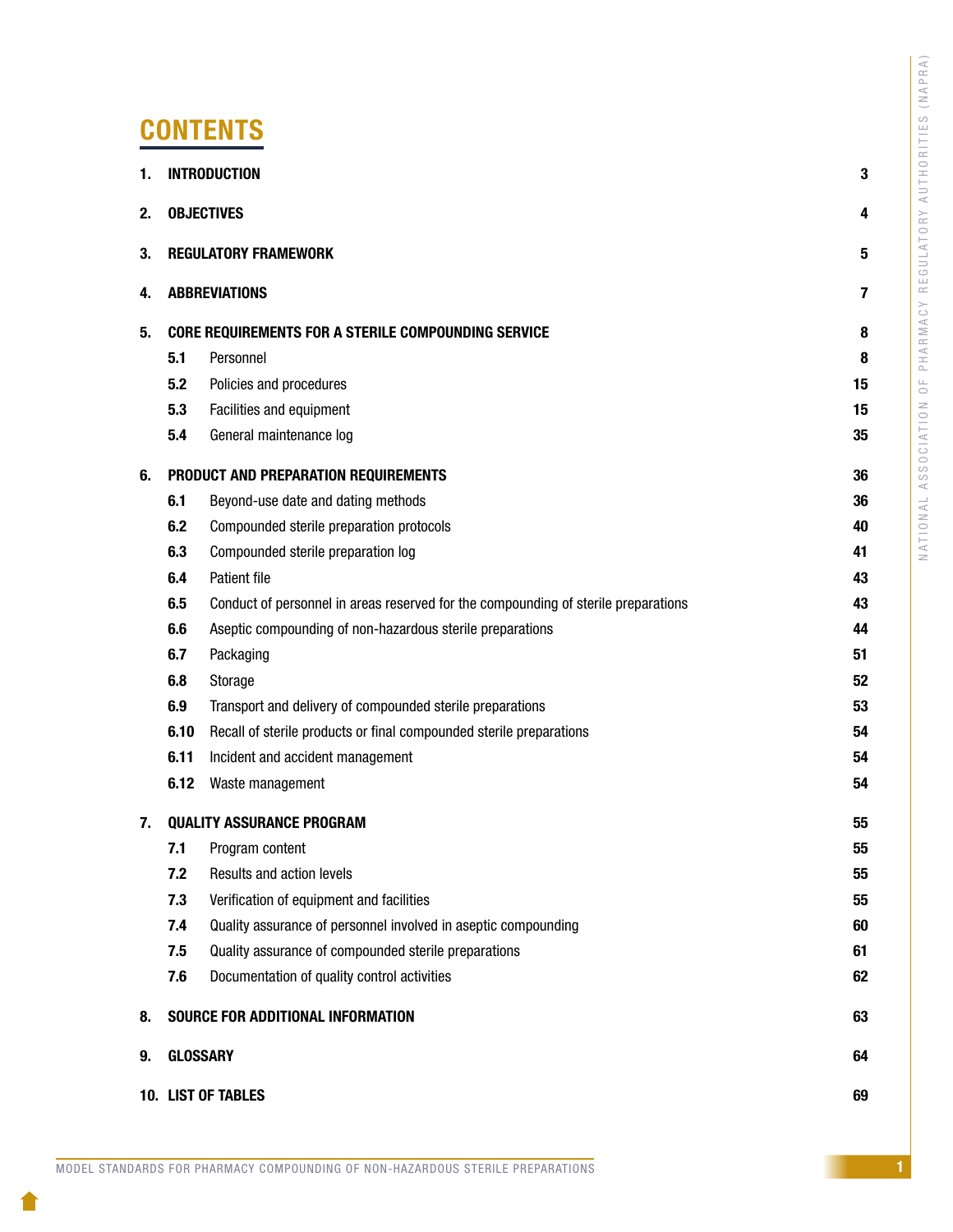# CONTENTS

| | | |
|---|---|---|
| **1.** | **INTRODUCTION** | **3** |
| **2.** | **OBJECTIVES** | **4** |
| **3.** | **REGULATORY FRAMEWORK** | **5** |
| **4.** | **ABBREVIATIONS** | **7** |
| **5.** | **CORE REQUIREMENTS FOR A STERILE COMPOUNDING SERVICE** | **8** |
| **5.1** | Personnel | **8** |
| **5.2** | Policies and procedures | **15** |
| **5.3** | Facilities and equipment | **15** |
| **5.4** | General maintenance log | **35** |
| **6.** | **PRODUCT AND PREPARATION REQUIREMENTS** | **36** |
| **6.1** | Beyond-use date and dating methods | **36** |
| **6.2** | Compounded sterile preparation protocols | **40** |
| **6.3** | Compounded sterile preparation log | **41** |
| **6.4** | Patient file | **43** |
| **6.5** | Conduct of personnel in areas reserved for the compounding of sterile preparations | **43** |
| **6.6** | Aseptic compounding of non-hazardous sterile preparations | **44** |
| **6.7** | Packaging | **51** |
| **6.8** | Storage | **52** |
| **6.9** | Transport and delivery of compounded sterile preparations | **53** |
| **6.10** | Recall of sterile products or final compounded sterile preparations | **54** |
| **6.11** | Incident and accident management | **54** |
| **6.12** | Waste management | **54** |
| **7.** | **QUALITY ASSURANCE PROGRAM** | **55** |
| **7.1** | Program content | **55** |
| **7.2** | Results and action levels | **55** |
| **7.3** | Verification of equipment and facilities | **55** |
| **7.4** | Quality assurance of personnel involved in aseptic compounding | **60** |
| **7.5** | Quality assurance of compounded sterile preparations | **61** |
| **7.6** | Documentation of quality control activities | **62** |
| **8.** | **SOURCE FOR ADDITIONAL INFORMATION** | **63** |
| **9.** | **GLOSSARY** | **64** |
| **10.** | **LIST OF TABLES** | **69** |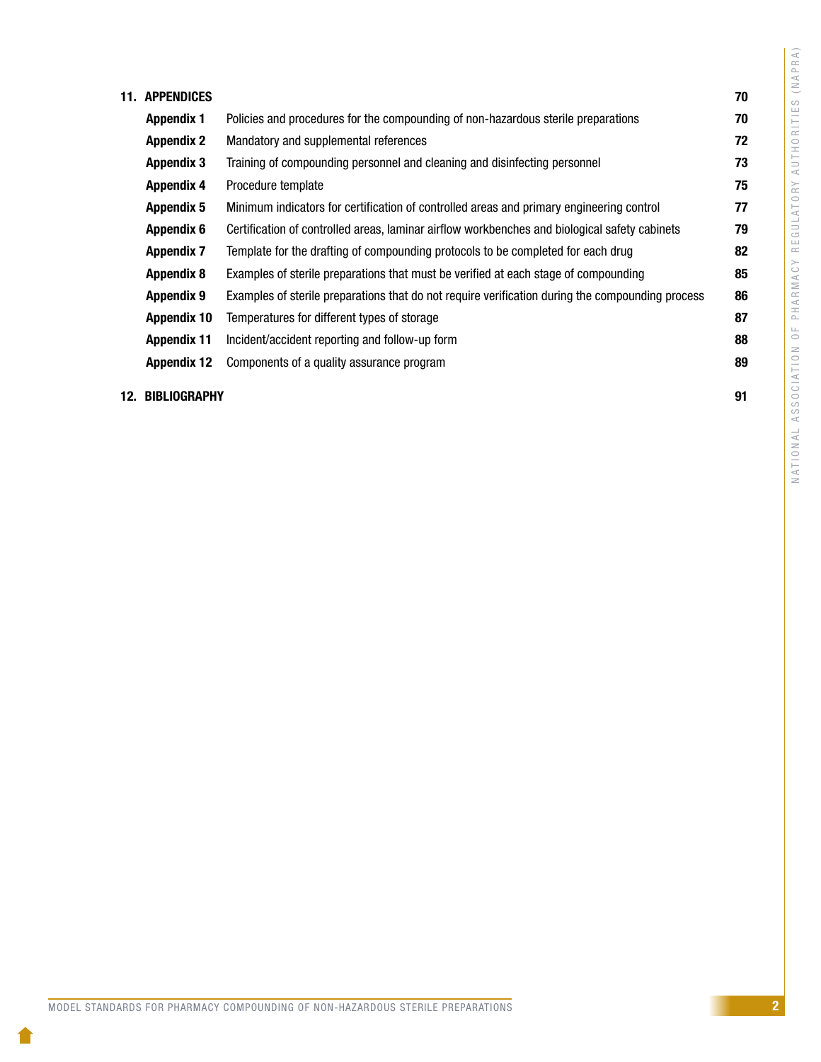| | | |
|---|---|---|
| **11. APPENDICES** | | **70** |
| **Appendix 1** | Policies and procedures for the compounding of non-hazardous sterile preparations | **70** |
| **Appendix 2** | Mandatory and supplemental references | **72** |
| **Appendix 3** | Training of compounding personnel and cleaning and disinfecting personnel | **73** |
| **Appendix 4** | Procedure template | **75** |
| **Appendix 5** | Minimum indicators for certification of controlled areas and primary engineering control | **77** |
| **Appendix 6** | Certification of controlled areas, laminar airflow workbenches and biological safety cabinets | **79** |
| **Appendix 7** | Template for the drafting of compounding protocols to be completed for each drug | **82** |
| **Appendix 8** | Examples of sterile preparations that must be verified at each stage of compounding | **85** |
| **Appendix 9** | Examples of sterile preparations that do not require verification during the compounding process | **86** |
| **Appendix 10** | Temperatures for different types of storage | **87** |
| **Appendix 11** | Incident/accident reporting and follow-up form | **88** |
| **Appendix 12** | Components of a quality assurance program | **89** |
| **12. BIBLIOGRAPHY** | | **91** |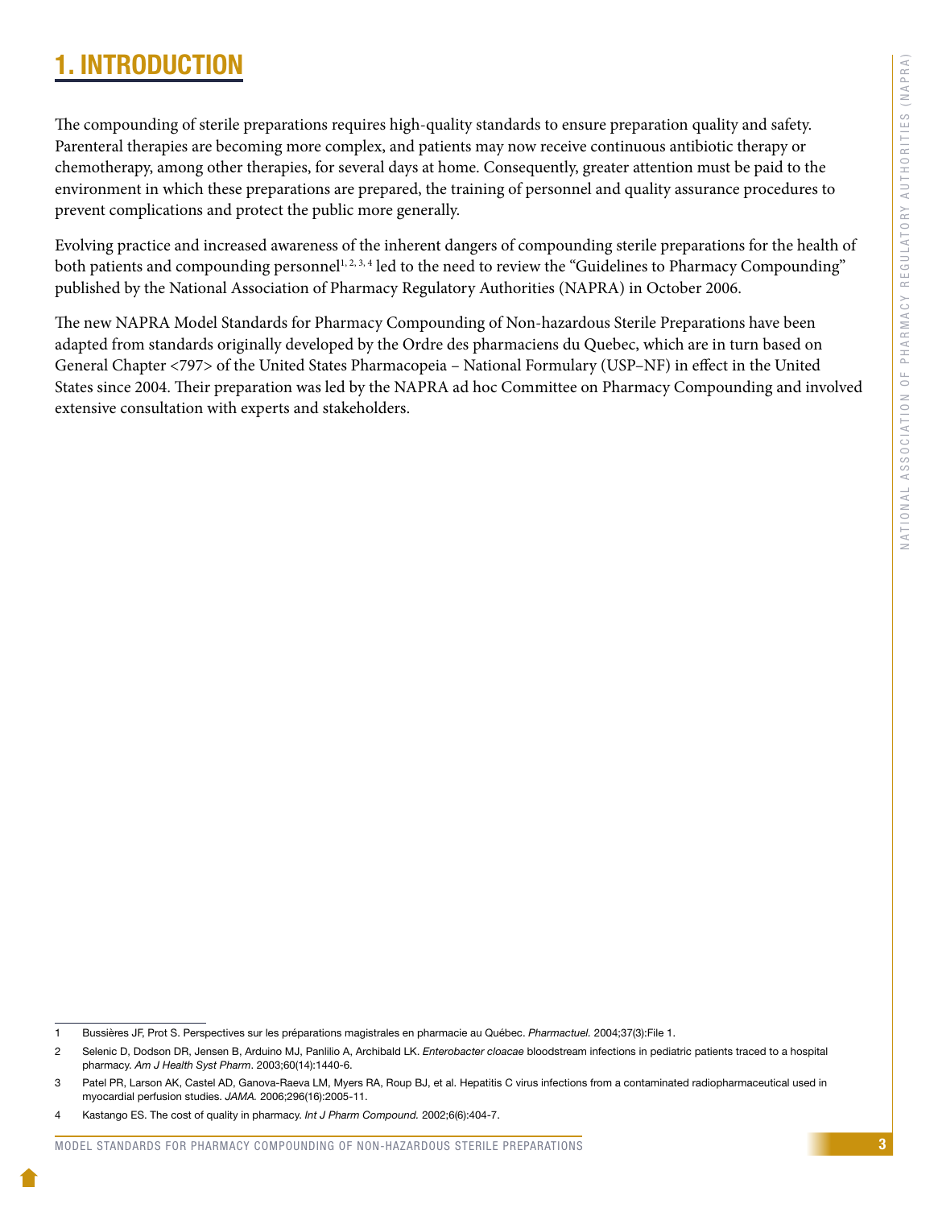# 1. INTRODUCTION

The compounding of sterile preparations requires high-quality standards to ensure preparation quality and safety. Parenteral therapies are becoming more complex, and patients may now receive continuous antibiotic therapy or chemotherapy, among other therapies, for several days at home. Consequently, greater attention must be paid to the environment in which these preparations are prepared, the training of personnel and quality assurance procedures to prevent complications and protect the public more generally.

Evolving practice and increased awareness of the inherent dangers of compounding sterile preparations for the health of both patients and compounding personnel[1, 2, 3, 4] led to the need to review the "Guidelines to Pharmacy Compounding" published by the National Association of Pharmacy Regulatory Authorities (NAPRA) in October 2006.

The new NAPRA Model Standards for Pharmacy Compounding of Non-hazardous Sterile Preparations have been adapted from standards originally developed by the Ordre des pharmaciens du Quebec, which are in turn based on General Chapter <797> of the United States Pharmacopeia – National Formulary (USP–NF) in effect in the United States since 2004. Their preparation was led by the NAPRA ad hoc Committee on Pharmacy Compounding and involved extensive consultation with experts and stakeholders.

---

1 Bussières JF, Prot S. Perspectives sur les préparations magistrales en pharmacie au Québec. *Pharmactuel.* 2004;37(3):File 1.

2 Selenic D, Dodson DR, Jensen B, Arduino MJ, Panlilio A, Archibald LK. *Enterobacter cloacae* bloodstream infections in pediatric patients traced to a hospital pharmacy. *Am J Health Syst Pharm*. 2003;60(14):1440-6.

3 Patel PR, Larson AK, Castel AD, Ganova-Raeva LM, Myers RA, Roup BJ, et al. Hepatitis C virus infections from a contaminated radiopharmaceutical used in myocardial perfusion studies. *JAMA.* 2006;296(16):2005-11.

4 Kastango ES. The cost of quality in pharmacy. *Int J Pharm Compound.* 2002;6(6):404-7.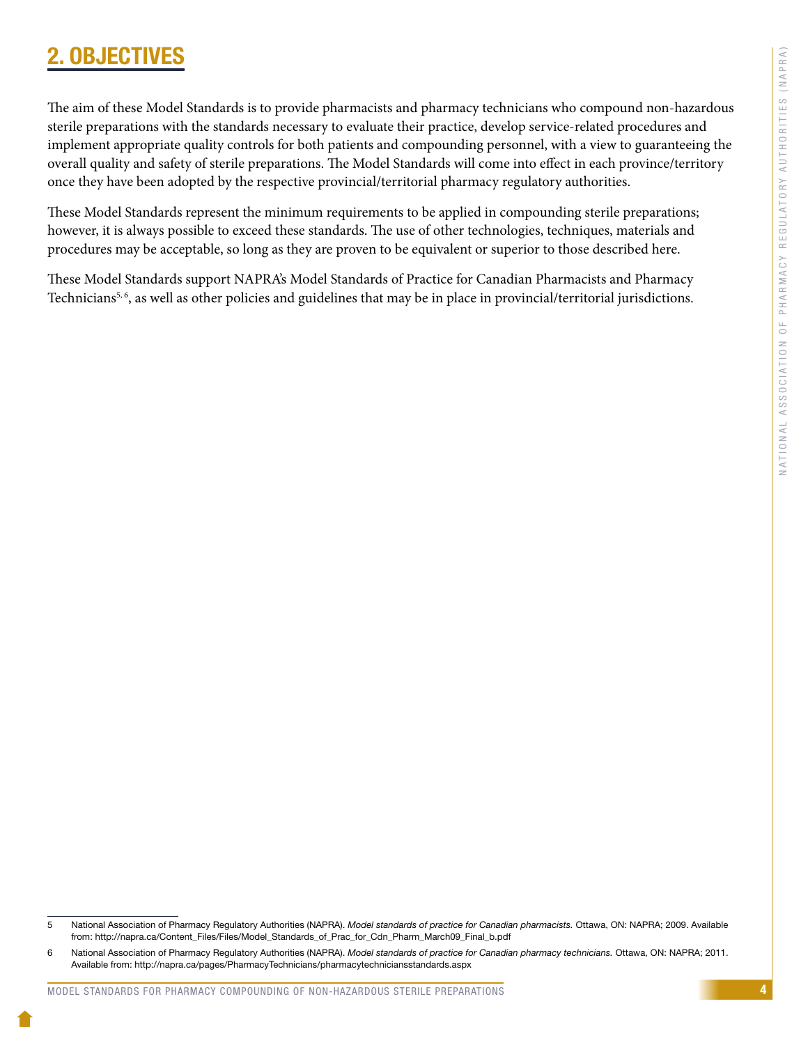## 2. OBJECTIVES

The aim of these Model Standards is to provide pharmacists and pharmacy technicians who compound non-hazardous sterile preparations with the standards necessary to evaluate their practice, develop service-related procedures and implement appropriate quality controls for both patients and compounding personnel, with a view to guaranteeing the overall quality and safety of sterile preparations. The Model Standards will come into effect in each province/territory once they have been adopted by the respective provincial/territorial pharmacy regulatory authorities.

These Model Standards represent the minimum requirements to be applied in compounding sterile preparations; however, it is always possible to exceed these standards. The use of other technologies, techniques, materials and procedures may be acceptable, so long as they are proven to be equivalent or superior to those described here.

These Model Standards support NAPRA's Model Standards of Practice for Canadian Pharmacists and Pharmacy Technicians[5, 6], as well as other policies and guidelines that may be in place in provincial/territorial jurisdictions.

---

5 National Association of Pharmacy Regulatory Authorities (NAPRA). *Model standards of practice for Canadian pharmacists.* Ottawa, ON: NAPRA; 2009. Available from: http://napra.ca/Content_Files/Files/Model_Standards_of_Prac_for_Cdn_Pharm_March09_Final_b.pdf

6 National Association of Pharmacy Regulatory Authorities (NAPRA). *Model standards of practice for Canadian pharmacy technicians.* Ottawa, ON: NAPRA; 2011. Available from: http://napra.ca/pages/PharmacyTechnicians/pharmacytechniciansstandards.aspx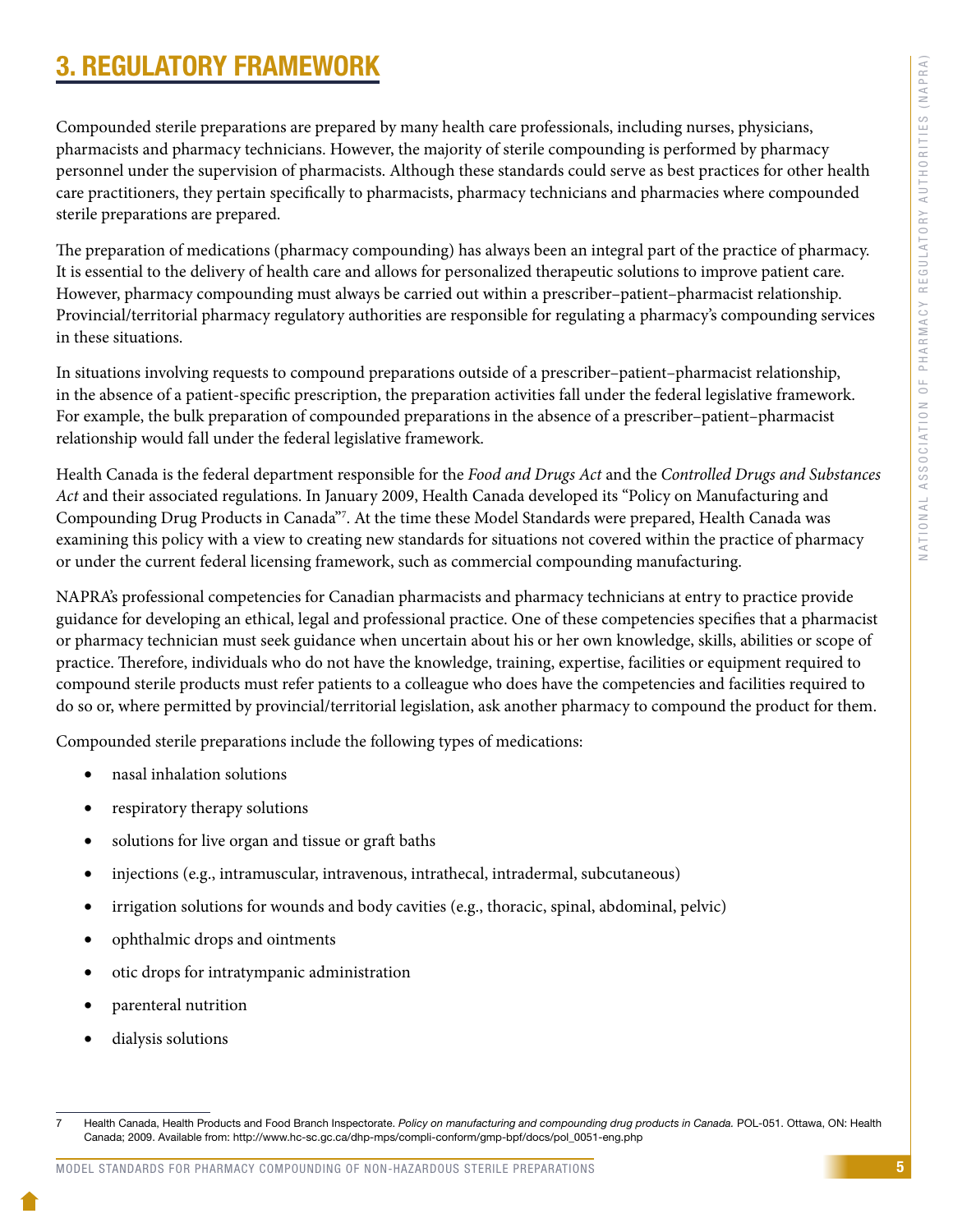# 3. REGULATORY FRAMEWORK

Compounded sterile preparations are prepared by many health care professionals, including nurses, physicians, pharmacists and pharmacy technicians. However, the majority of sterile compounding is performed by pharmacy personnel under the supervision of pharmacists. Although these standards could serve as best practices for other health care practitioners, they pertain specifically to pharmacists, pharmacy technicians and pharmacies where compounded sterile preparations are prepared.

The preparation of medications (pharmacy compounding) has always been an integral part of the practice of pharmacy. It is essential to the delivery of health care and allows for personalized therapeutic solutions to improve patient care. However, pharmacy compounding must always be carried out within a prescriber–patient–pharmacist relationship. Provincial/territorial pharmacy regulatory authorities are responsible for regulating a pharmacy's compounding services in these situations.

In situations involving requests to compound preparations outside of a prescriber–patient–pharmacist relationship, in the absence of a patient-specific prescription, the preparation activities fall under the federal legislative framework. For example, the bulk preparation of compounded preparations in the absence of a prescriber–patient–pharmacist relationship would fall under the federal legislative framework.

Health Canada is the federal department responsible for the *Food and Drugs Act* and the *Controlled Drugs and Substances Act* and their associated regulations. In January 2009, Health Canada developed its "Policy on Manufacturing and Compounding Drug Products in Canada"[7]. At the time these Model Standards were prepared, Health Canada was examining this policy with a view to creating new standards for situations not covered within the practice of pharmacy or under the current federal licensing framework, such as commercial compounding manufacturing.

NAPRA's professional competencies for Canadian pharmacists and pharmacy technicians at entry to practice provide guidance for developing an ethical, legal and professional practice. One of these competencies specifies that a pharmacist or pharmacy technician must seek guidance when uncertain about his or her own knowledge, skills, abilities or scope of practice. Therefore, individuals who do not have the knowledge, training, expertise, facilities or equipment required to compound sterile products must refer patients to a colleague who does have the competencies and facilities required to do so or, where permitted by provincial/territorial legislation, ask another pharmacy to compound the product for them.

Compounded sterile preparations include the following types of medications:

- nasal inhalation solutions
- respiratory therapy solutions
- solutions for live organ and tissue or graft baths
- injections (e.g., intramuscular, intravenous, intrathecal, intradermal, subcutaneous)
- irrigation solutions for wounds and body cavities (e.g., thoracic, spinal, abdominal, pelvic)
- ophthalmic drops and ointments
- otic drops for intratympanic administration
- parenteral nutrition
- dialysis solutions

---

7 Health Canada, Health Products and Food Branch Inspectorate. *Policy on manufacturing and compounding drug products in Canada.* POL-051. Ottawa, ON: Health Canada; 2009. Available from: http://www.hc-sc.gc.ca/dhp-mps/compli-conform/gmp-bpf/docs/pol_0051-eng.php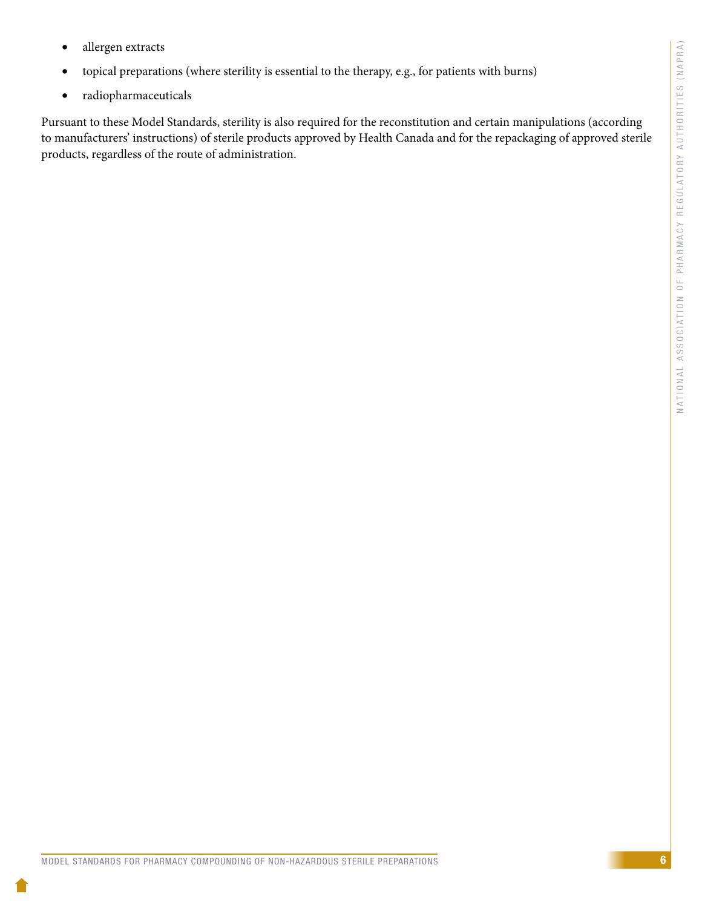- allergen extracts
- topical preparations (where sterility is essential to the therapy, e.g., for patients with burns)
- radiopharmaceuticals

Pursuant to these Model Standards, sterility is also required for the reconstitution and certain manipulations (according to manufacturers' instructions) of sterile products approved by Health Canada and for the repackaging of approved sterile products, regardless of the route of administration.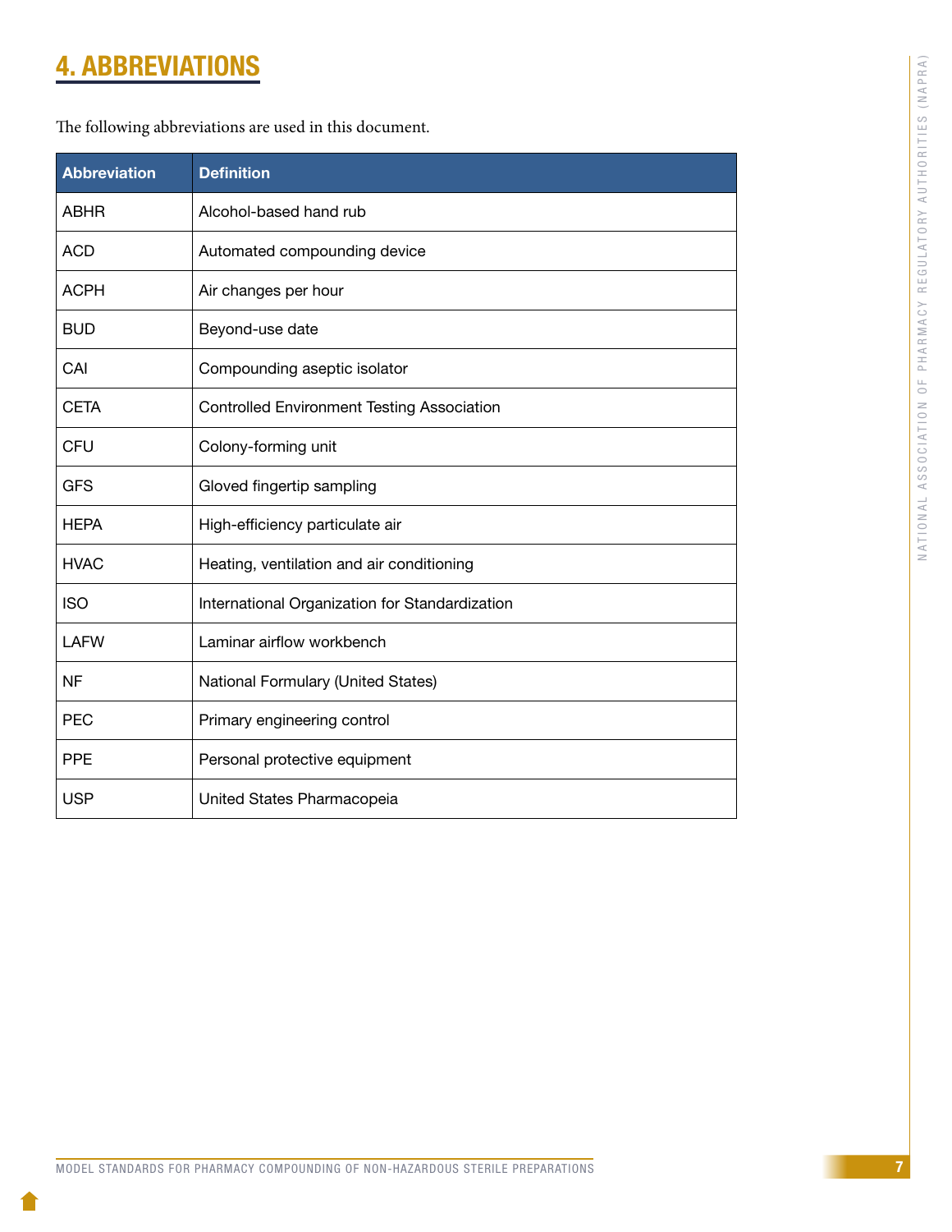# 4. ABBREVIATIONS

The following abbreviations are used in this document.

| Abbreviation | Definition |
|---|---|
| ABHR | Alcohol-based hand rub |
| ACD | Automated compounding device |
| ACPH | Air changes per hour |
| BUD | Beyond-use date |
| CAI | Compounding aseptic isolator |
| CETA | Controlled Environment Testing Association |
| CFU | Colony-forming unit |
| GFS | Gloved fingertip sampling |
| HEPA | High-efficiency particulate air |
| HVAC | Heating, ventilation and air conditioning |
| ISO | International Organization for Standardization |
| LAFW | Laminar airflow workbench |
| NF | National Formulary (United States) |
| PEC | Primary engineering control |
| PPE | Personal protective equipment |
| USP | United States Pharmacopeia |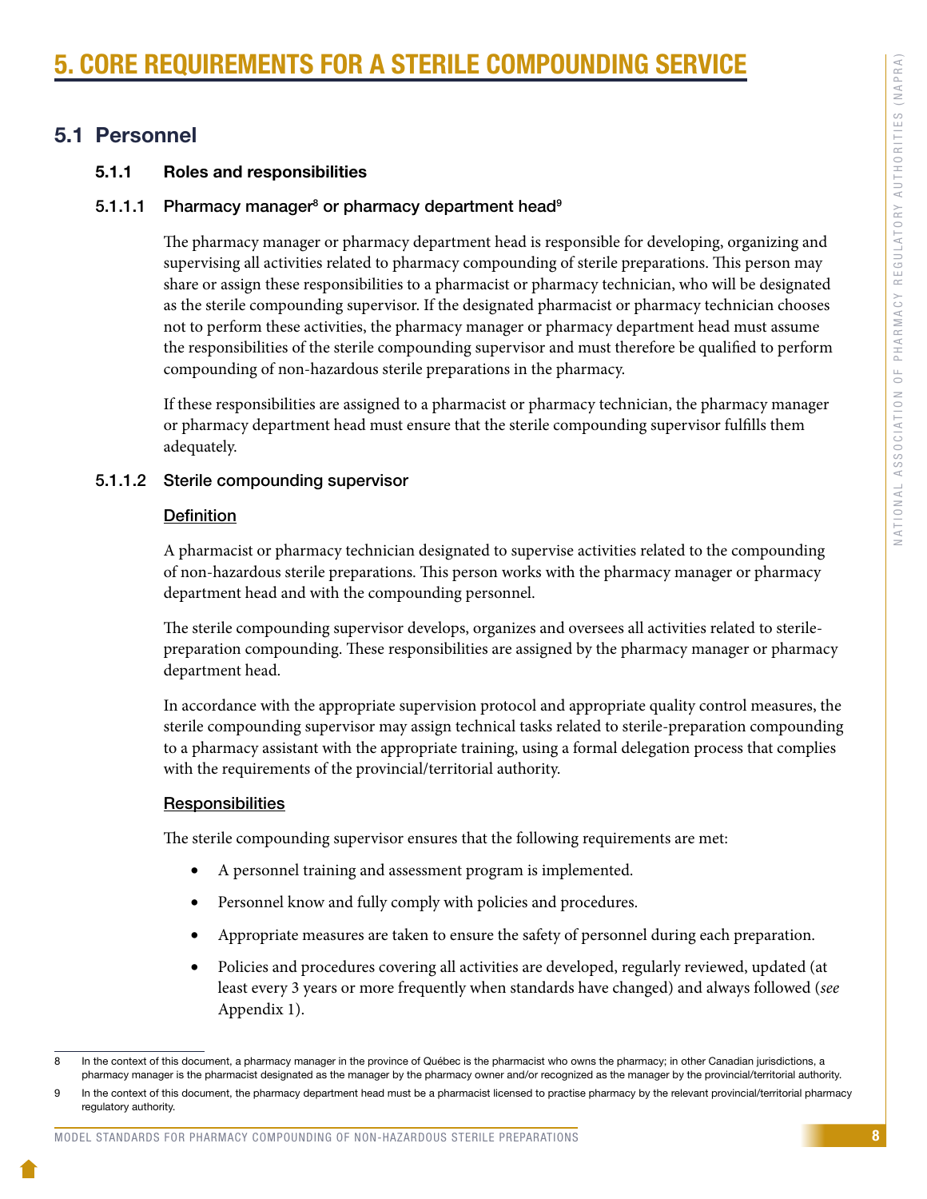# 5. CORE REQUIREMENTS FOR A STERILE COMPOUNDING SERVICE

## 5.1 Personnel

### 5.1.1 Roles and responsibilities

#### 5.1.1.1 Pharmacy manager[8] or pharmacy department head[9]

The pharmacy manager or pharmacy department head is responsible for developing, organizing and supervising all activities related to pharmacy compounding of sterile preparations. This person may share or assign these responsibilities to a pharmacist or pharmacy technician, who will be designated as the sterile compounding supervisor. If the designated pharmacist or pharmacy technician chooses not to perform these activities, the pharmacy manager or pharmacy department head must assume the responsibilities of the sterile compounding supervisor and must therefore be qualified to perform compounding of non-hazardous sterile preparations in the pharmacy.

If these responsibilities are assigned to a pharmacist or pharmacy technician, the pharmacy manager or pharmacy department head must ensure that the sterile compounding supervisor fulfills them adequately.

#### 5.1.1.2 Sterile compounding supervisor

**Definition**

A pharmacist or pharmacy technician designated to supervise activities related to the compounding of non-hazardous sterile preparations. This person works with the pharmacy manager or pharmacy department head and with the compounding personnel.

The sterile compounding supervisor develops, organizes and oversees all activities related to sterile-preparation compounding. These responsibilities are assigned by the pharmacy manager or pharmacy department head.

In accordance with the appropriate supervision protocol and appropriate quality control measures, the sterile compounding supervisor may assign technical tasks related to sterile-preparation compounding to a pharmacy assistant with the appropriate training, using a formal delegation process that complies with the requirements of the provincial/territorial authority.

**Responsibilities**

The sterile compounding supervisor ensures that the following requirements are met:

- A personnel training and assessment program is implemented.
- Personnel know and fully comply with policies and procedures.
- Appropriate measures are taken to ensure the safety of personnel during each preparation.
- Policies and procedures covering all activities are developed, regularly reviewed, updated (at least every 3 years or more frequently when standards have changed) and always followed (*see* Appendix 1).

---

8 In the context of this document, a pharmacy manager in the province of Québec is the pharmacist who owns the pharmacy; in other Canadian jurisdictions, a pharmacy manager is the pharmacist designated as the manager by the pharmacy owner and/or recognized as the manager by the provincial/territorial authority.

9 In the context of this document, the pharmacy department head must be a pharmacist licensed to practise pharmacy by the relevant provincial/territorial pharmacy regulatory authority.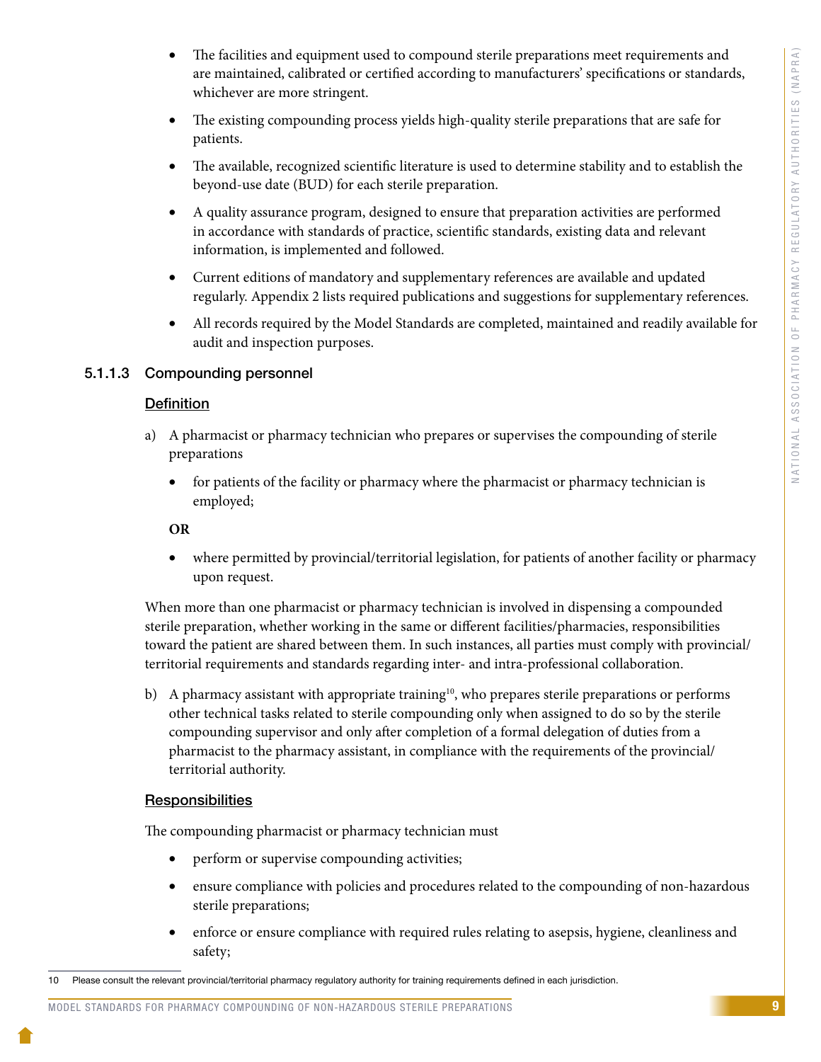- The facilities and equipment used to compound sterile preparations meet requirements and are maintained, calibrated or certified according to manufacturers' specifications or standards, whichever are more stringent.
- The existing compounding process yields high-quality sterile preparations that are safe for patients.
- The available, recognized scientific literature is used to determine stability and to establish the beyond-use date (BUD) for each sterile preparation.
- A quality assurance program, designed to ensure that preparation activities are performed in accordance with standards of practice, scientific standards, existing data and relevant information, is implemented and followed.
- Current editions of mandatory and supplementary references are available and updated regularly. Appendix 2 lists required publications and suggestions for supplementary references.
- All records required by the Model Standards are completed, maintained and readily available for audit and inspection purposes.

#### 5.1.1.3 Compounding personnel

**Definition**

a) A pharmacist or pharmacy technician who prepares or supervises the compounding of sterile preparations

- for patients of the facility or pharmacy where the pharmacist or pharmacy technician is employed;

**OR**

- where permitted by provincial/territorial legislation, for patients of another facility or pharmacy upon request.

When more than one pharmacist or pharmacy technician is involved in dispensing a compounded sterile preparation, whether working in the same or different facilities/pharmacies, responsibilities toward the patient are shared between them. In such instances, all parties must comply with provincial/territorial requirements and standards regarding inter- and intra-professional collaboration.

b) A pharmacy assistant with appropriate training[10], who prepares sterile preparations or performs other technical tasks related to sterile compounding only when assigned to do so by the sterile compounding supervisor and only after completion of a formal delegation of duties from a pharmacist to the pharmacy assistant, in compliance with the requirements of the provincial/territorial authority.

**Responsibilities**

The compounding pharmacist or pharmacy technician must

- perform or supervise compounding activities;
- ensure compliance with policies and procedures related to the compounding of non-hazardous sterile preparations;
- enforce or ensure compliance with required rules relating to asepsis, hygiene, cleanliness and safety;

10 Please consult the relevant provincial/territorial pharmacy regulatory authority for training requirements defined in each jurisdiction.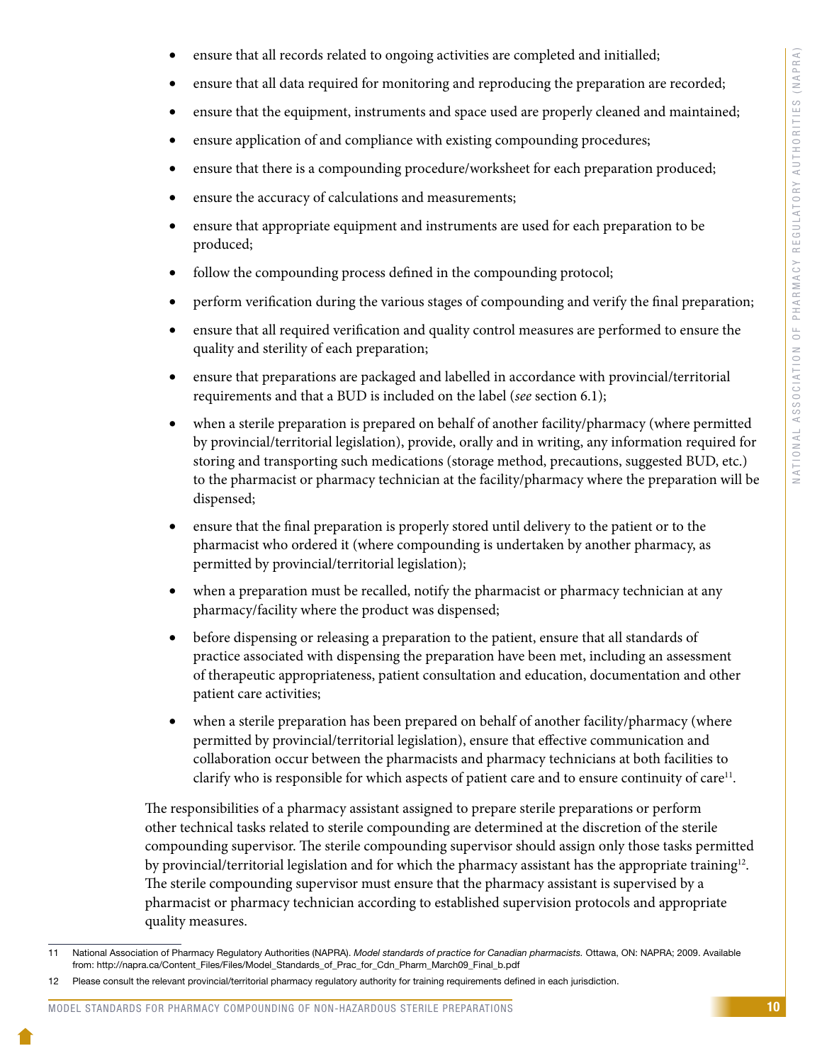- ensure that all records related to ongoing activities are completed and initialled;
- ensure that all data required for monitoring and reproducing the preparation are recorded;
- ensure that the equipment, instruments and space used are properly cleaned and maintained;
- ensure application of and compliance with existing compounding procedures;
- ensure that there is a compounding procedure/worksheet for each preparation produced;
- ensure the accuracy of calculations and measurements;
- ensure that appropriate equipment and instruments are used for each preparation to be produced;
- follow the compounding process defined in the compounding protocol;
- perform verification during the various stages of compounding and verify the final preparation;
- ensure that all required verification and quality control measures are performed to ensure the quality and sterility of each preparation;
- ensure that preparations are packaged and labelled in accordance with provincial/territorial requirements and that a BUD is included on the label (*see* section 6.1);
- when a sterile preparation is prepared on behalf of another facility/pharmacy (where permitted by provincial/territorial legislation), provide, orally and in writing, any information required for storing and transporting such medications (storage method, precautions, suggested BUD, etc.) to the pharmacist or pharmacy technician at the facility/pharmacy where the preparation will be dispensed;
- ensure that the final preparation is properly stored until delivery to the patient or to the pharmacist who ordered it (where compounding is undertaken by another pharmacy, as permitted by provincial/territorial legislation);
- when a preparation must be recalled, notify the pharmacist or pharmacy technician at any pharmacy/facility where the product was dispensed;
- before dispensing or releasing a preparation to the patient, ensure that all standards of practice associated with dispensing the preparation have been met, including an assessment of therapeutic appropriateness, patient consultation and education, documentation and other patient care activities;
- when a sterile preparation has been prepared on behalf of another facility/pharmacy (where permitted by provincial/territorial legislation), ensure that effective communication and collaboration occur between the pharmacists and pharmacy technicians at both facilities to clarify who is responsible for which aspects of patient care and to ensure continuity of care[11].

The responsibilities of a pharmacy assistant assigned to prepare sterile preparations or perform other technical tasks related to sterile compounding are determined at the discretion of the sterile compounding supervisor. The sterile compounding supervisor should assign only those tasks permitted by provincial/territorial legislation and for which the pharmacy assistant has the appropriate training[12]. The sterile compounding supervisor must ensure that the pharmacy assistant is supervised by a pharmacist or pharmacy technician according to established supervision protocols and appropriate quality measures.

---

11 National Association of Pharmacy Regulatory Authorities (NAPRA). *Model standards of practice for Canadian pharmacists.* Ottawa, ON: NAPRA; 2009. Available from: http://napra.ca/Content_Files/Files/Model_Standards_of_Prac_for_Cdn_Pharm_March09_Final_b.pdf

12 Please consult the relevant provincial/territorial pharmacy regulatory authority for training requirements defined in each jurisdiction.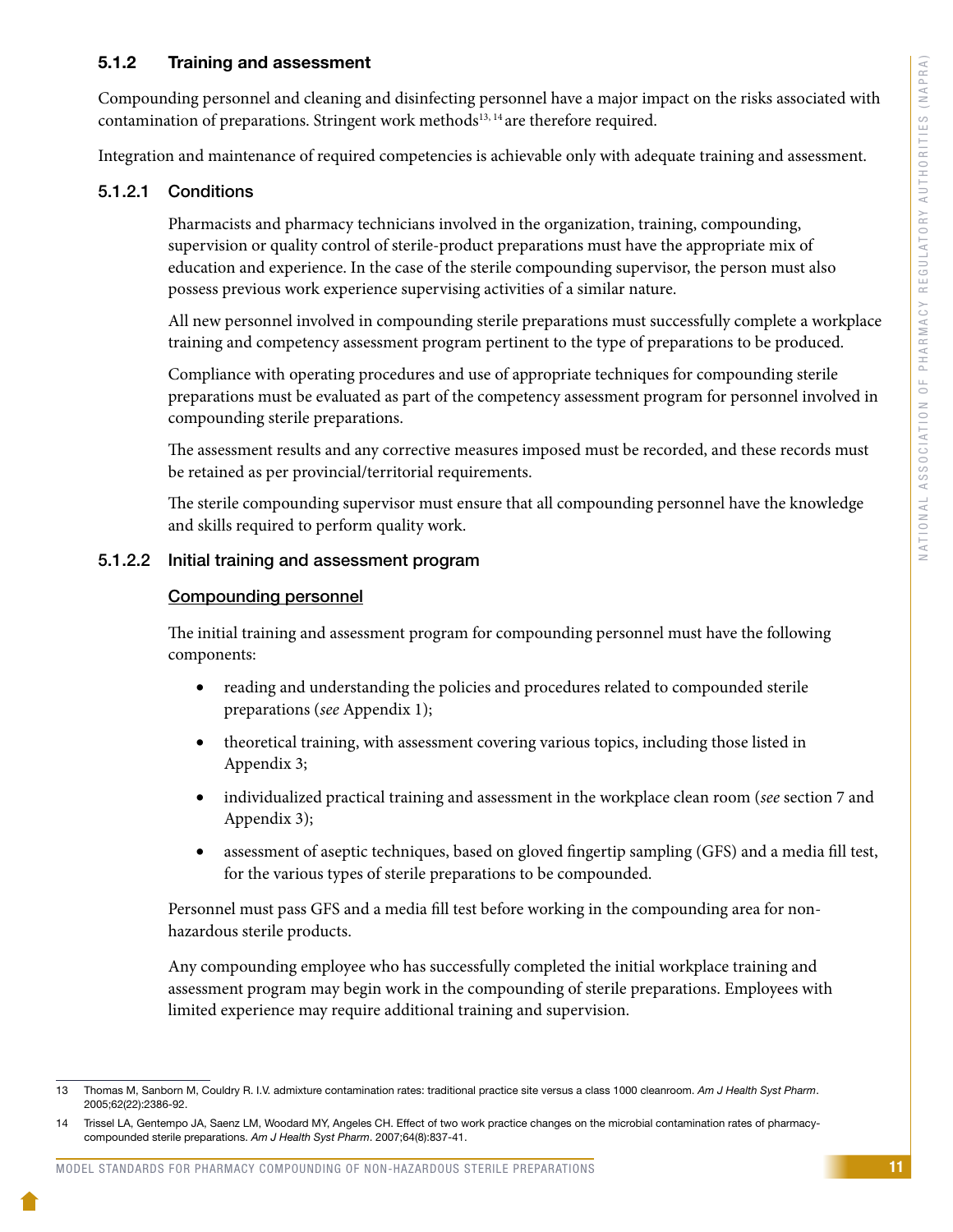### 5.1.2 Training and assessment

Compounding personnel and cleaning and disinfecting personnel have a major impact on the risks associated with contamination of preparations. Stringent work methods[13, 14] are therefore required.

Integration and maintenance of required competencies is achievable only with adequate training and assessment.

#### 5.1.2.1 Conditions

Pharmacists and pharmacy technicians involved in the organization, training, compounding, supervision or quality control of sterile-product preparations must have the appropriate mix of education and experience. In the case of the sterile compounding supervisor, the person must also possess previous work experience supervising activities of a similar nature.

All new personnel involved in compounding sterile preparations must successfully complete a workplace training and competency assessment program pertinent to the type of preparations to be produced.

Compliance with operating procedures and use of appropriate techniques for compounding sterile preparations must be evaluated as part of the competency assessment program for personnel involved in compounding sterile preparations.

The assessment results and any corrective measures imposed must be recorded, and these records must be retained as per provincial/territorial requirements.

The sterile compounding supervisor must ensure that all compounding personnel have the knowledge and skills required to perform quality work.

#### 5.1.2.2 Initial training and assessment program

<u>Compounding personnel</u>

The initial training and assessment program for compounding personnel must have the following components:

- reading and understanding the policies and procedures related to compounded sterile preparations (*see* Appendix 1);
- theoretical training, with assessment covering various topics, including those listed in Appendix 3;
- individualized practical training and assessment in the workplace clean room (*see* section 7 and Appendix 3);
- assessment of aseptic techniques, based on gloved fingertip sampling (GFS) and a media fill test, for the various types of sterile preparations to be compounded.

Personnel must pass GFS and a media fill test before working in the compounding area for non-hazardous sterile products.

Any compounding employee who has successfully completed the initial workplace training and assessment program may begin work in the compounding of sterile preparations. Employees with limited experience may require additional training and supervision.

---

13 Thomas M, Sanborn M, Couldry R. I.V. admixture contamination rates: traditional practice site versus a class 1000 cleanroom. *Am J Health Syst Pharm*. 2005;62(22):2386-92.

14 Trissel LA, Gentempo JA, Saenz LM, Woodard MY, Angeles CH. Effect of two work practice changes on the microbial contamination rates of pharmacy-compounded sterile preparations. *Am J Health Syst Pharm*. 2007;64(8):837-41.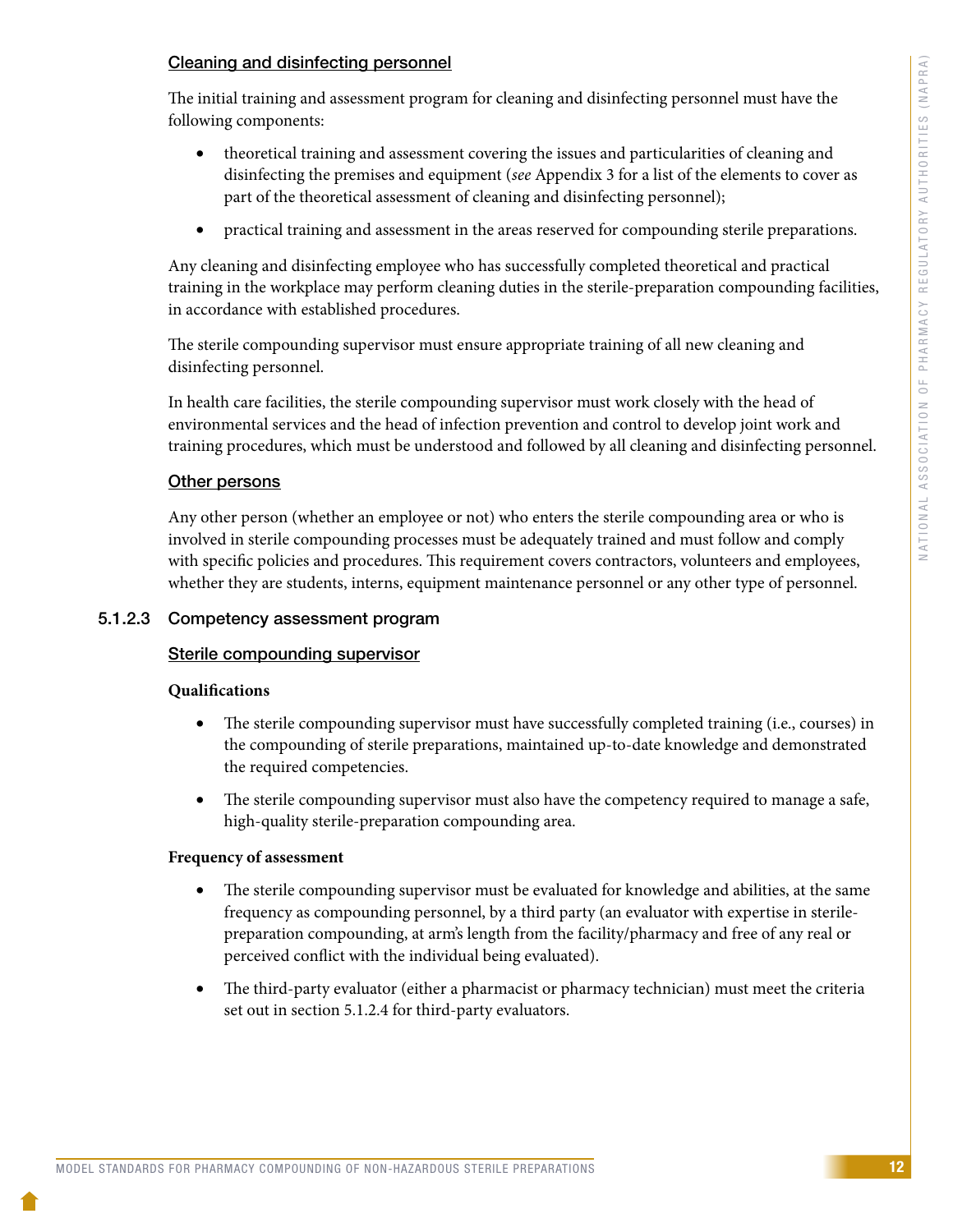<u>Cleaning and disinfecting personnel</u>

The initial training and assessment program for cleaning and disinfecting personnel must have the following components:

- theoretical training and assessment covering the issues and particularities of cleaning and disinfecting the premises and equipment (*see* Appendix 3 for a list of the elements to cover as part of the theoretical assessment of cleaning and disinfecting personnel);
- practical training and assessment in the areas reserved for compounding sterile preparations.

Any cleaning and disinfecting employee who has successfully completed theoretical and practical training in the workplace may perform cleaning duties in the sterile-preparation compounding facilities, in accordance with established procedures.

The sterile compounding supervisor must ensure appropriate training of all new cleaning and disinfecting personnel.

In health care facilities, the sterile compounding supervisor must work closely with the head of environmental services and the head of infection prevention and control to develop joint work and training procedures, which must be understood and followed by all cleaning and disinfecting personnel.

<u>Other persons</u>

Any other person (whether an employee or not) who enters the sterile compounding area or who is involved in sterile compounding processes must be adequately trained and must follow and comply with specific policies and procedures. This requirement covers contractors, volunteers and employees, whether they are students, interns, equipment maintenance personnel or any other type of personnel.

#### 5.1.2.3 Competency assessment program

<u>Sterile compounding supervisor</u>

**Qualifications**

- The sterile compounding supervisor must have successfully completed training (i.e., courses) in the compounding of sterile preparations, maintained up-to-date knowledge and demonstrated the required competencies.
- The sterile compounding supervisor must also have the competency required to manage a safe, high-quality sterile-preparation compounding area.

**Frequency of assessment**

- The sterile compounding supervisor must be evaluated for knowledge and abilities, at the same frequency as compounding personnel, by a third party (an evaluator with expertise in sterile-preparation compounding, at arm's length from the facility/pharmacy and free of any real or perceived conflict with the individual being evaluated).
- The third-party evaluator (either a pharmacist or pharmacy technician) must meet the criteria set out in section 5.1.2.4 for third-party evaluators.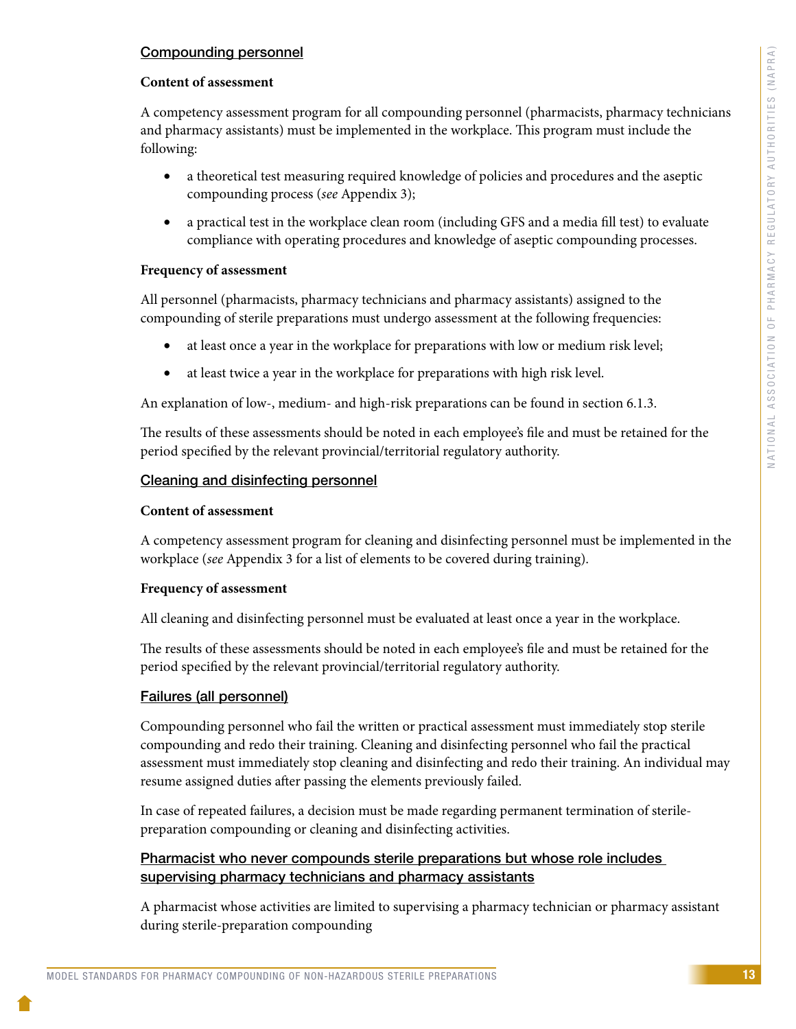#### Compounding personnel

**Content of assessment**

A competency assessment program for all compounding personnel (pharmacists, pharmacy technicians and pharmacy assistants) must be implemented in the workplace. This program must include the following:

- a theoretical test measuring required knowledge of policies and procedures and the aseptic compounding process (*see* Appendix 3);
- a practical test in the workplace clean room (including GFS and a media fill test) to evaluate compliance with operating procedures and knowledge of aseptic compounding processes.

**Frequency of assessment**

All personnel (pharmacists, pharmacy technicians and pharmacy assistants) assigned to the compounding of sterile preparations must undergo assessment at the following frequencies:

- at least once a year in the workplace for preparations with low or medium risk level;
- at least twice a year in the workplace for preparations with high risk level.

An explanation of low-, medium- and high-risk preparations can be found in section 6.1.3.

The results of these assessments should be noted in each employee's file and must be retained for the period specified by the relevant provincial/territorial regulatory authority.

#### Cleaning and disinfecting personnel

**Content of assessment**

A competency assessment program for cleaning and disinfecting personnel must be implemented in the workplace (*see* Appendix 3 for a list of elements to be covered during training).

**Frequency of assessment**

All cleaning and disinfecting personnel must be evaluated at least once a year in the workplace.

The results of these assessments should be noted in each employee's file and must be retained for the period specified by the relevant provincial/territorial regulatory authority.

#### Failures (all personnel)

Compounding personnel who fail the written or practical assessment must immediately stop sterile compounding and redo their training. Cleaning and disinfecting personnel who fail the practical assessment must immediately stop cleaning and disinfecting and redo their training. An individual may resume assigned duties after passing the elements previously failed.

In case of repeated failures, a decision must be made regarding permanent termination of sterile-preparation compounding or cleaning and disinfecting activities.

#### Pharmacist who never compounds sterile preparations but whose role includes supervising pharmacy technicians and pharmacy assistants

A pharmacist whose activities are limited to supervising a pharmacy technician or pharmacy assistant during sterile-preparation compounding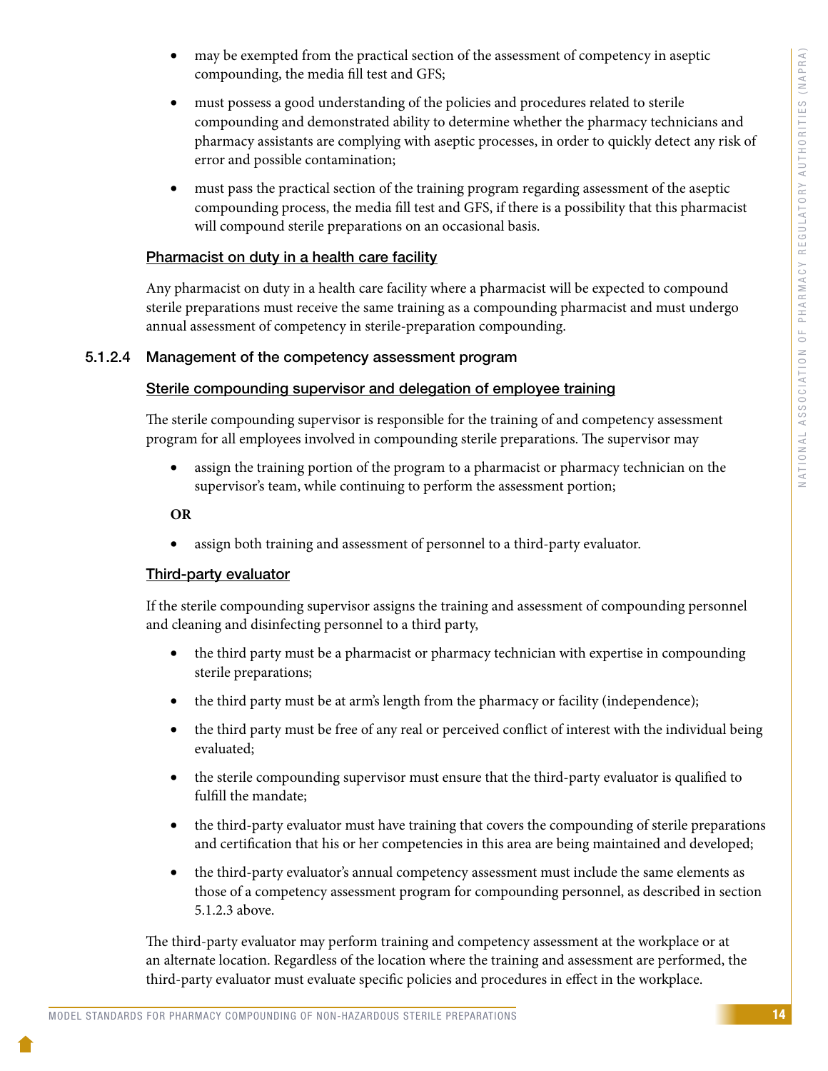- may be exempted from the practical section of the assessment of competency in aseptic compounding, the media fill test and GFS;
- must possess a good understanding of the policies and procedures related to sterile compounding and demonstrated ability to determine whether the pharmacy technicians and pharmacy assistants are complying with aseptic processes, in order to quickly detect any risk of error and possible contamination;
- must pass the practical section of the training program regarding assessment of the aseptic compounding process, the media fill test and GFS, if there is a possibility that this pharmacist will compound sterile preparations on an occasional basis.

<u>Pharmacist on duty in a health care facility</u>

Any pharmacist on duty in a health care facility where a pharmacist will be expected to compound sterile preparations must receive the same training as a compounding pharmacist and must undergo annual assessment of competency in sterile-preparation compounding.

#### 5.1.2.4 Management of the competency assessment program

<u>Sterile compounding supervisor and delegation of employee training</u>

The sterile compounding supervisor is responsible for the training of and competency assessment program for all employees involved in compounding sterile preparations. The supervisor may

- assign the training portion of the program to a pharmacist or pharmacy technician on the supervisor's team, while continuing to perform the assessment portion;

**OR**

- assign both training and assessment of personnel to a third-party evaluator.

<u>Third-party evaluator</u>

If the sterile compounding supervisor assigns the training and assessment of compounding personnel and cleaning and disinfecting personnel to a third party,

- the third party must be a pharmacist or pharmacy technician with expertise in compounding sterile preparations;
- the third party must be at arm's length from the pharmacy or facility (independence);
- the third party must be free of any real or perceived conflict of interest with the individual being evaluated;
- the sterile compounding supervisor must ensure that the third-party evaluator is qualified to fulfill the mandate;
- the third-party evaluator must have training that covers the compounding of sterile preparations and certification that his or her competencies in this area are being maintained and developed;
- the third-party evaluator's annual competency assessment must include the same elements as those of a competency assessment program for compounding personnel, as described in section 5.1.2.3 above.

The third-party evaluator may perform training and competency assessment at the workplace or at an alternate location. Regardless of the location where the training and assessment are performed, the third-party evaluator must evaluate specific policies and procedures in effect in the workplace.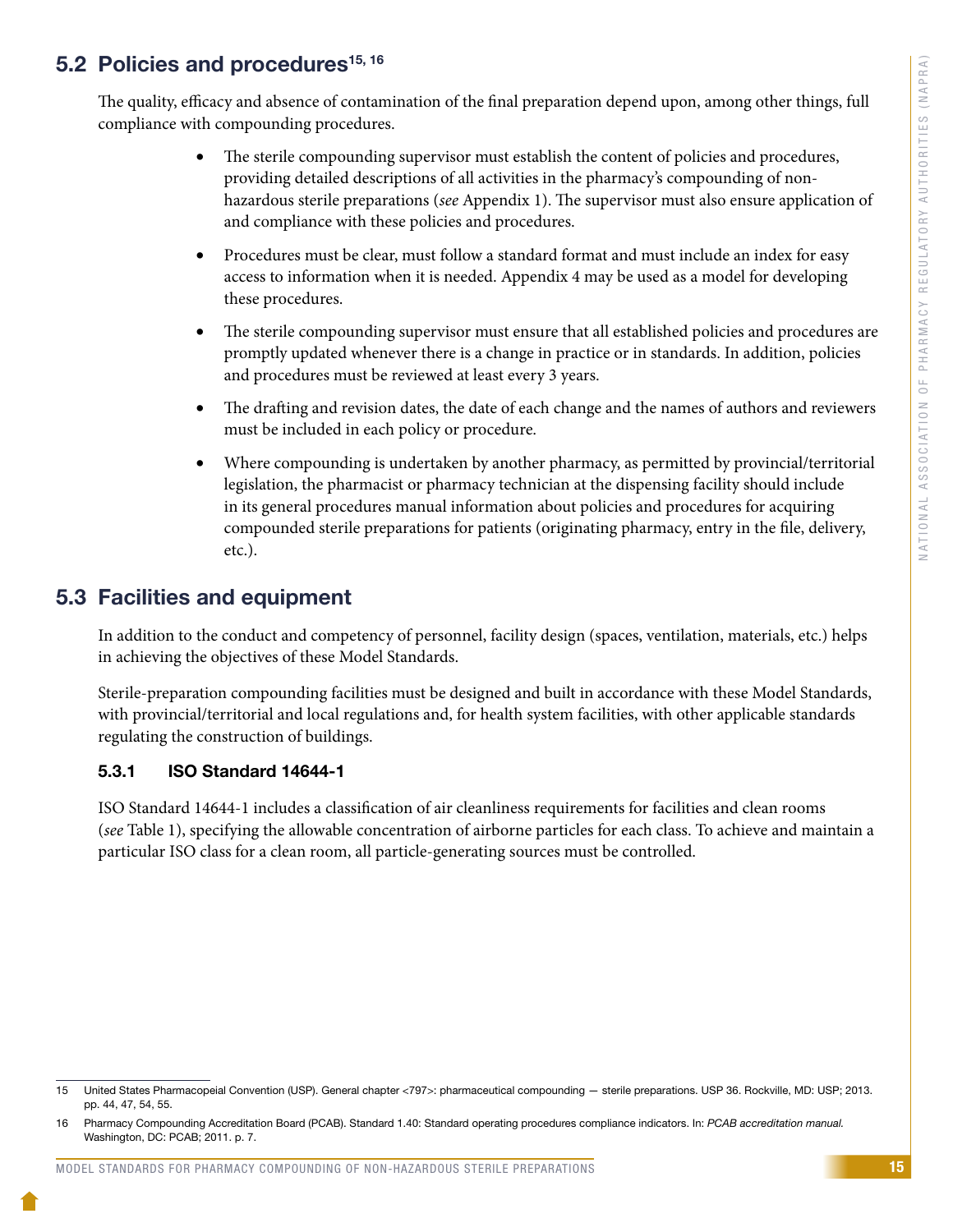## 5.2 Policies and procedures[15, 16]

The quality, efficacy and absence of contamination of the final preparation depend upon, among other things, full compliance with compounding procedures.

- The sterile compounding supervisor must establish the content of policies and procedures, providing detailed descriptions of all activities in the pharmacy's compounding of non-hazardous sterile preparations (*see* Appendix 1). The supervisor must also ensure application of and compliance with these policies and procedures.
- Procedures must be clear, must follow a standard format and must include an index for easy access to information when it is needed. Appendix 4 may be used as a model for developing these procedures.
- The sterile compounding supervisor must ensure that all established policies and procedures are promptly updated whenever there is a change in practice or in standards. In addition, policies and procedures must be reviewed at least every 3 years.
- The drafting and revision dates, the date of each change and the names of authors and reviewers must be included in each policy or procedure.
- Where compounding is undertaken by another pharmacy, as permitted by provincial/territorial legislation, the pharmacist or pharmacy technician at the dispensing facility should include in its general procedures manual information about policies and procedures for acquiring compounded sterile preparations for patients (originating pharmacy, entry in the file, delivery, etc.).

## 5.3 Facilities and equipment

In addition to the conduct and competency of personnel, facility design (spaces, ventilation, materials, etc.) helps in achieving the objectives of these Model Standards.

Sterile-preparation compounding facilities must be designed and built in accordance with these Model Standards, with provincial/territorial and local regulations and, for health system facilities, with other applicable standards regulating the construction of buildings.

### 5.3.1 ISO Standard 14644-1

ISO Standard 14644-1 includes a classification of air cleanliness requirements for facilities and clean rooms (*see* Table 1), specifying the allowable concentration of airborne particles for each class. To achieve and maintain a particular ISO class for a clean room, all particle-generating sources must be controlled.

---

15 United States Pharmacopeial Convention (USP). General chapter <797>: pharmaceutical compounding — sterile preparations. USP 36. Rockville, MD: USP; 2013. pp. 44, 47, 54, 55.

16 Pharmacy Compounding Accreditation Board (PCAB). Standard 1.40: Standard operating procedures compliance indicators. In: *PCAB accreditation manual.* Washington, DC: PCAB; 2011. p. 7.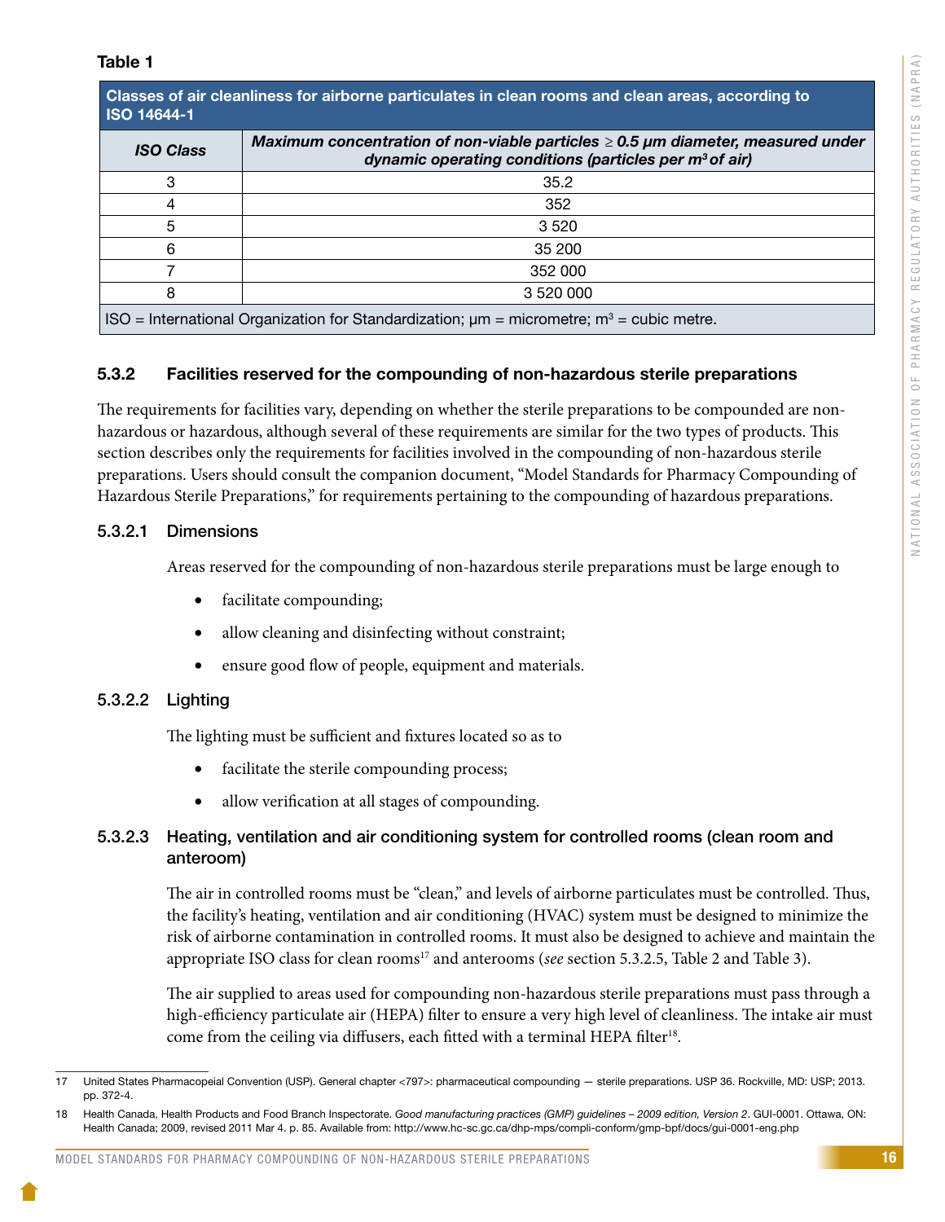**Table 1**

| Classes of air cleanliness for airborne particulates in clean rooms and clean areas, according to ISO 14644-1 | |
|---|---|
| ***ISO Class*** | ***Maximum concentration of non-viable particles ≥ 0.5 μm diameter, measured under dynamic operating conditions (particles per m³ of air)*** |
| 3 | 35.2 |
| 4 | 352 |
| 5 | 3 520 |
| 6 | 35 200 |
| 7 | 352 000 |
| 8 | 3 520 000 |

ISO = International Organization for Standardization; μm = micrometre; m³ = cubic metre.

### 5.3.2 Facilities reserved for the compounding of non-hazardous sterile preparations

The requirements for facilities vary, depending on whether the sterile preparations to be compounded are non-hazardous or hazardous, although several of these requirements are similar for the two types of products. This section describes only the requirements for facilities involved in the compounding of non-hazardous sterile preparations. Users should consult the companion document, "Model Standards for Pharmacy Compounding of Hazardous Sterile Preparations," for requirements pertaining to the compounding of hazardous preparations.

#### 5.3.2.1 Dimensions

Areas reserved for the compounding of non-hazardous sterile preparations must be large enough to

- facilitate compounding;
- allow cleaning and disinfecting without constraint;
- ensure good flow of people, equipment and materials.

#### 5.3.2.2 Lighting

The lighting must be sufficient and fixtures located so as to

- facilitate the sterile compounding process;
- allow verification at all stages of compounding.

#### 5.3.2.3 Heating, ventilation and air conditioning system for controlled rooms (clean room and anteroom)

The air in controlled rooms must be "clean," and levels of airborne particulates must be controlled. Thus, the facility's heating, ventilation and air conditioning (HVAC) system must be designed to minimize the risk of airborne contamination in controlled rooms. It must also be designed to achieve and maintain the appropriate ISO class for clean rooms[17] and anterooms (*see* section 5.3.2.5, Table 2 and Table 3).

The air supplied to areas used for compounding non-hazardous sterile preparations must pass through a high-efficiency particulate air (HEPA) filter to ensure a very high level of cleanliness. The intake air must come from the ceiling via diffusers, each fitted with a terminal HEPA filter[18].

---

17 United States Pharmacopeial Convention (USP). General chapter <797>: pharmaceutical compounding — sterile preparations. USP 36. Rockville, MD: USP; 2013. pp. 372-4.

18 Health Canada, Health Products and Food Branch Inspectorate. *Good manufacturing practices (GMP) guidelines – 2009 edition, Version 2*. GUI-0001. Ottawa, ON: Health Canada; 2009, revised 2011 Mar 4. p. 85. Available from: http://www.hc-sc.gc.ca/dhp-mps/compli-conform/gmp-bpf/docs/gui-0001-eng.php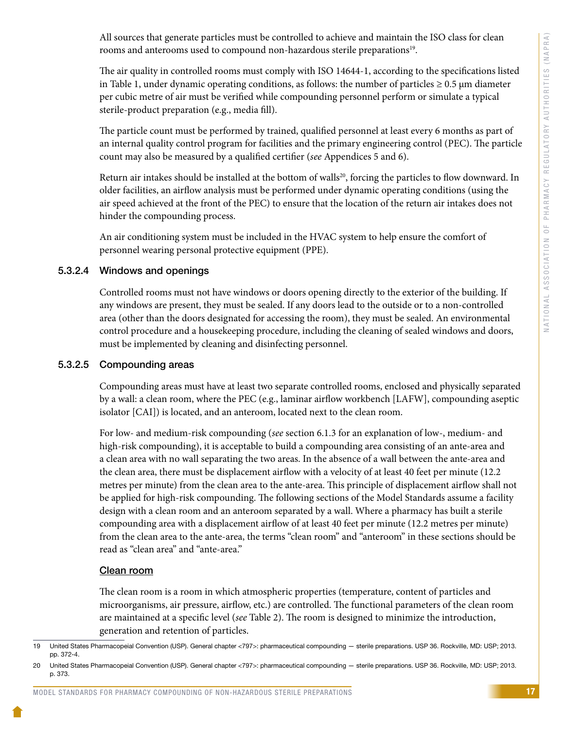All sources that generate particles must be controlled to achieve and maintain the ISO class for clean rooms and anterooms used to compound non-hazardous sterile preparations[19].

The air quality in controlled rooms must comply with ISO 14644-1, according to the specifications listed in Table 1, under dynamic operating conditions, as follows: the number of particles ≥ 0.5 µm diameter per cubic metre of air must be verified while compounding personnel perform or simulate a typical sterile-product preparation (e.g., media fill).

The particle count must be performed by trained, qualified personnel at least every 6 months as part of an internal quality control program for facilities and the primary engineering control (PEC). The particle count may also be measured by a qualified certifier (*see* Appendices 5 and 6).

Return air intakes should be installed at the bottom of walls[20], forcing the particles to flow downward. In older facilities, an airflow analysis must be performed under dynamic operating conditions (using the air speed achieved at the front of the PEC) to ensure that the location of the return air intakes does not hinder the compounding process.

An air conditioning system must be included in the HVAC system to help ensure the comfort of personnel wearing personal protective equipment (PPE).

#### 5.3.2.4 Windows and openings

Controlled rooms must not have windows or doors opening directly to the exterior of the building. If any windows are present, they must be sealed. If any doors lead to the outside or to a non-controlled area (other than the doors designated for accessing the room), they must be sealed. An environmental control procedure and a housekeeping procedure, including the cleaning of sealed windows and doors, must be implemented by cleaning and disinfecting personnel.

#### 5.3.2.5 Compounding areas

Compounding areas must have at least two separate controlled rooms, enclosed and physically separated by a wall: a clean room, where the PEC (e.g., laminar airflow workbench [LAFW], compounding aseptic isolator [CAI]) is located, and an anteroom, located next to the clean room.

For low- and medium-risk compounding (*see* section 6.1.3 for an explanation of low-, medium- and high-risk compounding), it is acceptable to build a compounding area consisting of an ante-area and a clean area with no wall separating the two areas. In the absence of a wall between the ante-area and the clean area, there must be displacement airflow with a velocity of at least 40 feet per minute (12.2 metres per minute) from the clean area to the ante-area. This principle of displacement airflow shall not be applied for high-risk compounding. The following sections of the Model Standards assume a facility design with a clean room and an anteroom separated by a wall. Where a pharmacy has built a sterile compounding area with a displacement airflow of at least 40 feet per minute (12.2 metres per minute) from the clean area to the ante-area, the terms "clean room" and "anteroom" in these sections should be read as "clean area" and "ante-area."

<u>Clean room</u>

The clean room is a room in which atmospheric properties (temperature, content of particles and microorganisms, air pressure, airflow, etc.) are controlled. The functional parameters of the clean room are maintained at a specific level (*see* Table 2). The room is designed to minimize the introduction, generation and retention of particles.

---

19 United States Pharmacopeial Convention (USP). General chapter <797>: pharmaceutical compounding — sterile preparations. USP 36. Rockville, MD: USP; 2013. pp. 372-4.

20 United States Pharmacopeial Convention (USP). General chapter <797>: pharmaceutical compounding — sterile preparations. USP 36. Rockville, MD: USP; 2013. p. 373.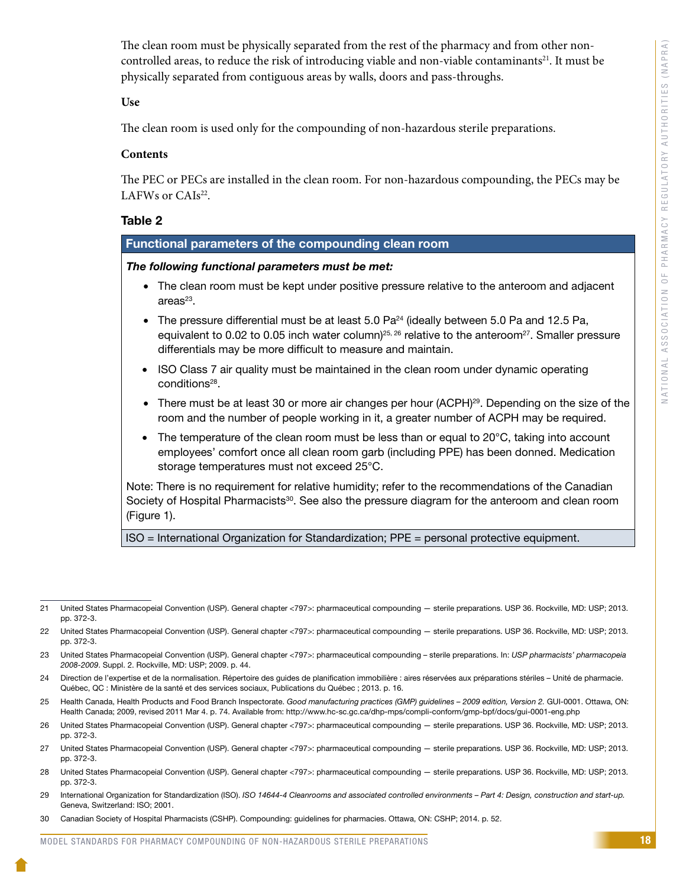The clean room must be physically separated from the rest of the pharmacy and from other non-controlled areas, to reduce the risk of introducing viable and non-viable contaminants[21]. It must be physically separated from contiguous areas by walls, doors and pass-throughs.

**Use**

The clean room is used only for the compounding of non-hazardous sterile preparations.

**Contents**

The PEC or PECs are installed in the clean room. For non-hazardous compounding, the PECs may be LAFWs or CAIs[22].

### Table 2

| Functional parameters of the compounding clean room |
|---|
| ***The following functional parameters must be met:*** <br> • The clean room must be kept under positive pressure relative to the anteroom and adjacent areas[23]. <br> • The pressure differential must be at least 5.0 Pa[24] (ideally between 5.0 Pa and 12.5 Pa, equivalent to 0.02 to 0.05 inch water column)[25, 26] relative to the anteroom[27]. Smaller pressure differentials may be more difficult to measure and maintain. <br> • ISO Class 7 air quality must be maintained in the clean room under dynamic operating conditions[28]. <br> • There must be at least 30 or more air changes per hour (ACPH)[29]. Depending on the size of the room and the number of people working in it, a greater number of ACPH may be required. <br> • The temperature of the clean room must be less than or equal to 20°C, taking into account employees' comfort once all clean room garb (including PPE) has been donned. Medication storage temperatures must not exceed 25°C. <br><br> Note: There is no requirement for relative humidity; refer to the recommendations of the Canadian Society of Hospital Pharmacists[30]. See also the pressure diagram for the anteroom and clean room (Figure 1). |
| ISO = International Organization for Standardization; PPE = personal protective equipment. |

---

21 United States Pharmacopeial Convention (USP). General chapter <797>: pharmaceutical compounding — sterile preparations. USP 36. Rockville, MD: USP; 2013. pp. 372-3.

22 United States Pharmacopeial Convention (USP). General chapter <797>: pharmaceutical compounding — sterile preparations. USP 36. Rockville, MD: USP; 2013. pp. 372-3.

23 United States Pharmacopeial Convention (USP). General chapter <797>: pharmaceutical compounding – sterile preparations. In: *USP pharmacists' pharmacopeia 2008-2009*. Suppl. 2. Rockville, MD: USP; 2009. p. 44.

24 Direction de l'expertise et de la normalisation. Répertoire des guides de planification immobilière : aires réservées aux préparations stériles – Unité de pharmacie. Québec, QC : Ministère de la santé et des services sociaux, Publications du Québec ; 2013. p. 16.

25 Health Canada, Health Products and Food Branch Inspectorate. *Good manufacturing practices (GMP) guidelines – 2009 edition, Version 2.* GUI-0001. Ottawa, ON: Health Canada; 2009, revised 2011 Mar 4. p. 74. Available from: http://www.hc-sc.gc.ca/dhp-mps/compli-conform/gmp-bpf/docs/gui-0001-eng.php

26 United States Pharmacopeial Convention (USP). General chapter <797>: pharmaceutical compounding — sterile preparations. USP 36. Rockville, MD: USP; 2013. pp. 372-3.

27 United States Pharmacopeial Convention (USP). General chapter <797>: pharmaceutical compounding — sterile preparations. USP 36. Rockville, MD: USP; 2013. pp. 372-3.

28 United States Pharmacopeial Convention (USP). General chapter <797>: pharmaceutical compounding — sterile preparations. USP 36. Rockville, MD: USP; 2013. pp. 372-3.

29 International Organization for Standardization (ISO). *ISO 14644-4 Cleanrooms and associated controlled environments – Part 4: Design, construction and start-up.* Geneva, Switzerland: ISO; 2001.

30 Canadian Society of Hospital Pharmacists (CSHP). Compounding: guidelines for pharmacies. Ottawa, ON: CSHP; 2014. p. 52.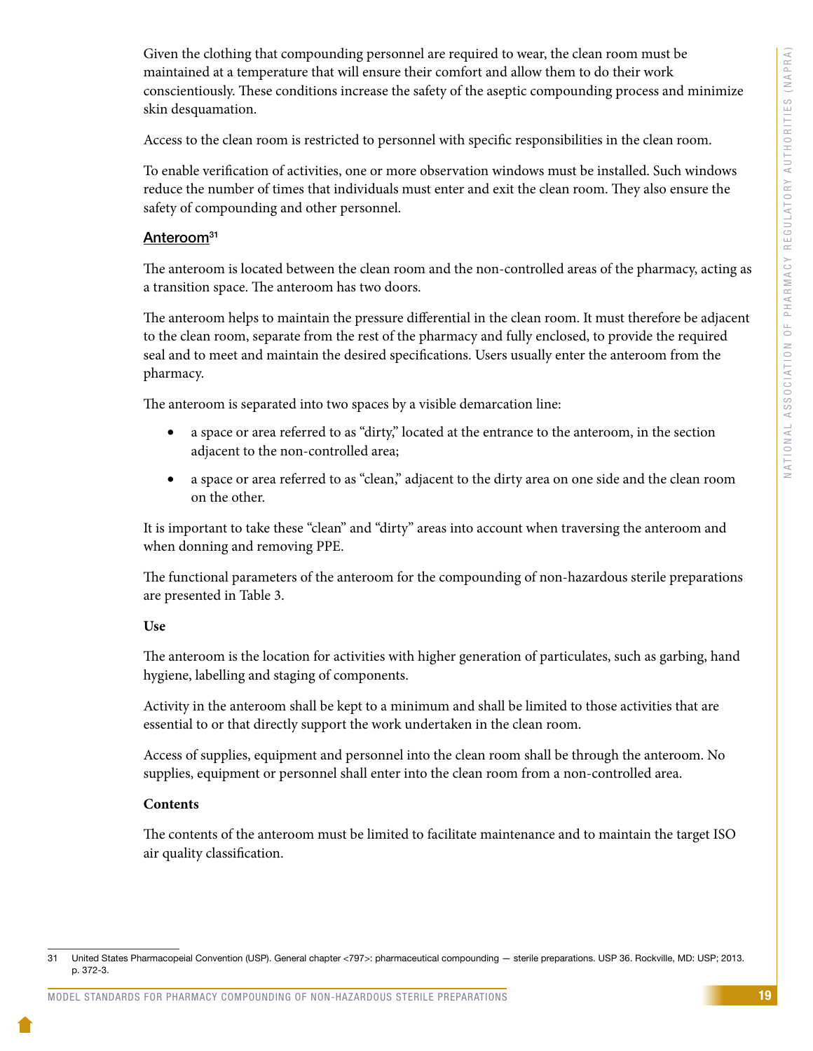Given the clothing that compounding personnel are required to wear, the clean room must be maintained at a temperature that will ensure their comfort and allow them to do their work conscientiously. These conditions increase the safety of the aseptic compounding process and minimize skin desquamation.

Access to the clean room is restricted to personnel with specific responsibilities in the clean room.

To enable verification of activities, one or more observation windows must be installed. Such windows reduce the number of times that individuals must enter and exit the clean room. They also ensure the safety of compounding and other personnel.

### Anteroom[31]

The anteroom is located between the clean room and the non-controlled areas of the pharmacy, acting as a transition space. The anteroom has two doors.

The anteroom helps to maintain the pressure differential in the clean room. It must therefore be adjacent to the clean room, separate from the rest of the pharmacy and fully enclosed, to provide the required seal and to meet and maintain the desired specifications. Users usually enter the anteroom from the pharmacy.

The anteroom is separated into two spaces by a visible demarcation line:

- a space or area referred to as "dirty," located at the entrance to the anteroom, in the section adjacent to the non-controlled area;
- a space or area referred to as "clean," adjacent to the dirty area on one side and the clean room on the other.

It is important to take these "clean" and "dirty" areas into account when traversing the anteroom and when donning and removing PPE.

The functional parameters of the anteroom for the compounding of non-hazardous sterile preparations are presented in Table 3.

**Use**

The anteroom is the location for activities with higher generation of particulates, such as garbing, hand hygiene, labelling and staging of components.

Activity in the anteroom shall be kept to a minimum and shall be limited to those activities that are essential to or that directly support the work undertaken in the clean room.

Access of supplies, equipment and personnel into the clean room shall be through the anteroom. No supplies, equipment or personnel shall enter into the clean room from a non-controlled area.

**Contents**

The contents of the anteroom must be limited to facilitate maintenance and to maintain the target ISO air quality classification.

---

31 United States Pharmacopeial Convention (USP). General chapter <797>: pharmaceutical compounding — sterile preparations. USP 36. Rockville, MD: USP; 2013. p. 372-3.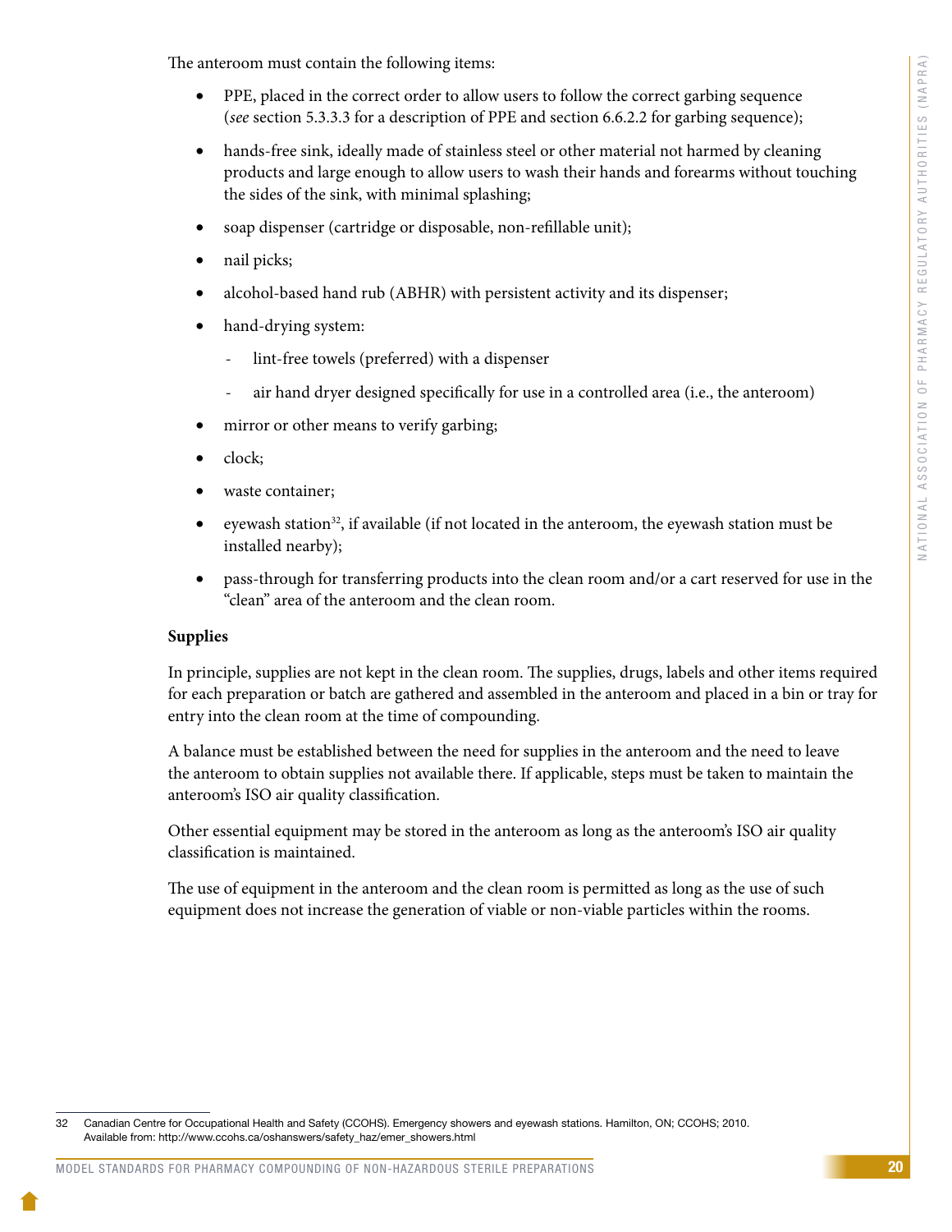The anteroom must contain the following items:

- PPE, placed in the correct order to allow users to follow the correct garbing sequence (*see* section 5.3.3.3 for a description of PPE and section 6.6.2.2 for garbing sequence);
- hands-free sink, ideally made of stainless steel or other material not harmed by cleaning products and large enough to allow users to wash their hands and forearms without touching the sides of the sink, with minimal splashing;
- soap dispenser (cartridge or disposable, non-refillable unit);
- nail picks;
- alcohol-based hand rub (ABHR) with persistent activity and its dispenser;
- hand-drying system:
  - lint-free towels (preferred) with a dispenser
  - air hand dryer designed specifically for use in a controlled area (i.e., the anteroom)
- mirror or other means to verify garbing;
- clock;
- waste container;
- eyewash station[32], if available (if not located in the anteroom, the eyewash station must be installed nearby);
- pass-through for transferring products into the clean room and/or a cart reserved for use in the "clean" area of the anteroom and the clean room.

**Supplies**

In principle, supplies are not kept in the clean room. The supplies, drugs, labels and other items required for each preparation or batch are gathered and assembled in the anteroom and placed in a bin or tray for entry into the clean room at the time of compounding.

A balance must be established between the need for supplies in the anteroom and the need to leave the anteroom to obtain supplies not available there. If applicable, steps must be taken to maintain the anteroom's ISO air quality classification.

Other essential equipment may be stored in the anteroom as long as the anteroom's ISO air quality classification is maintained.

The use of equipment in the anteroom and the clean room is permitted as long as the use of such equipment does not increase the generation of viable or non-viable particles within the rooms.

32 Canadian Centre for Occupational Health and Safety (CCOHS). Emergency showers and eyewash stations. Hamilton, ON; CCOHS; 2010. Available from: http://www.ccohs.ca/oshanswers/safety_haz/emer_showers.html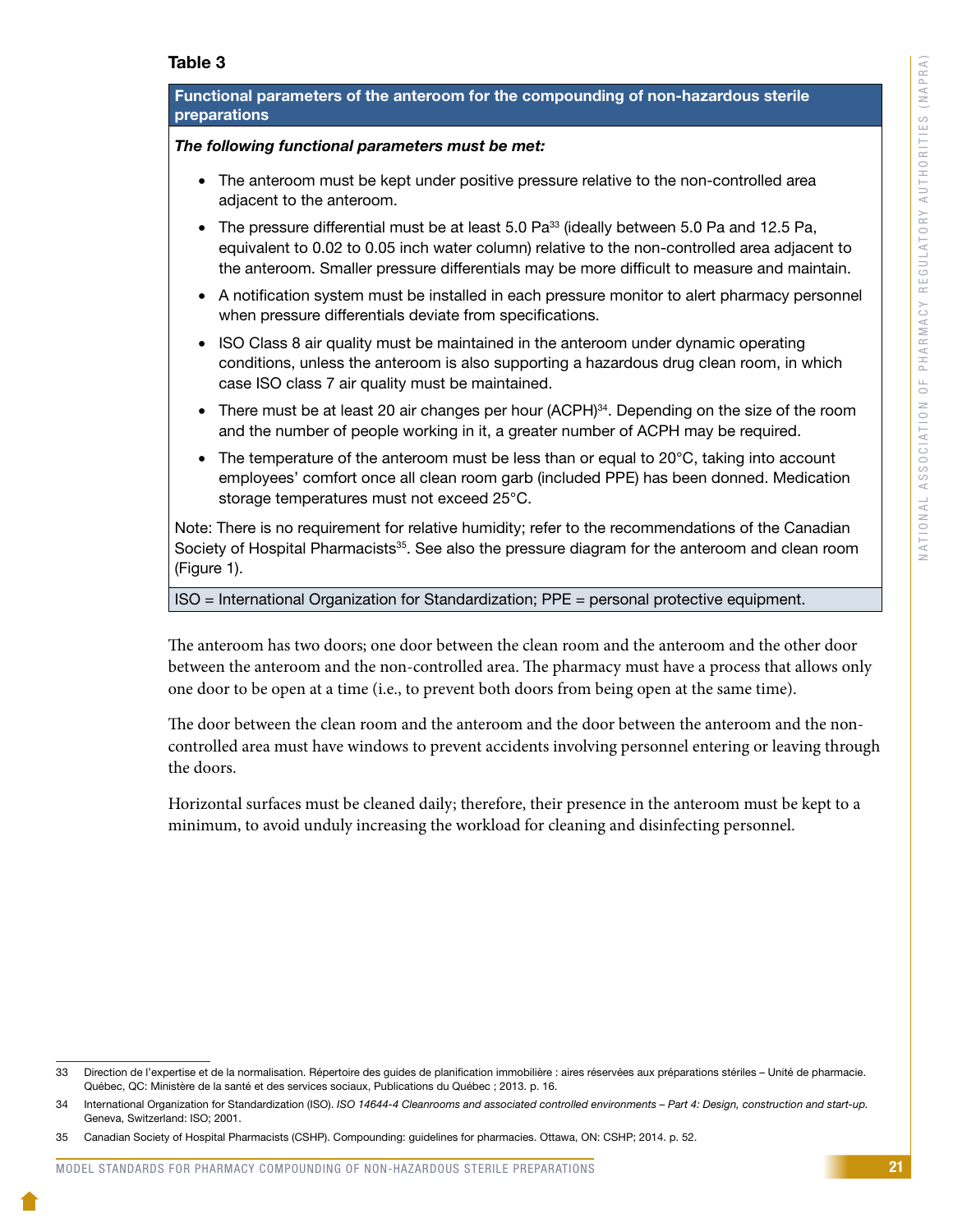**Table 3**

| Functional parameters of the anteroom for the compounding of non-hazardous sterile preparations |
|---|
| ***The following functional parameters must be met:*** <br> • The anteroom must be kept under positive pressure relative to the non-controlled area adjacent to the anteroom. <br> • The pressure differential must be at least 5.0 Pa[33] (ideally between 5.0 Pa and 12.5 Pa, equivalent to 0.02 to 0.05 inch water column) relative to the non-controlled area adjacent to the anteroom. Smaller pressure differentials may be more difficult to measure and maintain. <br> • A notification system must be installed in each pressure monitor to alert pharmacy personnel when pressure differentials deviate from specifications. <br> • ISO Class 8 air quality must be maintained in the anteroom under dynamic operating conditions, unless the anteroom is also supporting a hazardous drug clean room, in which case ISO class 7 air quality must be maintained. <br> • There must be at least 20 air changes per hour (ACPH)[34]. Depending on the size of the room and the number of people working in it, a greater number of ACPH may be required. <br> • The temperature of the anteroom must be less than or equal to 20°C, taking into account employees' comfort once all clean room garb (included PPE) has been donned. Medication storage temperatures must not exceed 25°C. <br><br> Note: There is no requirement for relative humidity; refer to the recommendations of the Canadian Society of Hospital Pharmacists[35]. See also the pressure diagram for the anteroom and clean room (Figure 1). |
| ISO = International Organization for Standardization; PPE = personal protective equipment. |

The anteroom has two doors; one door between the clean room and the anteroom and the other door between the anteroom and the non-controlled area. The pharmacy must have a process that allows only one door to be open at a time (i.e., to prevent both doors from being open at the same time).

The door between the clean room and the anteroom and the door between the anteroom and the non-controlled area must have windows to prevent accidents involving personnel entering or leaving through the doors.

Horizontal surfaces must be cleaned daily; therefore, their presence in the anteroom must be kept to a minimum, to avoid unduly increasing the workload for cleaning and disinfecting personnel.

---

33 Direction de l'expertise et de la normalisation. Répertoire des guides de planification immobilière : aires réservées aux préparations stériles – Unité de pharmacie. Québec, QC: Ministère de la santé et des services sociaux, Publications du Québec ; 2013. p. 16.

34 International Organization for Standardization (ISO). *ISO 14644-4 Cleanrooms and associated controlled environments – Part 4: Design, construction and start-up.* Geneva, Switzerland: ISO; 2001.

35 Canadian Society of Hospital Pharmacists (CSHP). Compounding: guidelines for pharmacies. Ottawa, ON: CSHP; 2014. p. 52.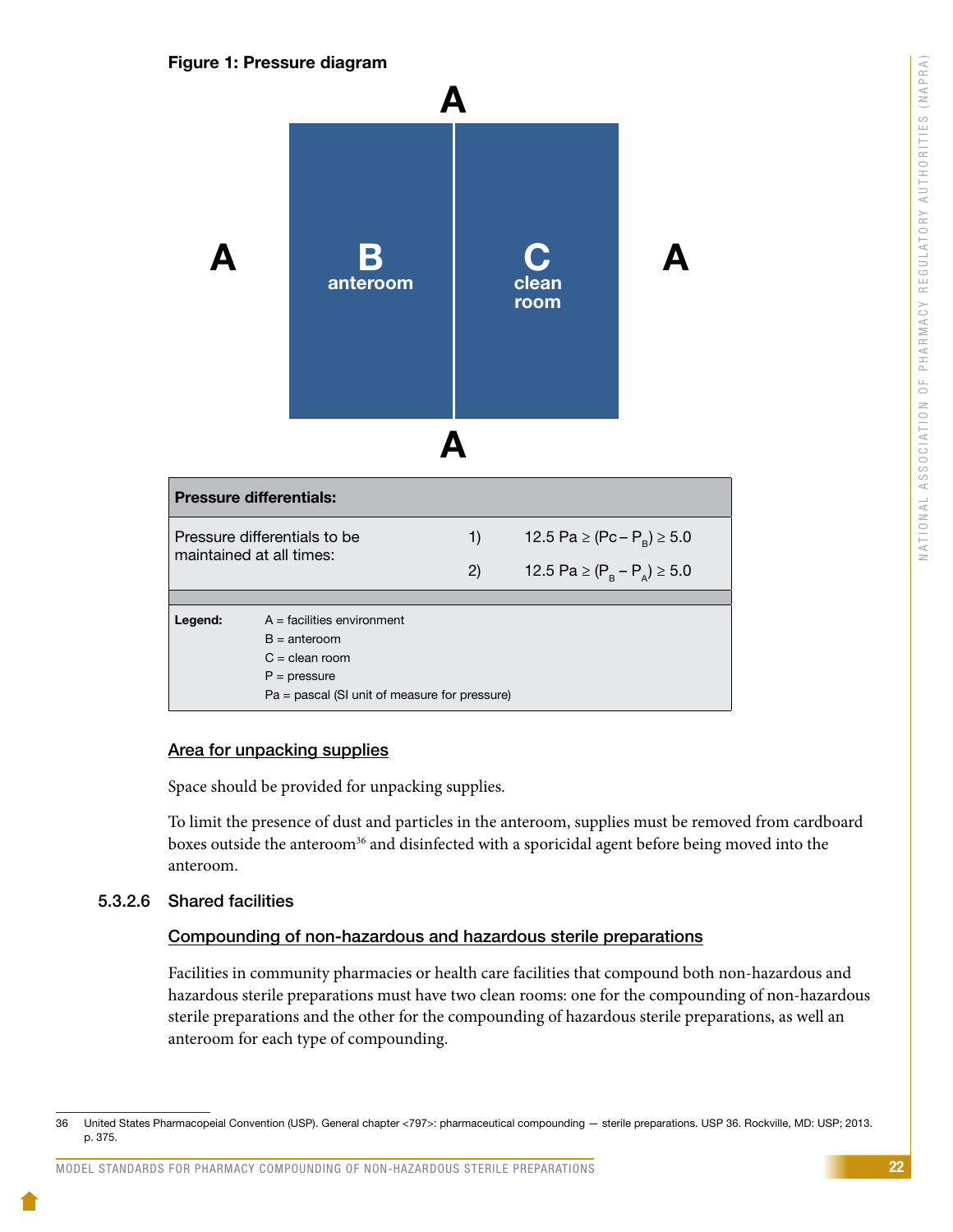**Figure 1: Pressure diagram**

A

A | B anteroom | C clean room | A

A

| Pressure differentials: | | |
|---|---|---|
| Pressure differentials to be maintained at all times: | 1) | 12.5 Pa ≥ ($P_C - P_B$) ≥ 5.0 |
| | 2) | 12.5 Pa ≥ ($P_B - P_A$) ≥ 5.0 |

**Legend:**
A = facilities environment
B = anteroom
C = clean room
P = pressure
Pa = pascal (SI unit of measure for pressure)

Area for unpacking supplies

Space should be provided for unpacking supplies.

To limit the presence of dust and particles in the anteroom, supplies must be removed from cardboard boxes outside the anteroom[36] and disinfected with a sporicidal agent before being moved into the anteroom.

#### 5.3.2.6 Shared facilities

Compounding of non-hazardous and hazardous sterile preparations

Facilities in community pharmacies or health care facilities that compound both non-hazardous and hazardous sterile preparations must have two clean rooms: one for the compounding of non-hazardous sterile preparations and the other for the compounding of hazardous sterile preparations, as well an anteroom for each type of compounding.

---

36 United States Pharmacopeial Convention (USP). General chapter <797>: pharmaceutical compounding — sterile preparations. USP 36. Rockville, MD: USP; 2013. p. 375.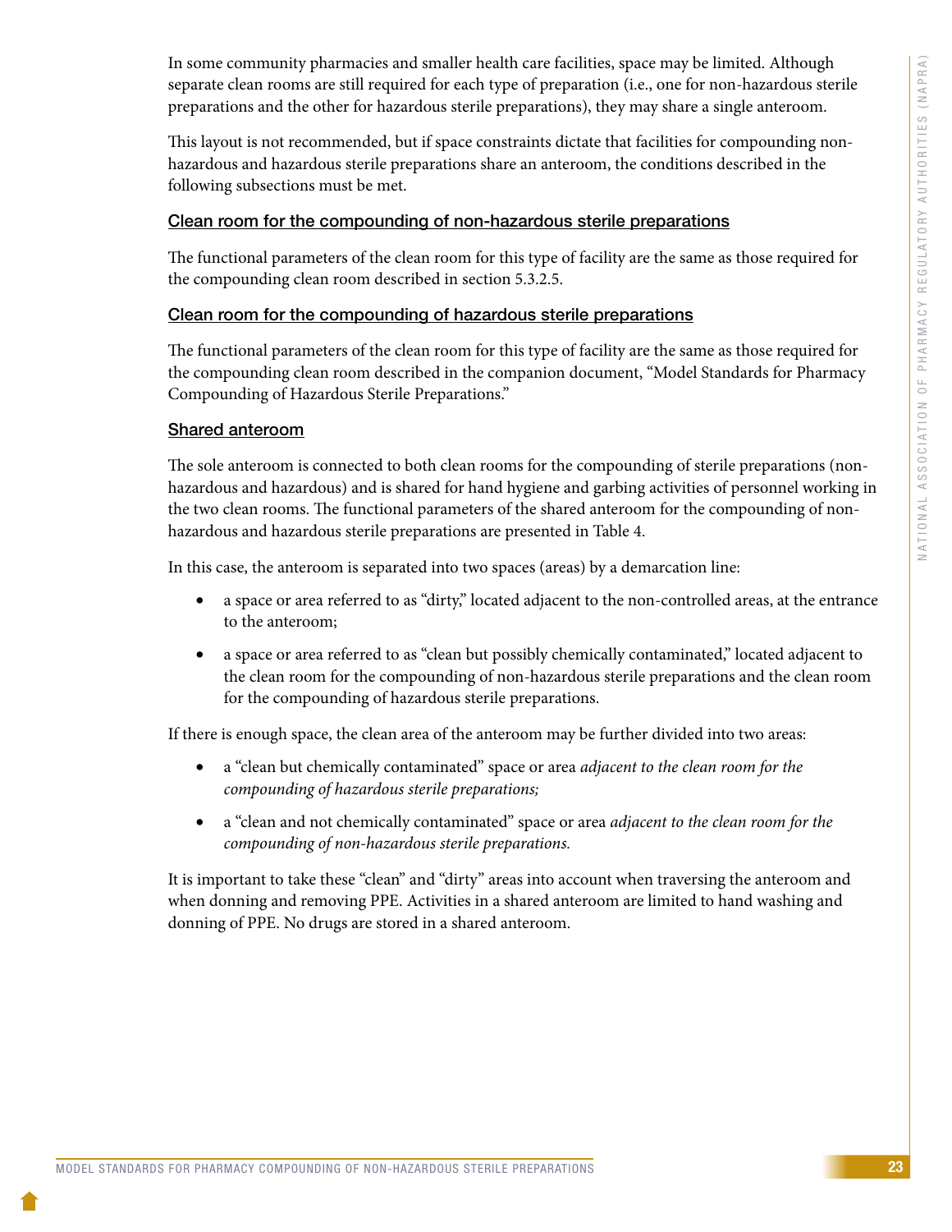In some community pharmacies and smaller health care facilities, space may be limited. Although separate clean rooms are still required for each type of preparation (i.e., one for non-hazardous sterile preparations and the other for hazardous sterile preparations), they may share a single anteroom.

This layout is not recommended, but if space constraints dictate that facilities for compounding non-hazardous and hazardous sterile preparations share an anteroom, the conditions described in the following subsections must be met.

#### Clean room for the compounding of non-hazardous sterile preparations

The functional parameters of the clean room for this type of facility are the same as those required for the compounding clean room described in section 5.3.2.5.

#### Clean room for the compounding of hazardous sterile preparations

The functional parameters of the clean room for this type of facility are the same as those required for the compounding clean room described in the companion document, "Model Standards for Pharmacy Compounding of Hazardous Sterile Preparations."

#### Shared anteroom

The sole anteroom is connected to both clean rooms for the compounding of sterile preparations (non-hazardous and hazardous) and is shared for hand hygiene and garbing activities of personnel working in the two clean rooms. The functional parameters of the shared anteroom for the compounding of non-hazardous and hazardous sterile preparations are presented in Table 4.

In this case, the anteroom is separated into two spaces (areas) by a demarcation line:

- a space or area referred to as "dirty," located adjacent to the non-controlled areas, at the entrance to the anteroom;
- a space or area referred to as "clean but possibly chemically contaminated," located adjacent to the clean room for the compounding of non-hazardous sterile preparations and the clean room for the compounding of hazardous sterile preparations.

If there is enough space, the clean area of the anteroom may be further divided into two areas:

- a "clean but chemically contaminated" space or area *adjacent to the clean room for the compounding of hazardous sterile preparations;*
- a "clean and not chemically contaminated" space or area *adjacent to the clean room for the compounding of non-hazardous sterile preparations.*

It is important to take these "clean" and "dirty" areas into account when traversing the anteroom and when donning and removing PPE. Activities in a shared anteroom are limited to hand washing and donning of PPE. No drugs are stored in a shared anteroom.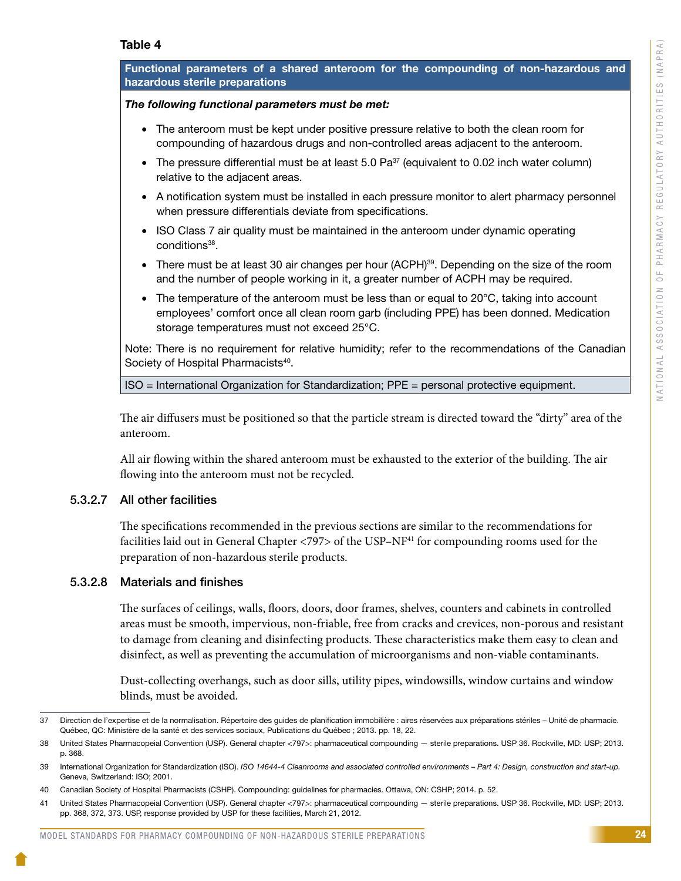**Table 4**

| Functional parameters of a shared anteroom for the compounding of non-hazardous and hazardous sterile preparations |
|---|
| ***The following functional parameters must be met:*** <br>• The anteroom must be kept under positive pressure relative to both the clean room for compounding of hazardous drugs and non-controlled areas adjacent to the anteroom.<br>• The pressure differential must be at least 5.0 Pa[37] (equivalent to 0.02 inch water column) relative to the adjacent areas.<br>• A notification system must be installed in each pressure monitor to alert pharmacy personnel when pressure differentials deviate from specifications.<br>• ISO Class 7 air quality must be maintained in the anteroom under dynamic operating conditions[38].<br>• There must be at least 30 air changes per hour (ACPH)[39]. Depending on the size of the room and the number of people working in it, a greater number of ACPH may be required.<br>• The temperature of the anteroom must be less than or equal to 20°C, taking into account employees' comfort once all clean room garb (including PPE) has been donned. Medication storage temperatures must not exceed 25°C.<br><br>Note: There is no requirement for relative humidity; refer to the recommendations of the Canadian Society of Hospital Pharmacists[40]. |
| ISO = International Organization for Standardization; PPE = personal protective equipment. |

The air diffusers must be positioned so that the particle stream is directed toward the "dirty" area of the anteroom.

All air flowing within the shared anteroom must be exhausted to the exterior of the building. The air flowing into the anteroom must not be recycled.

#### 5.3.2.7 All other facilities

The specifications recommended in the previous sections are similar to the recommendations for facilities laid out in General Chapter <797> of the USP–NF[41] for compounding rooms used for the preparation of non-hazardous sterile products.

#### 5.3.2.8 Materials and finishes

The surfaces of ceilings, walls, floors, doors, door frames, shelves, counters and cabinets in controlled areas must be smooth, impervious, non-friable, free from cracks and crevices, non-porous and resistant to damage from cleaning and disinfecting products. These characteristics make them easy to clean and disinfect, as well as preventing the accumulation of microorganisms and non-viable contaminants.

Dust-collecting overhangs, such as door sills, utility pipes, windowsills, window curtains and window blinds, must be avoided.

---

37 Direction de l'expertise et de la normalisation. Répertoire des guides de planification immobilière : aires réservées aux préparations stériles – Unité de pharmacie. Québec, QC: Ministère de la santé et des services sociaux, Publications du Québec ; 2013. pp. 18, 22.

38 United States Pharmacopeial Convention (USP). General chapter <797>: pharmaceutical compounding — sterile preparations. USP 36. Rockville, MD: USP; 2013. p. 368.

39 International Organization for Standardization (ISO). *ISO 14644-4 Cleanrooms and associated controlled environments – Part 4: Design, construction and start-up.* Geneva, Switzerland: ISO; 2001.

40 Canadian Society of Hospital Pharmacists (CSHP). Compounding: guidelines for pharmacies. Ottawa, ON: CSHP; 2014. p. 52.

41 United States Pharmacopeial Convention (USP). General chapter <797>: pharmaceutical compounding — sterile preparations. USP 36. Rockville, MD: USP; 2013. pp. 368, 372, 373. USP, response provided by USP for these facilities, March 21, 2012.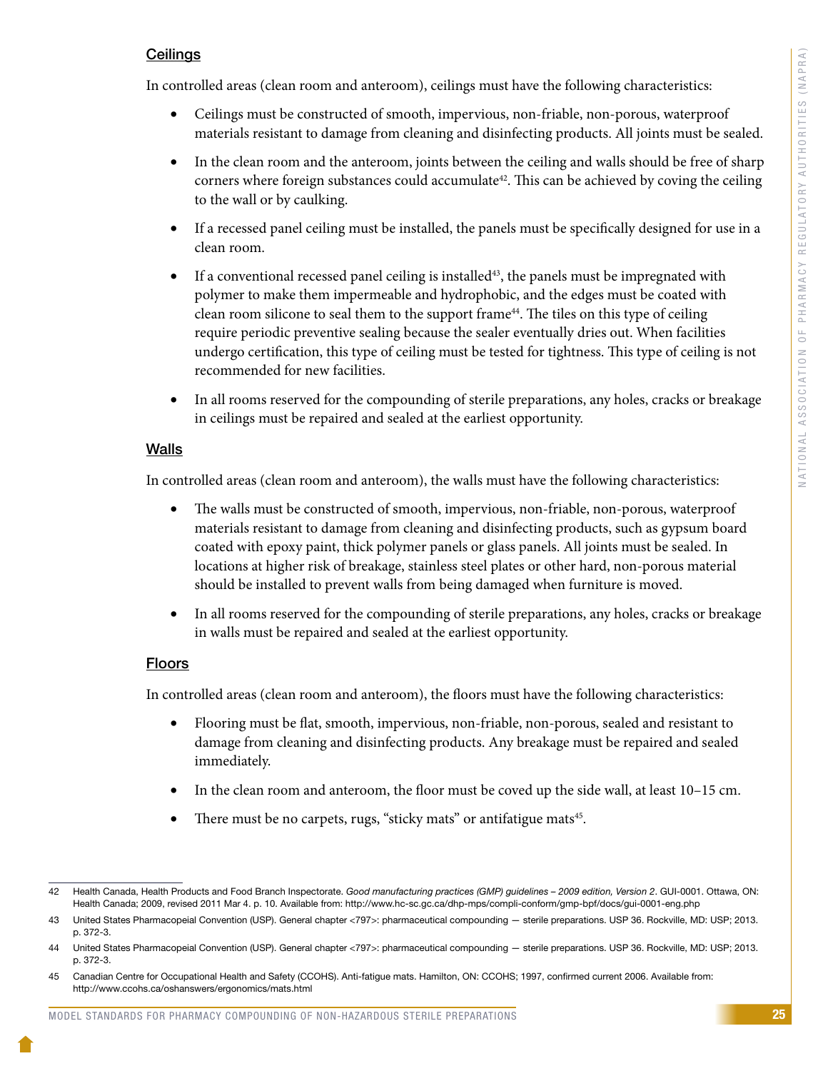### Ceilings

In controlled areas (clean room and anteroom), ceilings must have the following characteristics:

- Ceilings must be constructed of smooth, impervious, non-friable, non-porous, waterproof materials resistant to damage from cleaning and disinfecting products. All joints must be sealed.
- In the clean room and the anteroom, joints between the ceiling and walls should be free of sharp corners where foreign substances could accumulate[42]. This can be achieved by coving the ceiling to the wall or by caulking.
- If a recessed panel ceiling must be installed, the panels must be specifically designed for use in a clean room.
- If a conventional recessed panel ceiling is installed[43], the panels must be impregnated with polymer to make them impermeable and hydrophobic, and the edges must be coated with clean room silicone to seal them to the support frame[44]. The tiles on this type of ceiling require periodic preventive sealing because the sealer eventually dries out. When facilities undergo certification, this type of ceiling must be tested for tightness. This type of ceiling is not recommended for new facilities.
- In all rooms reserved for the compounding of sterile preparations, any holes, cracks or breakage in ceilings must be repaired and sealed at the earliest opportunity.

### Walls

In controlled areas (clean room and anteroom), the walls must have the following characteristics:

- The walls must be constructed of smooth, impervious, non-friable, non-porous, waterproof materials resistant to damage from cleaning and disinfecting products, such as gypsum board coated with epoxy paint, thick polymer panels or glass panels. All joints must be sealed. In locations at higher risk of breakage, stainless steel plates or other hard, non-porous material should be installed to prevent walls from being damaged when furniture is moved.
- In all rooms reserved for the compounding of sterile preparations, any holes, cracks or breakage in walls must be repaired and sealed at the earliest opportunity.

### Floors

In controlled areas (clean room and anteroom), the floors must have the following characteristics:

- Flooring must be flat, smooth, impervious, non-friable, non-porous, sealed and resistant to damage from cleaning and disinfecting products. Any breakage must be repaired and sealed immediately.
- In the clean room and anteroom, the floor must be coved up the side wall, at least 10–15 cm.
- There must be no carpets, rugs, "sticky mats" or antifatigue mats[45].

---

42 Health Canada, Health Products and Food Branch Inspectorate. *Good manufacturing practices (GMP) guidelines – 2009 edition, Version 2*. GUI-0001. Ottawa, ON: Health Canada; 2009, revised 2011 Mar 4. p. 10. Available from: http://www.hc-sc.gc.ca/dhp-mps/compli-conform/gmp-bpf/docs/gui-0001-eng.php

43 United States Pharmacopeial Convention (USP). General chapter <797>: pharmaceutical compounding — sterile preparations. USP 36. Rockville, MD: USP; 2013. p. 372-3.

44 United States Pharmacopeial Convention (USP). General chapter <797>: pharmaceutical compounding — sterile preparations. USP 36. Rockville, MD: USP; 2013. p. 372-3.

45 Canadian Centre for Occupational Health and Safety (CCOHS). Anti-fatigue mats. Hamilton, ON: CCOHS; 1997, confirmed current 2006. Available from: http://www.ccohs.ca/oshanswers/ergonomics/mats.html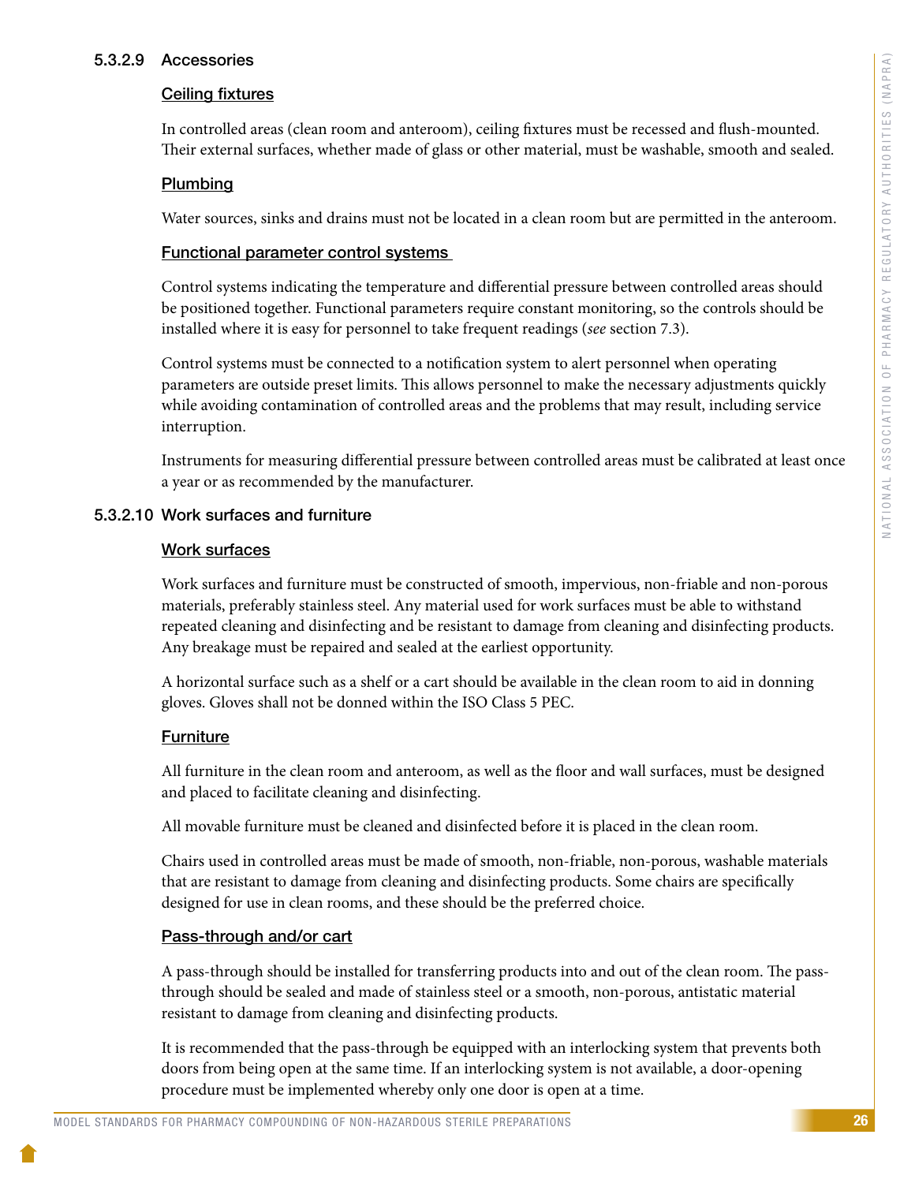#### 5.3.2.9 Accessories

**Ceiling fixtures**

In controlled areas (clean room and anteroom), ceiling fixtures must be recessed and flush-mounted. Their external surfaces, whether made of glass or other material, must be washable, smooth and sealed.

**Plumbing**

Water sources, sinks and drains must not be located in a clean room but are permitted in the anteroom.

**Functional parameter control systems**

Control systems indicating the temperature and differential pressure between controlled areas should be positioned together. Functional parameters require constant monitoring, so the controls should be installed where it is easy for personnel to take frequent readings (*see* section 7.3).

Control systems must be connected to a notification system to alert personnel when operating parameters are outside preset limits. This allows personnel to make the necessary adjustments quickly while avoiding contamination of controlled areas and the problems that may result, including service interruption.

Instruments for measuring differential pressure between controlled areas must be calibrated at least once a year or as recommended by the manufacturer.

#### 5.3.2.10 Work surfaces and furniture

**Work surfaces**

Work surfaces and furniture must be constructed of smooth, impervious, non-friable and non-porous materials, preferably stainless steel. Any material used for work surfaces must be able to withstand repeated cleaning and disinfecting and be resistant to damage from cleaning and disinfecting products. Any breakage must be repaired and sealed at the earliest opportunity.

A horizontal surface such as a shelf or a cart should be available in the clean room to aid in donning gloves. Gloves shall not be donned within the ISO Class 5 PEC.

**Furniture**

All furniture in the clean room and anteroom, as well as the floor and wall surfaces, must be designed and placed to facilitate cleaning and disinfecting.

All movable furniture must be cleaned and disinfected before it is placed in the clean room.

Chairs used in controlled areas must be made of smooth, non-friable, non-porous, washable materials that are resistant to damage from cleaning and disinfecting products. Some chairs are specifically designed for use in clean rooms, and these should be the preferred choice.

**Pass-through and/or cart**

A pass-through should be installed for transferring products into and out of the clean room. The pass-through should be sealed and made of stainless steel or a smooth, non-porous, antistatic material resistant to damage from cleaning and disinfecting products.

It is recommended that the pass-through be equipped with an interlocking system that prevents both doors from being open at the same time. If an interlocking system is not available, a door-opening procedure must be implemented whereby only one door is open at a time.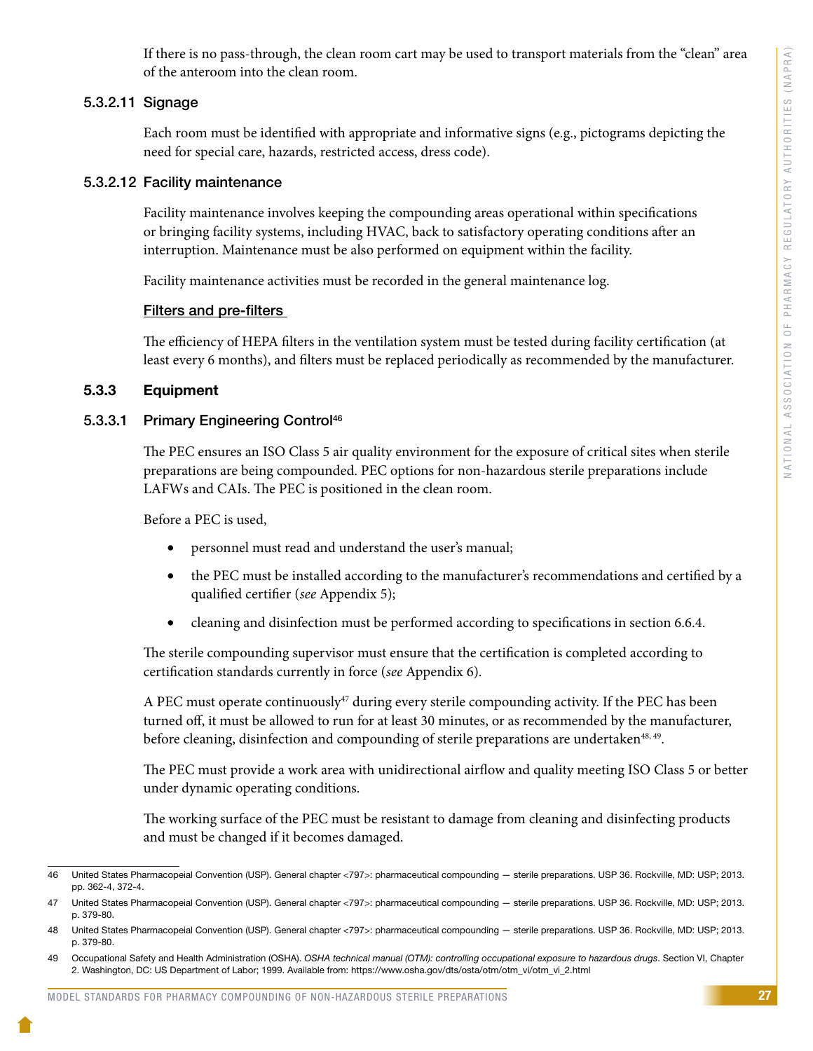If there is no pass-through, the clean room cart may be used to transport materials from the "clean" area of the anteroom into the clean room.

#### 5.3.2.11 Signage

Each room must be identified with appropriate and informative signs (e.g., pictograms depicting the need for special care, hazards, restricted access, dress code).

#### 5.3.2.12 Facility maintenance

Facility maintenance involves keeping the compounding areas operational within specifications or bringing facility systems, including HVAC, back to satisfactory operating conditions after an interruption. Maintenance must be also performed on equipment within the facility.

Facility maintenance activities must be recorded in the general maintenance log.

<u>Filters and pre-filters</u>

The efficiency of HEPA filters in the ventilation system must be tested during facility certification (at least every 6 months), and filters must be replaced periodically as recommended by the manufacturer.

### 5.3.3 Equipment

#### 5.3.3.1 Primary Engineering Control[46]

The PEC ensures an ISO Class 5 air quality environment for the exposure of critical sites when sterile preparations are being compounded. PEC options for non-hazardous sterile preparations include LAFWs and CAIs. The PEC is positioned in the clean room.

Before a PEC is used,

- personnel must read and understand the user's manual;
- the PEC must be installed according to the manufacturer's recommendations and certified by a qualified certifier (*see* Appendix 5);
- cleaning and disinfection must be performed according to specifications in section 6.6.4.

The sterile compounding supervisor must ensure that the certification is completed according to certification standards currently in force (*see* Appendix 6).

A PEC must operate continuously[47] during every sterile compounding activity. If the PEC has been turned off, it must be allowed to run for at least 30 minutes, or as recommended by the manufacturer, before cleaning, disinfection and compounding of sterile preparations are undertaken[48, 49].

The PEC must provide a work area with unidirectional airflow and quality meeting ISO Class 5 or better under dynamic operating conditions.

The working surface of the PEC must be resistant to damage from cleaning and disinfecting products and must be changed if it becomes damaged.

---

46 United States Pharmacopeial Convention (USP). General chapter <797>: pharmaceutical compounding — sterile preparations. USP 36. Rockville, MD: USP; 2013. pp. 362-4, 372-4.

47 United States Pharmacopeial Convention (USP). General chapter <797>: pharmaceutical compounding — sterile preparations. USP 36. Rockville, MD: USP; 2013. p. 379-80.

48 United States Pharmacopeial Convention (USP). General chapter <797>: pharmaceutical compounding — sterile preparations. USP 36. Rockville, MD: USP; 2013. p. 379-80.

49 Occupational Safety and Health Administration (OSHA). *OSHA technical manual (OTM): controlling occupational exposure to hazardous drugs*. Section VI, Chapter 2. Washington, DC: US Department of Labor; 1999. Available from: https://www.osha.gov/dts/osta/otm/otm_vi/otm_vi_2.html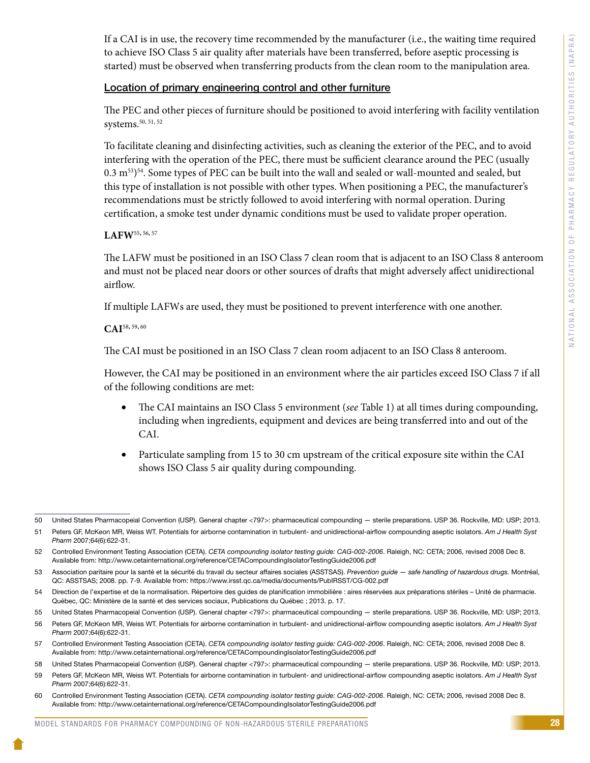If a CAI is in use, the recovery time recommended by the manufacturer (i.e., the waiting time required to achieve ISO Class 5 air quality after materials have been transferred, before aseptic processing is started) must be observed when transferring products from the clean room to the manipulation area.

### Location of primary engineering control and other furniture

The PEC and other pieces of furniture should be positioned to avoid interfering with facility ventilation systems.[50, 51, 52]

To facilitate cleaning and disinfecting activities, such as cleaning the exterior of the PEC, and to avoid interfering with the operation of the PEC, there must be sufficient clearance around the PEC (usually 0.3 m[53])[54]. Some types of PEC can be built into the wall and sealed or wall-mounted and sealed, but this type of installation is not possible with other types. When positioning a PEC, the manufacturer's recommendations must be strictly followed to avoid interfering with normal operation. During certification, a smoke test under dynamic conditions must be used to validate proper operation.

**LAFW**[55, 56, 57]

The LAFW must be positioned in an ISO Class 7 clean room that is adjacent to an ISO Class 8 anteroom and must not be placed near doors or other sources of drafts that might adversely affect unidirectional airflow.

If multiple LAFWs are used, they must be positioned to prevent interference with one another.

**CAI**[58, 59, 60]

The CAI must be positioned in an ISO Class 7 clean room adjacent to an ISO Class 8 anteroom.

However, the CAI may be positioned in an environment where the air particles exceed ISO Class 7 if all of the following conditions are met:

- The CAI maintains an ISO Class 5 environment (*see* Table 1) at all times during compounding, including when ingredients, equipment and devices are being transferred into and out of the CAI.
- Particulate sampling from 15 to 30 cm upstream of the critical exposure site within the CAI shows ISO Class 5 air quality during compounding.

---

50 United States Pharmacopeial Convention (USP). General chapter <797>: pharmaceutical compounding — sterile preparations. USP 36. Rockville, MD: USP; 2013.

51 Peters GF, McKeon MR, Weiss WT. Potentials for airborne contamination in turbulent- and unidirectional-airflow compounding aseptic isolators. *Am J Health Syst Pharm* 2007;64(6):622-31.

52 Controlled Environment Testing Association (CETA). *CETA compounding isolator testing guide: CAG-002-2006*. Raleigh, NC: CETA; 2006, revised 2008 Dec 8. Available from: http://www.cetainternational.org/reference/CETACompoundingIsolatorTestingGuide2006.pdf

53 Association paritaire pour la santé et la sécurité du travail du secteur affaires sociales (ASSTSAS). *Prevention guide — safe handling of hazardous drugs.* Montréal, QC: ASSTSAS; 2008. pp. 7-9. Available from: https://www.irsst.qc.ca/media/documents/PubIRSST/CG-002.pdf

54 Direction de l'expertise et de la normalisation. Répertoire des guides de planification immobilière : aires réservées aux préparations stériles – Unité de pharmacie. Québec, QC: Ministère de la santé et des services sociaux, Publications du Québec ; 2013. p. 17.

55 United States Pharmacopeial Convention (USP). General chapter <797>: pharmaceutical compounding — sterile preparations. USP 36. Rockville, MD: USP; 2013.

56 Peters GF, McKeon MR, Weiss WT. Potentials for airborne contamination in turbulent- and unidirectional-airflow compounding aseptic isolators. *Am J Health Syst Pharm* 2007;64(6):622-31.

57 Controlled Environment Testing Association (CETA). *CETA compounding isolator testing guide: CAG-002-2006*. Raleigh, NC: CETA; 2006, revised 2008 Dec 8. Available from: http://www.cetainternational.org/reference/CETACompoundingIsolatorTestingGuide2006.pdf

58 United States Pharmacopeial Convention (USP). General chapter <797>: pharmaceutical compounding — sterile preparations. USP 36. Rockville, MD: USP; 2013.

59 Peters GF, McKeon MR, Weiss WT. Potentials for airborne contamination in turbulent- and unidirectional-airflow compounding aseptic isolators. *Am J Health Syst Pharm* 2007;64(6):622-31.

60 Controlled Environment Testing Association (CETA). *CETA compounding isolator testing guide: CAG-002-2006*. Raleigh, NC: CETA; 2006, revised 2008 Dec 8. Available from: http://www.cetainternational.org/reference/CETACompoundingIsolatorTestingGuide2006.pdf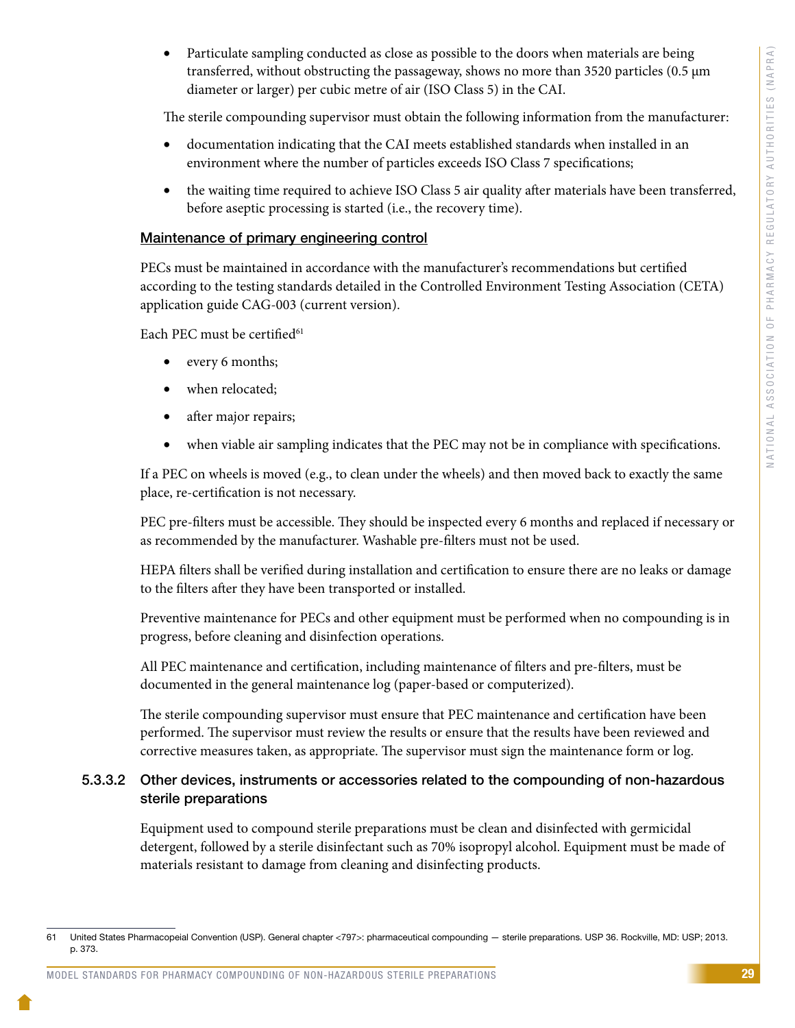- Particulate sampling conducted as close as possible to the doors when materials are being transferred, without obstructing the passageway, shows no more than 3520 particles (0.5 µm diameter or larger) per cubic metre of air (ISO Class 5) in the CAI.

The sterile compounding supervisor must obtain the following information from the manufacturer:

- documentation indicating that the CAI meets established standards when installed in an environment where the number of particles exceeds ISO Class 7 specifications;
- the waiting time required to achieve ISO Class 5 air quality after materials have been transferred, before aseptic processing is started (i.e., the recovery time).

**Maintenance of primary engineering control**

PECs must be maintained in accordance with the manufacturer's recommendations but certified according to the testing standards detailed in the Controlled Environment Testing Association (CETA) application guide CAG-003 (current version).

Each PEC must be certified[61]

- every 6 months;
- when relocated;
- after major repairs;
- when viable air sampling indicates that the PEC may not be in compliance with specifications.

If a PEC on wheels is moved (e.g., to clean under the wheels) and then moved back to exactly the same place, re-certification is not necessary.

PEC pre-filters must be accessible. They should be inspected every 6 months and replaced if necessary or as recommended by the manufacturer. Washable pre-filters must not be used.

HEPA filters shall be verified during installation and certification to ensure there are no leaks or damage to the filters after they have been transported or installed.

Preventive maintenance for PECs and other equipment must be performed when no compounding is in progress, before cleaning and disinfection operations.

All PEC maintenance and certification, including maintenance of filters and pre-filters, must be documented in the general maintenance log (paper-based or computerized).

The sterile compounding supervisor must ensure that PEC maintenance and certification have been performed. The supervisor must review the results or ensure that the results have been reviewed and corrective measures taken, as appropriate. The supervisor must sign the maintenance form or log.

#### 5.3.3.2 Other devices, instruments or accessories related to the compounding of non-hazardous sterile preparations

Equipment used to compound sterile preparations must be clean and disinfected with germicidal detergent, followed by a sterile disinfectant such as 70% isopropyl alcohol. Equipment must be made of materials resistant to damage from cleaning and disinfecting products.

---

61 United States Pharmacopeial Convention (USP). General chapter <797>: pharmaceutical compounding — sterile preparations. USP 36. Rockville, MD: USP; 2013. p. 373.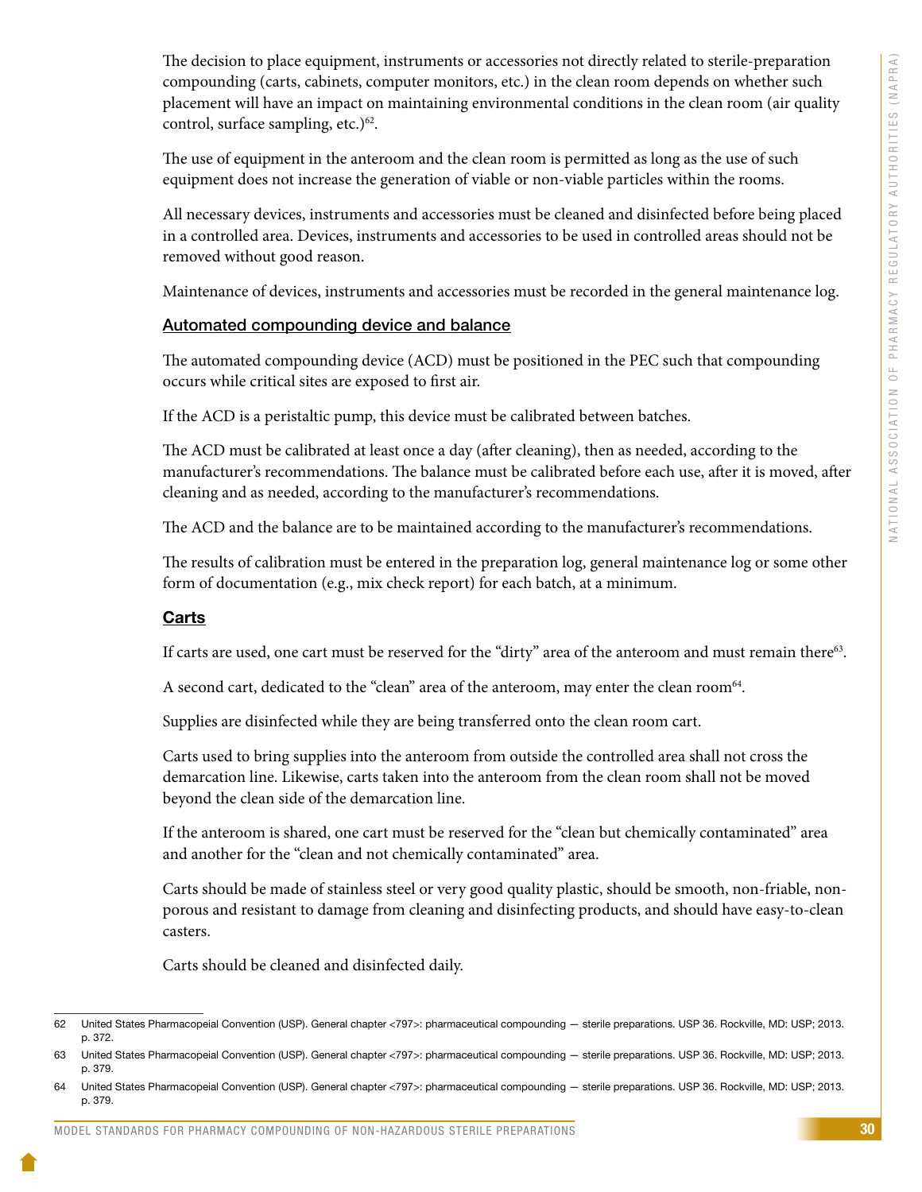The decision to place equipment, instruments or accessories not directly related to sterile-preparation compounding (carts, cabinets, computer monitors, etc.) in the clean room depends on whether such placement will have an impact on maintaining environmental conditions in the clean room (air quality control, surface sampling, etc.)[62].

The use of equipment in the anteroom and the clean room is permitted as long as the use of such equipment does not increase the generation of viable or non-viable particles within the rooms.

All necessary devices, instruments and accessories must be cleaned and disinfected before being placed in a controlled area. Devices, instruments and accessories to be used in controlled areas should not be removed without good reason.

Maintenance of devices, instruments and accessories must be recorded in the general maintenance log.

### Automated compounding device and balance

The automated compounding device (ACD) must be positioned in the PEC such that compounding occurs while critical sites are exposed to first air.

If the ACD is a peristaltic pump, this device must be calibrated between batches.

The ACD must be calibrated at least once a day (after cleaning), then as needed, according to the manufacturer's recommendations. The balance must be calibrated before each use, after it is moved, after cleaning and as needed, according to the manufacturer's recommendations.

The ACD and the balance are to be maintained according to the manufacturer's recommendations.

The results of calibration must be entered in the preparation log, general maintenance log or some other form of documentation (e.g., mix check report) for each batch, at a minimum.

### Carts

If carts are used, one cart must be reserved for the "dirty" area of the anteroom and must remain there[63].

A second cart, dedicated to the "clean" area of the anteroom, may enter the clean room[64].

Supplies are disinfected while they are being transferred onto the clean room cart.

Carts used to bring supplies into the anteroom from outside the controlled area shall not cross the demarcation line. Likewise, carts taken into the anteroom from the clean room shall not be moved beyond the clean side of the demarcation line.

If the anteroom is shared, one cart must be reserved for the "clean but chemically contaminated" area and another for the "clean and not chemically contaminated" area.

Carts should be made of stainless steel or very good quality plastic, should be smooth, non-friable, non-porous and resistant to damage from cleaning and disinfecting products, and should have easy-to-clean casters.

Carts should be cleaned and disinfected daily.

---

62 United States Pharmacopeial Convention (USP). General chapter <797>: pharmaceutical compounding — sterile preparations. USP 36. Rockville, MD: USP; 2013. p. 372.

63 United States Pharmacopeial Convention (USP). General chapter <797>: pharmaceutical compounding — sterile preparations. USP 36. Rockville, MD: USP; 2013. p. 379.

64 United States Pharmacopeial Convention (USP). General chapter <797>: pharmaceutical compounding — sterile preparations. USP 36. Rockville, MD: USP; 2013. p. 379.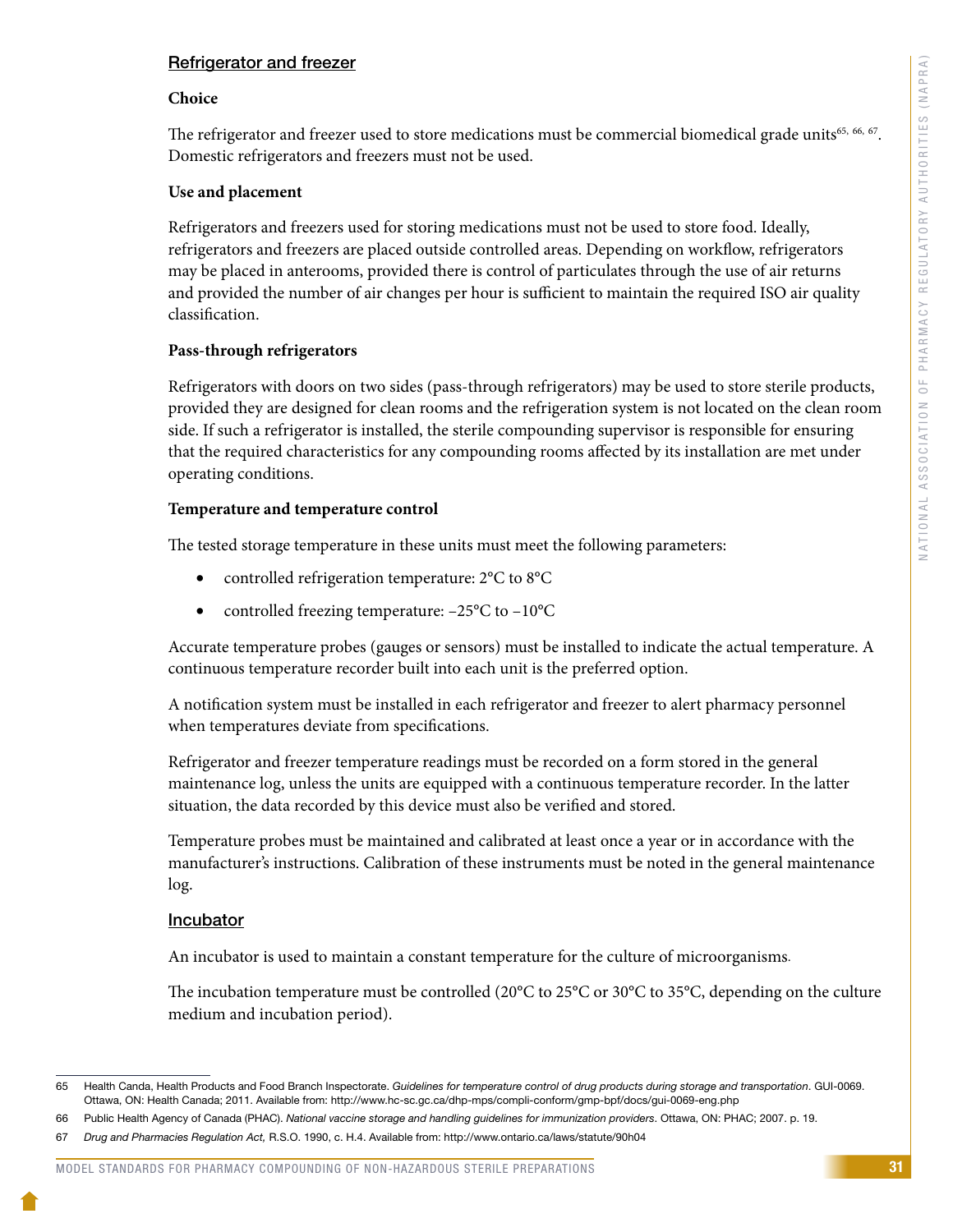### Refrigerator and freezer

**Choice**

The refrigerator and freezer used to store medications must be commercial biomedical grade units[65, 66, 67]. Domestic refrigerators and freezers must not be used.

**Use and placement**

Refrigerators and freezers used for storing medications must not be used to store food. Ideally, refrigerators and freezers are placed outside controlled areas. Depending on workflow, refrigerators may be placed in anterooms, provided there is control of particulates through the use of air returns and provided the number of air changes per hour is sufficient to maintain the required ISO air quality classification.

**Pass-through refrigerators**

Refrigerators with doors on two sides (pass-through refrigerators) may be used to store sterile products, provided they are designed for clean rooms and the refrigeration system is not located on the clean room side. If such a refrigerator is installed, the sterile compounding supervisor is responsible for ensuring that the required characteristics for any compounding rooms affected by its installation are met under operating conditions.

**Temperature and temperature control**

The tested storage temperature in these units must meet the following parameters:

- controlled refrigeration temperature: 2°C to 8°C
- controlled freezing temperature: −25°C to −10°C

Accurate temperature probes (gauges or sensors) must be installed to indicate the actual temperature. A continuous temperature recorder built into each unit is the preferred option.

A notification system must be installed in each refrigerator and freezer to alert pharmacy personnel when temperatures deviate from specifications.

Refrigerator and freezer temperature readings must be recorded on a form stored in the general maintenance log, unless the units are equipped with a continuous temperature recorder. In the latter situation, the data recorded by this device must also be verified and stored.

Temperature probes must be maintained and calibrated at least once a year or in accordance with the manufacturer's instructions. Calibration of these instruments must be noted in the general maintenance log.

### Incubator

An incubator is used to maintain a constant temperature for the culture of microorganisms.

The incubation temperature must be controlled (20°C to 25°C or 30°C to 35°C, depending on the culture medium and incubation period).

---

65 Health Canda, Health Products and Food Branch Inspectorate. *Guidelines for temperature control of drug products during storage and transportation*. GUI-0069. Ottawa, ON: Health Canada; 2011. Available from: http://www.hc-sc.gc.ca/dhp-mps/compli-conform/gmp-bpf/docs/gui-0069-eng.php

66 Public Health Agency of Canada (PHAC). *National vaccine storage and handling guidelines for immunization providers*. Ottawa, ON: PHAC; 2007. p. 19.

67 *Drug and Pharmacies Regulation Act,* R.S.O. 1990, c. H.4. Available from: http://www.ontario.ca/laws/statute/90h04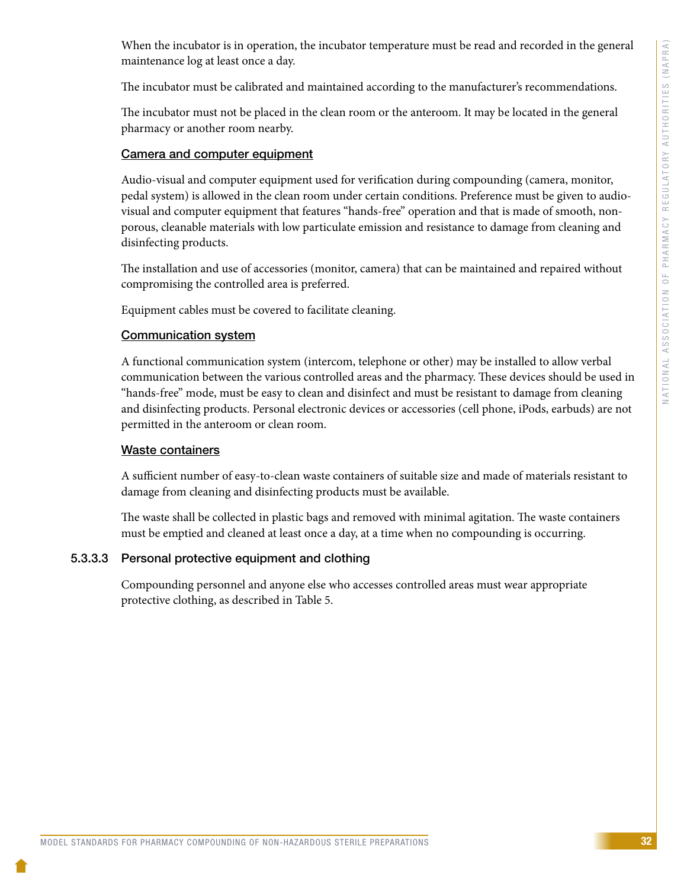When the incubator is in operation, the incubator temperature must be read and recorded in the general maintenance log at least once a day.

The incubator must be calibrated and maintained according to the manufacturer's recommendations.

The incubator must not be placed in the clean room or the anteroom. It may be located in the general pharmacy or another room nearby.

Camera and computer equipment

Audio-visual and computer equipment used for verification during compounding (camera, monitor, pedal system) is allowed in the clean room under certain conditions. Preference must be given to audio-visual and computer equipment that features "hands-free" operation and that is made of smooth, non-porous, cleanable materials with low particulate emission and resistance to damage from cleaning and disinfecting products.

The installation and use of accessories (monitor, camera) that can be maintained and repaired without compromising the controlled area is preferred.

Equipment cables must be covered to facilitate cleaning.

Communication system

A functional communication system (intercom, telephone or other) may be installed to allow verbal communication between the various controlled areas and the pharmacy. These devices should be used in "hands-free" mode, must be easy to clean and disinfect and must be resistant to damage from cleaning and disinfecting products. Personal electronic devices or accessories (cell phone, iPods, earbuds) are not permitted in the anteroom or clean room.

Waste containers

A sufficient number of easy-to-clean waste containers of suitable size and made of materials resistant to damage from cleaning and disinfecting products must be available.

The waste shall be collected in plastic bags and removed with minimal agitation. The waste containers must be emptied and cleaned at least once a day, at a time when no compounding is occurring.

#### 5.3.3.3 Personal protective equipment and clothing

Compounding personnel and anyone else who accesses controlled areas must wear appropriate protective clothing, as described in Table 5.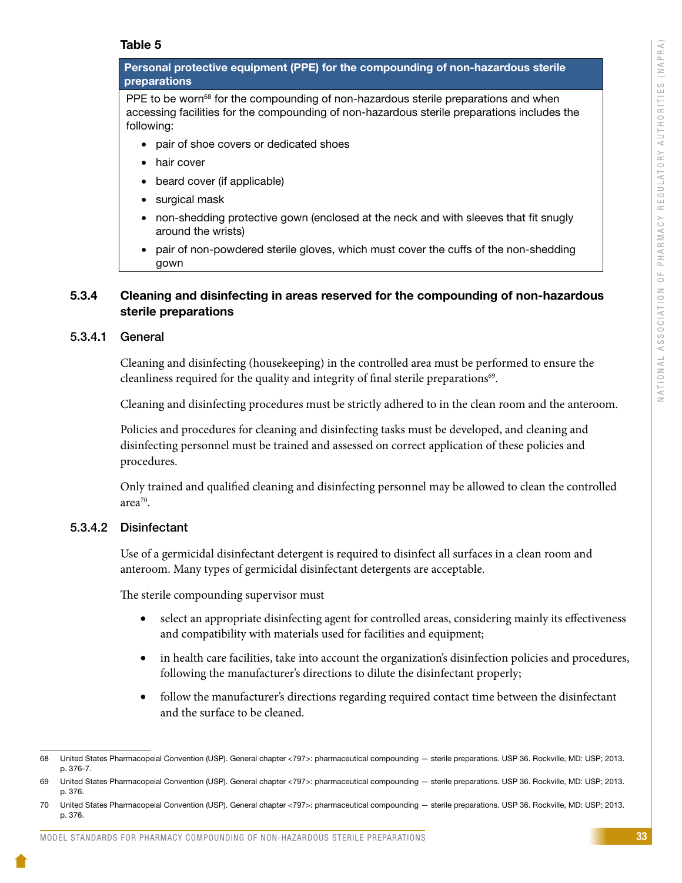**Table 5**

| Personal protective equipment (PPE) for the compounding of non-hazardous sterile preparations |
|---|
| PPE to be worn[68] for the compounding of non-hazardous sterile preparations and when accessing facilities for the compounding of non-hazardous sterile preparations includes the following:<br>• pair of shoe covers or dedicated shoes<br>• hair cover<br>• beard cover (if applicable)<br>• surgical mask<br>• non-shedding protective gown (enclosed at the neck and with sleeves that fit snugly around the wrists)<br>• pair of non-powdered sterile gloves, which must cover the cuffs of the non-shedding gown |

### 5.3.4 Cleaning and disinfecting in areas reserved for the compounding of non-hazardous sterile preparations

#### 5.3.4.1 General

Cleaning and disinfecting (housekeeping) in the controlled area must be performed to ensure the cleanliness required for the quality and integrity of final sterile preparations[69].

Cleaning and disinfecting procedures must be strictly adhered to in the clean room and the anteroom.

Policies and procedures for cleaning and disinfecting tasks must be developed, and cleaning and disinfecting personnel must be trained and assessed on correct application of these policies and procedures.

Only trained and qualified cleaning and disinfecting personnel may be allowed to clean the controlled area[70].

#### 5.3.4.2 Disinfectant

Use of a germicidal disinfectant detergent is required to disinfect all surfaces in a clean room and anteroom. Many types of germicidal disinfectant detergents are acceptable.

The sterile compounding supervisor must

- select an appropriate disinfecting agent for controlled areas, considering mainly its effectiveness and compatibility with materials used for facilities and equipment;
- in health care facilities, take into account the organization's disinfection policies and procedures, following the manufacturer's directions to dilute the disinfectant properly;
- follow the manufacturer's directions regarding required contact time between the disinfectant and the surface to be cleaned.

---

68 United States Pharmacopeial Convention (USP). General chapter <797>: pharmaceutical compounding — sterile preparations. USP 36. Rockville, MD: USP; 2013. p. 376-7.

69 United States Pharmacopeial Convention (USP). General chapter <797>: pharmaceutical compounding — sterile preparations. USP 36. Rockville, MD: USP; 2013. p. 376.

70 United States Pharmacopeial Convention (USP). General chapter <797>: pharmaceutical compounding — sterile preparations. USP 36. Rockville, MD: USP; 2013. p. 376.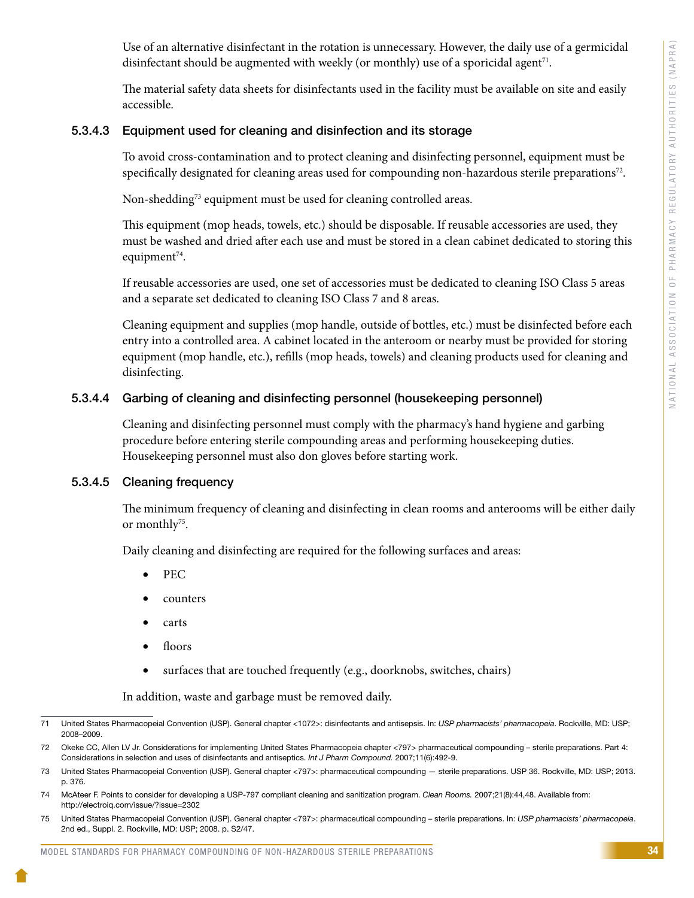Use of an alternative disinfectant in the rotation is unnecessary. However, the daily use of a germicidal disinfectant should be augmented with weekly (or monthly) use of a sporicidal agent[71].

The material safety data sheets for disinfectants used in the facility must be available on site and easily accessible.

#### 5.3.4.3 Equipment used for cleaning and disinfection and its storage

To avoid cross-contamination and to protect cleaning and disinfecting personnel, equipment must be specifically designated for cleaning areas used for compounding non-hazardous sterile preparations[72].

Non-shedding[73] equipment must be used for cleaning controlled areas.

This equipment (mop heads, towels, etc.) should be disposable. If reusable accessories are used, they must be washed and dried after each use and must be stored in a clean cabinet dedicated to storing this equipment[74].

If reusable accessories are used, one set of accessories must be dedicated to cleaning ISO Class 5 areas and a separate set dedicated to cleaning ISO Class 7 and 8 areas.

Cleaning equipment and supplies (mop handle, outside of bottles, etc.) must be disinfected before each entry into a controlled area. A cabinet located in the anteroom or nearby must be provided for storing equipment (mop handle, etc.), refills (mop heads, towels) and cleaning products used for cleaning and disinfecting.

#### 5.3.4.4 Garbing of cleaning and disinfecting personnel (housekeeping personnel)

Cleaning and disinfecting personnel must comply with the pharmacy's hand hygiene and garbing procedure before entering sterile compounding areas and performing housekeeping duties. Housekeeping personnel must also don gloves before starting work.

#### 5.3.4.5 Cleaning frequency

The minimum frequency of cleaning and disinfecting in clean rooms and anterooms will be either daily or monthly[75].

Daily cleaning and disinfecting are required for the following surfaces and areas:

- PEC
- counters
- carts
- floors
- surfaces that are touched frequently (e.g., doorknobs, switches, chairs)

In addition, waste and garbage must be removed daily.

---

71 United States Pharmacopeial Convention (USP). General chapter <1072>: disinfectants and antisepsis. In: *USP pharmacists' pharmacopeia*. Rockville, MD: USP; 2008–2009.

72 Okeke CC, Allen LV Jr. Considerations for implementing United States Pharmacopeia chapter <797> pharmaceutical compounding – sterile preparations. Part 4: Considerations in selection and uses of disinfectants and antiseptics. *Int J Pharm Compound.* 2007;11(6):492-9.

73 United States Pharmacopeial Convention (USP). General chapter <797>: pharmaceutical compounding — sterile preparations. USP 36. Rockville, MD: USP; 2013. p. 376.

74 McAteer F. Points to consider for developing a USP-797 compliant cleaning and sanitization program. *Clean Rooms.* 2007;21(8):44,48. Available from: http://electroiq.com/issue/?issue=2302

75 United States Pharmacopeial Convention (USP). General chapter <797>: pharmaceutical compounding – sterile preparations. In: *USP pharmacists' pharmacopeia*. 2nd ed., Suppl. 2. Rockville, MD: USP; 2008. p. S2/47.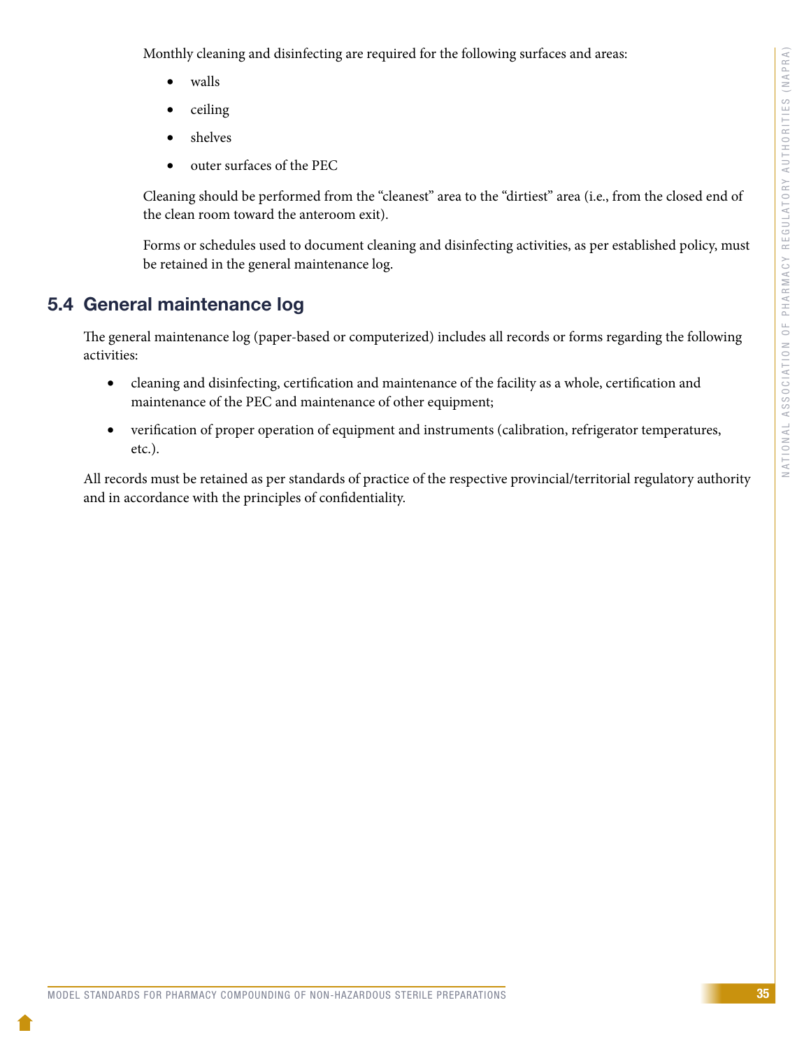Monthly cleaning and disinfecting are required for the following surfaces and areas:

- walls
- ceiling
- shelves
- outer surfaces of the PEC

Cleaning should be performed from the "cleanest" area to the "dirtiest" area (i.e., from the closed end of the clean room toward the anteroom exit).

Forms or schedules used to document cleaning and disinfecting activities, as per established policy, must be retained in the general maintenance log.

## 5.4 General maintenance log

The general maintenance log (paper-based or computerized) includes all records or forms regarding the following activities:

- cleaning and disinfecting, certification and maintenance of the facility as a whole, certification and maintenance of the PEC and maintenance of other equipment;
- verification of proper operation of equipment and instruments (calibration, refrigerator temperatures, etc.).

All records must be retained as per standards of practice of the respective provincial/territorial regulatory authority and in accordance with the principles of confidentiality.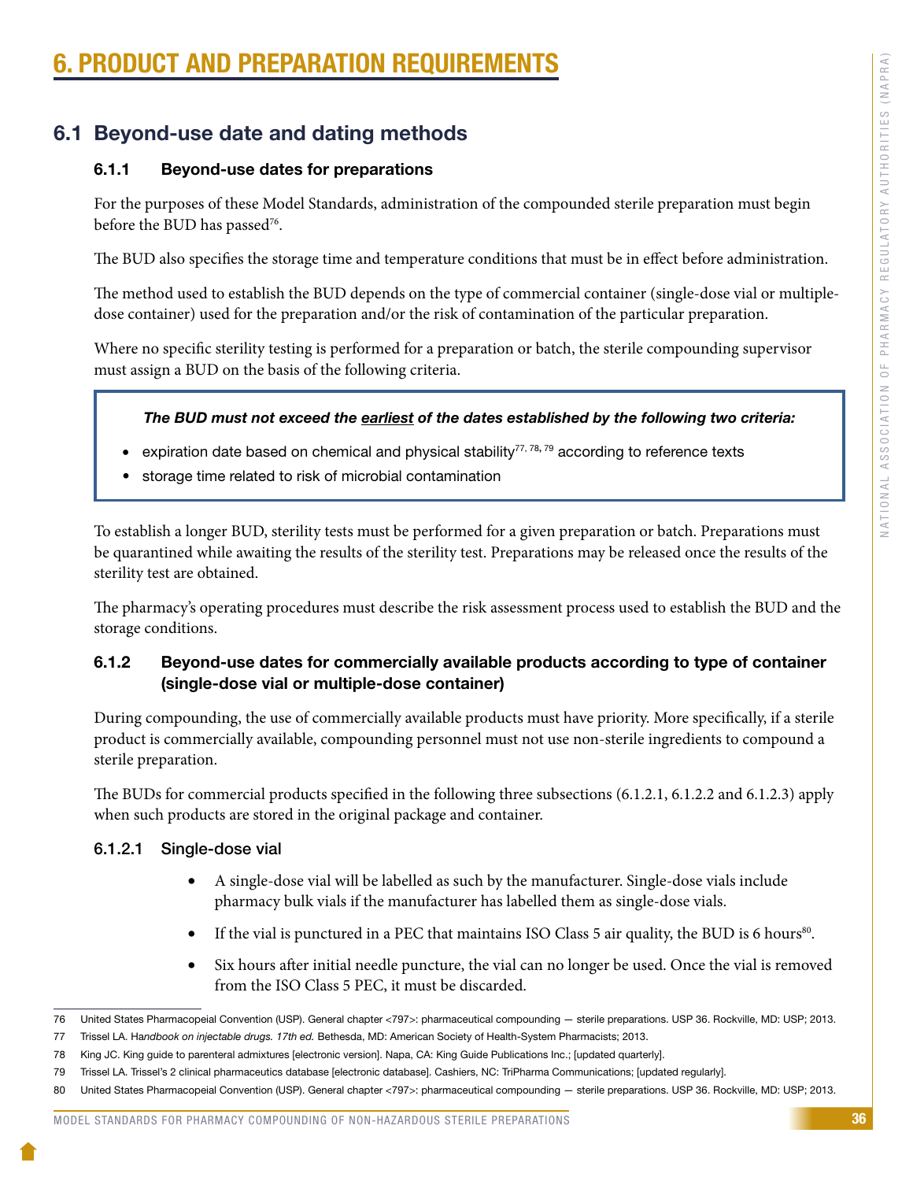# 6. PRODUCT AND PREPARATION REQUIREMENTS

## 6.1 Beyond-use date and dating methods

### 6.1.1 Beyond-use dates for preparations

For the purposes of these Model Standards, administration of the compounded sterile preparation must begin before the BUD has passed[76].

The BUD also specifies the storage time and temperature conditions that must be in effect before administration.

The method used to establish the BUD depends on the type of commercial container (single-dose vial or multiple-dose container) used for the preparation and/or the risk of contamination of the particular preparation.

Where no specific sterility testing is performed for a preparation or batch, the sterile compounding supervisor must assign a BUD on the basis of the following criteria.

> ***The BUD must not exceed the earliest of the dates established by the following two criteria:***
>
> - expiration date based on chemical and physical stability[77, 78, 79] according to reference texts
> - storage time related to risk of microbial contamination

To establish a longer BUD, sterility tests must be performed for a given preparation or batch. Preparations must be quarantined while awaiting the results of the sterility test. Preparations may be released once the results of the sterility test are obtained.

The pharmacy's operating procedures must describe the risk assessment process used to establish the BUD and the storage conditions.

### 6.1.2 Beyond-use dates for commercially available products according to type of container (single-dose vial or multiple-dose container)

During compounding, the use of commercially available products must have priority. More specifically, if a sterile product is commercially available, compounding personnel must not use non-sterile ingredients to compound a sterile preparation.

The BUDs for commercial products specified in the following three subsections (6.1.2.1, 6.1.2.2 and 6.1.2.3) apply when such products are stored in the original package and container.

#### 6.1.2.1 Single-dose vial

- A single-dose vial will be labelled as such by the manufacturer. Single-dose vials include pharmacy bulk vials if the manufacturer has labelled them as single-dose vials.
- If the vial is punctured in a PEC that maintains ISO Class 5 air quality, the BUD is 6 hours[80].
- Six hours after initial needle puncture, the vial can no longer be used. Once the vial is removed from the ISO Class 5 PEC, it must be discarded.

---

76 United States Pharmacopeial Convention (USP). General chapter <797>: pharmaceutical compounding — sterile preparations. USP 36. Rockville, MD: USP; 2013.

77 Trissel LA. *Handbook on injectable drugs. 17th ed.* Bethesda, MD: American Society of Health-System Pharmacists; 2013.

78 King JC. King guide to parenteral admixtures [electronic version]. Napa, CA: King Guide Publications Inc.; [updated quarterly].

79 Trissel LA. Trissel's 2 clinical pharmaceutics database [electronic database]. Cashiers, NC: TriPharma Communications; [updated regularly].

80 United States Pharmacopeial Convention (USP). General chapter <797>: pharmaceutical compounding — sterile preparations. USP 36. Rockville, MD: USP; 2013.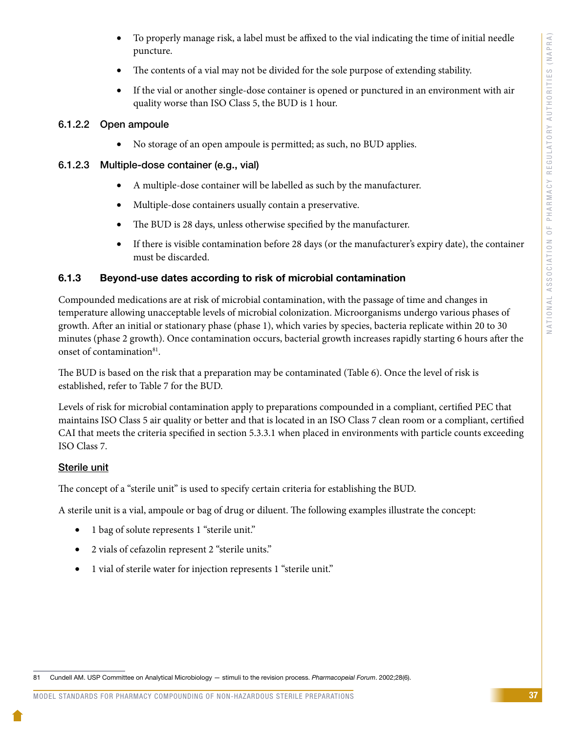- To properly manage risk, a label must be affixed to the vial indicating the time of initial needle puncture.
- The contents of a vial may not be divided for the sole purpose of extending stability.
- If the vial or another single-dose container is opened or punctured in an environment with air quality worse than ISO Class 5, the BUD is 1 hour.

#### 6.1.2.2 Open ampoule

- No storage of an open ampoule is permitted; as such, no BUD applies.

#### 6.1.2.3 Multiple-dose container (e.g., vial)

- A multiple-dose container will be labelled as such by the manufacturer.
- Multiple-dose containers usually contain a preservative.
- The BUD is 28 days, unless otherwise specified by the manufacturer.
- If there is visible contamination before 28 days (or the manufacturer's expiry date), the container must be discarded.

### 6.1.3 Beyond-use dates according to risk of microbial contamination

Compounded medications are at risk of microbial contamination, with the passage of time and changes in temperature allowing unacceptable levels of microbial colonization. Microorganisms undergo various phases of growth. After an initial or stationary phase (phase 1), which varies by species, bacteria replicate within 20 to 30 minutes (phase 2 growth). Once contamination occurs, bacterial growth increases rapidly starting 6 hours after the onset of contamination[81].

The BUD is based on the risk that a preparation may be contaminated (Table 6). Once the level of risk is established, refer to Table 7 for the BUD.

Levels of risk for microbial contamination apply to preparations compounded in a compliant, certified PEC that maintains ISO Class 5 air quality or better and that is located in an ISO Class 7 clean room or a compliant, certified CAI that meets the criteria specified in section 5.3.3.1 when placed in environments with particle counts exceeding ISO Class 7.

**Sterile unit**

The concept of a "sterile unit" is used to specify certain criteria for establishing the BUD.

A sterile unit is a vial, ampoule or bag of drug or diluent. The following examples illustrate the concept:

- 1 bag of solute represents 1 "sterile unit."
- 2 vials of cefazolin represent 2 "sterile units."
- 1 vial of sterile water for injection represents 1 "sterile unit."

81 Cundell AM. USP Committee on Analytical Microbiology — stimuli to the revision process. *Pharmacopeial Forum*. 2002;28(6).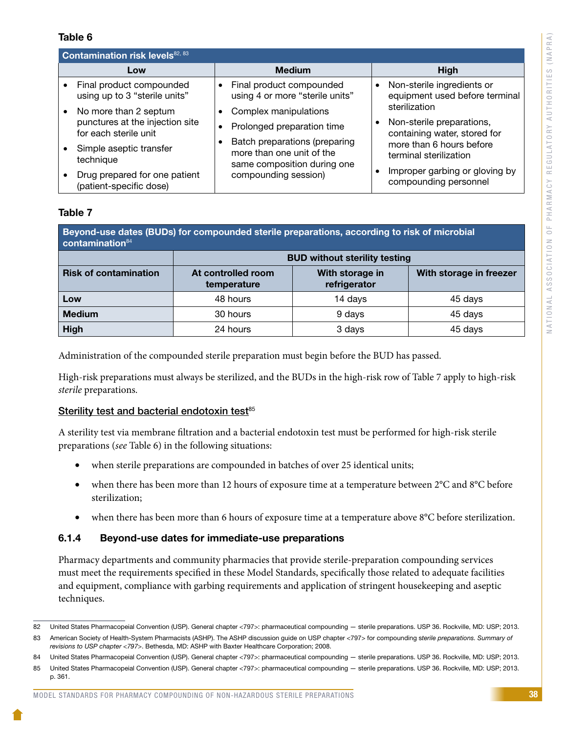**Table 6**

| Contamination risks levels[82, 83] | | |
|---|---|---|
| **Low** | **Medium** | **High** |
| • Final product compounded using up to 3 "sterile units"<br>• No more than 2 septum punctures at the injection site for each sterile unit<br>• Simple aseptic transfer technique<br>• Drug prepared for one patient (patient-specific dose) | • Final product compounded using 4 or more "sterile units"<br>• Complex manipulations<br>• Prolonged preparation time<br>• Batch preparations (preparing more than one unit of the same composition during one compounding session) | • Non-sterile ingredients or equipment used before terminal sterilization<br>• Non-sterile preparations, containing water, stored for more than 6 hours before terminal sterilization<br>• Improper garbing or gloving by compounding personnel |

**Table 7**

| Beyond-use dates (BUDs) for compounded sterile preparations, according to risk of microbial contamination[84] | | | |
|---|---|---|---|
| | **BUD without sterility testing** | | |
| **Risk of contamination** | **At controlled room temperature** | **With storage in refrigerator** | **With storage in freezer** |
| **Low** | 48 hours | 14 days | 45 days |
| **Medium** | 30 hours | 9 days | 45 days |
| **High** | 24 hours | 3 days | 45 days |

Administration of the compounded sterile preparation must begin before the BUD has passed.

High-risk preparations must always be sterilized, and the BUDs in the high-risk row of Table 7 apply to high-risk *sterile* preparations.

<u>Sterility test and bacterial endotoxin test</u>[85]

A sterility test via membrane filtration and a bacterial endotoxin test must be performed for high-risk sterile preparations (*see* Table 6) in the following situations:

- when sterile preparations are compounded in batches of over 25 identical units;
- when there has been more than 12 hours of exposure time at a temperature between 2°C and 8°C before sterilization;
- when there has been more than 6 hours of exposure time at a temperature above 8°C before sterilization.

### 6.1.4 Beyond-use dates for immediate-use preparations

Pharmacy departments and community pharmacies that provide sterile-preparation compounding services must meet the requirements specified in these Model Standards, specifically those related to adequate facilities and equipment, compliance with garbing requirements and application of stringent housekeeping and aseptic techniques.

---

82 United States Pharmacopeial Convention (USP). General chapter <797>: pharmaceutical compounding — sterile preparations. USP 36. Rockville, MD: USP; 2013.

83 American Society of Health-System Pharmacists (ASHP). The ASHP discussion guide on USP chapter <797> for compounding *sterile preparations. Summary of revisions to USP chapter <797>*. Bethesda, MD: ASHP with Baxter Healthcare Corporation; 2008.

84 United States Pharmacopeial Convention (USP). General chapter <797>: pharmaceutical compounding — sterile preparations. USP 36. Rockville, MD: USP; 2013.

85 United States Pharmacopeial Convention (USP). General chapter <797>: pharmaceutical compounding — sterile preparations. USP 36. Rockville, MD: USP; 2013. p. 361.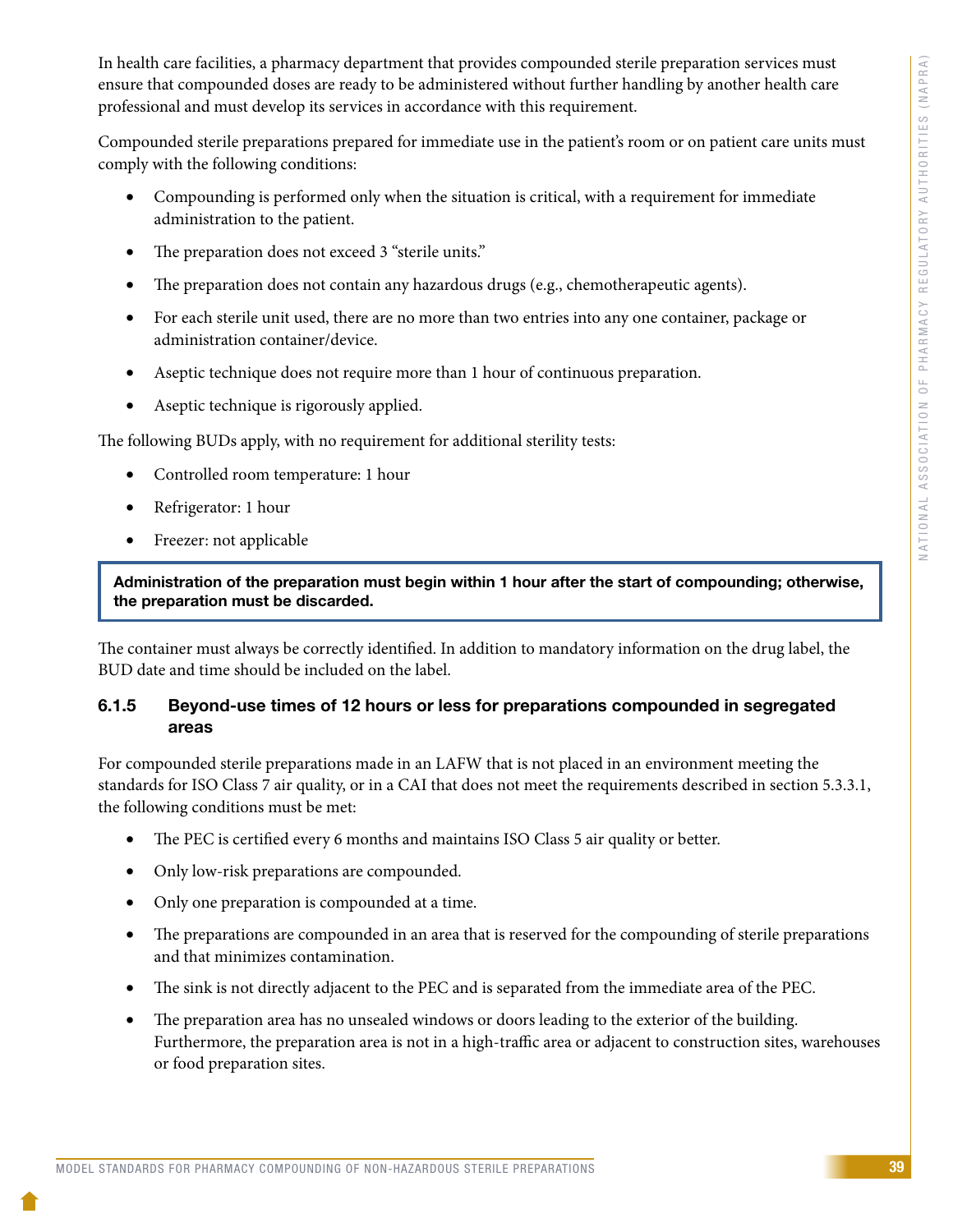In health care facilities, a pharmacy department that provides compounded sterile preparation services must ensure that compounded doses are ready to be administered without further handling by another health care professional and must develop its services in accordance with this requirement.

Compounded sterile preparations prepared for immediate use in the patient's room or on patient care units must comply with the following conditions:

- Compounding is performed only when the situation is critical, with a requirement for immediate administration to the patient.
- The preparation does not exceed 3 "sterile units."
- The preparation does not contain any hazardous drugs (e.g., chemotherapeutic agents).
- For each sterile unit used, there are no more than two entries into any one container, package or administration container/device.
- Aseptic technique does not require more than 1 hour of continuous preparation.
- Aseptic technique is rigorously applied.

The following BUDs apply, with no requirement for additional sterility tests:

- Controlled room temperature: 1 hour
- Refrigerator: 1 hour
- Freezer: not applicable

**Administration of the preparation must begin within 1 hour after the start of compounding; otherwise, the preparation must be discarded.**

The container must always be correctly identified. In addition to mandatory information on the drug label, the BUD date and time should be included on the label.

### 6.1.5 Beyond-use times of 12 hours or less for preparations compounded in segregated areas

For compounded sterile preparations made in an LAFW that is not placed in an environment meeting the standards for ISO Class 7 air quality, or in a CAI that does not meet the requirements described in section 5.3.3.1, the following conditions must be met:

- The PEC is certified every 6 months and maintains ISO Class 5 air quality or better.
- Only low-risk preparations are compounded.
- Only one preparation is compounded at a time.
- The preparations are compounded in an area that is reserved for the compounding of sterile preparations and that minimizes contamination.
- The sink is not directly adjacent to the PEC and is separated from the immediate area of the PEC.
- The preparation area has no unsealed windows or doors leading to the exterior of the building. Furthermore, the preparation area is not in a high-traffic area or adjacent to construction sites, warehouses or food preparation sites.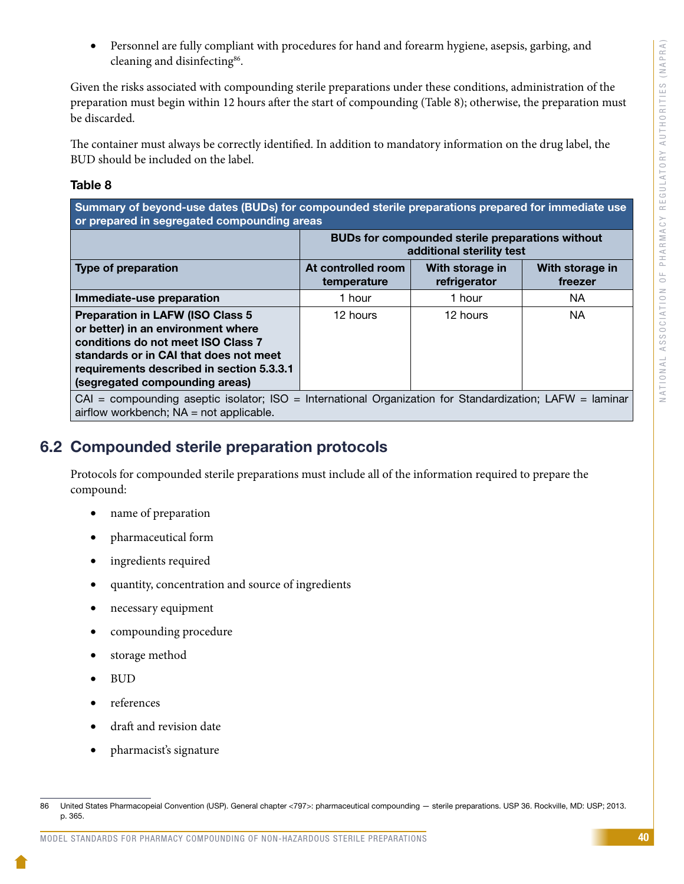- Personnel are fully compliant with procedures for hand and forearm hygiene, asepsis, garbing, and cleaning and disinfecting[86].

Given the risks associated with compounding sterile preparations under these conditions, administration of the preparation must begin within 12 hours after the start of compounding (Table 8); otherwise, the preparation must be discarded.

The container must always be correctly identified. In addition to mandatory information on the drug label, the BUD should be included on the label.

**Table 8**

| Summary of beyond-use dates (BUDs) for compounded sterile preparations prepared for immediate use or prepared in segregated compounding areas | | | |
|---|---|---|---|
| | **BUDs for compounded sterile preparations without additional sterility test** | | |
| **Type of preparation** | **At controlled room temperature** | **With storage in refrigerator** | **With storage in freezer** |
| **Immediate-use preparation** | 1 hour | 1 hour | NA |
| **Preparation in LAFW (ISO Class 5 or better) in an environment where conditions do not meet ISO Class 7 standards or in CAI that does not meet requirements described in section 5.3.3.1 (segregated compounding areas)** | 12 hours | 12 hours | NA |

CAI = compounding aseptic isolator; ISO = International Organization for Standardization; LAFW = laminar airflow workbench; NA = not applicable.

## 6.2 Compounded sterile preparation protocols

Protocols for compounded sterile preparations must include all of the information required to prepare the compound:

- name of preparation
- pharmaceutical form
- ingredients required
- quantity, concentration and source of ingredients
- necessary equipment
- compounding procedure
- storage method
- BUD
- references
- draft and revision date
- pharmacist's signature

86 United States Pharmacopeial Convention (USP). General chapter <797>: pharmaceutical compounding — sterile preparations. USP 36. Rockville, MD: USP; 2013. p. 365.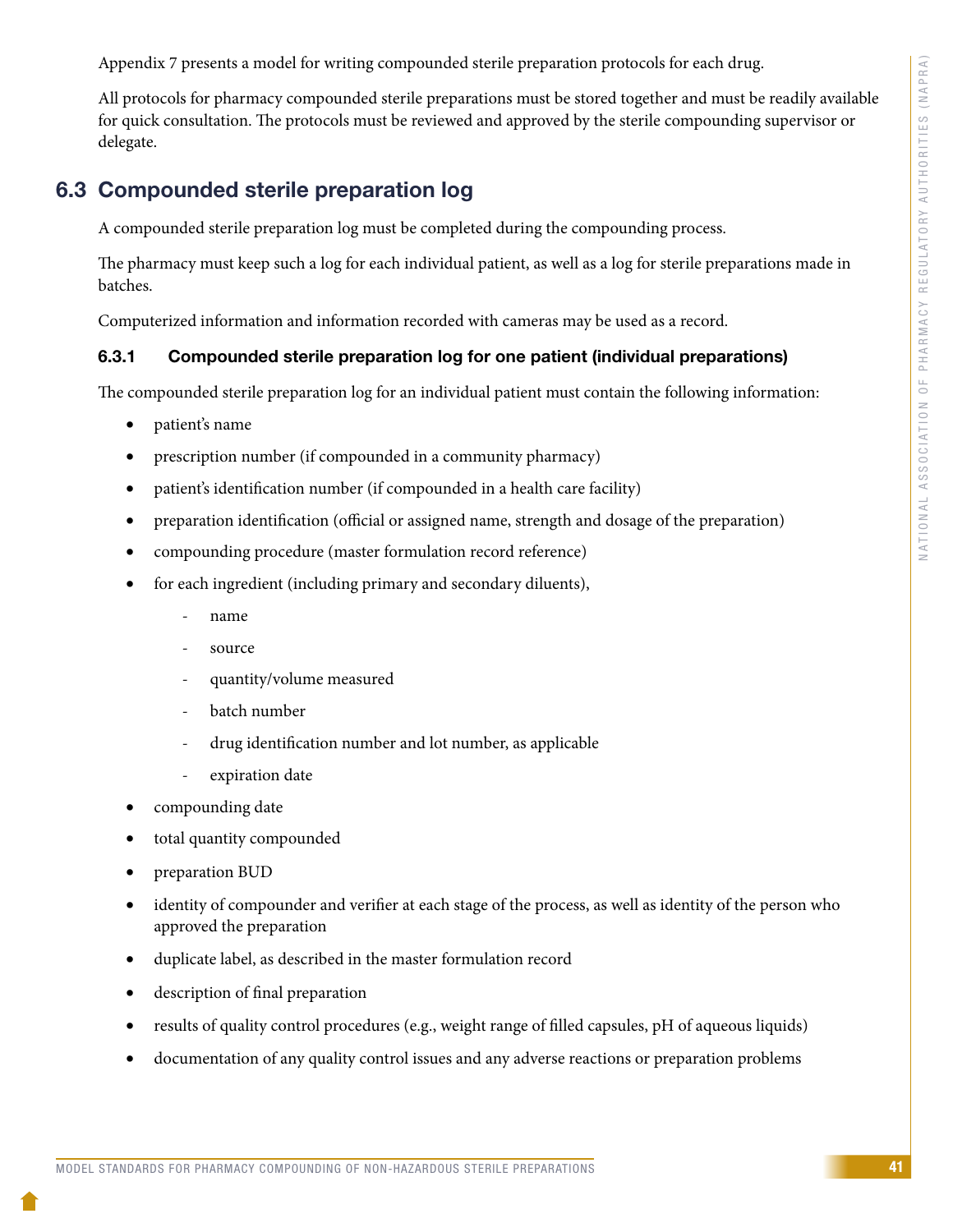Appendix 7 presents a model for writing compounded sterile preparation protocols for each drug.

All protocols for pharmacy compounded sterile preparations must be stored together and must be readily available for quick consultation. The protocols must be reviewed and approved by the sterile compounding supervisor or delegate.

## 6.3 Compounded sterile preparation log

A compounded sterile preparation log must be completed during the compounding process.

The pharmacy must keep such a log for each individual patient, as well as a log for sterile preparations made in batches.

Computerized information and information recorded with cameras may be used as a record.

### 6.3.1 Compounded sterile preparation log for one patient (individual preparations)

The compounded sterile preparation log for an individual patient must contain the following information:

- patient's name
- prescription number (if compounded in a community pharmacy)
- patient's identification number (if compounded in a health care facility)
- preparation identification (official or assigned name, strength and dosage of the preparation)
- compounding procedure (master formulation record reference)
- for each ingredient (including primary and secondary diluents),
  - name
  - source
  - quantity/volume measured
  - batch number
  - drug identification number and lot number, as applicable
  - expiration date
- compounding date
- total quantity compounded
- preparation BUD
- identity of compounder and verifier at each stage of the process, as well as identity of the person who approved the preparation
- duplicate label, as described in the master formulation record
- description of final preparation
- results of quality control procedures (e.g., weight range of filled capsules, pH of aqueous liquids)
- documentation of any quality control issues and any adverse reactions or preparation problems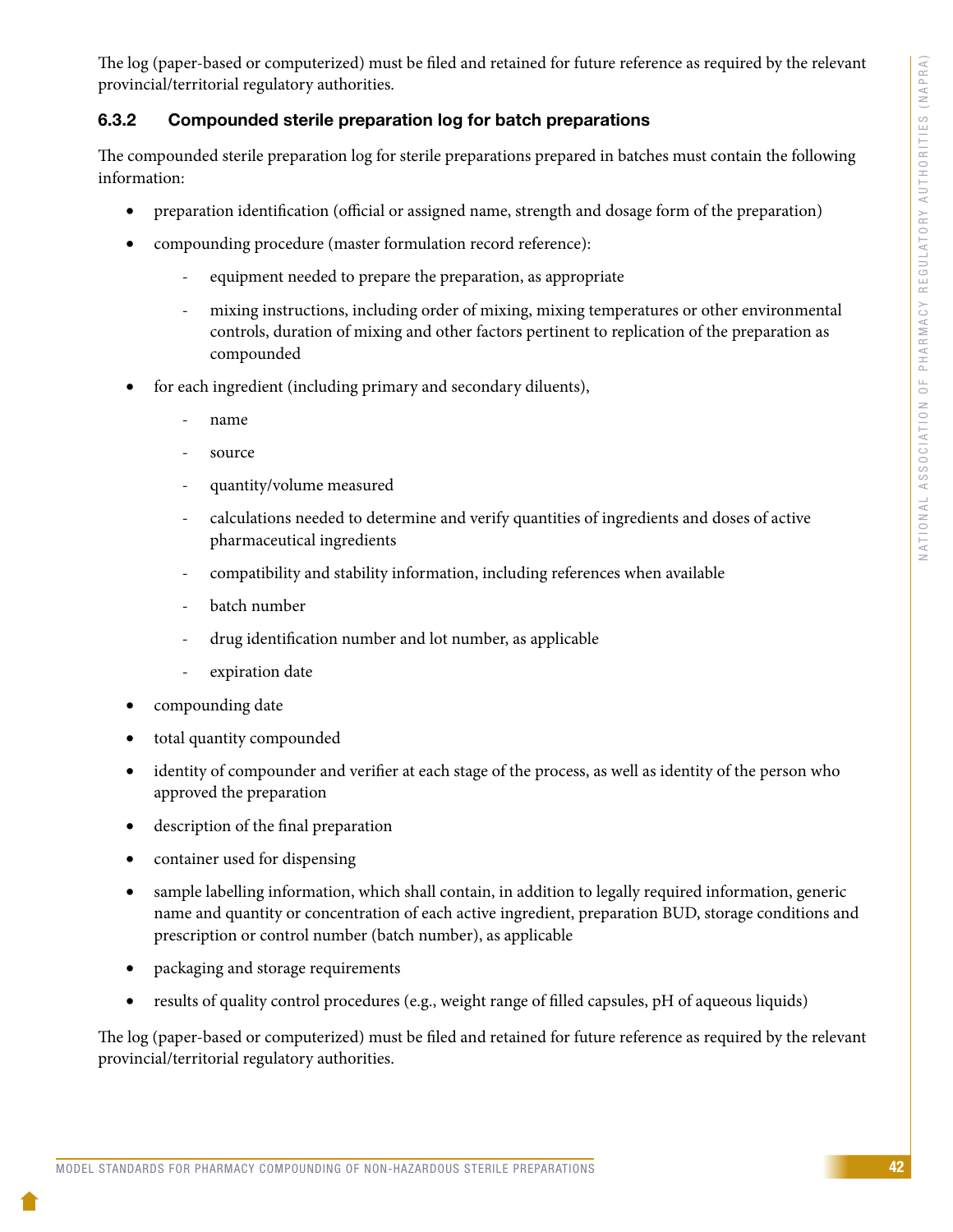The log (paper-based or computerized) must be filed and retained for future reference as required by the relevant provincial/territorial regulatory authorities.

### 6.3.2 Compounded sterile preparation log for batch preparations

The compounded sterile preparation log for sterile preparations prepared in batches must contain the following information:

- preparation identification (official or assigned name, strength and dosage form of the preparation)
- compounding procedure (master formulation record reference):
  - equipment needed to prepare the preparation, as appropriate
  - mixing instructions, including order of mixing, mixing temperatures or other environmental controls, duration of mixing and other factors pertinent to replication of the preparation as compounded
- for each ingredient (including primary and secondary diluents),
  - name
  - source
  - quantity/volume measured
  - calculations needed to determine and verify quantities of ingredients and doses of active pharmaceutical ingredients
  - compatibility and stability information, including references when available
  - batch number
  - drug identification number and lot number, as applicable
  - expiration date
- compounding date
- total quantity compounded
- identity of compounder and verifier at each stage of the process, as well as identity of the person who approved the preparation
- description of the final preparation
- container used for dispensing
- sample labelling information, which shall contain, in addition to legally required information, generic name and quantity or concentration of each active ingredient, preparation BUD, storage conditions and prescription or control number (batch number), as applicable
- packaging and storage requirements
- results of quality control procedures (e.g., weight range of filled capsules, pH of aqueous liquids)

The log (paper-based or computerized) must be filed and retained for future reference as required by the relevant provincial/territorial regulatory authorities.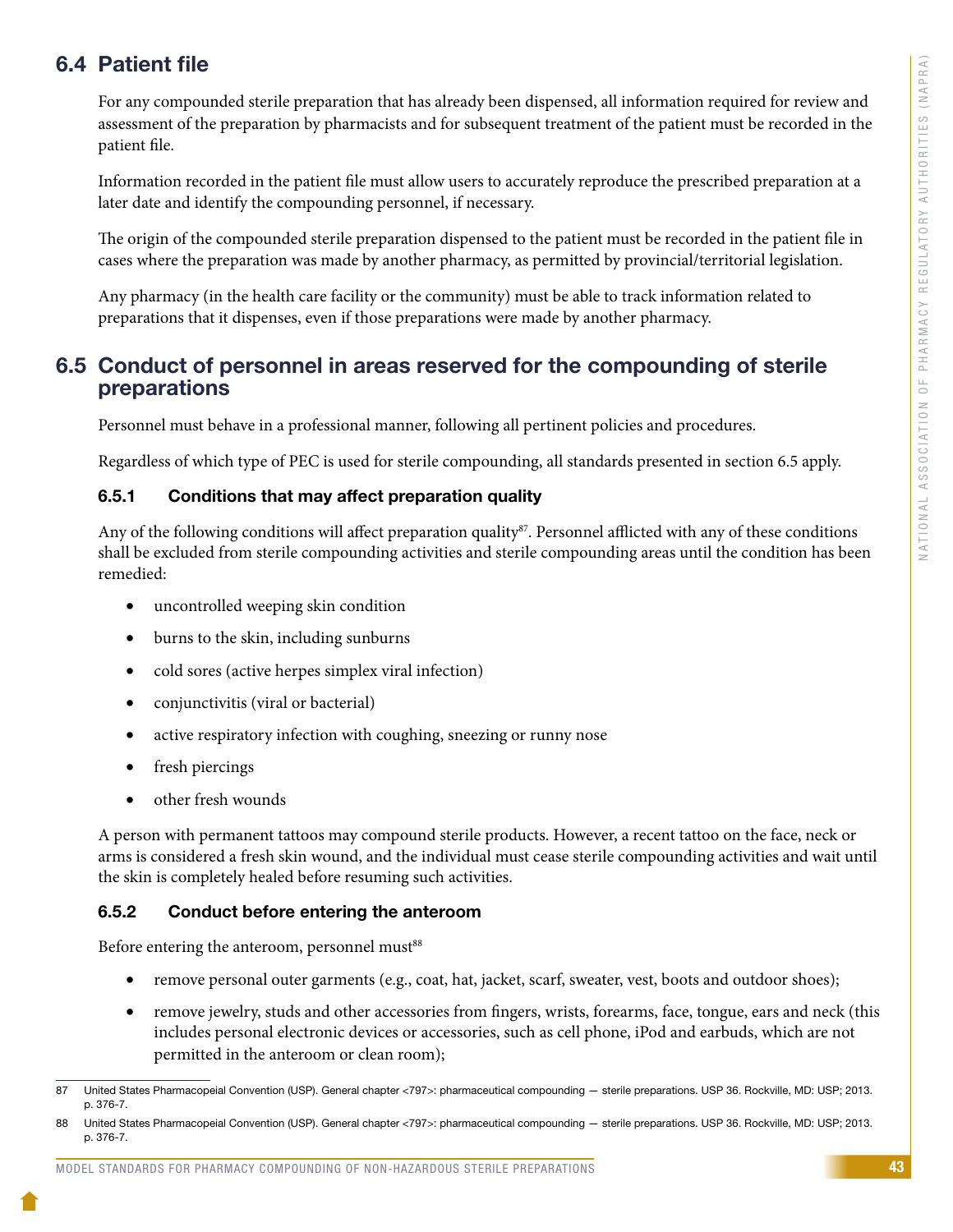## 6.4 Patient file

For any compounded sterile preparation that has already been dispensed, all information required for review and assessment of the preparation by pharmacists and for subsequent treatment of the patient must be recorded in the patient file.

Information recorded in the patient file must allow users to accurately reproduce the prescribed preparation at a later date and identify the compounding personnel, if necessary.

The origin of the compounded sterile preparation dispensed to the patient must be recorded in the patient file in cases where the preparation was made by another pharmacy, as permitted by provincial/territorial legislation.

Any pharmacy (in the health care facility or the community) must be able to track information related to preparations that it dispenses, even if those preparations were made by another pharmacy.

## 6.5 Conduct of personnel in areas reserved for the compounding of sterile preparations

Personnel must behave in a professional manner, following all pertinent policies and procedures.

Regardless of which type of PEC is used for sterile compounding, all standards presented in section 6.5 apply.

### 6.5.1 Conditions that may affect preparation quality

Any of the following conditions will affect preparation quality[87]. Personnel afflicted with any of these conditions shall be excluded from sterile compounding activities and sterile compounding areas until the condition has been remedied:

- uncontrolled weeping skin condition
- burns to the skin, including sunburns
- cold sores (active herpes simplex viral infection)
- conjunctivitis (viral or bacterial)
- active respiratory infection with coughing, sneezing or runny nose
- fresh piercings
- other fresh wounds

A person with permanent tattoos may compound sterile products. However, a recent tattoo on the face, neck or arms is considered a fresh skin wound, and the individual must cease sterile compounding activities and wait until the skin is completely healed before resuming such activities.

### 6.5.2 Conduct before entering the anteroom

Before entering the anteroom, personnel must[88]

- remove personal outer garments (e.g., coat, hat, jacket, scarf, sweater, vest, boots and outdoor shoes);
- remove jewelry, studs and other accessories from fingers, wrists, forearms, face, tongue, ears and neck (this includes personal electronic devices or accessories, such as cell phone, iPod and earbuds, which are not permitted in the anteroom or clean room);

---

87 United States Pharmacopeial Convention (USP). General chapter <797>: pharmaceutical compounding — sterile preparations. USP 36. Rockville, MD: USP; 2013. p. 376-7.

88 United States Pharmacopeial Convention (USP). General chapter <797>: pharmaceutical compounding — sterile preparations. USP 36. Rockville, MD: USP; 2013. p. 376-7.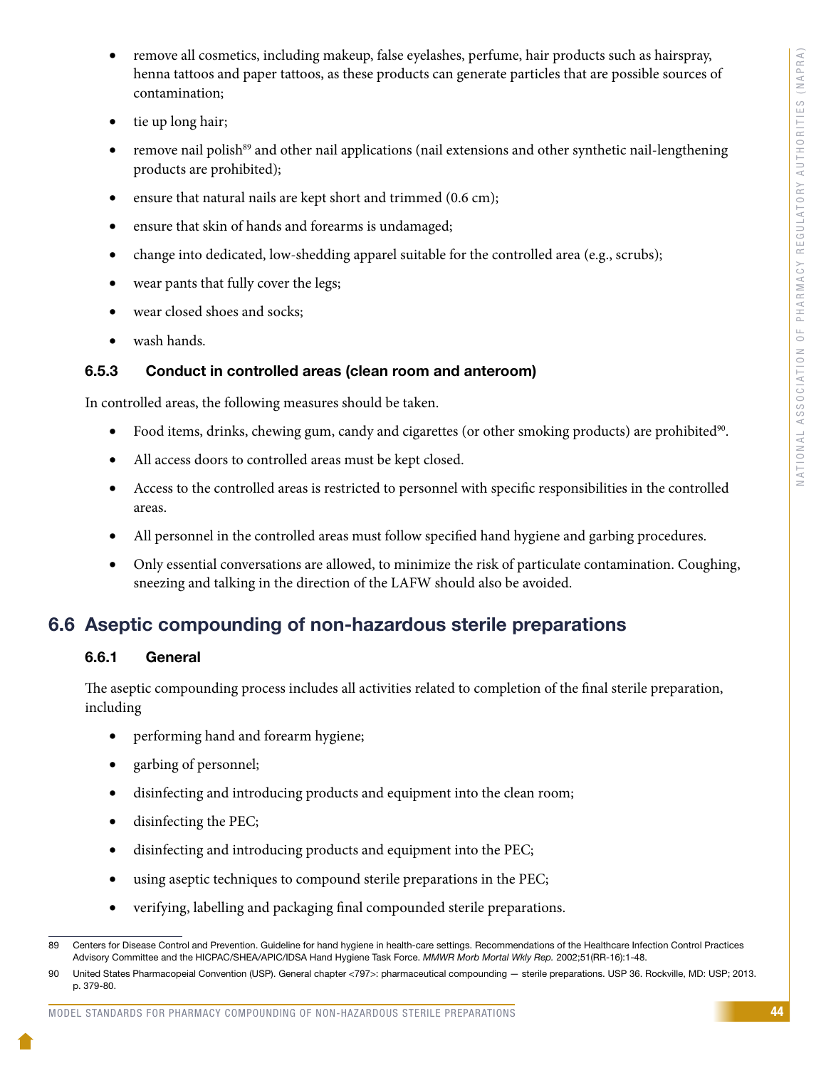- remove all cosmetics, including makeup, false eyelashes, perfume, hair products such as hairspray, henna tattoos and paper tattoos, as these products can generate particles that are possible sources of contamination;
- tie up long hair;
- remove nail polish[89] and other nail applications (nail extensions and other synthetic nail-lengthening products are prohibited);
- ensure that natural nails are kept short and trimmed (0.6 cm);
- ensure that skin of hands and forearms is undamaged;
- change into dedicated, low-shedding apparel suitable for the controlled area (e.g., scrubs);
- wear pants that fully cover the legs;
- wear closed shoes and socks;
- wash hands.

### 6.5.3 Conduct in controlled areas (clean room and anteroom)

In controlled areas, the following measures should be taken.

- Food items, drinks, chewing gum, candy and cigarettes (or other smoking products) are prohibited[90].
- All access doors to controlled areas must be kept closed.
- Access to the controlled areas is restricted to personnel with specific responsibilities in the controlled areas.
- All personnel in the controlled areas must follow specified hand hygiene and garbing procedures.
- Only essential conversations are allowed, to minimize the risk of particulate contamination. Coughing, sneezing and talking in the direction of the LAFW should also be avoided.

## 6.6 Aseptic compounding of non-hazardous sterile preparations

### 6.6.1 General

The aseptic compounding process includes all activities related to completion of the final sterile preparation, including

- performing hand and forearm hygiene;
- garbing of personnel;
- disinfecting and introducing products and equipment into the clean room;
- disinfecting the PEC;
- disinfecting and introducing products and equipment into the PEC;
- using aseptic techniques to compound sterile preparations in the PEC;
- verifying, labelling and packaging final compounded sterile preparations.

---

89 Centers for Disease Control and Prevention. Guideline for hand hygiene in health-care settings. Recommendations of the Healthcare Infection Control Practices Advisory Committee and the HICPAC/SHEA/APIC/IDSA Hand Hygiene Task Force. *MMWR Morb Mortal Wkly Rep.* 2002;51(RR-16):1-48.

90 United States Pharmacopeial Convention (USP). General chapter <797>: pharmaceutical compounding — sterile preparations. USP 36. Rockville, MD: USP; 2013. p. 379-80.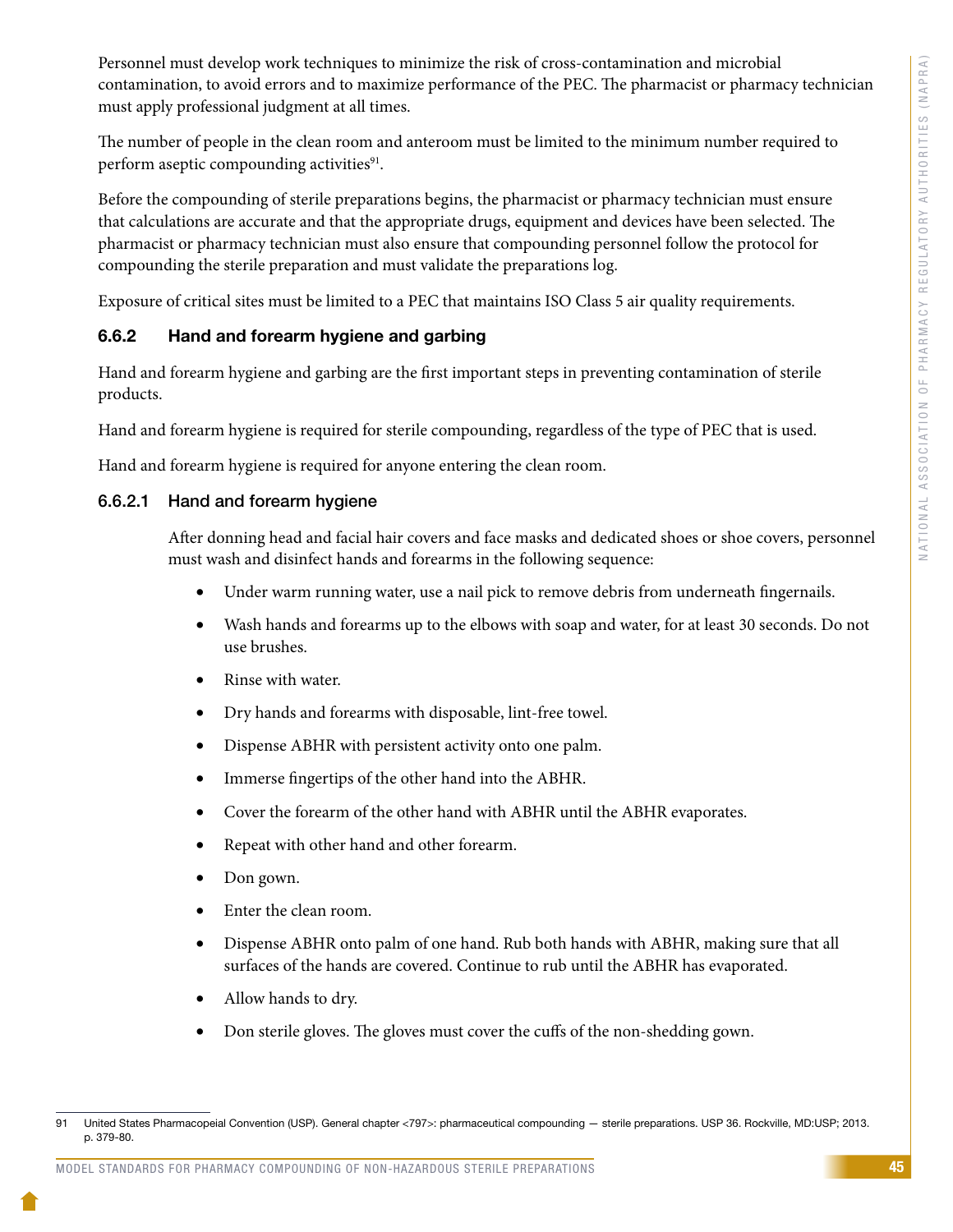Personnel must develop work techniques to minimize the risk of cross-contamination and microbial contamination, to avoid errors and to maximize performance of the PEC. The pharmacist or pharmacy technician must apply professional judgment at all times.

The number of people in the clean room and anteroom must be limited to the minimum number required to perform aseptic compounding activities[91].

Before the compounding of sterile preparations begins, the pharmacist or pharmacy technician must ensure that calculations are accurate and that the appropriate drugs, equipment and devices have been selected. The pharmacist or pharmacy technician must also ensure that compounding personnel follow the protocol for compounding the sterile preparation and must validate the preparations log.

Exposure of critical sites must be limited to a PEC that maintains ISO Class 5 air quality requirements.

### 6.6.2 Hand and forearm hygiene and garbing

Hand and forearm hygiene and garbing are the first important steps in preventing contamination of sterile products.

Hand and forearm hygiene is required for sterile compounding, regardless of the type of PEC that is used.

Hand and forearm hygiene is required for anyone entering the clean room.

#### 6.6.2.1 Hand and forearm hygiene

After donning head and facial hair covers and face masks and dedicated shoes or shoe covers, personnel must wash and disinfect hands and forearms in the following sequence:

- Under warm running water, use a nail pick to remove debris from underneath fingernails.
- Wash hands and forearms up to the elbows with soap and water, for at least 30 seconds. Do not use brushes.
- Rinse with water.
- Dry hands and forearms with disposable, lint-free towel.
- Dispense ABHR with persistent activity onto one palm.
- Immerse fingertips of the other hand into the ABHR.
- Cover the forearm of the other hand with ABHR until the ABHR evaporates.
- Repeat with other hand and other forearm.
- Don gown.
- Enter the clean room.
- Dispense ABHR onto palm of one hand. Rub both hands with ABHR, making sure that all surfaces of the hands are covered. Continue to rub until the ABHR has evaporated.
- Allow hands to dry.
- Don sterile gloves. The gloves must cover the cuffs of the non-shedding gown.

---

91 United States Pharmacopeial Convention (USP). General chapter <797>: pharmaceutical compounding — sterile preparations. USP 36. Rockville, MD:USP; 2013. p. 379-80.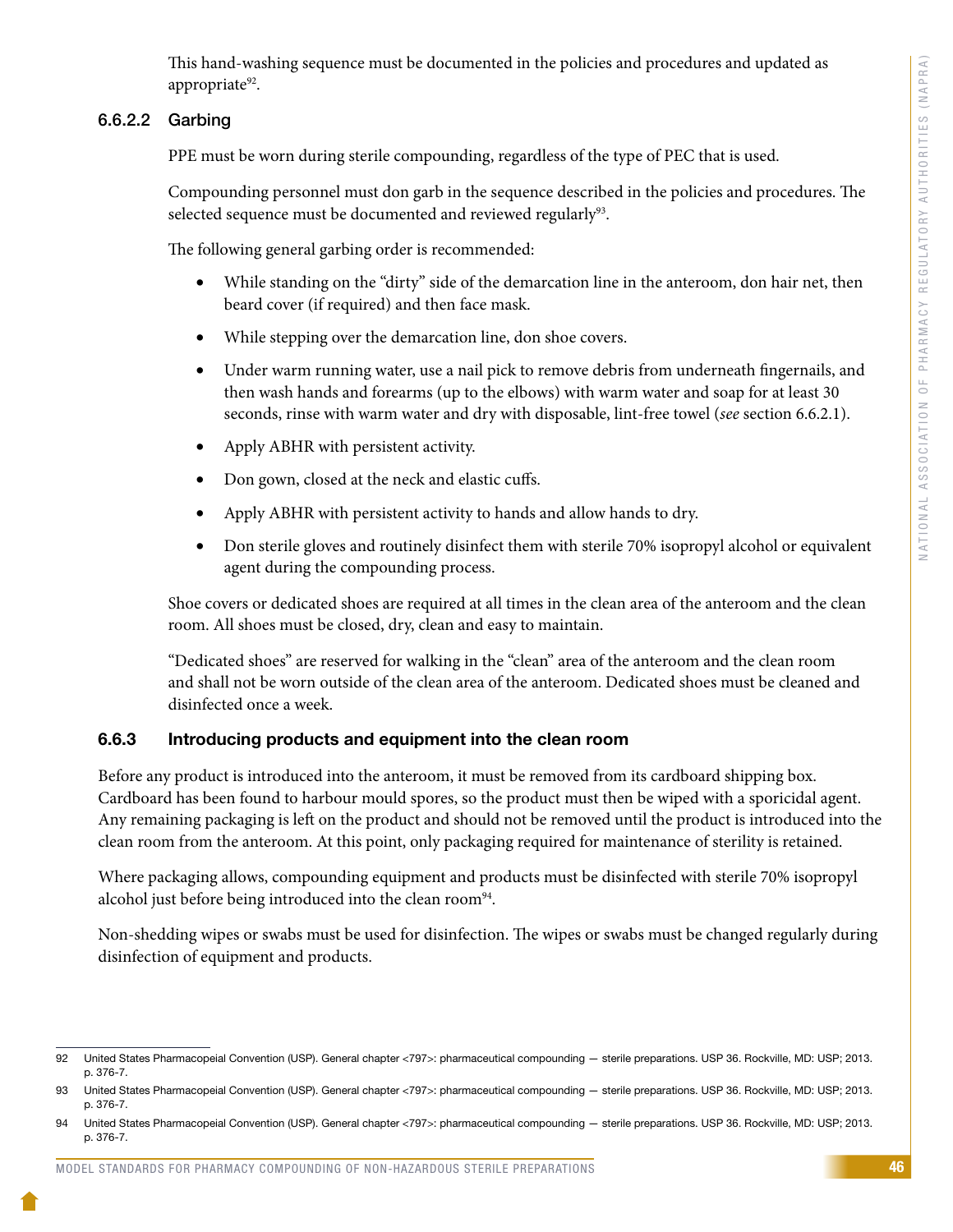This hand-washing sequence must be documented in the policies and procedures and updated as appropriate[92].

#### 6.6.2.2 Garbing

PPE must be worn during sterile compounding, regardless of the type of PEC that is used.

Compounding personnel must don garb in the sequence described in the policies and procedures. The selected sequence must be documented and reviewed regularly[93].

The following general garbing order is recommended:

- While standing on the "dirty" side of the demarcation line in the anteroom, don hair net, then beard cover (if required) and then face mask.
- While stepping over the demarcation line, don shoe covers.
- Under warm running water, use a nail pick to remove debris from underneath fingernails, and then wash hands and forearms (up to the elbows) with warm water and soap for at least 30 seconds, rinse with warm water and dry with disposable, lint-free towel (*see* section 6.6.2.1).
- Apply ABHR with persistent activity.
- Don gown, closed at the neck and elastic cuffs.
- Apply ABHR with persistent activity to hands and allow hands to dry.
- Don sterile gloves and routinely disinfect them with sterile 70% isopropyl alcohol or equivalent agent during the compounding process.

Shoe covers or dedicated shoes are required at all times in the clean area of the anteroom and the clean room. All shoes must be closed, dry, clean and easy to maintain.

"Dedicated shoes" are reserved for walking in the "clean" area of the anteroom and the clean room and shall not be worn outside of the clean area of the anteroom. Dedicated shoes must be cleaned and disinfected once a week.

### 6.6.3 Introducing products and equipment into the clean room

Before any product is introduced into the anteroom, it must be removed from its cardboard shipping box. Cardboard has been found to harbour mould spores, so the product must then be wiped with a sporicidal agent. Any remaining packaging is left on the product and should not be removed until the product is introduced into the clean room from the anteroom. At this point, only packaging required for maintenance of sterility is retained.

Where packaging allows, compounding equipment and products must be disinfected with sterile 70% isopropyl alcohol just before being introduced into the clean room[94].

Non-shedding wipes or swabs must be used for disinfection. The wipes or swabs must be changed regularly during disinfection of equipment and products.

---

92 United States Pharmacopeial Convention (USP). General chapter <797>: pharmaceutical compounding — sterile preparations. USP 36. Rockville, MD: USP; 2013. p. 376-7.

93 United States Pharmacopeial Convention (USP). General chapter <797>: pharmaceutical compounding — sterile preparations. USP 36. Rockville, MD: USP; 2013. p. 376-7.

94 United States Pharmacopeial Convention (USP). General chapter <797>: pharmaceutical compounding — sterile preparations. USP 36. Rockville, MD: USP; 2013. p. 376-7.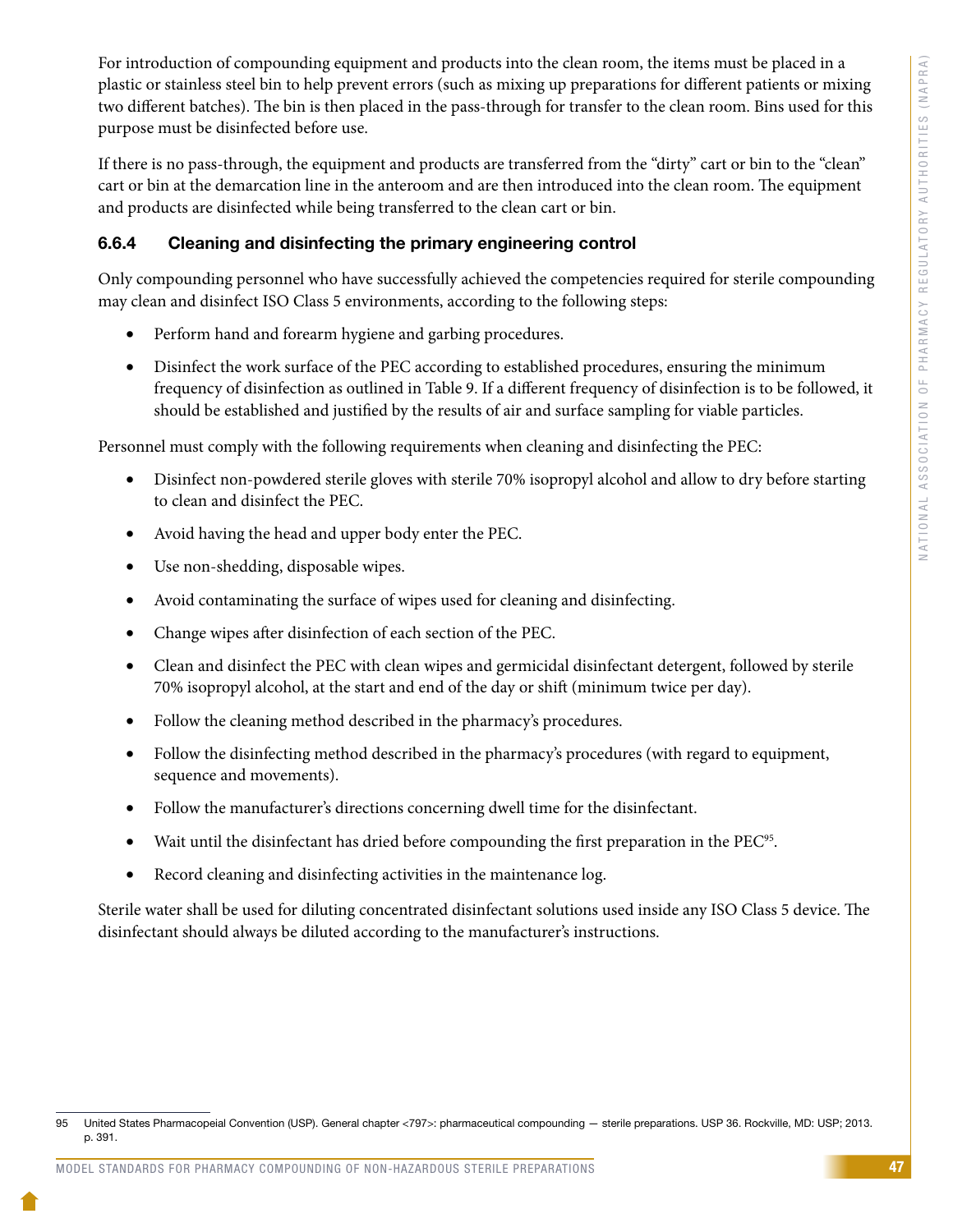For introduction of compounding equipment and products into the clean room, the items must be placed in a plastic or stainless steel bin to help prevent errors (such as mixing up preparations for different patients or mixing two different batches). The bin is then placed in the pass-through for transfer to the clean room. Bins used for this purpose must be disinfected before use.

If there is no pass-through, the equipment and products are transferred from the "dirty" cart or bin to the "clean" cart or bin at the demarcation line in the anteroom and are then introduced into the clean room. The equipment and products are disinfected while being transferred to the clean cart or bin.

### 6.6.4 Cleaning and disinfecting the primary engineering control

Only compounding personnel who have successfully achieved the competencies required for sterile compounding may clean and disinfect ISO Class 5 environments, according to the following steps:

- Perform hand and forearm hygiene and garbing procedures.
- Disinfect the work surface of the PEC according to established procedures, ensuring the minimum frequency of disinfection as outlined in Table 9. If a different frequency of disinfection is to be followed, it should be established and justified by the results of air and surface sampling for viable particles.

Personnel must comply with the following requirements when cleaning and disinfecting the PEC:

- Disinfect non-powdered sterile gloves with sterile 70% isopropyl alcohol and allow to dry before starting to clean and disinfect the PEC.
- Avoid having the head and upper body enter the PEC.
- Use non-shedding, disposable wipes.
- Avoid contaminating the surface of wipes used for cleaning and disinfecting.
- Change wipes after disinfection of each section of the PEC.
- Clean and disinfect the PEC with clean wipes and germicidal disinfectant detergent, followed by sterile 70% isopropyl alcohol, at the start and end of the day or shift (minimum twice per day).
- Follow the cleaning method described in the pharmacy's procedures.
- Follow the disinfecting method described in the pharmacy's procedures (with regard to equipment, sequence and movements).
- Follow the manufacturer's directions concerning dwell time for the disinfectant.
- Wait until the disinfectant has dried before compounding the first preparation in the PEC[95].
- Record cleaning and disinfecting activities in the maintenance log.

Sterile water shall be used for diluting concentrated disinfectant solutions used inside any ISO Class 5 device. The disinfectant should always be diluted according to the manufacturer's instructions.

---

95 United States Pharmacopeial Convention (USP). General chapter <797>: pharmaceutical compounding — sterile preparations. USP 36. Rockville, MD: USP; 2013. p. 391.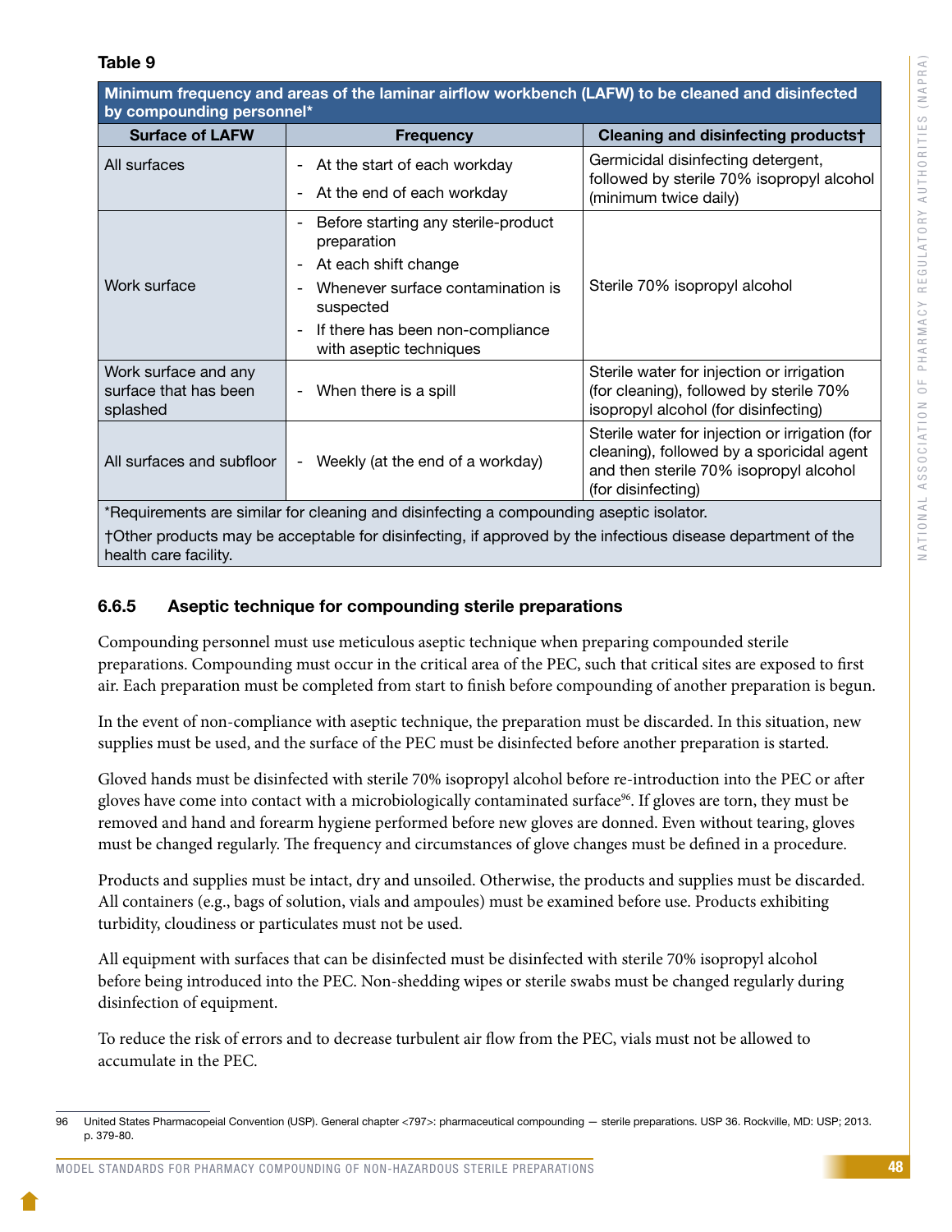**Table 9**

| Minimum frequency and areas of the laminar airflow workbench (LAFW) to be cleaned and disinfected by compounding personnel* | | |
|---|---|---|
| **Surface of LAFW** | **Frequency** | **Cleaning and disinfecting products†** |
| All surfaces | - At the start of each workday<br>- At the end of each workday | Germicidal disinfecting detergent, followed by sterile 70% isopropyl alcohol (minimum twice daily) |
| Work surface | - Before starting any sterile-product preparation<br>- At each shift change<br>- Whenever surface contamination is suspected<br>- If there has been non-compliance with aseptic techniques | Sterile 70% isopropyl alcohol |
| Work surface and any surface that has been splashed | - When there is a spill | Sterile water for injection or irrigation (for cleaning), followed by sterile 70% isopropyl alcohol (for disinfecting) |
| All surfaces and subfloor | - Weekly (at the end of a workday) | Sterile water for injection or irrigation (for cleaning), followed by a sporicidal agent and then sterile 70% isopropyl alcohol (for disinfecting) |

*Requirements are similar for cleaning and disinfecting a compounding aseptic isolator.

†Other products may be acceptable for disinfecting, if approved by the infectious disease department of the health care facility.

### 6.6.5 Aseptic technique for compounding sterile preparations

Compounding personnel must use meticulous aseptic technique when preparing compounded sterile preparations. Compounding must occur in the critical area of the PEC, such that critical sites are exposed to first air. Each preparation must be completed from start to finish before compounding of another preparation is begun.

In the event of non-compliance with aseptic technique, the preparation must be discarded. In this situation, new supplies must be used, and the surface of the PEC must be disinfected before another preparation is started.

Gloved hands must be disinfected with sterile 70% isopropyl alcohol before re-introduction into the PEC or after gloves have come into contact with a microbiologically contaminated surface[96]. If gloves are torn, they must be removed and hand and forearm hygiene performed before new gloves are donned. Even without tearing, gloves must be changed regularly. The frequency and circumstances of glove changes must be defined in a procedure.

Products and supplies must be intact, dry and unsoiled. Otherwise, the products and supplies must be discarded. All containers (e.g., bags of solution, vials and ampoules) must be examined before use. Products exhibiting turbidity, cloudiness or particulates must not be used.

All equipment with surfaces that can be disinfected must be disinfected with sterile 70% isopropyl alcohol before being introduced into the PEC. Non-shedding wipes or sterile swabs must be changed regularly during disinfection of equipment.

To reduce the risk of errors and to decrease turbulent air flow from the PEC, vials must not be allowed to accumulate in the PEC.

---

96 United States Pharmacopeial Convention (USP). General chapter <797>: pharmaceutical compounding — sterile preparations. USP 36. Rockville, MD: USP; 2013. p. 379-80.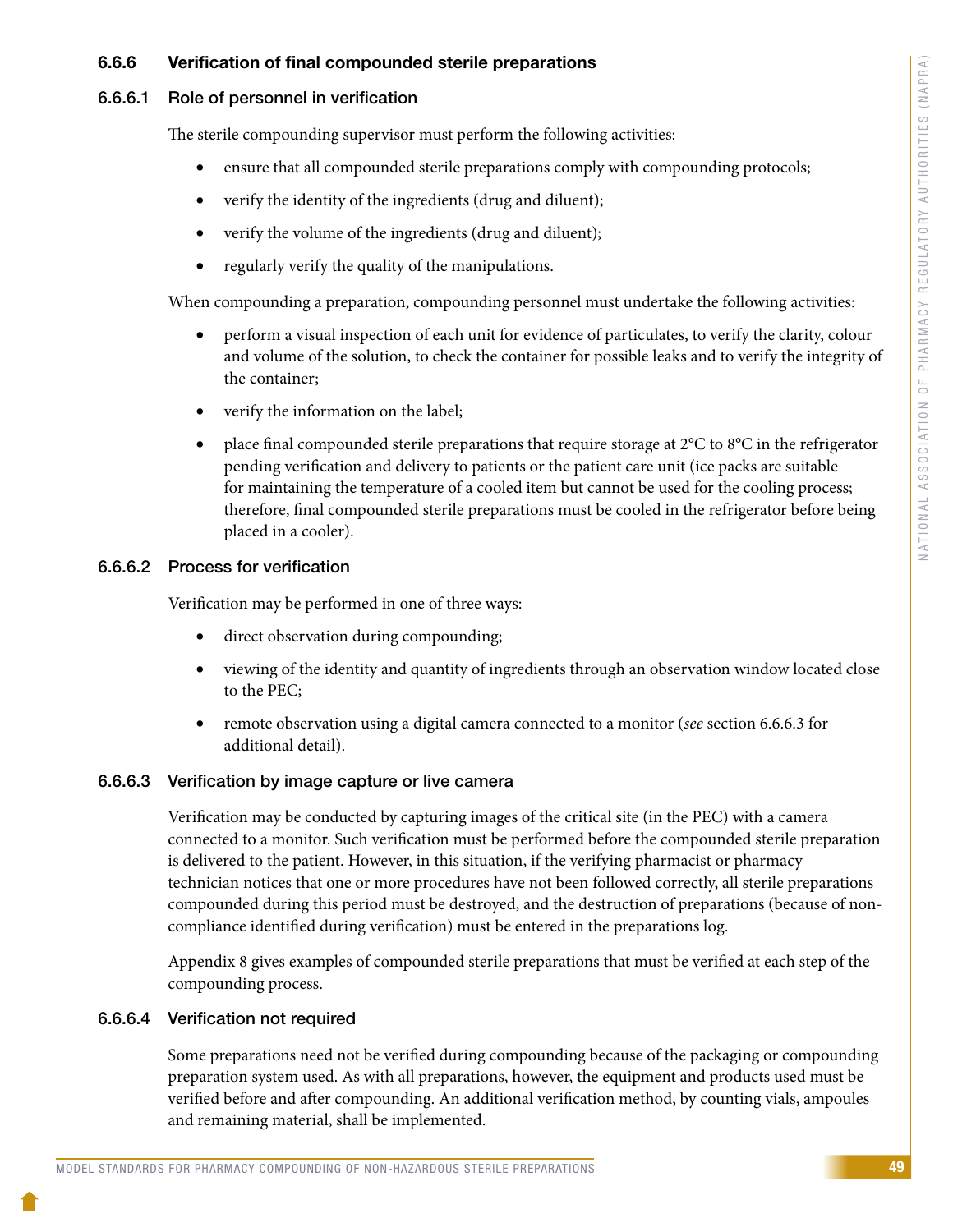### 6.6.6 Verification of final compounded sterile preparations

#### 6.6.6.1 Role of personnel in verification

The sterile compounding supervisor must perform the following activities:

- ensure that all compounded sterile preparations comply with compounding protocols;
- verify the identity of the ingredients (drug and diluent);
- verify the volume of the ingredients (drug and diluent);
- regularly verify the quality of the manipulations.

When compounding a preparation, compounding personnel must undertake the following activities:

- perform a visual inspection of each unit for evidence of particulates, to verify the clarity, colour and volume of the solution, to check the container for possible leaks and to verify the integrity of the container;
- verify the information on the label;
- place final compounded sterile preparations that require storage at 2°C to 8°C in the refrigerator pending verification and delivery to patients or the patient care unit (ice packs are suitable for maintaining the temperature of a cooled item but cannot be used for the cooling process; therefore, final compounded sterile preparations must be cooled in the refrigerator before being placed in a cooler).

#### 6.6.6.2 Process for verification

Verification may be performed in one of three ways:

- direct observation during compounding;
- viewing of the identity and quantity of ingredients through an observation window located close to the PEC;
- remote observation using a digital camera connected to a monitor (*see* section 6.6.6.3 for additional detail).

#### 6.6.6.3 Verification by image capture or live camera

Verification may be conducted by capturing images of the critical site (in the PEC) with a camera connected to a monitor. Such verification must be performed before the compounded sterile preparation is delivered to the patient. However, in this situation, if the verifying pharmacist or pharmacy technician notices that one or more procedures have not been followed correctly, all sterile preparations compounded during this period must be destroyed, and the destruction of preparations (because of non-compliance identified during verification) must be entered in the preparations log.

Appendix 8 gives examples of compounded sterile preparations that must be verified at each step of the compounding process.

#### 6.6.6.4 Verification not required

Some preparations need not be verified during compounding because of the packaging or compounding preparation system used. As with all preparations, however, the equipment and products used must be verified before and after compounding. An additional verification method, by counting vials, ampoules and remaining material, shall be implemented.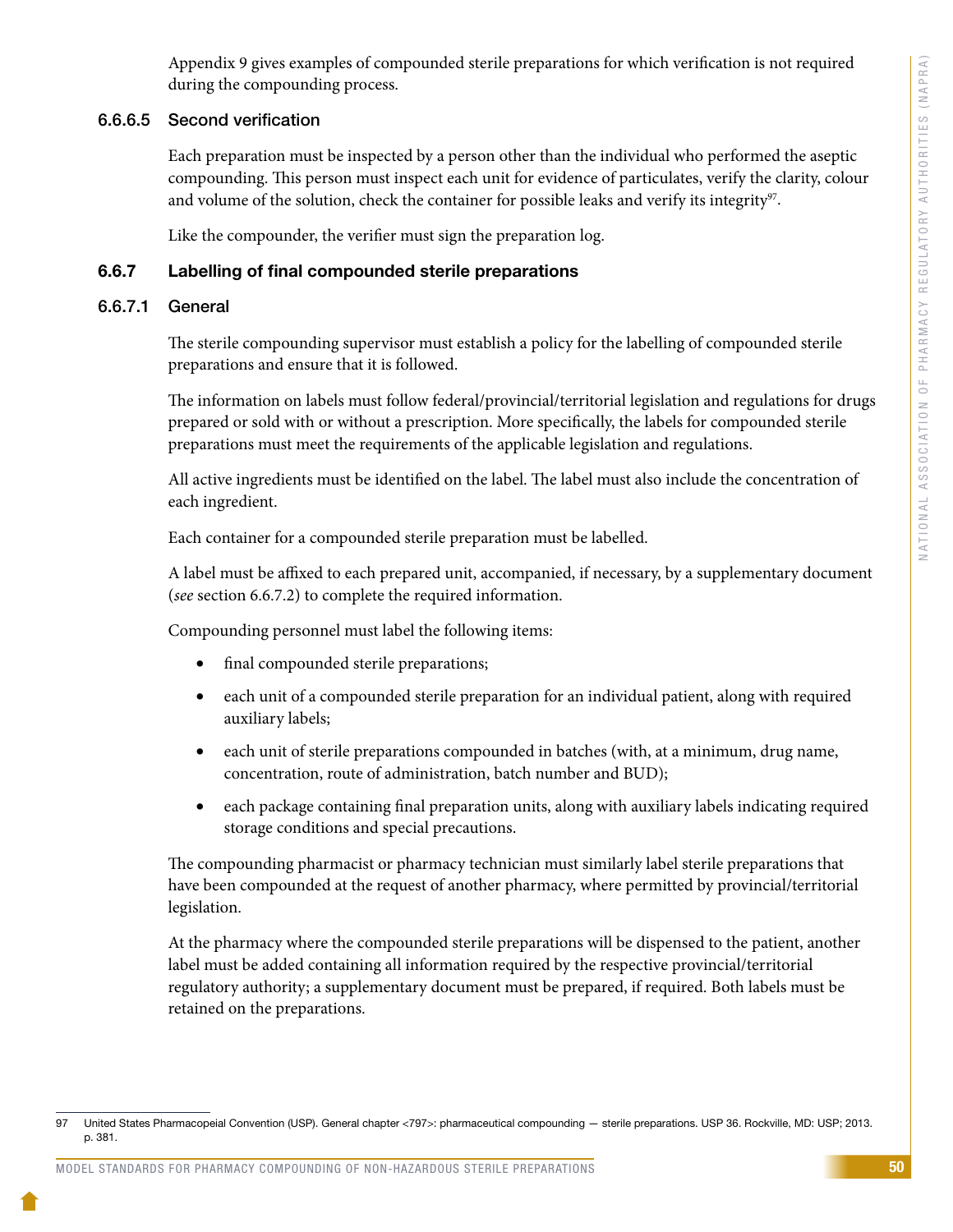Appendix 9 gives examples of compounded sterile preparations for which verification is not required during the compounding process.

#### 6.6.6.5 Second verification

Each preparation must be inspected by a person other than the individual who performed the aseptic compounding. This person must inspect each unit for evidence of particulates, verify the clarity, colour and volume of the solution, check the container for possible leaks and verify its integrity[97].

Like the compounder, the verifier must sign the preparation log.

### 6.6.7 Labelling of final compounded sterile preparations

#### 6.6.7.1 General

The sterile compounding supervisor must establish a policy for the labelling of compounded sterile preparations and ensure that it is followed.

The information on labels must follow federal/provincial/territorial legislation and regulations for drugs prepared or sold with or without a prescription. More specifically, the labels for compounded sterile preparations must meet the requirements of the applicable legislation and regulations.

All active ingredients must be identified on the label. The label must also include the concentration of each ingredient.

Each container for a compounded sterile preparation must be labelled.

A label must be affixed to each prepared unit, accompanied, if necessary, by a supplementary document (*see* section 6.6.7.2) to complete the required information.

Compounding personnel must label the following items:

- final compounded sterile preparations;
- each unit of a compounded sterile preparation for an individual patient, along with required auxiliary labels;
- each unit of sterile preparations compounded in batches (with, at a minimum, drug name, concentration, route of administration, batch number and BUD);
- each package containing final preparation units, along with auxiliary labels indicating required storage conditions and special precautions.

The compounding pharmacist or pharmacy technician must similarly label sterile preparations that have been compounded at the request of another pharmacy, where permitted by provincial/territorial legislation.

At the pharmacy where the compounded sterile preparations will be dispensed to the patient, another label must be added containing all information required by the respective provincial/territorial regulatory authority; a supplementary document must be prepared, if required. Both labels must be retained on the preparations.

97 United States Pharmacopeial Convention (USP). General chapter <797>: pharmaceutical compounding — sterile preparations. USP 36. Rockville, MD: USP; 2013. p. 381.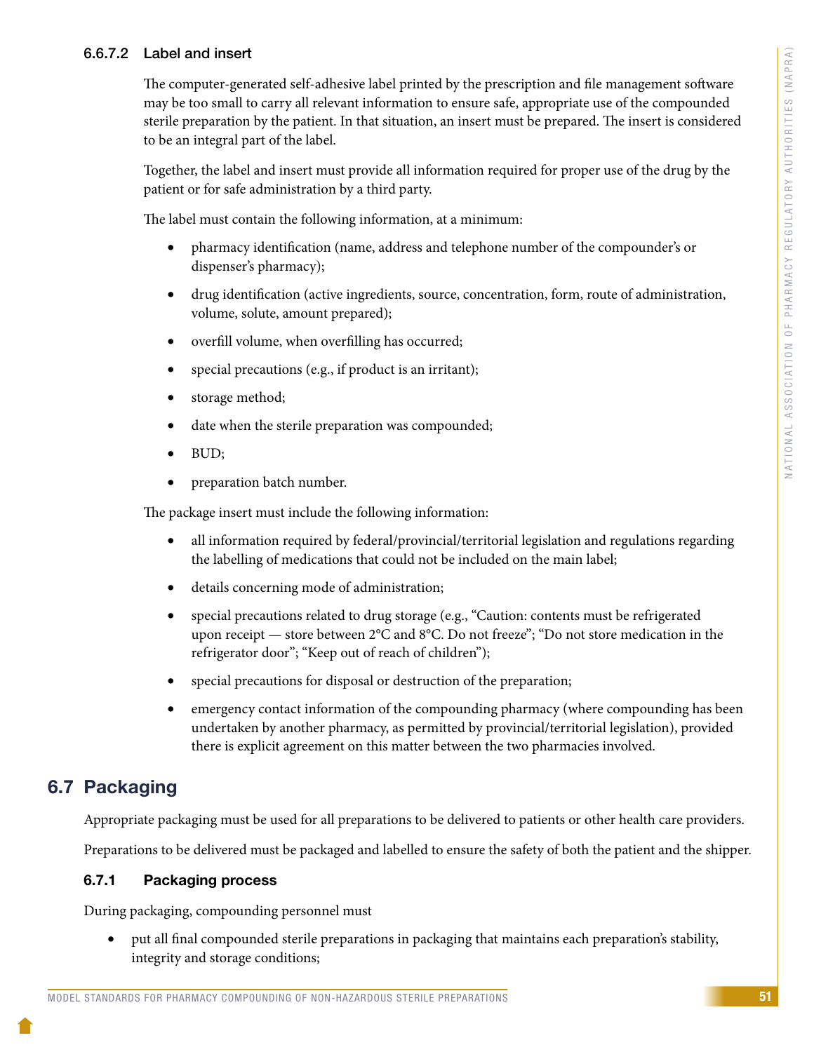#### 6.6.7.2 Label and insert

The computer-generated self-adhesive label printed by the prescription and file management software may be too small to carry all relevant information to ensure safe, appropriate use of the compounded sterile preparation by the patient. In that situation, an insert must be prepared. The insert is considered to be an integral part of the label.

Together, the label and insert must provide all information required for proper use of the drug by the patient or for safe administration by a third party.

The label must contain the following information, at a minimum:

- pharmacy identification (name, address and telephone number of the compounder's or dispenser's pharmacy);
- drug identification (active ingredients, source, concentration, form, route of administration, volume, solute, amount prepared);
- overfill volume, when overfilling has occurred;
- special precautions (e.g., if product is an irritant);
- storage method;
- date when the sterile preparation was compounded;
- BUD;
- preparation batch number.

The package insert must include the following information:

- all information required by federal/provincial/territorial legislation and regulations regarding the labelling of medications that could not be included on the main label;
- details concerning mode of administration;
- special precautions related to drug storage (e.g., "Caution: contents must be refrigerated upon receipt — store between 2°C and 8°C. Do not freeze"; "Do not store medication in the refrigerator door"; "Keep out of reach of children");
- special precautions for disposal or destruction of the preparation;
- emergency contact information of the compounding pharmacy (where compounding has been undertaken by another pharmacy, as permitted by provincial/territorial legislation), provided there is explicit agreement on this matter between the two pharmacies involved.

## 6.7 Packaging

Appropriate packaging must be used for all preparations to be delivered to patients or other health care providers.

Preparations to be delivered must be packaged and labelled to ensure the safety of both the patient and the shipper.

### 6.7.1 Packaging process

During packaging, compounding personnel must

- put all final compounded sterile preparations in packaging that maintains each preparation's stability, integrity and storage conditions;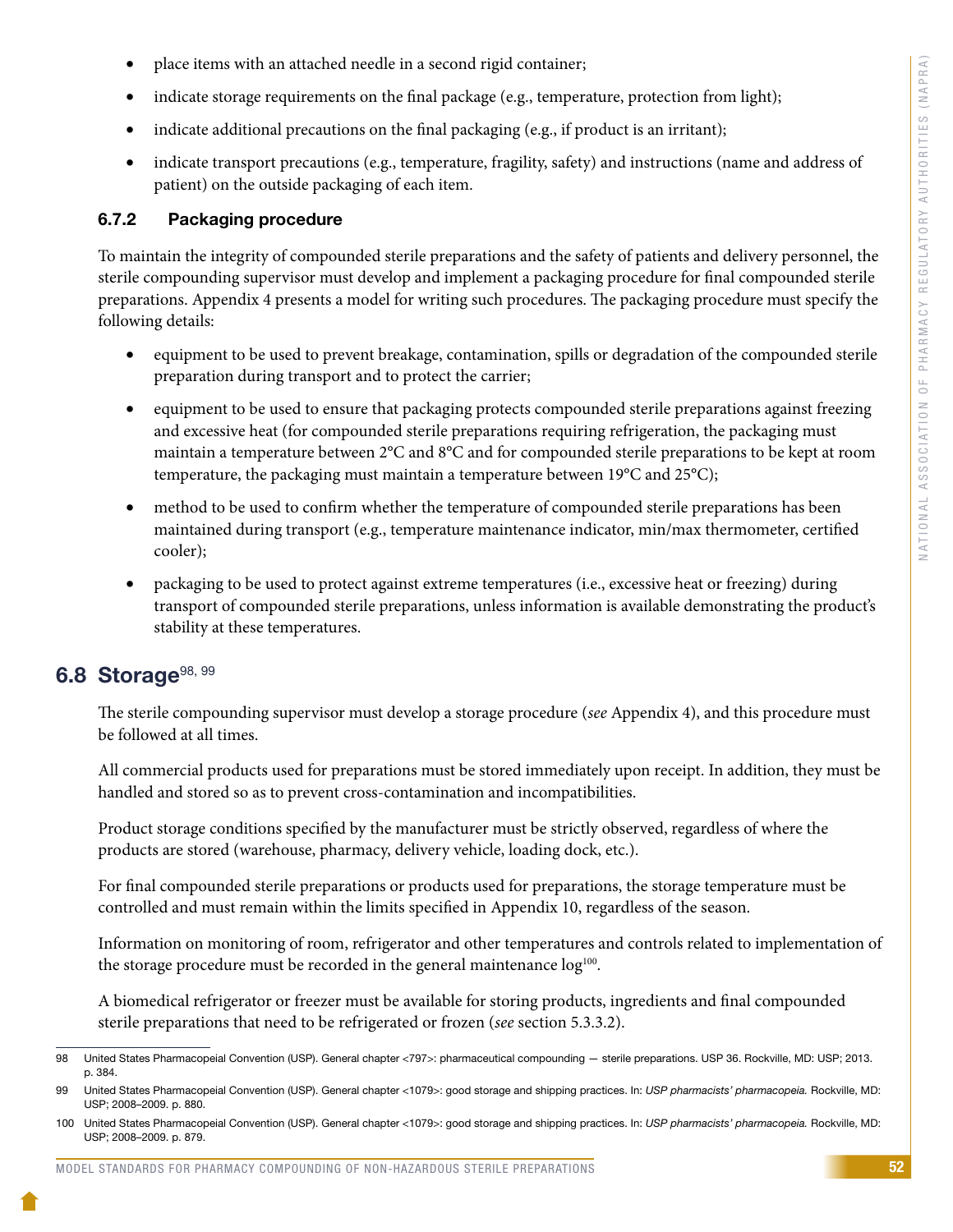- place items with an attached needle in a second rigid container;
- indicate storage requirements on the final package (e.g., temperature, protection from light);
- indicate additional precautions on the final packaging (e.g., if product is an irritant);
- indicate transport precautions (e.g., temperature, fragility, safety) and instructions (name and address of patient) on the outside packaging of each item.

### 6.7.2 Packaging procedure

To maintain the integrity of compounded sterile preparations and the safety of patients and delivery personnel, the sterile compounding supervisor must develop and implement a packaging procedure for final compounded sterile preparations. Appendix 4 presents a model for writing such procedures. The packaging procedure must specify the following details:

- equipment to be used to prevent breakage, contamination, spills or degradation of the compounded sterile preparation during transport and to protect the carrier;
- equipment to be used to ensure that packaging protects compounded sterile preparations against freezing and excessive heat (for compounded sterile preparations requiring refrigeration, the packaging must maintain a temperature between 2°C and 8°C and for compounded sterile preparations to be kept at room temperature, the packaging must maintain a temperature between 19°C and 25°C);
- method to be used to confirm whether the temperature of compounded sterile preparations has been maintained during transport (e.g., temperature maintenance indicator, min/max thermometer, certified cooler);
- packaging to be used to protect against extreme temperatures (i.e., excessive heat or freezing) during transport of compounded sterile preparations, unless information is available demonstrating the product's stability at these temperatures.

## 6.8 Storage[98, 99]

The sterile compounding supervisor must develop a storage procedure (*see* Appendix 4), and this procedure must be followed at all times.

All commercial products used for preparations must be stored immediately upon receipt. In addition, they must be handled and stored so as to prevent cross-contamination and incompatibilities.

Product storage conditions specified by the manufacturer must be strictly observed, regardless of where the products are stored (warehouse, pharmacy, delivery vehicle, loading dock, etc.).

For final compounded sterile preparations or products used for preparations, the storage temperature must be controlled and must remain within the limits specified in Appendix 10, regardless of the season.

Information on monitoring of room, refrigerator and other temperatures and controls related to implementation of the storage procedure must be recorded in the general maintenance log[100].

A biomedical refrigerator or freezer must be available for storing products, ingredients and final compounded sterile preparations that need to be refrigerated or frozen (*see* section 5.3.3.2).

---

98 United States Pharmacopeial Convention (USP). General chapter <797>: pharmaceutical compounding — sterile preparations. USP 36. Rockville, MD: USP; 2013. p. 384.

99 United States Pharmacopeial Convention (USP). General chapter <1079>: good storage and shipping practices. In: *USP pharmacists' pharmacopeia.* Rockville, MD: USP; 2008–2009. p. 880.

100 United States Pharmacopeial Convention (USP). General chapter <1079>: good storage and shipping practices. In: *USP pharmacists' pharmacopeia.* Rockville, MD: USP; 2008–2009. p. 879.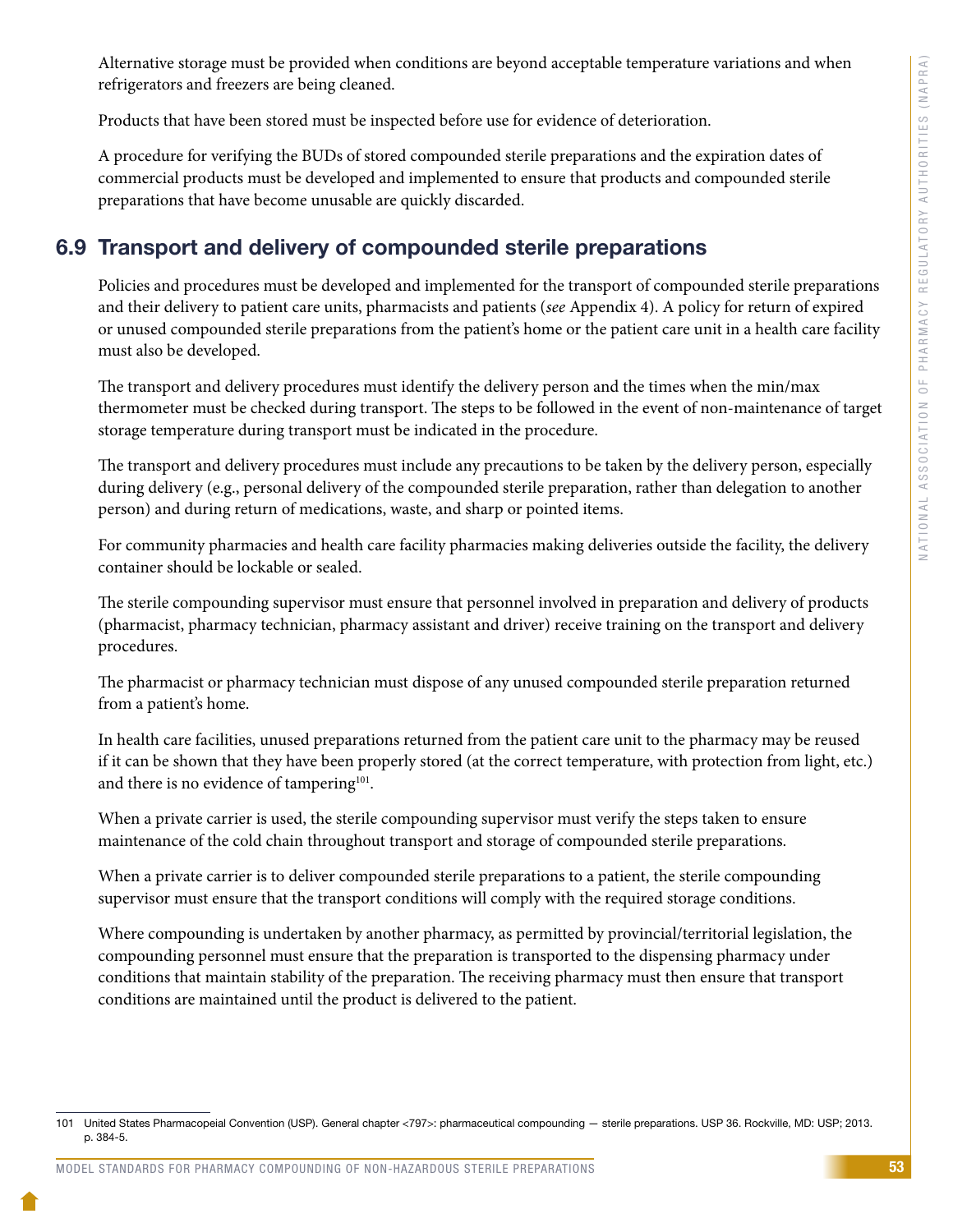Alternative storage must be provided when conditions are beyond acceptable temperature variations and when refrigerators and freezers are being cleaned.

Products that have been stored must be inspected before use for evidence of deterioration.

A procedure for verifying the BUDs of stored compounded sterile preparations and the expiration dates of commercial products must be developed and implemented to ensure that products and compounded sterile preparations that have become unusable are quickly discarded.

## 6.9 Transport and delivery of compounded sterile preparations

Policies and procedures must be developed and implemented for the transport of compounded sterile preparations and their delivery to patient care units, pharmacists and patients (*see* Appendix 4). A policy for return of expired or unused compounded sterile preparations from the patient's home or the patient care unit in a health care facility must also be developed.

The transport and delivery procedures must identify the delivery person and the times when the min/max thermometer must be checked during transport. The steps to be followed in the event of non-maintenance of target storage temperature during transport must be indicated in the procedure.

The transport and delivery procedures must include any precautions to be taken by the delivery person, especially during delivery (e.g., personal delivery of the compounded sterile preparation, rather than delegation to another person) and during return of medications, waste, and sharp or pointed items.

For community pharmacies and health care facility pharmacies making deliveries outside the facility, the delivery container should be lockable or sealed.

The sterile compounding supervisor must ensure that personnel involved in preparation and delivery of products (pharmacist, pharmacy technician, pharmacy assistant and driver) receive training on the transport and delivery procedures.

The pharmacist or pharmacy technician must dispose of any unused compounded sterile preparation returned from a patient's home.

In health care facilities, unused preparations returned from the patient care unit to the pharmacy may be reused if it can be shown that they have been properly stored (at the correct temperature, with protection from light, etc.) and there is no evidence of tampering[101].

When a private carrier is used, the sterile compounding supervisor must verify the steps taken to ensure maintenance of the cold chain throughout transport and storage of compounded sterile preparations.

When a private carrier is to deliver compounded sterile preparations to a patient, the sterile compounding supervisor must ensure that the transport conditions will comply with the required storage conditions.

Where compounding is undertaken by another pharmacy, as permitted by provincial/territorial legislation, the compounding personnel must ensure that the preparation is transported to the dispensing pharmacy under conditions that maintain stability of the preparation. The receiving pharmacy must then ensure that transport conditions are maintained until the product is delivered to the patient.

---

101 United States Pharmacopeial Convention (USP). General chapter <797>: pharmaceutical compounding — sterile preparations. USP 36. Rockville, MD: USP; 2013. p. 384-5.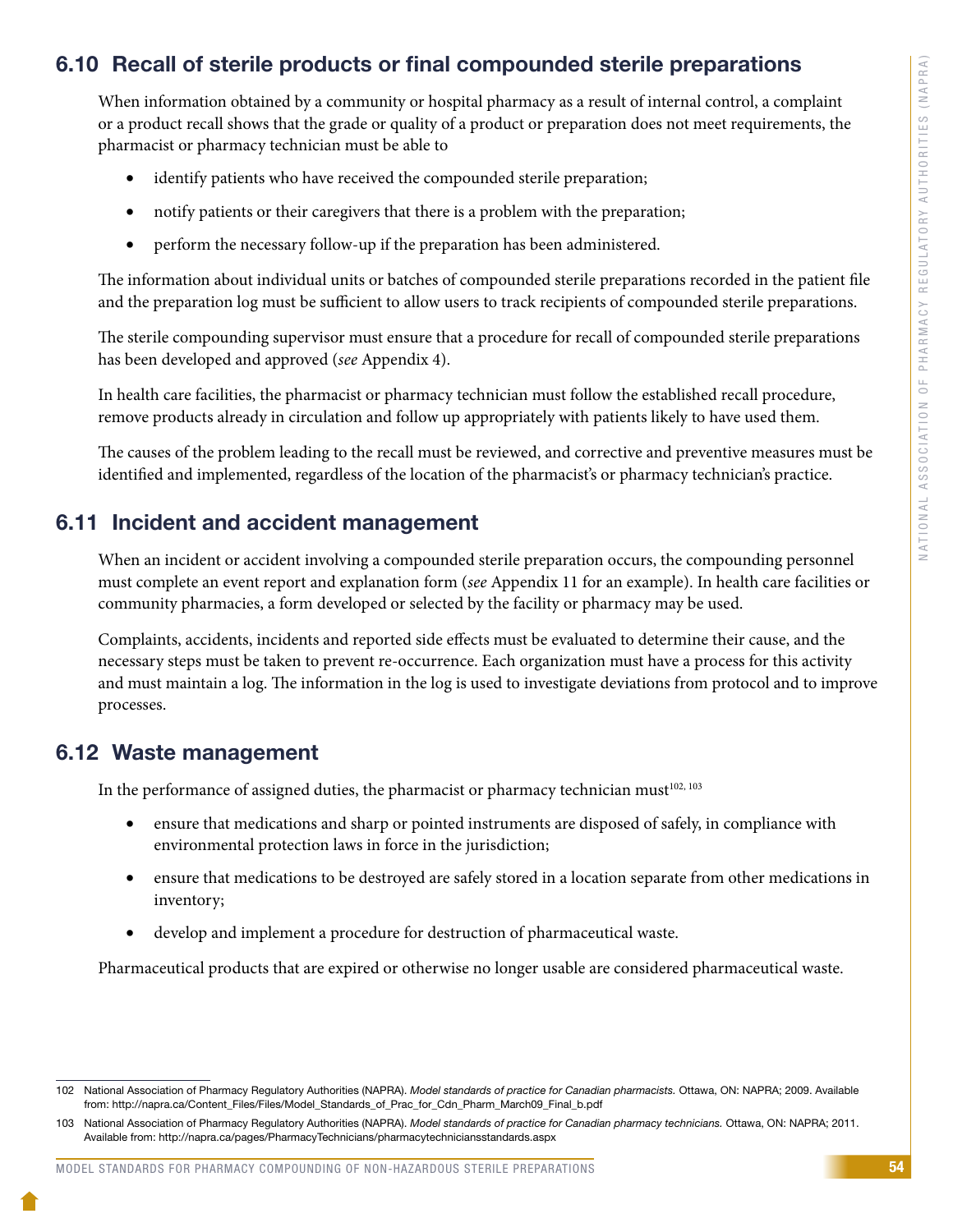## 6.10 Recall of sterile products or final compounded sterile preparations

When information obtained by a community or hospital pharmacy as a result of internal control, a complaint or a product recall shows that the grade or quality of a product or preparation does not meet requirements, the pharmacist or pharmacy technician must be able to

- identify patients who have received the compounded sterile preparation;
- notify patients or their caregivers that there is a problem with the preparation;
- perform the necessary follow-up if the preparation has been administered.

The information about individual units or batches of compounded sterile preparations recorded in the patient file and the preparation log must be sufficient to allow users to track recipients of compounded sterile preparations.

The sterile compounding supervisor must ensure that a procedure for recall of compounded sterile preparations has been developed and approved (*see* Appendix 4).

In health care facilities, the pharmacist or pharmacy technician must follow the established recall procedure, remove products already in circulation and follow up appropriately with patients likely to have used them.

The causes of the problem leading to the recall must be reviewed, and corrective and preventive measures must be identified and implemented, regardless of the location of the pharmacist's or pharmacy technician's practice.

## 6.11 Incident and accident management

When an incident or accident involving a compounded sterile preparation occurs, the compounding personnel must complete an event report and explanation form (*see* Appendix 11 for an example). In health care facilities or community pharmacies, a form developed or selected by the facility or pharmacy may be used.

Complaints, accidents, incidents and reported side effects must be evaluated to determine their cause, and the necessary steps must be taken to prevent re-occurrence. Each organization must have a process for this activity and must maintain a log. The information in the log is used to investigate deviations from protocol and to improve processes.

## 6.12 Waste management

In the performance of assigned duties, the pharmacist or pharmacy technician must[102, 103]

- ensure that medications and sharp or pointed instruments are disposed of safely, in compliance with environmental protection laws in force in the jurisdiction;
- ensure that medications to be destroyed are safely stored in a location separate from other medications in inventory;
- develop and implement a procedure for destruction of pharmaceutical waste.

Pharmaceutical products that are expired or otherwise no longer usable are considered pharmaceutical waste.

---

102 National Association of Pharmacy Regulatory Authorities (NAPRA). *Model standards of practice for Canadian pharmacists.* Ottawa, ON: NAPRA; 2009. Available from: http://napra.ca/Content_Files/Files/Model_Standards_of_Prac_for_Cdn_Pharm_March09_Final_b.pdf

103 National Association of Pharmacy Regulatory Authorities (NAPRA). *Model standards of practice for Canadian pharmacy technicians.* Ottawa, ON: NAPRA; 2011. Available from: http://napra.ca/pages/PharmacyTechnicians/pharmacytechniciansstandards.aspx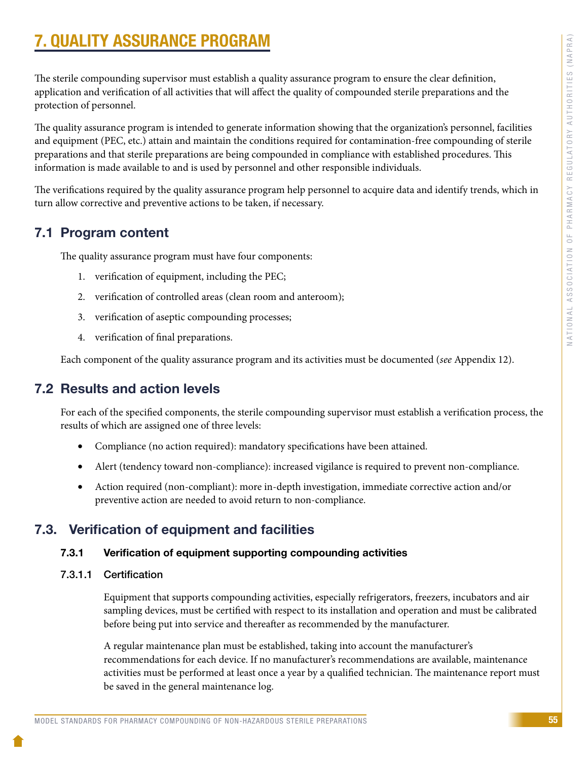# 7. QUALITY ASSURANCE PROGRAM

The sterile compounding supervisor must establish a quality assurance program to ensure the clear definition, application and verification of all activities that will affect the quality of compounded sterile preparations and the protection of personnel.

The quality assurance program is intended to generate information showing that the organization's personnel, facilities and equipment (PEC, etc.) attain and maintain the conditions required for contamination-free compounding of sterile preparations and that sterile preparations are being compounded in compliance with established procedures. This information is made available to and is used by personnel and other responsible individuals.

The verifications required by the quality assurance program help personnel to acquire data and identify trends, which in turn allow corrective and preventive actions to be taken, if necessary.

## 7.1 Program content

The quality assurance program must have four components:

1. verification of equipment, including the PEC;
2. verification of controlled areas (clean room and anteroom);
3. verification of aseptic compounding processes;
4. verification of final preparations.

Each component of the quality assurance program and its activities must be documented (*see* Appendix 12).

## 7.2 Results and action levels

For each of the specified components, the sterile compounding supervisor must establish a verification process, the results of which are assigned one of three levels:

- Compliance (no action required): mandatory specifications have been attained.
- Alert (tendency toward non-compliance): increased vigilance is required to prevent non-compliance.
- Action required (non-compliant): more in-depth investigation, immediate corrective action and/or preventive action are needed to avoid return to non-compliance.

## 7.3. Verification of equipment and facilities

### 7.3.1 Verification of equipment supporting compounding activities

#### 7.3.1.1 Certification

Equipment that supports compounding activities, especially refrigerators, freezers, incubators and air sampling devices, must be certified with respect to its installation and operation and must be calibrated before being put into service and thereafter as recommended by the manufacturer.

A regular maintenance plan must be established, taking into account the manufacturer's recommendations for each device. If no manufacturer's recommendations are available, maintenance activities must be performed at least once a year by a qualified technician. The maintenance report must be saved in the general maintenance log.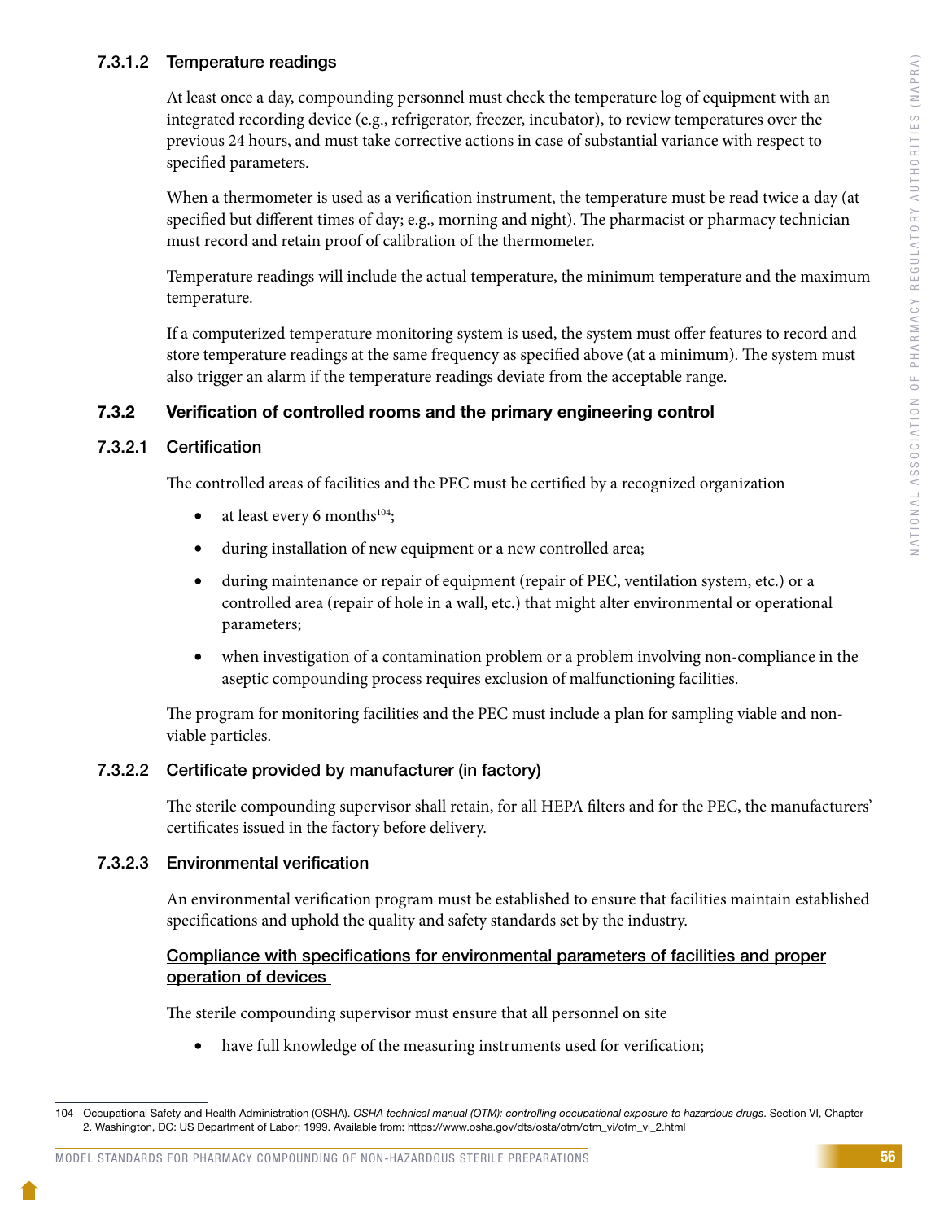#### 7.3.1.2 Temperature readings

At least once a day, compounding personnel must check the temperature log of equipment with an integrated recording device (e.g., refrigerator, freezer, incubator), to review temperatures over the previous 24 hours, and must take corrective actions in case of substantial variance with respect to specified parameters.

When a thermometer is used as a verification instrument, the temperature must be read twice a day (at specified but different times of day; e.g., morning and night). The pharmacist or pharmacy technician must record and retain proof of calibration of the thermometer.

Temperature readings will include the actual temperature, the minimum temperature and the maximum temperature.

If a computerized temperature monitoring system is used, the system must offer features to record and store temperature readings at the same frequency as specified above (at a minimum). The system must also trigger an alarm if the temperature readings deviate from the acceptable range.

### 7.3.2 Verification of controlled rooms and the primary engineering control

#### 7.3.2.1 Certification

The controlled areas of facilities and the PEC must be certified by a recognized organization

- at least every 6 months[104];
- during installation of new equipment or a new controlled area;
- during maintenance or repair of equipment (repair of PEC, ventilation system, etc.) or a controlled area (repair of hole in a wall, etc.) that might alter environmental or operational parameters;
- when investigation of a contamination problem or a problem involving non-compliance in the aseptic compounding process requires exclusion of malfunctioning facilities.

The program for monitoring facilities and the PEC must include a plan for sampling viable and non-viable particles.

#### 7.3.2.2 Certificate provided by manufacturer (in factory)

The sterile compounding supervisor shall retain, for all HEPA filters and for the PEC, the manufacturers' certificates issued in the factory before delivery.

#### 7.3.2.3 Environmental verification

An environmental verification program must be established to ensure that facilities maintain established specifications and uphold the quality and safety standards set by the industry.

<u>Compliance with specifications for environmental parameters of facilities and proper operation of devices</u>

The sterile compounding supervisor must ensure that all personnel on site

- have full knowledge of the measuring instruments used for verification;

---

104 Occupational Safety and Health Administration (OSHA). *OSHA technical manual (OTM): controlling occupational exposure to hazardous drugs*. Section VI, Chapter 2. Washington, DC: US Department of Labor; 1999. Available from: https://www.osha.gov/dts/osta/otm/otm_vi/otm_vi_2.html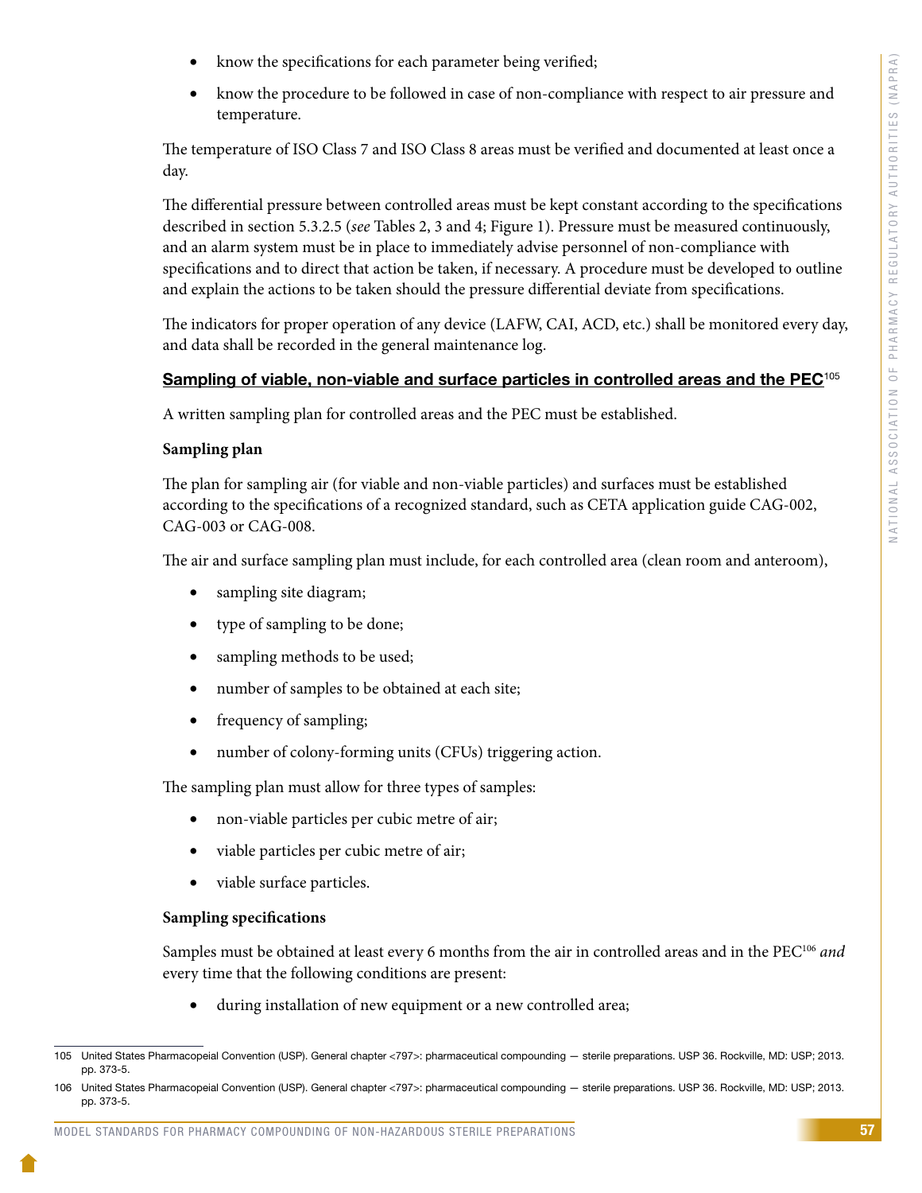- know the specifications for each parameter being verified;
- know the procedure to be followed in case of non-compliance with respect to air pressure and temperature.

The temperature of ISO Class 7 and ISO Class 8 areas must be verified and documented at least once a day.

The differential pressure between controlled areas must be kept constant according to the specifications described in section 5.3.2.5 (*see* Tables 2, 3 and 4; Figure 1). Pressure must be measured continuously, and an alarm system must be in place to immediately advise personnel of non-compliance with specifications and to direct that action be taken, if necessary. A procedure must be developed to outline and explain the actions to be taken should the pressure differential deviate from specifications.

The indicators for proper operation of any device (LAFW, CAI, ACD, etc.) shall be monitored every day, and data shall be recorded in the general maintenance log.

### Sampling of viable, non-viable and surface particles in controlled areas and the PEC[105]

A written sampling plan for controlled areas and the PEC must be established.

**Sampling plan**

The plan for sampling air (for viable and non-viable particles) and surfaces must be established according to the specifications of a recognized standard, such as CETA application guide CAG-002, CAG-003 or CAG-008.

The air and surface sampling plan must include, for each controlled area (clean room and anteroom),

- sampling site diagram;
- type of sampling to be done;
- sampling methods to be used;
- number of samples to be obtained at each site;
- frequency of sampling;
- number of colony-forming units (CFUs) triggering action.

The sampling plan must allow for three types of samples:

- non-viable particles per cubic metre of air;
- viable particles per cubic metre of air;
- viable surface particles.

**Sampling specifications**

Samples must be obtained at least every 6 months from the air in controlled areas and in the PEC[106] *and* every time that the following conditions are present:

- during installation of new equipment or a new controlled area;

---

105 United States Pharmacopeial Convention (USP). General chapter <797>: pharmaceutical compounding — sterile preparations. USP 36. Rockville, MD: USP; 2013. pp. 373-5.

106 United States Pharmacopeial Convention (USP). General chapter <797>: pharmaceutical compounding — sterile preparations. USP 36. Rockville, MD: USP; 2013. pp. 373-5.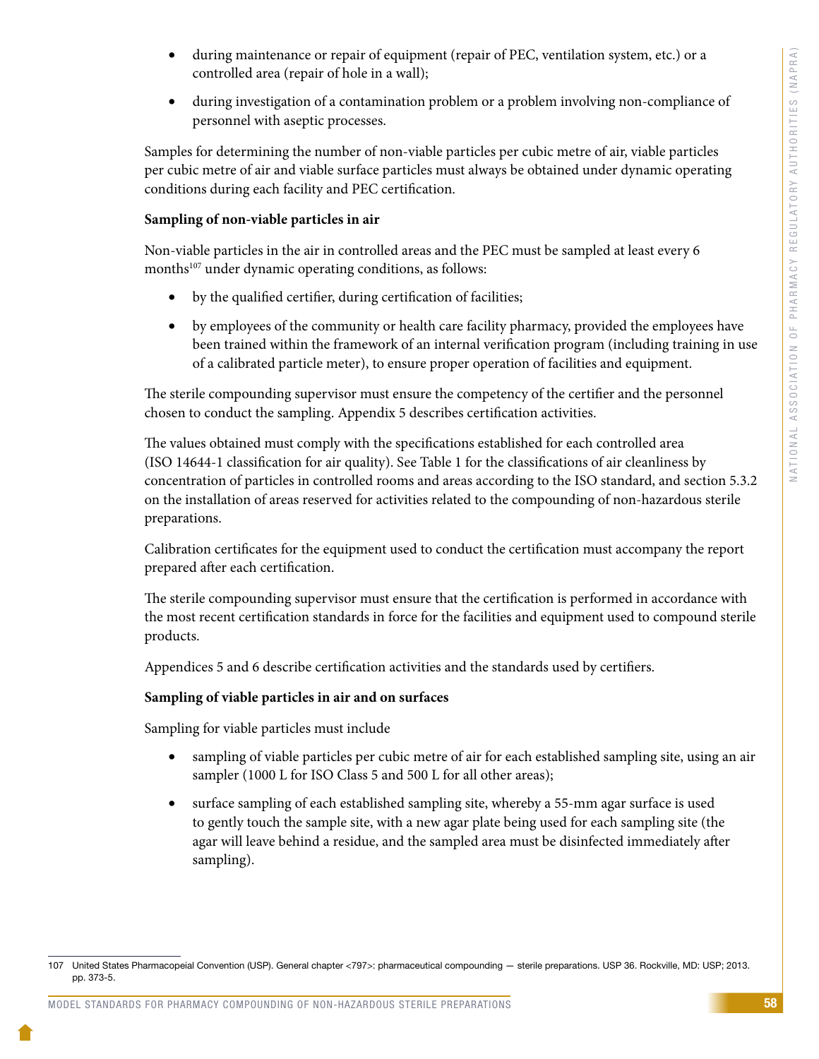- during maintenance or repair of equipment (repair of PEC, ventilation system, etc.) or a controlled area (repair of hole in a wall);
- during investigation of a contamination problem or a problem involving non-compliance of personnel with aseptic processes.

Samples for determining the number of non-viable particles per cubic metre of air, viable particles per cubic metre of air and viable surface particles must always be obtained under dynamic operating conditions during each facility and PEC certification.

**Sampling of non-viable particles in air**

Non-viable particles in the air in controlled areas and the PEC must be sampled at least every 6 months[107] under dynamic operating conditions, as follows:

- by the qualified certifier, during certification of facilities;
- by employees of the community or health care facility pharmacy, provided the employees have been trained within the framework of an internal verification program (including training in use of a calibrated particle meter), to ensure proper operation of facilities and equipment.

The sterile compounding supervisor must ensure the competency of the certifier and the personnel chosen to conduct the sampling. Appendix 5 describes certification activities.

The values obtained must comply with the specifications established for each controlled area (ISO 14644-1 classification for air quality). See Table 1 for the classifications of air cleanliness by concentration of particles in controlled rooms and areas according to the ISO standard, and section 5.3.2 on the installation of areas reserved for activities related to the compounding of non-hazardous sterile preparations.

Calibration certificates for the equipment used to conduct the certification must accompany the report prepared after each certification.

The sterile compounding supervisor must ensure that the certification is performed in accordance with the most recent certification standards in force for the facilities and equipment used to compound sterile products.

Appendices 5 and 6 describe certification activities and the standards used by certifiers.

**Sampling of viable particles in air and on surfaces**

Sampling for viable particles must include

- sampling of viable particles per cubic metre of air for each established sampling site, using an air sampler (1000 L for ISO Class 5 and 500 L for all other areas);
- surface sampling of each established sampling site, whereby a 55-mm agar surface is used to gently touch the sample site, with a new agar plate being used for each sampling site (the agar will leave behind a residue, and the sampled area must be disinfected immediately after sampling).

107 United States Pharmacopeial Convention (USP). General chapter <797>: pharmaceutical compounding — sterile preparations. USP 36. Rockville, MD: USP; 2013. pp. 373-5.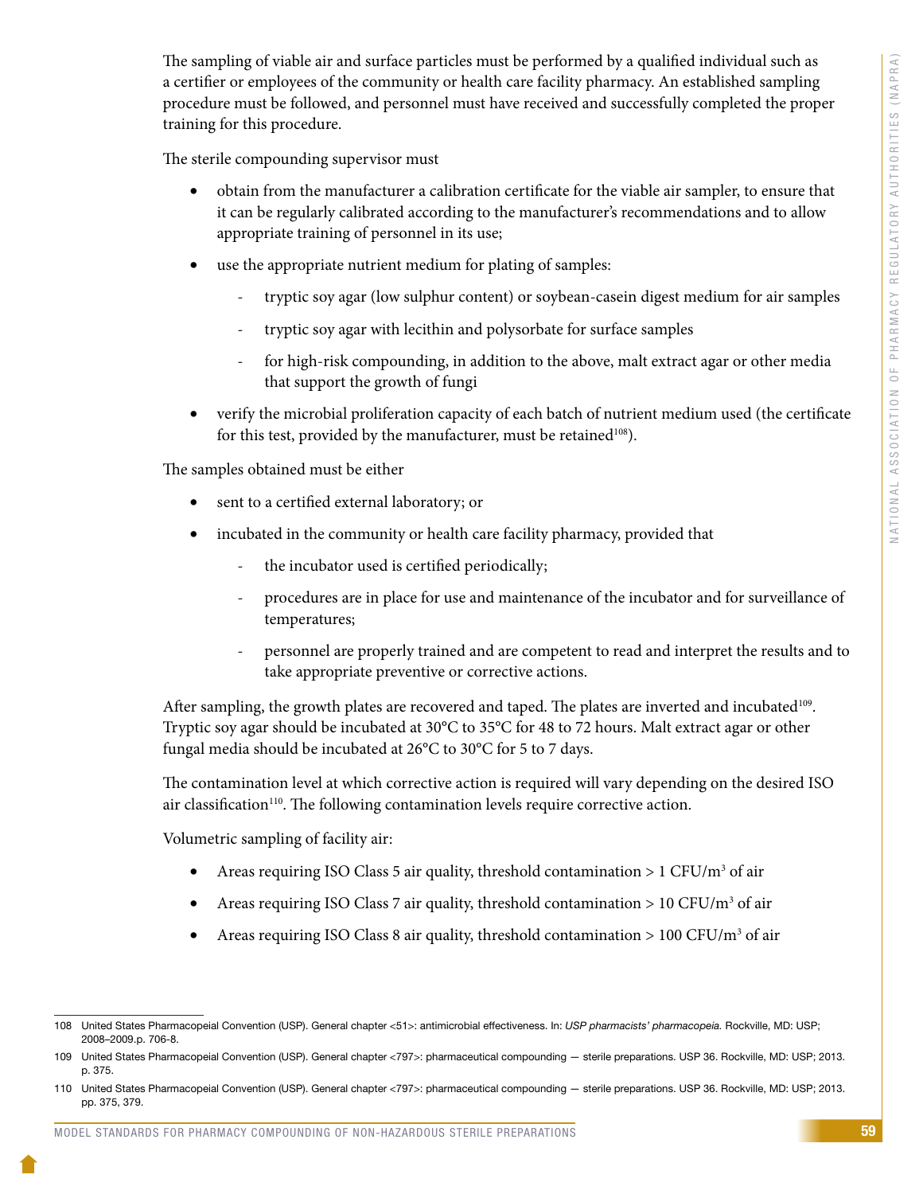The sampling of viable air and surface particles must be performed by a qualified individual such as a certifier or employees of the community or health care facility pharmacy. An established sampling procedure must be followed, and personnel must have received and successfully completed the proper training for this procedure.

The sterile compounding supervisor must

- obtain from the manufacturer a calibration certificate for the viable air sampler, to ensure that it can be regularly calibrated according to the manufacturer's recommendations and to allow appropriate training of personnel in its use;
- use the appropriate nutrient medium for plating of samples:
  - tryptic soy agar (low sulphur content) or soybean-casein digest medium for air samples
  - tryptic soy agar with lecithin and polysorbate for surface samples
  - for high-risk compounding, in addition to the above, malt extract agar or other media that support the growth of fungi
- verify the microbial proliferation capacity of each batch of nutrient medium used (the certificate for this test, provided by the manufacturer, must be retained[108]).

The samples obtained must be either

- sent to a certified external laboratory; or
- incubated in the community or health care facility pharmacy, provided that
  - the incubator used is certified periodically;
  - procedures are in place for use and maintenance of the incubator and for surveillance of temperatures;
  - personnel are properly trained and are competent to read and interpret the results and to take appropriate preventive or corrective actions.

After sampling, the growth plates are recovered and taped. The plates are inverted and incubated[109]. Tryptic soy agar should be incubated at 30°C to 35°C for 48 to 72 hours. Malt extract agar or other fungal media should be incubated at 26°C to 30°C for 5 to 7 days.

The contamination level at which corrective action is required will vary depending on the desired ISO air classification[110]. The following contamination levels require corrective action.

Volumetric sampling of facility air:

- Areas requiring ISO Class 5 air quality, threshold contamination > 1 CFU/m$^3$ of air
- Areas requiring ISO Class 7 air quality, threshold contamination > 10 CFU/m$^3$ of air
- Areas requiring ISO Class 8 air quality, threshold contamination > 100 CFU/m$^3$ of air

---

108 United States Pharmacopeial Convention (USP). General chapter <51>: antimicrobial effectiveness. In: *USP pharmacists' pharmacopeia.* Rockville, MD: USP; 2008–2009.p. 706-8.

109 United States Pharmacopeial Convention (USP). General chapter <797>: pharmaceutical compounding — sterile preparations. USP 36. Rockville, MD: USP; 2013. p. 375.

110 United States Pharmacopeial Convention (USP). General chapter <797>: pharmaceutical compounding — sterile preparations. USP 36. Rockville, MD: USP; 2013. pp. 375, 379.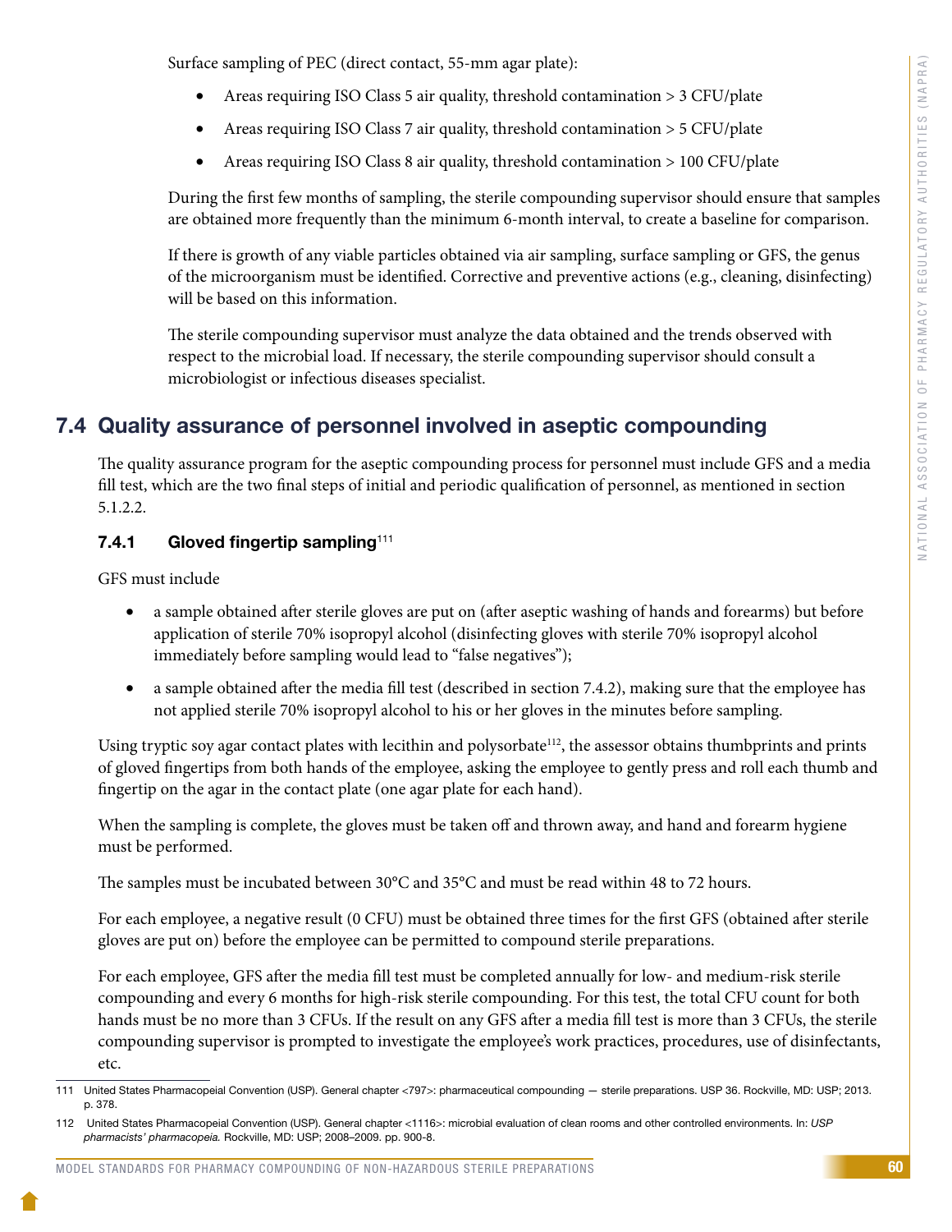Surface sampling of PEC (direct contact, 55-mm agar plate):

- Areas requiring ISO Class 5 air quality, threshold contamination > 3 CFU/plate
- Areas requiring ISO Class 7 air quality, threshold contamination > 5 CFU/plate
- Areas requiring ISO Class 8 air quality, threshold contamination > 100 CFU/plate

During the first few months of sampling, the sterile compounding supervisor should ensure that samples are obtained more frequently than the minimum 6-month interval, to create a baseline for comparison.

If there is growth of any viable particles obtained via air sampling, surface sampling or GFS, the genus of the microorganism must be identified. Corrective and preventive actions (e.g., cleaning, disinfecting) will be based on this information.

The sterile compounding supervisor must analyze the data obtained and the trends observed with respect to the microbial load. If necessary, the sterile compounding supervisor should consult a microbiologist or infectious diseases specialist.

## 7.4 Quality assurance of personnel involved in aseptic compounding

The quality assurance program for the aseptic compounding process for personnel must include GFS and a media fill test, which are the two final steps of initial and periodic qualification of personnel, as mentioned in section 5.1.2.2.

### 7.4.1 Gloved fingertip sampling[111]

GFS must include

- a sample obtained after sterile gloves are put on (after aseptic washing of hands and forearms) but before application of sterile 70% isopropyl alcohol (disinfecting gloves with sterile 70% isopropyl alcohol immediately before sampling would lead to "false negatives");
- a sample obtained after the media fill test (described in section 7.4.2), making sure that the employee has not applied sterile 70% isopropyl alcohol to his or her gloves in the minutes before sampling.

Using tryptic soy agar contact plates with lecithin and polysorbate[112], the assessor obtains thumbprints and prints of gloved fingertips from both hands of the employee, asking the employee to gently press and roll each thumb and fingertip on the agar in the contact plate (one agar plate for each hand).

When the sampling is complete, the gloves must be taken off and thrown away, and hand and forearm hygiene must be performed.

The samples must be incubated between 30°C and 35°C and must be read within 48 to 72 hours.

For each employee, a negative result (0 CFU) must be obtained three times for the first GFS (obtained after sterile gloves are put on) before the employee can be permitted to compound sterile preparations.

For each employee, GFS after the media fill test must be completed annually for low- and medium-risk sterile compounding and every 6 months for high-risk sterile compounding. For this test, the total CFU count for both hands must be no more than 3 CFUs. If the result on any GFS after a media fill test is more than 3 CFUs, the sterile compounding supervisor is prompted to investigate the employee's work practices, procedures, use of disinfectants, etc.

---

111 United States Pharmacopeial Convention (USP). General chapter <797>: pharmaceutical compounding — sterile preparations. USP 36. Rockville, MD: USP; 2013. p. 378.

112 United States Pharmacopeial Convention (USP). General chapter <1116>: microbial evaluation of clean rooms and other controlled environments. In: *USP pharmacists' pharmacopeia.* Rockville, MD: USP; 2008–2009. pp. 900-8.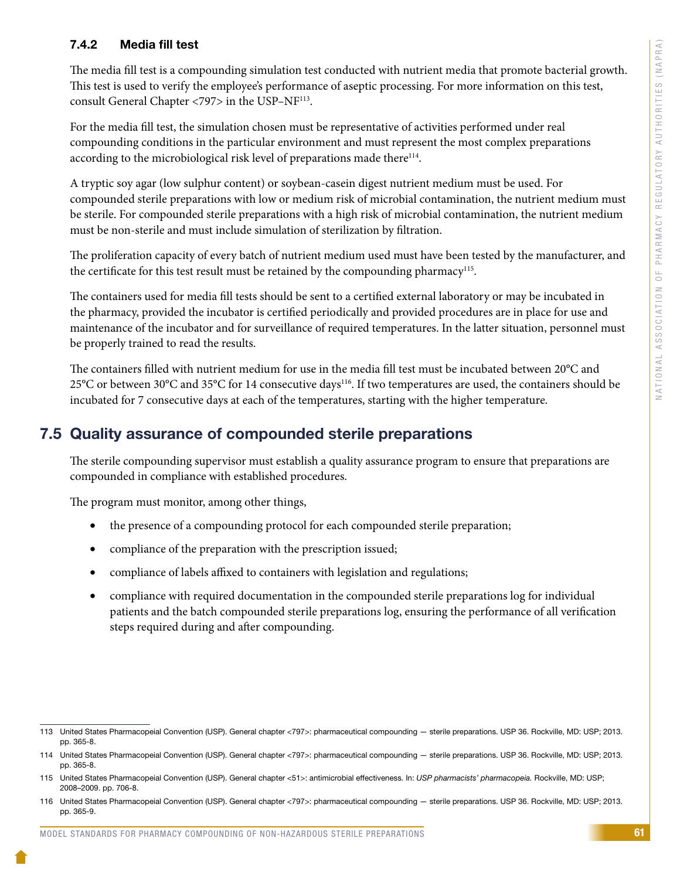### 7.4.2 Media fill test

The media fill test is a compounding simulation test conducted with nutrient media that promote bacterial growth. This test is used to verify the employee's performance of aseptic processing. For more information on this test, consult General Chapter <797> in the USP–NF[113].

For the media fill test, the simulation chosen must be representative of activities performed under real compounding conditions in the particular environment and must represent the most complex preparations according to the microbiological risk level of preparations made there[114].

A tryptic soy agar (low sulphur content) or soybean-casein digest nutrient medium must be used. For compounded sterile preparations with low or medium risk of microbial contamination, the nutrient medium must be sterile. For compounded sterile preparations with a high risk of microbial contamination, the nutrient medium must be non-sterile and must include simulation of sterilization by filtration.

The proliferation capacity of every batch of nutrient medium used must have been tested by the manufacturer, and the certificate for this test result must be retained by the compounding pharmacy[115].

The containers used for media fill tests should be sent to a certified external laboratory or may be incubated in the pharmacy, provided the incubator is certified periodically and provided procedures are in place for use and maintenance of the incubator and for surveillance of required temperatures. In the latter situation, personnel must be properly trained to read the results.

The containers filled with nutrient medium for use in the media fill test must be incubated between 20°C and 25°C or between 30°C and 35°C for 14 consecutive days[116]. If two temperatures are used, the containers should be incubated for 7 consecutive days at each of the temperatures, starting with the higher temperature.

## 7.5 Quality assurance of compounded sterile preparations

The sterile compounding supervisor must establish a quality assurance program to ensure that preparations are compounded in compliance with established procedures.

The program must monitor, among other things,

- the presence of a compounding protocol for each compounded sterile preparation;
- compliance of the preparation with the prescription issued;
- compliance of labels affixed to containers with legislation and regulations;
- compliance with required documentation in the compounded sterile preparations log for individual patients and the batch compounded sterile preparations log, ensuring the performance of all verification steps required during and after compounding.

---

113 United States Pharmacopeial Convention (USP). General chapter <797>: pharmaceutical compounding — sterile preparations. USP 36. Rockville, MD: USP; 2013. pp. 365-8.

114 United States Pharmacopeial Convention (USP). General chapter <797>: pharmaceutical compounding — sterile preparations. USP 36. Rockville, MD: USP; 2013. pp. 365-8.

115 United States Pharmacopeial Convention (USP). General chapter <51>: antimicrobial effectiveness. In: *USP pharmacists' pharmacopeia.* Rockville, MD: USP; 2008–2009. pp. 706-8.

116 United States Pharmacopeial Convention (USP). General chapter <797>: pharmaceutical compounding — sterile preparations. USP 36. Rockville, MD: USP; 2013. pp. 365-9.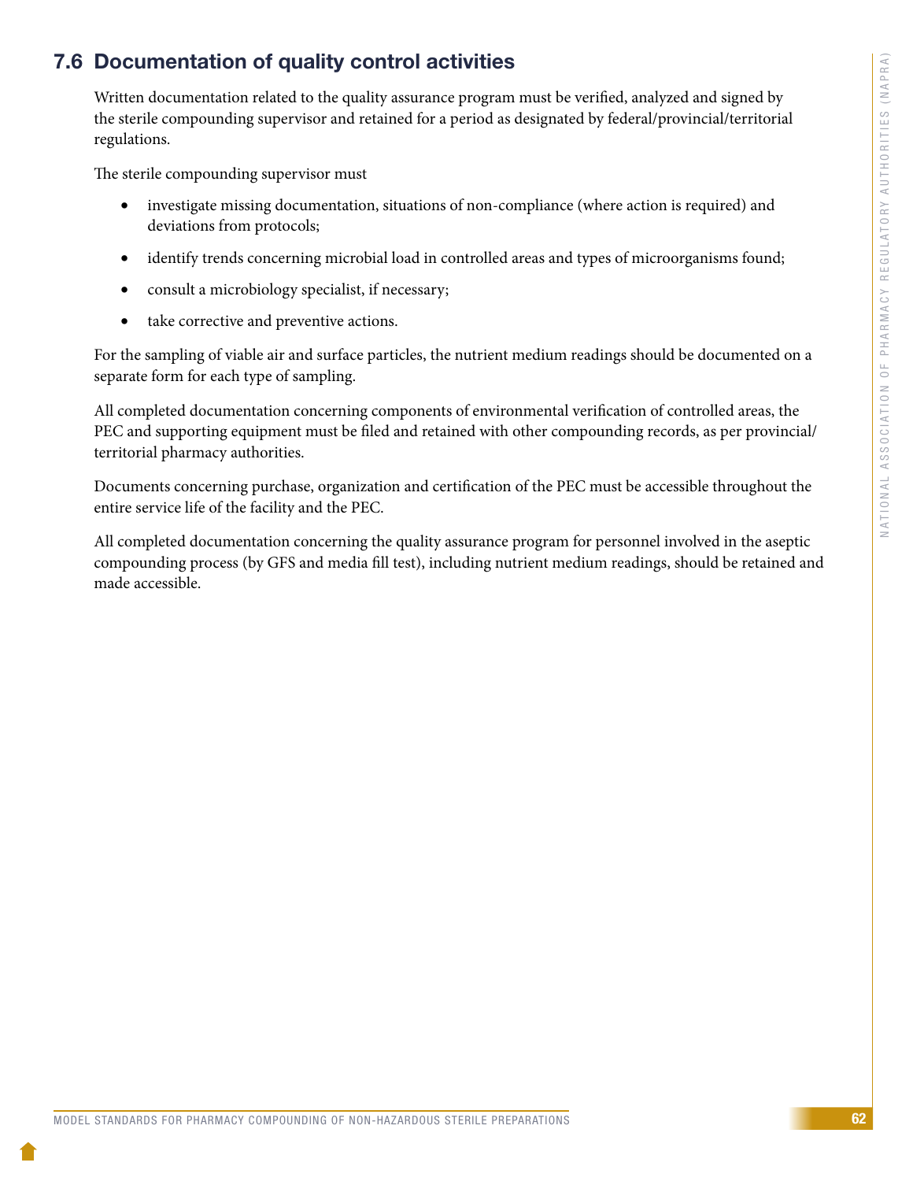## 7.6 Documentation of quality control activities

Written documentation related to the quality assurance program must be verified, analyzed and signed by the sterile compounding supervisor and retained for a period as designated by federal/provincial/territorial regulations.

The sterile compounding supervisor must

- investigate missing documentation, situations of non-compliance (where action is required) and deviations from protocols;
- identify trends concerning microbial load in controlled areas and types of microorganisms found;
- consult a microbiology specialist, if necessary;
- take corrective and preventive actions.

For the sampling of viable air and surface particles, the nutrient medium readings should be documented on a separate form for each type of sampling.

All completed documentation concerning components of environmental verification of controlled areas, the PEC and supporting equipment must be filed and retained with other compounding records, as per provincial/territorial pharmacy authorities.

Documents concerning purchase, organization and certification of the PEC must be accessible throughout the entire service life of the facility and the PEC.

All completed documentation concerning the quality assurance program for personnel involved in the aseptic compounding process (by GFS and media fill test), including nutrient medium readings, should be retained and made accessible.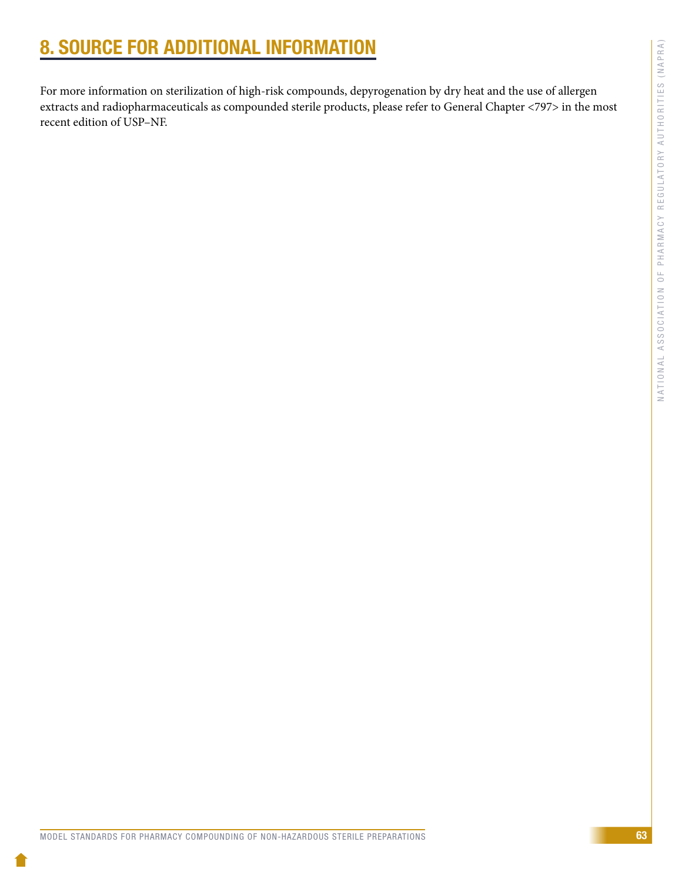# 8. SOURCE FOR ADDITIONAL INFORMATION

For more information on sterilization of high-risk compounds, depyrogenation by dry heat and the use of allergen extracts and radiopharmaceuticals as compounded sterile products, please refer to General Chapter <797> in the most recent edition of USP–NF.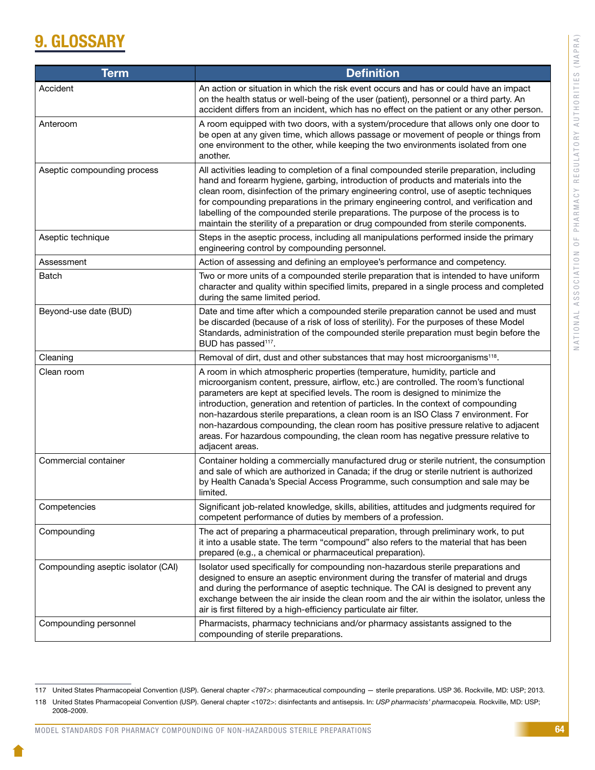# 9. GLOSSARY

| Term | Definition |
|---|---|
| Accident | An action or situation in which the risk event occurs and has or could have an impact on the health status or well-being of the user (patient), personnel or a third party. An accident differs from an incident, which has no effect on the patient or any other person. |
| Anteroom | A room equipped with two doors, with a system/procedure that allows only one door to be open at any given time, which allows passage or movement of people or things from one environment to the other, while keeping the two environments isolated from one another. |
| Aseptic compounding process | All activities leading to completion of a final compounded sterile preparation, including hand and forearm hygiene, garbing, introduction of products and materials into the clean room, disinfection of the primary engineering control, use of aseptic techniques for compounding preparations in the primary engineering control, and verification and labelling of the compounded sterile preparations. The purpose of the process is to maintain the sterility of a preparation or drug compounded from sterile components. |
| Aseptic technique | Steps in the aseptic process, including all manipulations performed inside the primary engineering control by compounding personnel. |
| Assessment | Action of assessing and defining an employee's performance and competency. |
| Batch | Two or more units of a compounded sterile preparation that is intended to have uniform character and quality within specified limits, prepared in a single process and completed during the same limited period. |
| Beyond-use date (BUD) | Date and time after which a compounded sterile preparation cannot be used and must be discarded (because of a risk of loss of sterility). For the purposes of these Model Standards, administration of the compounded sterile preparation must begin before the BUD has passed[117]. |
| Cleaning | Removal of dirt, dust and other substances that may host microorganisms[118]. |
| Clean room | A room in which atmospheric properties (temperature, humidity, particle and microorganism content, pressure, airflow, etc.) are controlled. The room's functional parameters are kept at specified levels. The room is designed to minimize the introduction, generation and retention of particles. In the context of compounding non-hazardous sterile preparations, a clean room is an ISO Class 7 environment. For non-hazardous compounding, the clean room has positive pressure relative to adjacent areas. For hazardous compounding, the clean room has negative pressure relative to adjacent areas. |
| Commercial container | Container holding a commercially manufactured drug or sterile nutrient, the consumption and sale of which are authorized in Canada; if the drug or sterile nutrient is authorized by Health Canada's Special Access Programme, such consumption and sale may be limited. |
| Competencies | Significant job-related knowledge, skills, abilities, attitudes and judgments required for competent performance of duties by members of a profession. |
| Compounding | The act of preparing a pharmaceutical preparation, through preliminary work, to put it into a usable state. The term "compound" also refers to the material that has been prepared (e.g., a chemical or pharmaceutical preparation). |
| Compounding aseptic isolator (CAI) | Isolator used specifically for compounding non-hazardous sterile preparations and designed to ensure an aseptic environment during the transfer of material and drugs and during the performance of aseptic technique. The CAI is designed to prevent any exchange between the air inside the clean room and the air within the isolator, unless the air is first filtered by a high-efficiency particulate air filter. |
| Compounding personnel | Pharmacists, pharmacy technicians and/or pharmacy assistants assigned to the compounding of sterile preparations. |

117 United States Pharmacopeial Convention (USP). General chapter <797>: pharmaceutical compounding — sterile preparations. USP 36. Rockville, MD: USP; 2013.

118 United States Pharmacopeial Convention (USP). General chapter <1072>: disinfectants and antisepsis. In: *USP pharmacists' pharmacopeia.* Rockville, MD: USP; 2008–2009.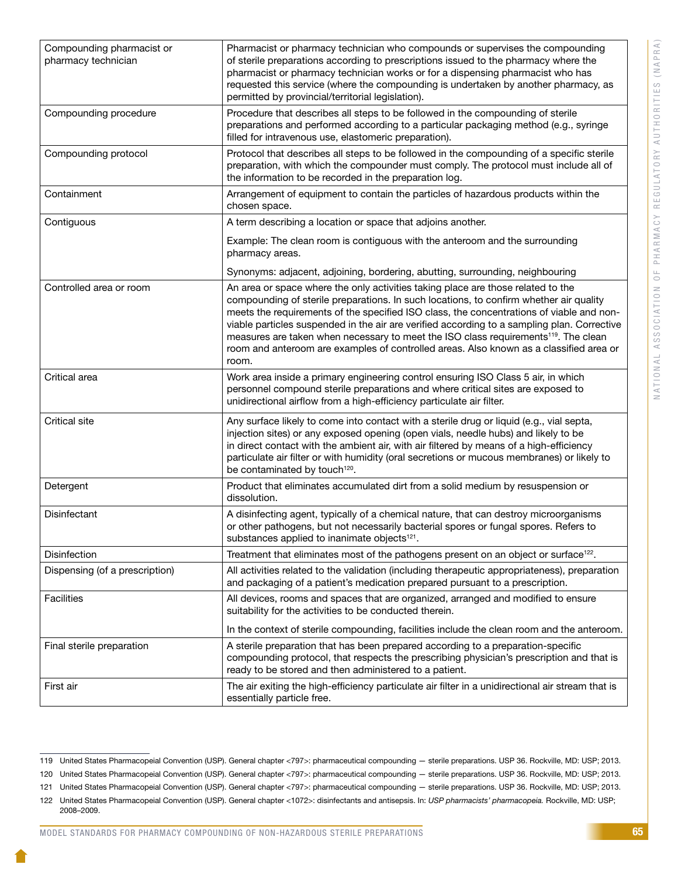| | |
|---|---|
| Compounding pharmacist or pharmacy technician | Pharmacist or pharmacy technician who compounds or supervises the compounding of sterile preparations according to prescriptions issued to the pharmacy where the pharmacist or pharmacy technician works or for a dispensing pharmacist who has requested this service (where the compounding is undertaken by another pharmacy, as permitted by provincial/territorial legislation). |
| Compounding procedure | Procedure that describes all steps to be followed in the compounding of sterile preparations and performed according to a particular packaging method (e.g., syringe filled for intravenous use, elastomeric preparation). |
| Compounding protocol | Protocol that describes all steps to be followed in the compounding of a specific sterile preparation, with which the compounder must comply. The protocol must include all of the information to be recorded in the preparation log. |
| Containment | Arrangement of equipment to contain the particles of hazardous products within the chosen space. |
| Contiguous | A term describing a location or space that adjoins another.<br><br>Example: The clean room is contiguous with the anteroom and the surrounding pharmacy areas.<br><br>Synonyms: adjacent, adjoining, bordering, abutting, surrounding, neighbouring |
| Controlled area or room | An area or space where the only activities taking place are those related to the compounding of sterile preparations. In such locations, to confirm whether air quality meets the requirements of the specified ISO class, the concentrations of viable and non-viable particles suspended in the air are verified according to a sampling plan. Corrective measures are taken when necessary to meet the ISO class requirements[119]. The clean room and anteroom are examples of controlled areas. Also known as a classified area or room. |
| Critical area | Work area inside a primary engineering control ensuring ISO Class 5 air, in which personnel compound sterile preparations and where critical sites are exposed to unidirectional airflow from a high-efficiency particulate air filter. |
| Critical site | Any surface likely to come into contact with a sterile drug or liquid (e.g., vial septa, injection sites) or any exposed opening (open vials, needle hubs) and likely to be in direct contact with the ambient air, with air filtered by means of a high-efficiency particulate air filter or with humidity (oral secretions or mucous membranes) or likely to be contaminated by touch[120]. |
| Detergent | Product that eliminates accumulated dirt from a solid medium by resuspension or dissolution. |
| Disinfectant | A disinfecting agent, typically of a chemical nature, that can destroy microorganisms or other pathogens, but not necessarily bacterial spores or fungal spores. Refers to substances applied to inanimate objects[121]. |
| Disinfection | Treatment that eliminates most of the pathogens present on an object or surface[122]. |
| Dispensing (of a prescription) | All activities related to the validation (including therapeutic appropriateness), preparation and packaging of a patient's medication prepared pursuant to a prescription. |
| Facilities | All devices, rooms and spaces that are organized, arranged and modified to ensure suitability for the activities to be conducted therein.<br><br>In the context of sterile compounding, facilities include the clean room and the anteroom. |
| Final sterile preparation | A sterile preparation that has been prepared according to a preparation-specific compounding protocol, that respects the prescribing physician's prescription and that is ready to be stored and then administered to a patient. |
| First air | The air exiting the high-efficiency particulate air filter in a unidirectional air stream that is essentially particle free. |

119 United States Pharmacopeial Convention (USP). General chapter <797>: pharmaceutical compounding — sterile preparations. USP 36. Rockville, MD: USP; 2013.

120 United States Pharmacopeial Convention (USP). General chapter <797>: pharmaceutical compounding — sterile preparations. USP 36. Rockville, MD: USP; 2013.

121 United States Pharmacopeial Convention (USP). General chapter <797>: pharmaceutical compounding — sterile preparations. USP 36. Rockville, MD: USP; 2013.

122 United States Pharmacopeial Convention (USP). General chapter <1072>: disinfectants and antisepsis. In: *USP pharmacists' pharmacopeia.* Rockville, MD: USP; 2008–2009.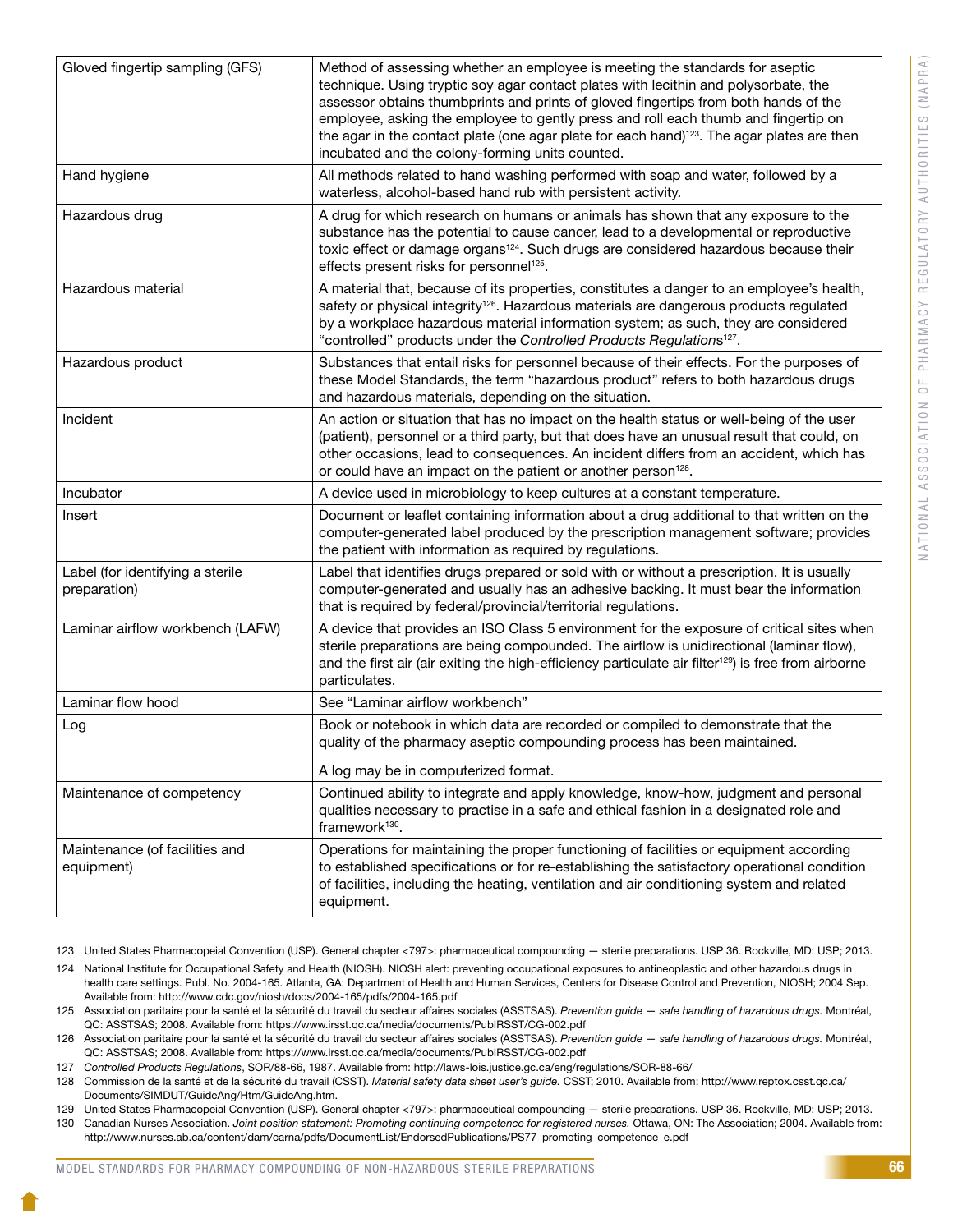| | |
|---|---|
| Gloved fingertip sampling (GFS) | Method of assessing whether an employee is meeting the standards for aseptic technique. Using tryptic soy agar contact plates with lecithin and polysorbate, the assessor obtains thumbprints and prints of gloved fingertips from both hands of the employee, asking the employee to gently press and roll each thumb and fingertip on the agar in the contact plate (one agar plate for each hand)[123]. The agar plates are then incubated and the colony-forming units counted. |
| Hand hygiene | All methods related to hand washing performed with soap and water, followed by a waterless, alcohol-based hand rub with persistent activity. |
| Hazardous drug | A drug for which research on humans or animals has shown that any exposure to the substance has the potential to cause cancer, lead to a developmental or reproductive toxic effect or damage organs[124]. Such drugs are considered hazardous because their effects present risks for personnel[125]. |
| Hazardous material | A material that, because of its properties, constitutes a danger to an employee's health, safety or physical integrity[126]. Hazardous materials are dangerous products regulated by a workplace hazardous material information system; as such, they are considered "controlled" products under the *Controlled Products Regulations*[127]. |
| Hazardous product | Substances that entail risks for personnel because of their effects. For the purposes of these Model Standards, the term "hazardous product" refers to both hazardous drugs and hazardous materials, depending on the situation. |
| Incident | An action or situation that has no impact on the health status or well-being of the user (patient), personnel or a third party, but that does have an unusual result that could, on other occasions, lead to consequences. An incident differs from an accident, which has or could have an impact on the patient or another person[128]. |
| Incubator | A device used in microbiology to keep cultures at a constant temperature. |
| Insert | Document or leaflet containing information about a drug additional to that written on the computer-generated label produced by the prescription management software; provides the patient with information as required by regulations. |
| Label (for identifying a sterile preparation) | Label that identifies drugs prepared or sold with or without a prescription. It is usually computer-generated and usually has an adhesive backing. It must bear the information that is required by federal/provincial/territorial regulations. |
| Laminar airflow workbench (LAFW) | A device that provides an ISO Class 5 environment for the exposure of critical sites when sterile preparations are being compounded. The airflow is unidirectional (laminar flow), and the first air (air exiting the high-efficiency particulate air filter[129]) is free from airborne particulates. |
| Laminar flow hood | See "Laminar airflow workbench" |
| Log | Book or notebook in which data are recorded or compiled to demonstrate that the quality of the pharmacy aseptic compounding process has been maintained.<br><br>A log may be in computerized format. |
| Maintenance of competency | Continued ability to integrate and apply knowledge, know-how, judgment and personal qualities necessary to practise in a safe and ethical fashion in a designated role and framework[130]. |
| Maintenance (of facilities and equipment) | Operations for maintaining the proper functioning of facilities or equipment according to established specifications or for re-establishing the satisfactory operational condition of facilities, including the heating, ventilation and air conditioning system and related equipment. |

123 United States Pharmacopeial Convention (USP). General chapter <797>: pharmaceutical compounding — sterile preparations. USP 36. Rockville, MD: USP; 2013.

124 National Institute for Occupational Safety and Health (NIOSH). NIOSH alert: preventing occupational exposures to antineoplastic and other hazardous drugs in health care settings. Publ. No. 2004-165. Atlanta, GA: Department of Health and Human Services, Centers for Disease Control and Prevention, NIOSH; 2004 Sep. Available from: http://www.cdc.gov/niosh/docs/2004-165/pdfs/2004-165.pdf

125 Association paritaire pour la santé et la sécurité du travail du secteur affaires sociales (ASSTSAS). *Prevention guide — safe handling of hazardous drugs.* Montréal, QC: ASSTSAS; 2008. Available from: https://www.irsst.qc.ca/media/documents/PubIRSST/CG-002.pdf

126 Association paritaire pour la santé et la sécurité du travail du secteur affaires sociales (ASSTSAS). *Prevention guide — safe handling of hazardous drugs.* Montréal, QC: ASSTSAS; 2008. Available from: https://www.irsst.qc.ca/media/documents/PubIRSST/CG-002.pdf

127 *Controlled Products Regulations*, SOR/88-66, 1987. Available from: http://laws-lois.justice.gc.ca/eng/regulations/SOR-88-66/

128 Commission de la santé et de la sécurité du travail (CSST). *Material safety data sheet user's guide.* CSST; 2010. Available from: http://www.reptox.csst.qc.ca/Documents/SIMDUT/GuideAng/Htm/GuideAng.htm.

129 United States Pharmacopeial Convention (USP). General chapter <797>: pharmaceutical compounding — sterile preparations. USP 36. Rockville, MD: USP; 2013.

130 Canadian Nurses Association. *Joint position statement: Promoting continuing competence for registered nurses.* Ottawa, ON: The Association; 2004. Available from: http://www.nurses.ab.ca/content/dam/carna/pdfs/DocumentList/EndorsedPublications/PS77_promoting_competence_e.pdf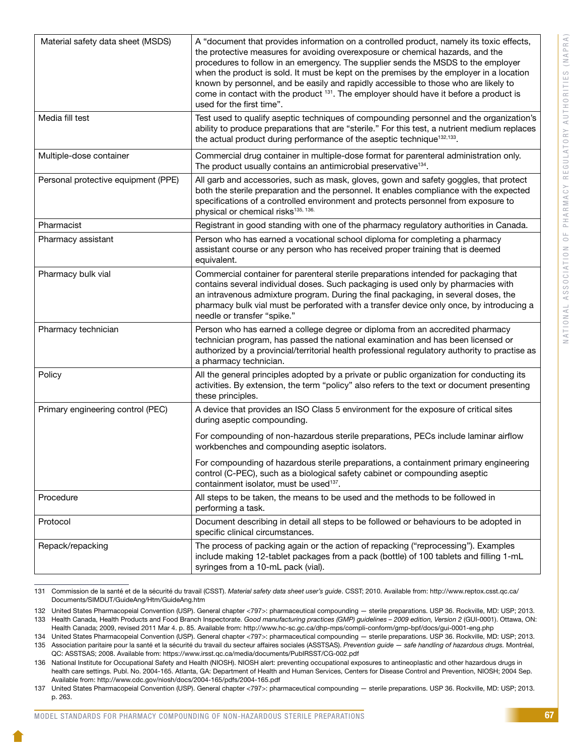| | |
|---|---|
| Material safety data sheet (MSDS) | A “document that provides information on a controlled product, namely its toxic effects, the protective measures for avoiding overexposure or chemical hazards, and the procedures to follow in an emergency. The supplier sends the MSDS to the employer when the product is sold. It must be kept on the premises by the employer in a location known by personnel, and be easily and rapidly accessible to those who are likely to come in contact with the product [131]. The employer should have it before a product is used for the first time”. |
| Media fill test | Test used to qualify aseptic techniques of compounding personnel and the organization’s ability to produce preparations that are “sterile.” For this test, a nutrient medium replaces the actual product during performance of the aseptic technique[132,133]. |
| Multiple-dose container | Commercial drug container in multiple-dose format for parenteral administration only. The product usually contains an antimicrobial preservative[134]. |
| Personal protective equipment (PPE) | All garb and accessories, such as mask, gloves, gown and safety goggles, that protect both the sterile preparation and the personnel. It enables compliance with the expected specifications of a controlled environment and protects personnel from exposure to physical or chemical risks[135, 136]. |
| Pharmacist | Registrant in good standing with one of the pharmacy regulatory authorities in Canada. |
| Pharmacy assistant | Person who has earned a vocational school diploma for completing a pharmacy assistant course or any person who has received proper training that is deemed equivalent. |
| Pharmacy bulk vial | Commercial container for parenteral sterile preparations intended for packaging that contains several individual doses. Such packaging is used only by pharmacies with an intravenous admixture program. During the final packaging, in several doses, the pharmacy bulk vial must be perforated with a transfer device only once, by introducing a needle or transfer “spike.” |
| Pharmacy technician | Person who has earned a college degree or diploma from an accredited pharmacy technician program, has passed the national examination and has been licensed or authorized by a provincial/territorial health professional regulatory authority to practise as a pharmacy technician. |
| Policy | All the general principles adopted by a private or public organization for conducting its activities. By extension, the term “policy” also refers to the text or document presenting these principles. |
| Primary engineering control (PEC) | A device that provides an ISO Class 5 environment for the exposure of critical sites during aseptic compounding.<br><br>For compounding of non-hazardous sterile preparations, PECs include laminar airflow workbenches and compounding aseptic isolators.<br><br>For compounding of hazardous sterile preparations, a containment primary engineering control (C-PEC), such as a biological safety cabinet or compounding aseptic containment isolator, must be used[137]. |
| Procedure | All steps to be taken, the means to be used and the methods to be followed in performing a task. |
| Protocol | Document describing in detail all steps to be followed or behaviours to be adopted in specific clinical circumstances. |
| Repack/repacking | The process of packing again or the action of repacking (“reprocessing”). Examples include making 12-tablet packages from a pack (bottle) of 100 tablets and filling 1-mL syringes from a 10-mL pack (vial). |

131 Commission de la santé et de la sécurité du travail (CSST). *Material safety data sheet user’s guide*. CSST; 2010. Available from: http://www.reptox.csst.qc.ca/Documents/SIMDUT/GuideAng/Htm/GuideAng.htm

132 United States Pharmacopeial Convention (USP). General chapter <797>: pharmaceutical compounding — sterile preparations. USP 36. Rockville, MD: USP; 2013.

133 Health Canada, Health Products and Food Branch Inspectorate. *Good manufacturing practices (GMP) guidelines – 2009 edition, Version 2* (GUI-0001). Ottawa, ON: Health Canada; 2009, revised 2011 Mar 4. p. 85. Available from: http://www.hc-sc.gc.ca/dhp-mps/compli-conform/gmp-bpf/docs/gui-0001-eng.php

134 United States Pharmacopeial Convention (USP). General chapter <797>: pharmaceutical compounding — sterile preparations. USP 36. Rockville, MD: USP; 2013.

135 Association paritaire pour la santé et la sécurité du travail du secteur affaires sociales (ASSTSAS). *Prevention guide — safe handling of hazardous drugs.* Montréal, QC: ASSTSAS; 2008. Available from: https://www.irsst.qc.ca/media/documents/PubIRSST/CG-002.pdf

136 National Institute for Occupational Safety and Health (NIOSH). NIOSH alert: preventing occupational exposures to antineoplastic and other hazardous drugs in health care settings. Publ. No. 2004-165. Atlanta, GA: Department of Health and Human Services, Centers for Disease Control and Prevention, NIOSH; 2004 Sep. Available from: http://www.cdc.gov/niosh/docs/2004-165/pdfs/2004-165.pdf

137 United States Pharmacopeial Convention (USP). General chapter <797>: pharmaceutical compounding — sterile preparations. USP 36. Rockville, MD: USP; 2013. p. 263.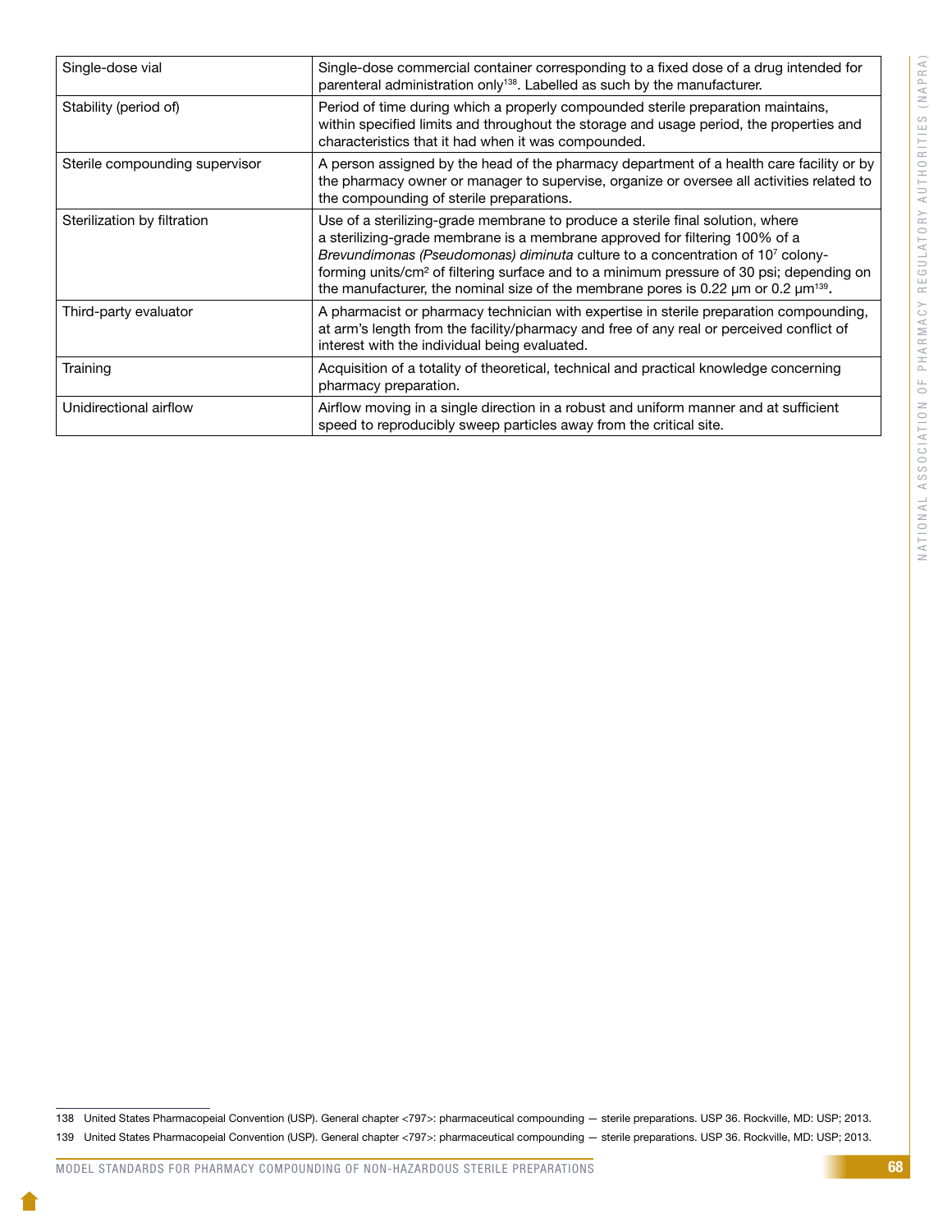| | |
|---|---|
| Single-dose vial | Single-dose commercial container corresponding to a fixed dose of a drug intended for parenteral administration only[138]. Labelled as such by the manufacturer. |
| Stability (period of) | Period of time during which a properly compounded sterile preparation maintains, within specified limits and throughout the storage and usage period, the properties and characteristics that it had when it was compounded. |
| Sterile compounding supervisor | A person assigned by the head of the pharmacy department of a health care facility or by the pharmacy owner or manager to supervise, organize or oversee all activities related to the compounding of sterile preparations. |
| Sterilization by filtration | Use of a sterilizing-grade membrane to produce a sterile final solution, where a sterilizing-grade membrane is a membrane approved for filtering 100% of a *Brevundimonas (Pseudomonas) diminuta* culture to a concentration of $10^7$ colony-forming units/$cm^2$ of filtering surface and to a minimum pressure of 30 psi; depending on the manufacturer, the nominal size of the membrane pores is 0.22 µm or 0.2 µm[139]. |
| Third-party evaluator | A pharmacist or pharmacy technician with expertise in sterile preparation compounding, at arm's length from the facility/pharmacy and free of any real or perceived conflict of interest with the individual being evaluated. |
| Training | Acquisition of a totality of theoretical, technical and practical knowledge concerning pharmacy preparation. |
| Unidirectional airflow | Airflow moving in a single direction in a robust and uniform manner and at sufficient speed to reproducibly sweep particles away from the critical site. |

138 United States Pharmacopeial Convention (USP). General chapter <797>: pharmaceutical compounding — sterile preparations. USP 36. Rockville, MD: USP; 2013.

139 United States Pharmacopeial Convention (USP). General chapter <797>: pharmaceutical compounding — sterile preparations. USP 36. Rockville, MD: USP; 2013.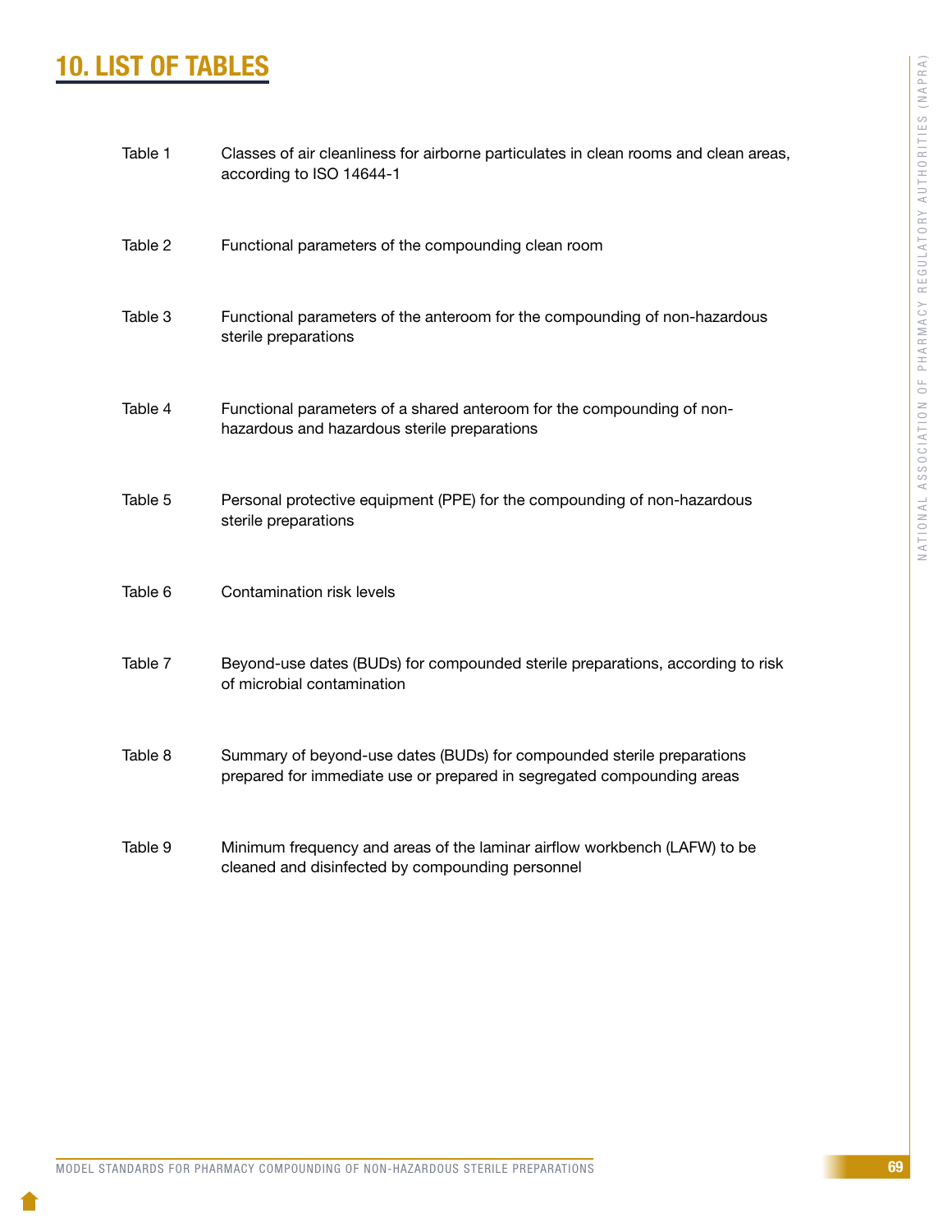# 10. LIST OF TABLES

| | |
|---|---|
| Table 1 | Classes of air cleanliness for airborne particulates in clean rooms and clean areas, according to ISO 14644-1 |
| Table 2 | Functional parameters of the compounding clean room |
| Table 3 | Functional parameters of the anteroom for the compounding of non-hazardous sterile preparations |
| Table 4 | Functional parameters of a shared anteroom for the compounding of non-hazardous and hazardous sterile preparations |
| Table 5 | Personal protective equipment (PPE) for the compounding of non-hazardous sterile preparations |
| Table 6 | Contamination risk levels |
| Table 7 | Beyond-use dates (BUDs) for compounded sterile preparations, according to risk of microbial contamination |
| Table 8 | Summary of beyond-use dates (BUDs) for compounded sterile preparations prepared for immediate use or prepared in segregated compounding areas |
| Table 9 | Minimum frequency and areas of the laminar airflow workbench (LAFW) to be cleaned and disinfected by compounding personnel |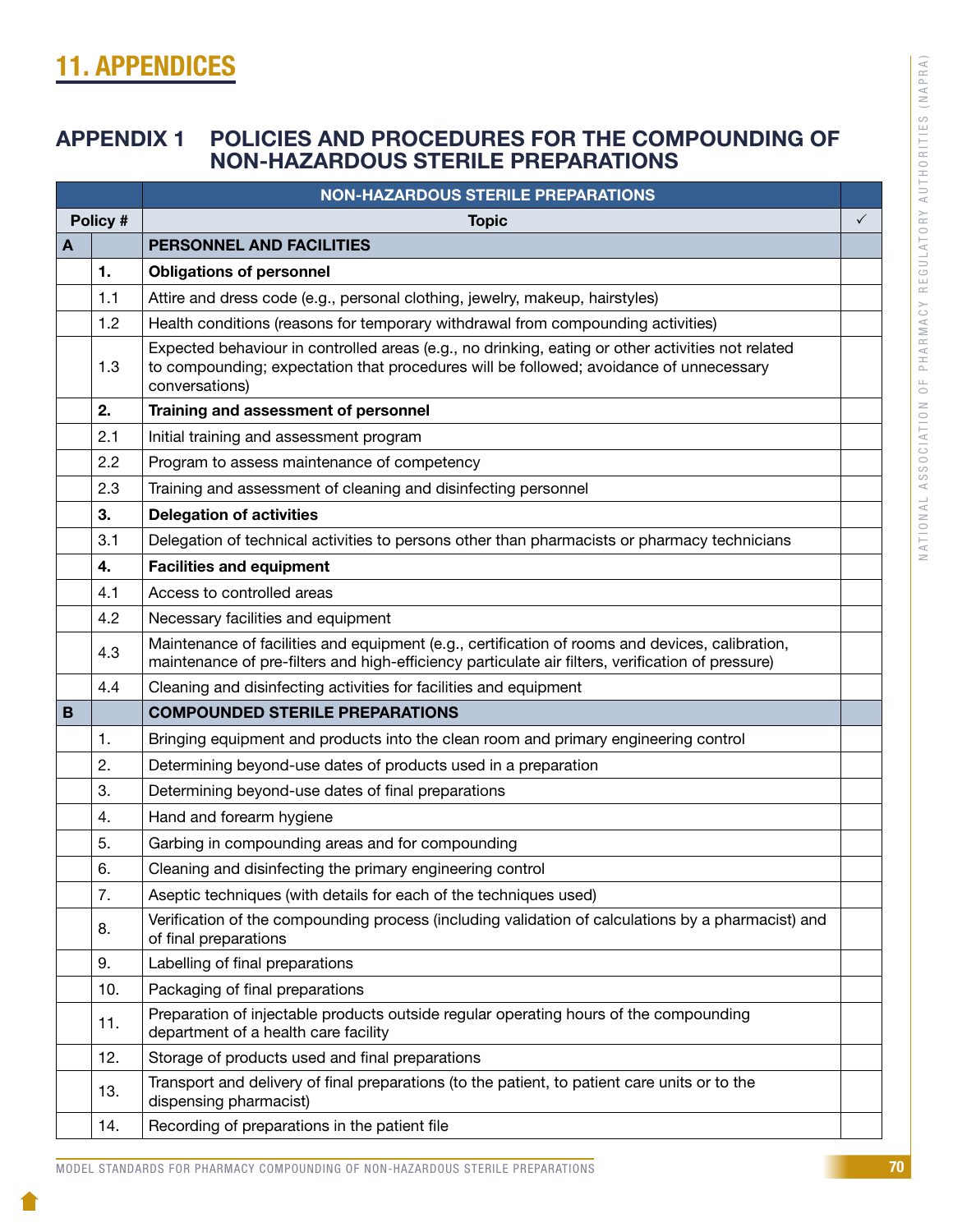# 11. APPENDICES

## APPENDIX 1 POLICIES AND PROCEDURES FOR THE COMPOUNDING OF NON-HAZARDOUS STERILE PREPARATIONS

| | | NON-HAZARDOUS STERILE PREPARATIONS | |
|---|---|---|---|
| Policy # | | Topic | ✓ |
| **A** | | **PERSONNEL AND FACILITIES** | |
| | **1.** | **Obligations of personnel** | |
| | 1.1 | Attire and dress code (e.g., personal clothing, jewelry, makeup, hairstyles) | |
| | 1.2 | Health conditions (reasons for temporary withdrawal from compounding activities) | |
| | 1.3 | Expected behaviour in controlled areas (e.g., no drinking, eating or other activities not related to compounding; expectation that procedures will be followed; avoidance of unnecessary conversations) | |
| | **2.** | **Training and assessment of personnel** | |
| | 2.1 | Initial training and assessment program | |
| | 2.2 | Program to assess maintenance of competency | |
| | 2.3 | Training and assessment of cleaning and disinfecting personnel | |
| | **3.** | **Delegation of activities** | |
| | 3.1 | Delegation of technical activities to persons other than pharmacists or pharmacy technicians | |
| | **4.** | **Facilities and equipment** | |
| | 4.1 | Access to controlled areas | |
| | 4.2 | Necessary facilities and equipment | |
| | 4.3 | Maintenance of facilities and equipment (e.g., certification of rooms and devices, calibration, maintenance of pre-filters and high-efficiency particulate air filters, verification of pressure) | |
| | 4.4 | Cleaning and disinfecting activities for facilities and equipment | |
| **B** | | **COMPOUNDED STERILE PREPARATIONS** | |
| | 1. | Bringing equipment and products into the clean room and primary engineering control | |
| | 2. | Determining beyond-use dates of products used in a preparation | |
| | 3. | Determining beyond-use dates of final preparations | |
| | 4. | Hand and forearm hygiene | |
| | 5. | Garbing in compounding areas and for compounding | |
| | 6. | Cleaning and disinfecting the primary engineering control | |
| | 7. | Aseptic techniques (with details for each of the techniques used) | |
| | 8. | Verification of the compounding process (including validation of calculations by a pharmacist) and of final preparations | |
| | 9. | Labelling of final preparations | |
| | 10. | Packaging of final preparations | |
| | 11. | Preparation of injectable products outside regular operating hours of the compounding department of a health care facility | |
| | 12. | Storage of products used and final preparations | |
| | 13. | Transport and delivery of final preparations (to the patient, to patient care units or to the dispensing pharmacist) | |
| | 14. | Recording of preparations in the patient file | |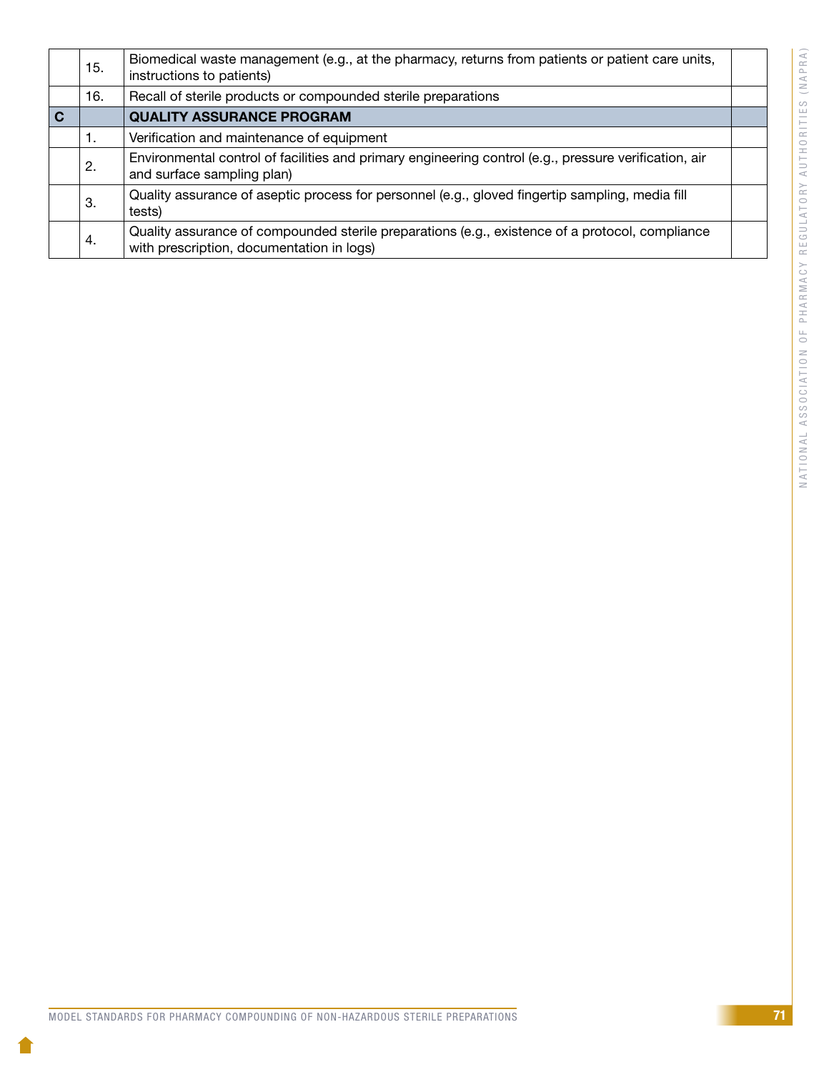| | | | |
|---|---|---|---|
| | 15. | Biomedical waste management (e.g., at the pharmacy, returns from patients or patient care units, instructions to patients) | |
| | 16. | Recall of sterile products or compounded sterile preparations | |
| **C** | | **QUALITY ASSURANCE PROGRAM** | |
| | 1. | Verification and maintenance of equipment | |
| | 2. | Environmental control of facilities and primary engineering control (e.g., pressure verification, air and surface sampling plan) | |
| | 3. | Quality assurance of aseptic process for personnel (e.g., gloved fingertip sampling, media fill tests) | |
| | 4. | Quality assurance of compounded sterile preparations (e.g., existence of a protocol, compliance with prescription, documentation in logs) | |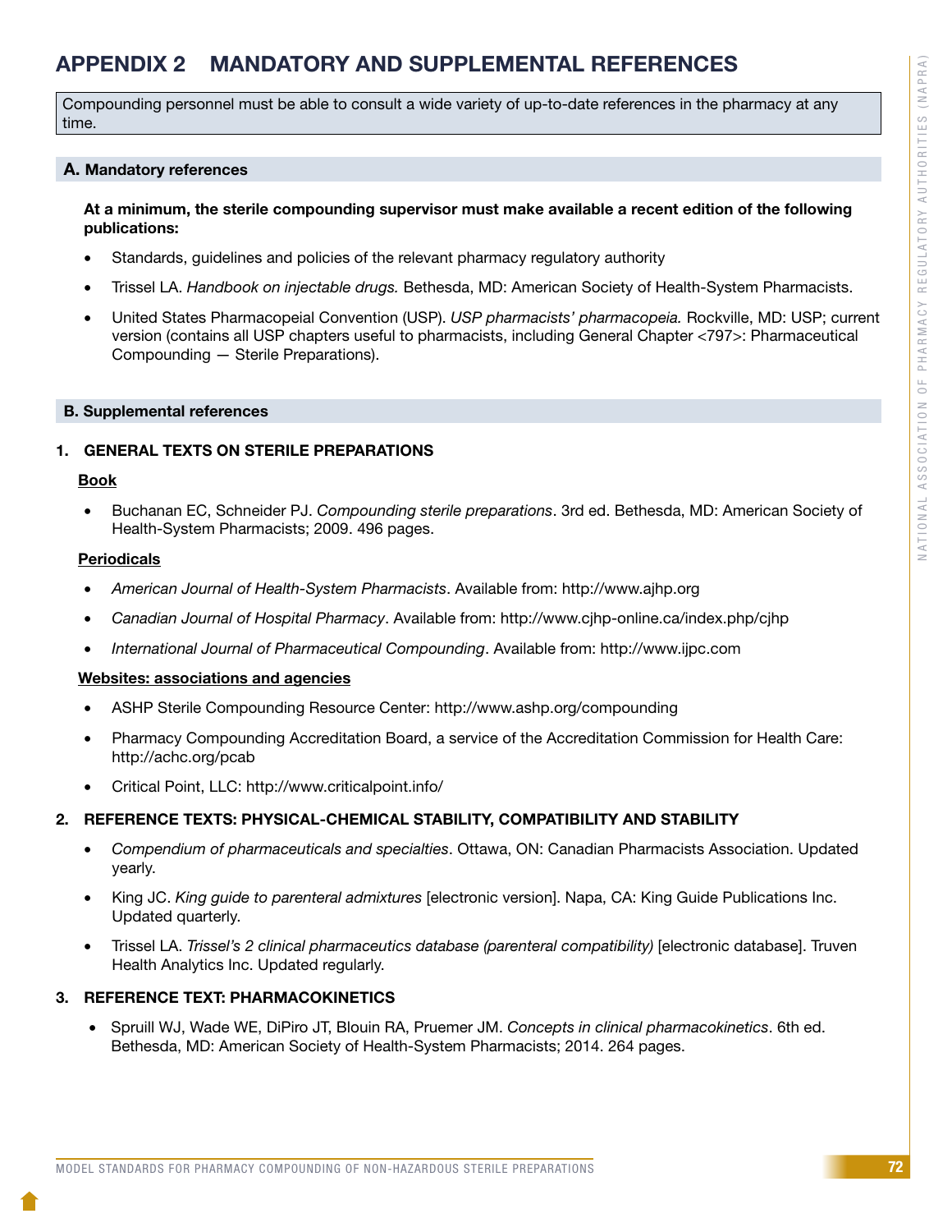# APPENDIX 2 MANDATORY AND SUPPLEMENTAL REFERENCES

Compounding personnel must be able to consult a wide variety of up-to-date references in the pharmacy at any time.

## A. Mandatory references

**At a minimum, the sterile compounding supervisor must make available a recent edition of the following publications:**

- Standards, guidelines and policies of the relevant pharmacy regulatory authority
- Trissel LA. *Handbook on injectable drugs.* Bethesda, MD: American Society of Health-System Pharmacists.
- United States Pharmacopeial Convention (USP). *USP pharmacists' pharmacopeia.* Rockville, MD: USP; current version (contains all USP chapters useful to pharmacists, including General Chapter <797>: Pharmaceutical Compounding — Sterile Preparations).

## B. Supplemental references

### 1. GENERAL TEXTS ON STERILE PREPARATIONS

**Book**

- Buchanan EC, Schneider PJ. *Compounding sterile preparations*. 3rd ed. Bethesda, MD: American Society of Health-System Pharmacists; 2009. 496 pages.

**Periodicals**

- *American Journal of Health-System Pharmacists*. Available from: http://www.ajhp.org
- *Canadian Journal of Hospital Pharmacy*. Available from: http://www.cjhp-online.ca/index.php/cjhp
- *International Journal of Pharmaceutical Compounding*. Available from: http://www.ijpc.com

**Websites: associations and agencies**

- ASHP Sterile Compounding Resource Center: http://www.ashp.org/compounding
- Pharmacy Compounding Accreditation Board, a service of the Accreditation Commission for Health Care: http://achc.org/pcab
- Critical Point, LLC: http://www.criticalpoint.info/

### 2. REFERENCE TEXTS: PHYSICAL-CHEMICAL STABILITY, COMPATIBILITY AND STABILITY

- *Compendium of pharmaceuticals and specialties*. Ottawa, ON: Canadian Pharmacists Association. Updated yearly.
- King JC. *King guide to parenteral admixtures* [electronic version]. Napa, CA: King Guide Publications Inc. Updated quarterly.
- Trissel LA. *Trissel's 2 clinical pharmaceutics database (parenteral compatibility)* [electronic database]. Truven Health Analytics Inc. Updated regularly.

### 3. REFERENCE TEXT: PHARMACOKINETICS

- Spruill WJ, Wade WE, DiPiro JT, Blouin RA, Pruemer JM. *Concepts in clinical pharmacokinetics*. 6th ed. Bethesda, MD: American Society of Health-System Pharmacists; 2014. 264 pages.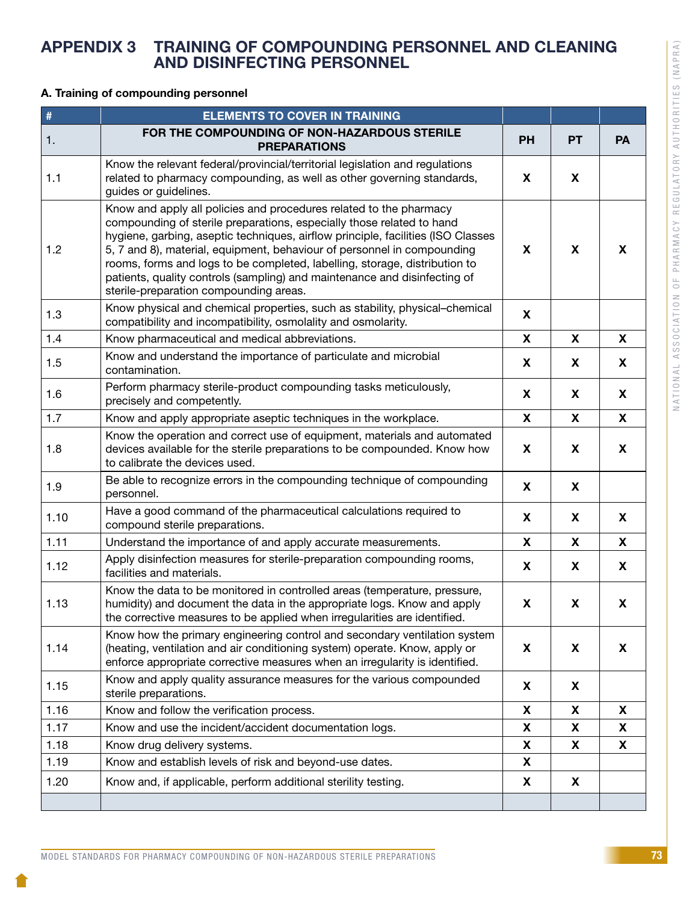# APPENDIX 3 TRAINING OF COMPOUNDING PERSONNEL AND CLEANING AND DISINFECTING PERSONNEL

**A. Training of compounding personnel**

| # | ELEMENTS TO COVER IN TRAINING | | | |
|---|---|---|---|---|
| 1. | **FOR THE COMPOUNDING OF NON-HAZARDOUS STERILE PREPARATIONS** | **PH** | **PT** | **PA** |
| 1.1 | Know the relevant federal/provincial/territorial legislation and regulations related to pharmacy compounding, as well as other governing standards, guides or guidelines. | X | X | |
| 1.2 | Know and apply all policies and procedures related to the pharmacy compounding of sterile preparations, especially those related to hand hygiene, garbing, aseptic techniques, airflow principle, facilities (ISO Classes 5, 7 and 8), material, equipment, behaviour of personnel in compounding rooms, forms and logs to be completed, labelling, storage, distribution to patients, quality controls (sampling) and maintenance and disinfecting of sterile-preparation compounding areas. | X | X | X |
| 1.3 | Know physical and chemical properties, such as stability, physical–chemical compatibility and incompatibility, osmolality and osmolarity. | X | | |
| 1.4 | Know pharmaceutical and medical abbreviations. | X | X | X |
| 1.5 | Know and understand the importance of particulate and microbial contamination. | X | X | X |
| 1.6 | Perform pharmacy sterile-product compounding tasks meticulously, precisely and competently. | X | X | X |
| 1.7 | Know and apply appropriate aseptic techniques in the workplace. | X | X | X |
| 1.8 | Know the operation and correct use of equipment, materials and automated devices available for the sterile preparations to be compounded. Know how to calibrate the devices used. | X | X | X |
| 1.9 | Be able to recognize errors in the compounding technique of compounding personnel. | X | X | |
| 1.10 | Have a good command of the pharmaceutical calculations required to compound sterile preparations. | X | X | X |
| 1.11 | Understand the importance of and apply accurate measurements. | X | X | X |
| 1.12 | Apply disinfection measures for sterile-preparation compounding rooms, facilities and materials. | X | X | X |
| 1.13 | Know the data to be monitored in controlled areas (temperature, pressure, humidity) and document the data in the appropriate logs. Know and apply the corrective measures to be applied when irregularities are identified. | X | X | X |
| 1.14 | Know how the primary engineering control and secondary ventilation system (heating, ventilation and air conditioning system) operate. Know, apply or enforce appropriate corrective measures when an irregularity is identified. | X | X | X |
| 1.15 | Know and apply quality assurance measures for the various compounded sterile preparations. | X | X | |
| 1.16 | Know and follow the verification process. | X | X | X |
| 1.17 | Know and use the incident/accident documentation logs. | X | X | X |
| 1.18 | Know drug delivery systems. | X | X | X |
| 1.19 | Know and establish levels of risk and beyond-use dates. | X | | |
| 1.20 | Know and, if applicable, perform additional sterility testing. | X | X | |
| | | | | |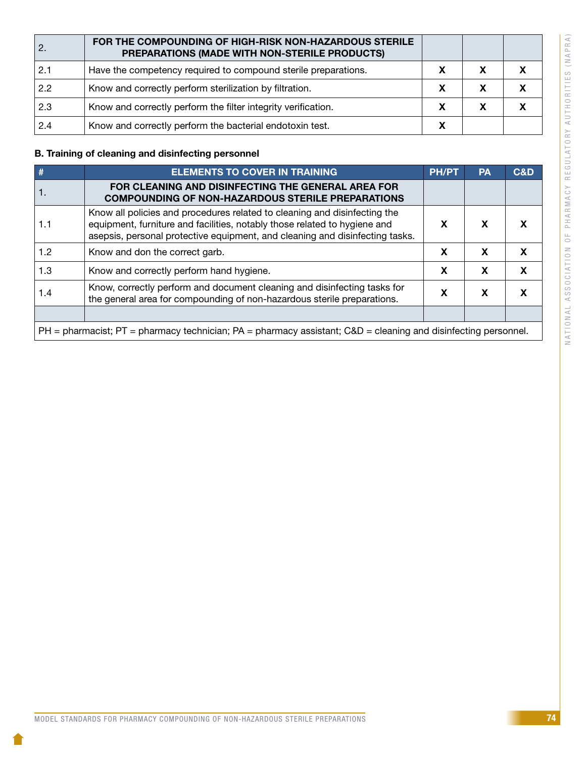| 2. | FOR THE COMPOUNDING OF HIGH-RISK NON-HAZARDOUS STERILE PREPARATIONS (MADE WITH NON-STERILE PRODUCTS) | | | |
|---|---|---|---|---|
| 2.1 | Have the competency required to compound sterile preparations. | X | X | X |
| 2.2 | Know and correctly perform sterilization by filtration. | X | X | X |
| 2.3 | Know and correctly perform the filter integrity verification. | X | X | X |
| 2.4 | Know and correctly perform the bacterial endotoxin test. | X | | |

**B. Training of cleaning and disinfecting personnel**

| # | ELEMENTS TO COVER IN TRAINING | PH/PT | PA | C&D |
|---|---|---|---|---|
| 1. | **FOR CLEANING AND DISINFECTING THE GENERAL AREA FOR COMPOUNDING OF NON-HAZARDOUS STERILE PREPARATIONS** | | | |
| 1.1 | Know all policies and procedures related to cleaning and disinfecting the equipment, furniture and facilities, notably those related to hygiene and asepsis, personal protective equipment, and cleaning and disinfecting tasks. | X | X | X |
| 1.2 | Know and don the correct garb. | X | X | X |
| 1.3 | Know and correctly perform hand hygiene. | X | X | X |
| 1.4 | Know, correctly perform and document cleaning and disinfecting tasks for the general area for compounding of non-hazardous sterile preparations. | X | X | X |
| | | | | |

PH = pharmacist; PT = pharmacy technician; PA = pharmacy assistant; C&D = cleaning and disinfecting personnel.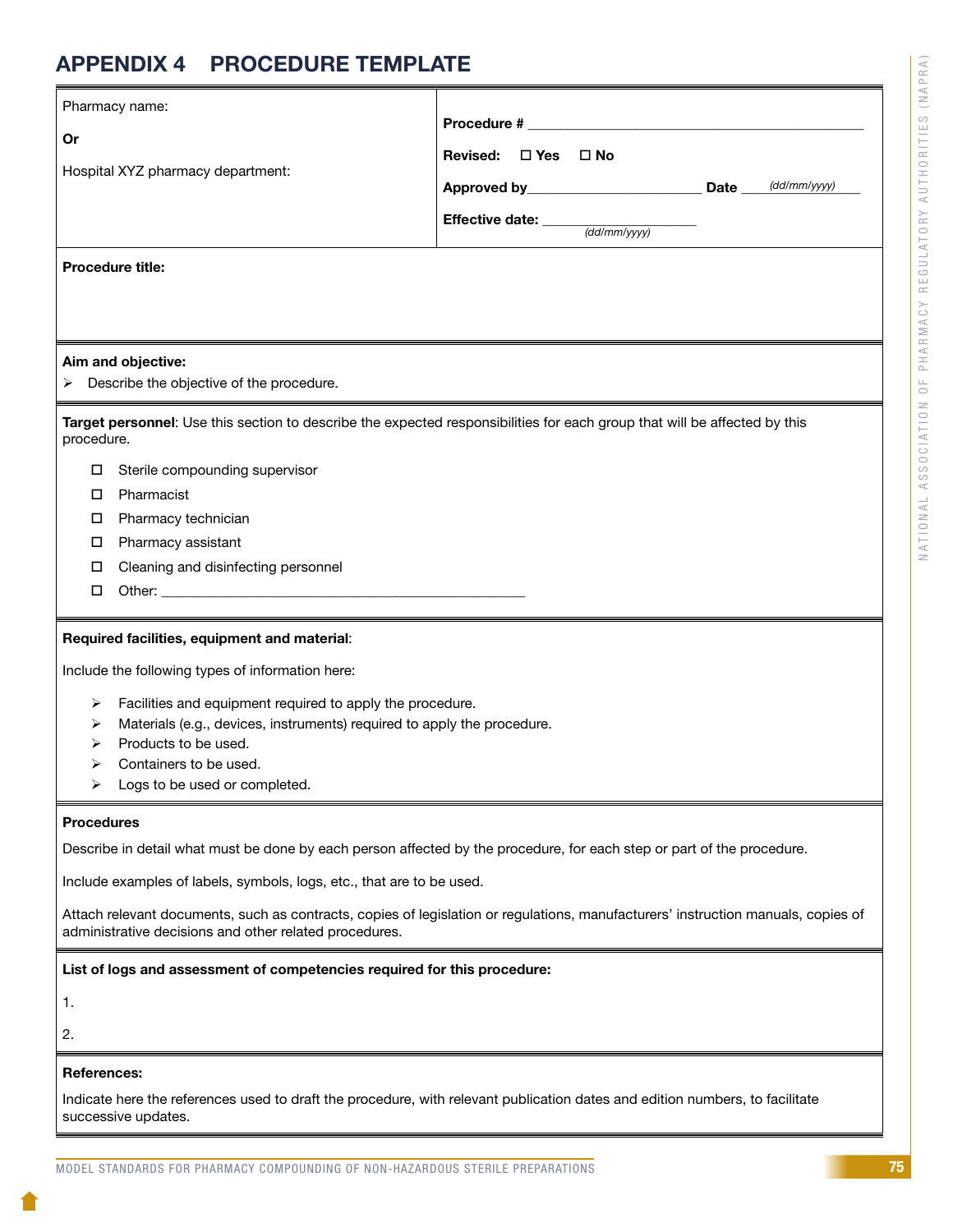# APPENDIX 4 PROCEDURE TEMPLATE

| Pharmacy name:<br><br>**Or**<br><br>Hospital XYZ pharmacy department: | **Procedure #** ____________________________________________<br><br>**Revised:** ☐ **Yes** ☐ **No**<br><br>**Approved by**________________________ **Date** ____*(dd/mm/yyyy)*____<br><br>**Effective date:** ____________________ *(dd/mm/yyyy)* |
|---|---|

**Procedure title:**

---

**Aim and objective:**

- Describe the objective of the procedure.

---

**Target personnel**: Use this section to describe the expected responsibilities for each group that will be affected by this procedure.

- ☐ Sterile compounding supervisor
- ☐ Pharmacist
- ☐ Pharmacy technician
- ☐ Pharmacy assistant
- ☐ Cleaning and disinfecting personnel
- ☐ Other: ________________________________________________

---

**Required facilities, equipment and material**:

Include the following types of information here:

- Facilities and equipment required to apply the procedure.
- Materials (e.g., devices, instruments) required to apply the procedure.
- Products to be used.
- Containers to be used.
- Logs to be used or completed.

---

**Procedures**

Describe in detail what must be done by each person affected by the procedure, for each step or part of the procedure.

Include examples of labels, symbols, logs, etc., that are to be used.

Attach relevant documents, such as contracts, copies of legislation or regulations, manufacturers' instruction manuals, copies of administrative decisions and other related procedures.

---

**List of logs and assessment of competencies required for this procedure:**

1.

2.

---

**References:**

Indicate here the references used to draft the procedure, with relevant publication dates and edition numbers, to facilitate successive updates.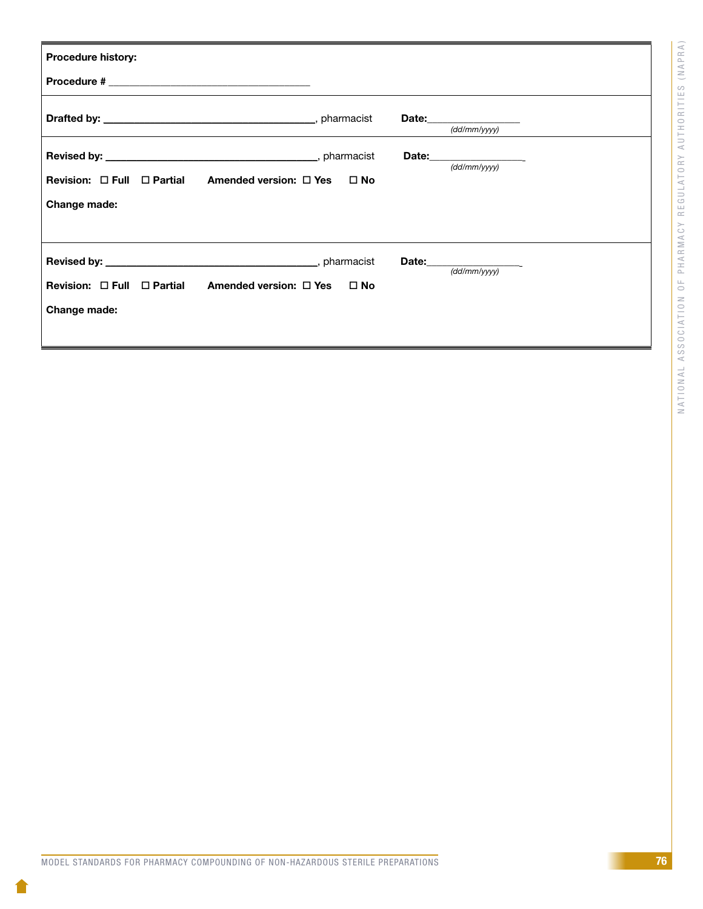**Procedure history:**

**Procedure #** ______________________________________

---

**Drafted by:** ________________________________________, pharmacist **Date:**_________________
*(dd/mm/yyyy)*

---

**Revised by:** ________________________________________, pharmacist **Date:**_________________
*(dd/mm/yyyy)*

**Revision:** ☐ **Full** ☐ **Partial** **Amended version:** ☐ **Yes** ☐ **No**

**Change made:**

---

**Revised by:** ________________________________________, pharmacist **Date:**_________________
*(dd/mm/yyyy)*

**Revision:** ☐ **Full** ☐ **Partial** **Amended version:** ☐ **Yes** ☐ **No**

**Change made:**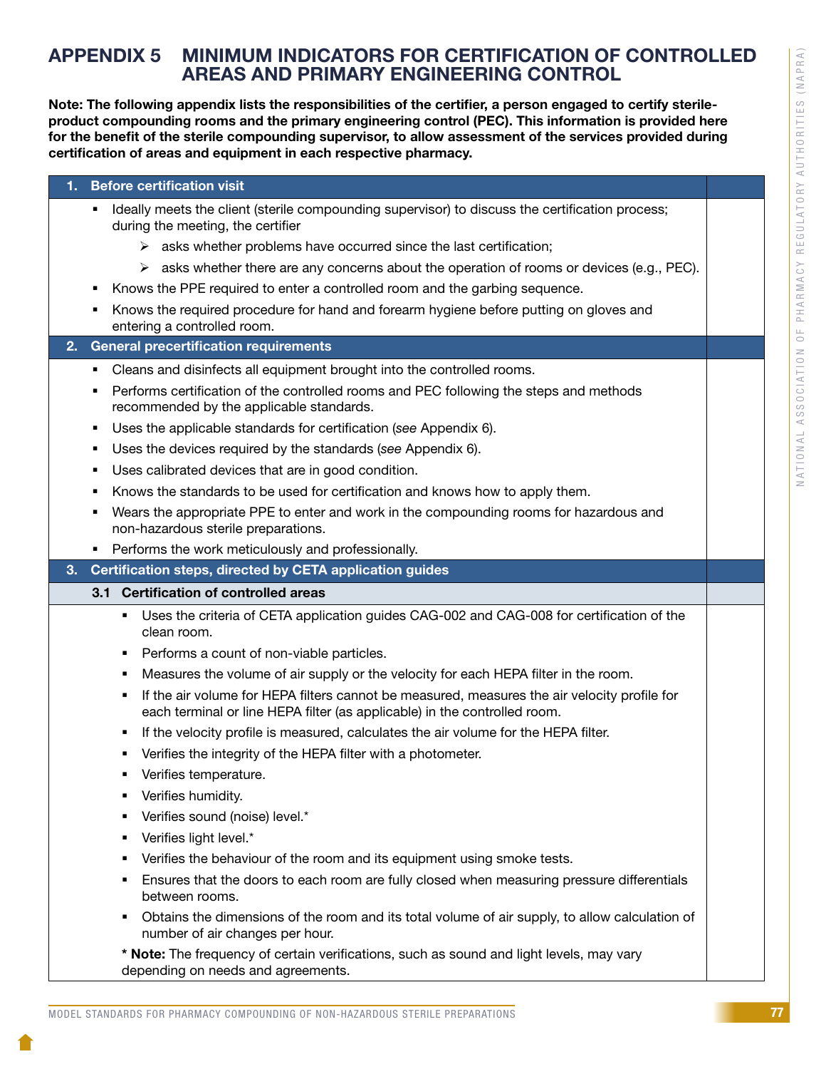# APPENDIX 5 MINIMUM INDICATORS FOR CERTIFICATION OF CONTROLLED AREAS AND PRIMARY ENGINEERING CONTROL

**Note: The following appendix lists the responsibilities of the certifier, a person engaged to certify sterile-product compounding rooms and the primary engineering control (PEC). This information is provided here for the benefit of the sterile compounding supervisor, to allow assessment of the services provided during certification of areas and equipment in each respective pharmacy.**

## 1. Before certification visit

- Ideally meets the client (sterile compounding supervisor) to discuss the certification process; during the meeting, the certifier
  - asks whether problems have occurred since the last certification;
  - asks whether there are any concerns about the operation of rooms or devices (e.g., PEC).
- Knows the PPE required to enter a controlled room and the garbing sequence.
- Knows the required procedure for hand and forearm hygiene before putting on gloves and entering a controlled room.

## 2. General precertification requirements

- Cleans and disinfects all equipment brought into the controlled rooms.
- Performs certification of the controlled rooms and PEC following the steps and methods recommended by the applicable standards.
- Uses the applicable standards for certification (*see* Appendix 6).
- Uses the devices required by the standards (*see* Appendix 6).
- Uses calibrated devices that are in good condition.
- Knows the standards to be used for certification and knows how to apply them.
- Wears the appropriate PPE to enter and work in the compounding rooms for hazardous and non-hazardous sterile preparations.
- Performs the work meticulously and professionally.

## 3. Certification steps, directed by CETA application guides

### 3.1 Certification of controlled areas

- Uses the criteria of CETA application guides CAG-002 and CAG-008 for certification of the clean room.
- Performs a count of non-viable particles.
- Measures the volume of air supply or the velocity for each HEPA filter in the room.
- If the air volume for HEPA filters cannot be measured, measures the air velocity profile for each terminal or line HEPA filter (as applicable) in the controlled room.
- If the velocity profile is measured, calculates the air volume for the HEPA filter.
- Verifies the integrity of the HEPA filter with a photometer.
- Verifies temperature.
- Verifies humidity.
- Verifies sound (noise) level.*
- Verifies light level.*
- Verifies the behaviour of the room and its equipment using smoke tests.
- Ensures that the doors to each room are fully closed when measuring pressure differentials between rooms.
- Obtains the dimensions of the room and its total volume of air supply, to allow calculation of number of air changes per hour.

**\* Note:** The frequency of certain verifications, such as sound and light levels, may vary depending on needs and agreements.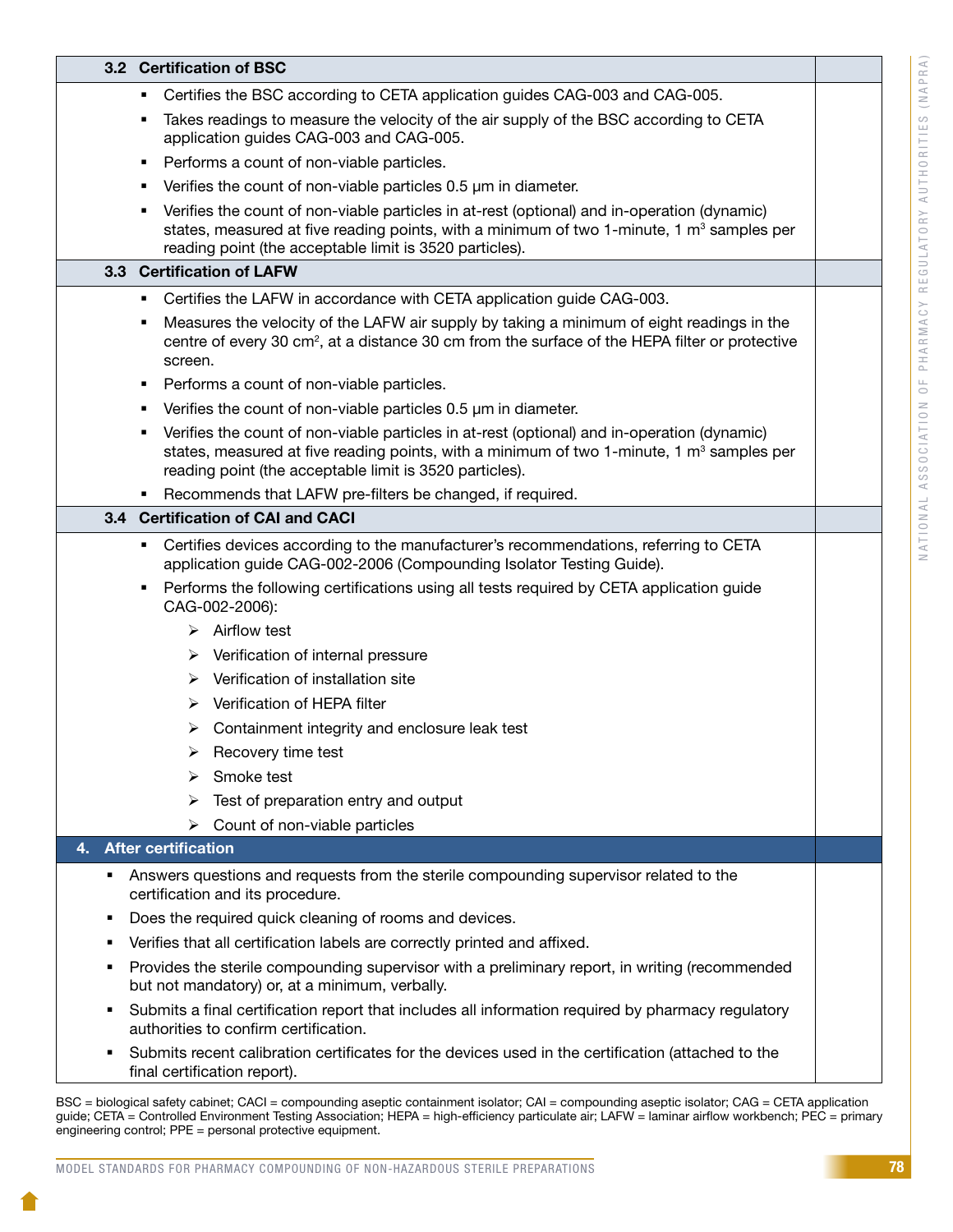| 3.2 Certification of BSC | |
|---|---|
| ▪ Certifies the BSC according to CETA application guides CAG-003 and CAG-005.<br>▪ Takes readings to measure the velocity of the air supply of the BSC according to CETA application guides CAG-003 and CAG-005.<br>▪ Performs a count of non-viable particles.<br>▪ Verifies the count of non-viable particles 0.5 µm in diameter.<br>▪ Verifies the count of non-viable particles in at-rest (optional) and in-operation (dynamic) states, measured at five reading points, with a minimum of two 1-minute, 1 $m^3$ samples per reading point (the acceptable limit is 3520 particles). | |
| **3.3 Certification of LAFW** | |
| ▪ Certifies the LAFW in accordance with CETA application guide CAG-003.<br>▪ Measures the velocity of the LAFW air supply by taking a minimum of eight readings in the centre of every 30 $cm^2$, at a distance 30 cm from the surface of the HEPA filter or protective screen.<br>▪ Performs a count of non-viable particles.<br>▪ Verifies the count of non-viable particles 0.5 µm in diameter.<br>▪ Verifies the count of non-viable particles in at-rest (optional) and in-operation (dynamic) states, measured at five reading points, with a minimum of two 1-minute, 1 $m^3$ samples per reading point (the acceptable limit is 3520 particles).<br>▪ Recommends that LAFW pre-filters be changed, if required. | |
| **3.4 Certification of CAI and CACI** | |
| ▪ Certifies devices according to the manufacturer's recommendations, referring to CETA application guide CAG-002-2006 (Compounding Isolator Testing Guide).<br>▪ Performs the following certifications using all tests required by CETA application guide CAG-002-2006):<br>➢ Airflow test<br>➢ Verification of internal pressure<br>➢ Verification of installation site<br>➢ Verification of HEPA filter<br>➢ Containment integrity and enclosure leak test<br>➢ Recovery time test<br>➢ Smoke test<br>➢ Test of preparation entry and output<br>➢ Count of non-viable particles | |
| **4. After certification** | |
| ▪ Answers questions and requests from the sterile compounding supervisor related to the certification and its procedure.<br>▪ Does the required quick cleaning of rooms and devices.<br>▪ Verifies that all certification labels are correctly printed and affixed.<br>▪ Provides the sterile compounding supervisor with a preliminary report, in writing (recommended but not mandatory) or, at a minimum, verbally.<br>▪ Submits a final certification report that includes all information required by pharmacy regulatory authorities to confirm certification.<br>▪ Submits recent calibration certificates for the devices used in the certification (attached to the final certification report). | |

BSC = biological safety cabinet; CACI = compounding aseptic containment isolator; CAI = compounding aseptic isolator; CAG = CETA application guide; CETA = Controlled Environment Testing Association; HEPA = high-efficiency particulate air; LAFW = laminar airflow workbench; PEC = primary engineering control; PPE = personal protective equipment.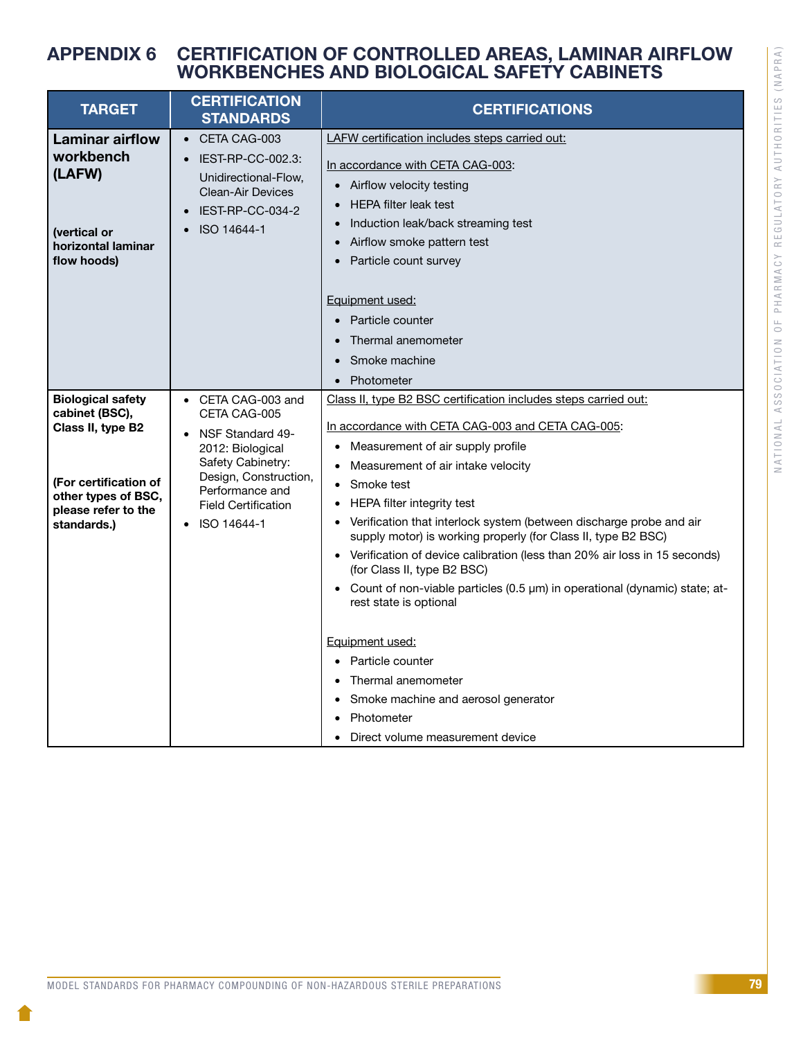# APPENDIX 6 CERTIFICATION OF CONTROLLED AREAS, LAMINAR AIRFLOW WORKBENCHES AND BIOLOGICAL SAFETY CABINETS

| TARGET | CERTIFICATION STANDARDS | CERTIFICATIONS |
|---|---|---|
| **Laminar airflow workbench (LAFW)**<br><br>**(vertical or horizontal laminar flow hoods)** | • CETA CAG-003<br>• IEST-RP-CC-002.3: Unidirectional-Flow, Clean-Air Devices<br>• IEST-RP-CC-034-2<br>• ISO 14644-1 | LAFW certification includes steps carried out:<br><br>In accordance with CETA CAG-003:<br>• Airflow velocity testing<br>• HEPA filter leak test<br>• Induction leak/back streaming test<br>• Airflow smoke pattern test<br>• Particle count survey<br><br>Equipment used:<br>• Particle counter<br>• Thermal anemometer<br>• Smoke machine<br>• Photometer |
| **Biological safety cabinet (BSC), Class II, type B2**<br><br>**(For certification of other types of BSC, please refer to the standards.)** | • CETA CAG-003 and CETA CAG-005<br>• NSF Standard 49-2012: Biological Safety Cabinetry: Design, Construction, Performance and Field Certification<br>• ISO 14644-1 | Class II, type B2 BSC certification includes steps carried out:<br><br>In accordance with CETA CAG-003 and CETA CAG-005:<br>• Measurement of air supply profile<br>• Measurement of air intake velocity<br>• Smoke test<br>• HEPA filter integrity test<br>• Verification that interlock system (between discharge probe and air supply motor) is working properly (for Class II, type B2 BSC)<br>• Verification of device calibration (less than 20% air loss in 15 seconds) (for Class II, type B2 BSC)<br>• Count of non-viable particles (0.5 µm) in operational (dynamic) state; at-rest state is optional<br><br>Equipment used:<br>• Particle counter<br>• Thermal anemometer<br>• Smoke machine and aerosol generator<br>• Photometer<br>• Direct volume measurement device |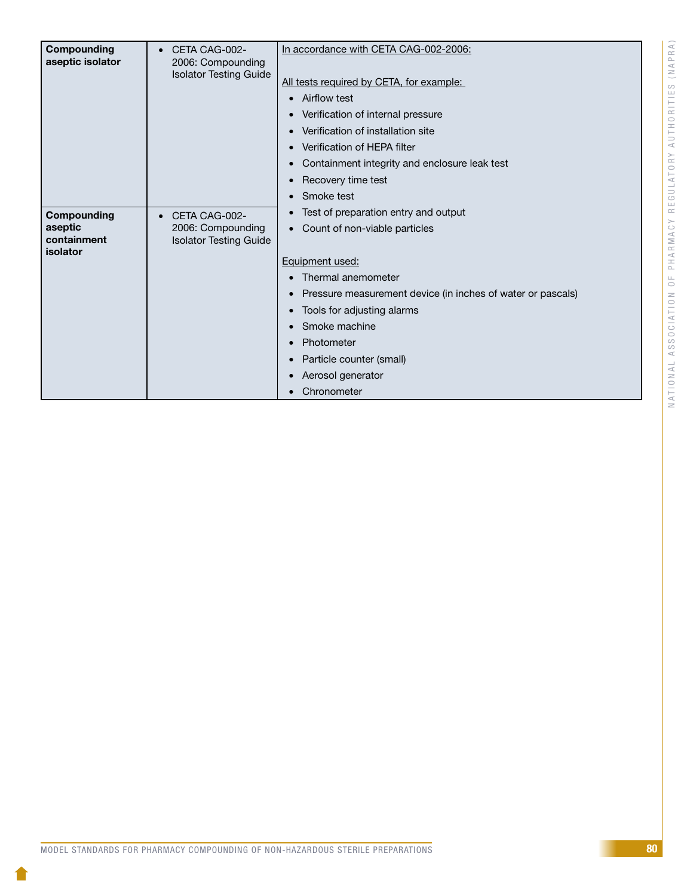| Compounding aseptic isolator | • CETA CAG-002-2006: Compounding Isolator Testing Guide | In accordance with CETA CAG-002-2006:<br><br>All tests required by CETA, for example:<br>• Airflow test<br>• Verification of internal pressure<br>• Verification of installation site<br>• Verification of HEPA filter<br>• Containment integrity and enclosure leak test<br>• Recovery time test<br>• Smoke test<br>• Test of preparation entry and output<br>• Count of non-viable particles<br><br>Equipment used:<br>• Thermal anemometer<br>• Pressure measurement device (in inches of water or pascals)<br>• Tools for adjusting alarms<br>• Smoke machine<br>• Photometer<br>• Particle counter (small)<br>• Aerosol generator<br>• Chronometer |
|---|---|---|
| Compounding aseptic containment isolator | • CETA CAG-002-2006: Compounding Isolator Testing Guide | |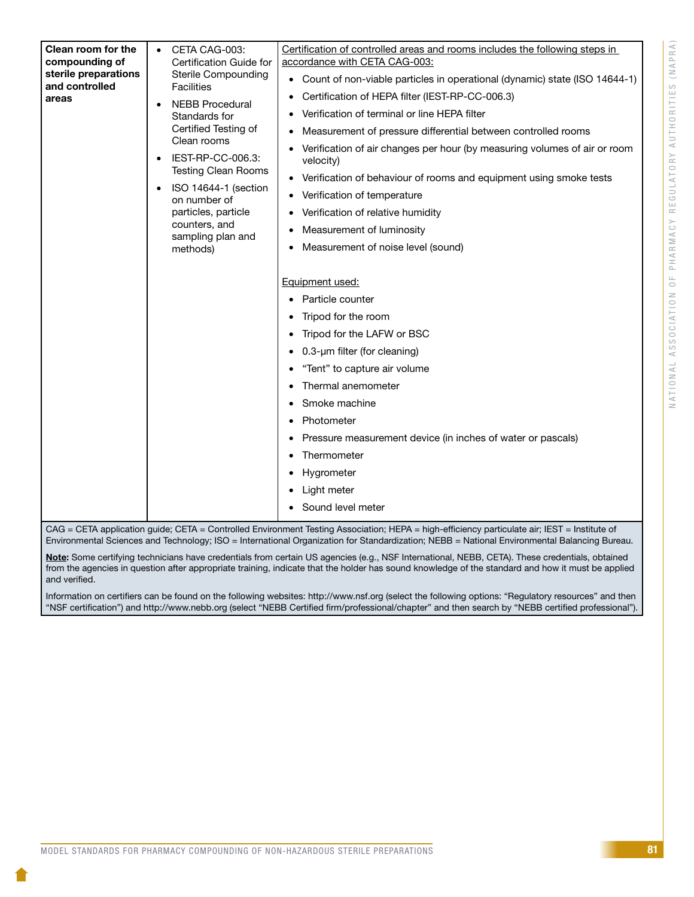| Clean room for the compounding of sterile preparations and controlled areas | • CETA CAG-003: Certification Guide for Sterile Compounding Facilities<br>• NEBB Procedural Standards for Certified Testing of Clean rooms<br>• IEST-RP-CC-006.3: Testing Clean Rooms<br>• ISO 14644-1 (section on number of particles, particle counters, and sampling plan and methods) | Certification of controlled areas and rooms includes the following steps in accordance with CETA CAG-003:<br>• Count of non-viable particles in operational (dynamic) state (ISO 14644-1)<br>• Certification of HEPA filter (IEST-RP-CC-006.3)<br>• Verification of terminal or line HEPA filter<br>• Measurement of pressure differential between controlled rooms<br>• Verification of air changes per hour (by measuring volumes of air or room velocity)<br>• Verification of behaviour of rooms and equipment using smoke tests<br>• Verification of temperature<br>• Verification of relative humidity<br>• Measurement of luminosity<br>• Measurement of noise level (sound)<br><br>Equipment used:<br>• Particle counter<br>• Tripod for the room<br>• Tripod for the LAFW or BSC<br>• 0.3-µm filter (for cleaning)<br>• "Tent" to capture air volume<br>• Thermal anemometer<br>• Smoke machine<br>• Photometer<br>• Pressure measurement device (in inches of water or pascals)<br>• Thermometer<br>• Hygrometer<br>• Light meter<br>• Sound level meter |
|---|---|---|

CAG = CETA application guide; CETA = Controlled Environment Testing Association; HEPA = high-efficiency particulate air; IEST = Institute of Environmental Sciences and Technology; ISO = International Organization for Standardization; NEBB = National Environmental Balancing Bureau.

**Note:** Some certifying technicians have credentials from certain US agencies (e.g., NSF International, NEBB, CETA). These credentials, obtained from the agencies in question after appropriate training, indicate that the holder has sound knowledge of the standard and how it must be applied and verified.

Information on certifiers can be found on the following websites: http://www.nsf.org (select the following options: "Regulatory resources" and then "NSF certification") and http://www.nebb.org (select "NEBB Certified firm/professional/chapter" and then search by "NEBB certified professional").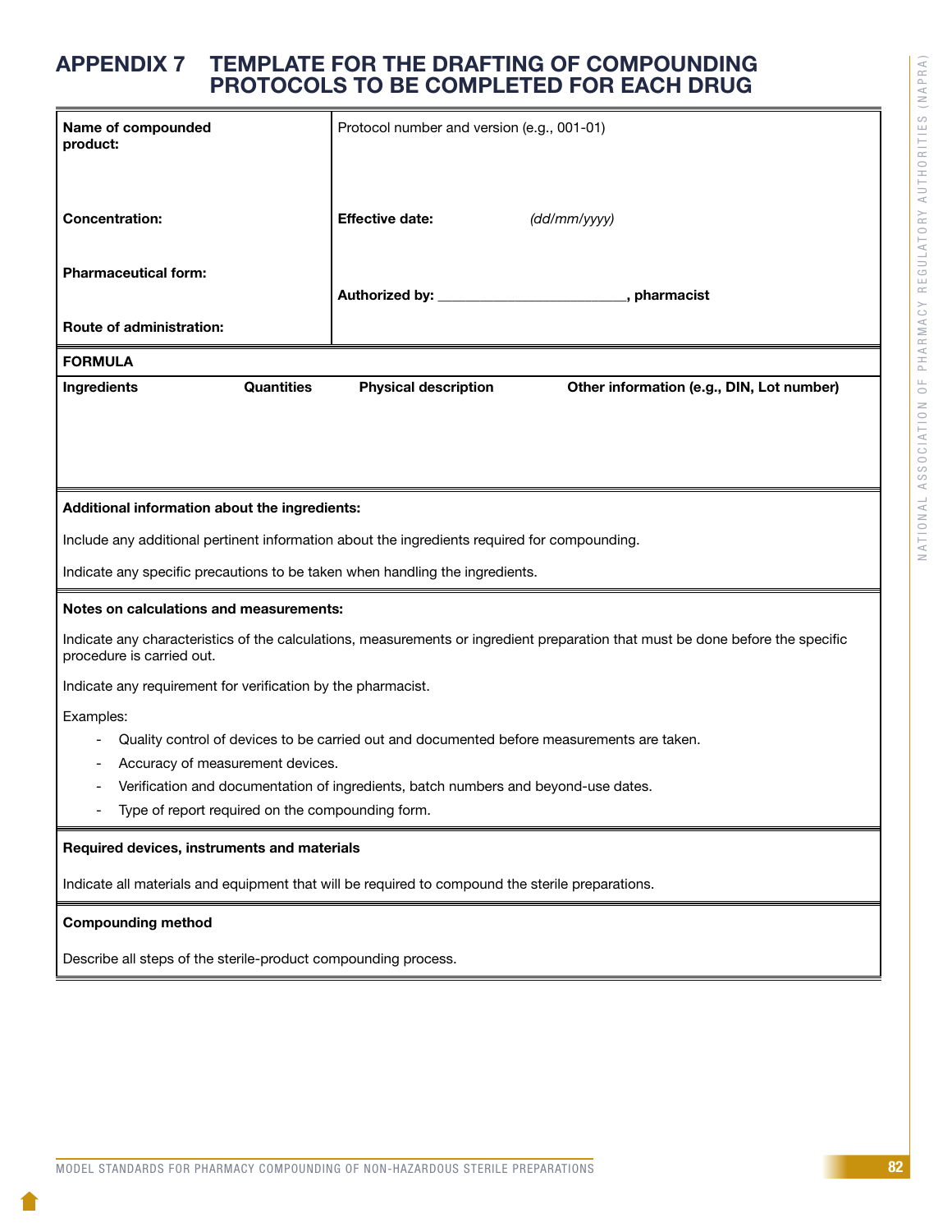# APPENDIX 7 TEMPLATE FOR THE DRAFTING OF COMPOUNDING PROTOCOLS TO BE COMPLETED FOR EACH DRUG

| **Name of compounded product:** | Protocol number and version (e.g., 001-01) |
|---|---|
| **Concentration:** | **Effective date:** *(dd/mm/yyyy)* |
| **Pharmaceutical form:** | **Authorized by:** ________________________, **pharmacist** |
| **Route of administration:** | |

**FORMULA**

| Ingredients | Quantities | Physical description | Other information (e.g., DIN, Lot number) |
|---|---|---|---|
| | | | |

**Additional information about the ingredients:**

Include any additional pertinent information about the ingredients required for compounding.

Indicate any specific precautions to be taken when handling the ingredients.

**Notes on calculations and measurements:**

Indicate any characteristics of the calculations, measurements or ingredient preparation that must be done before the specific procedure is carried out.

Indicate any requirement for verification by the pharmacist.

Examples:

- Quality control of devices to be carried out and documented before measurements are taken.
- Accuracy of measurement devices.
- Verification and documentation of ingredients, batch numbers and beyond-use dates.
- Type of report required on the compounding form.

**Required devices, instruments and materials**

Indicate all materials and equipment that will be required to compound the sterile preparations.

**Compounding method**

Describe all steps of the sterile-product compounding process.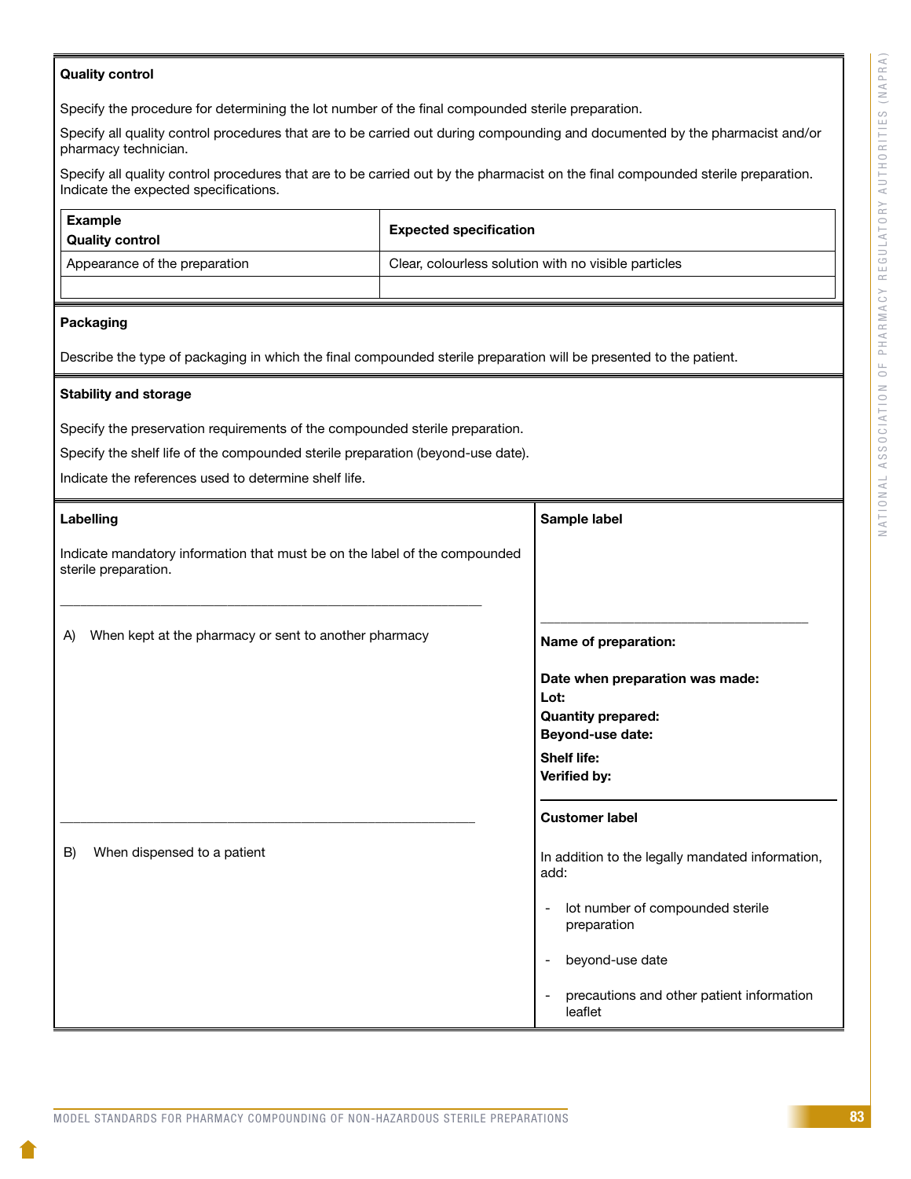**Quality control**

Specify the procedure for determining the lot number of the final compounded sterile preparation.

Specify all quality control procedures that are to be carried out during compounding and documented by the pharmacist and/or pharmacy technician.

Specify all quality control procedures that are to be carried out by the pharmacist on the final compounded sterile preparation. Indicate the expected specifications.

| Example<br>Quality control | Expected specification |
|---|---|
| Appearance of the preparation | Clear, colourless solution with no visible particles |
| | |

**Packaging**

Describe the type of packaging in which the final compounded sterile preparation will be presented to the patient.

**Stability and storage**

Specify the preservation requirements of the compounded sterile preparation.

Specify the shelf life of the compounded sterile preparation (beyond-use date).

Indicate the references used to determine shelf life.

**Labelling**

Indicate mandatory information that must be on the label of the compounded sterile preparation.

A) When kept at the pharmacy or sent to another pharmacy

B) When dispensed to a patient

**Sample label**

**Name of preparation:**

**Date when preparation was made:**
**Lot:**
**Quantity prepared:**
**Beyond-use date:**
**Shelf life:**
**Verified by:**

**Customer label**

In addition to the legally mandated information, add:

- lot number of compounded sterile preparation
- beyond-use date
- precautions and other patient information leaflet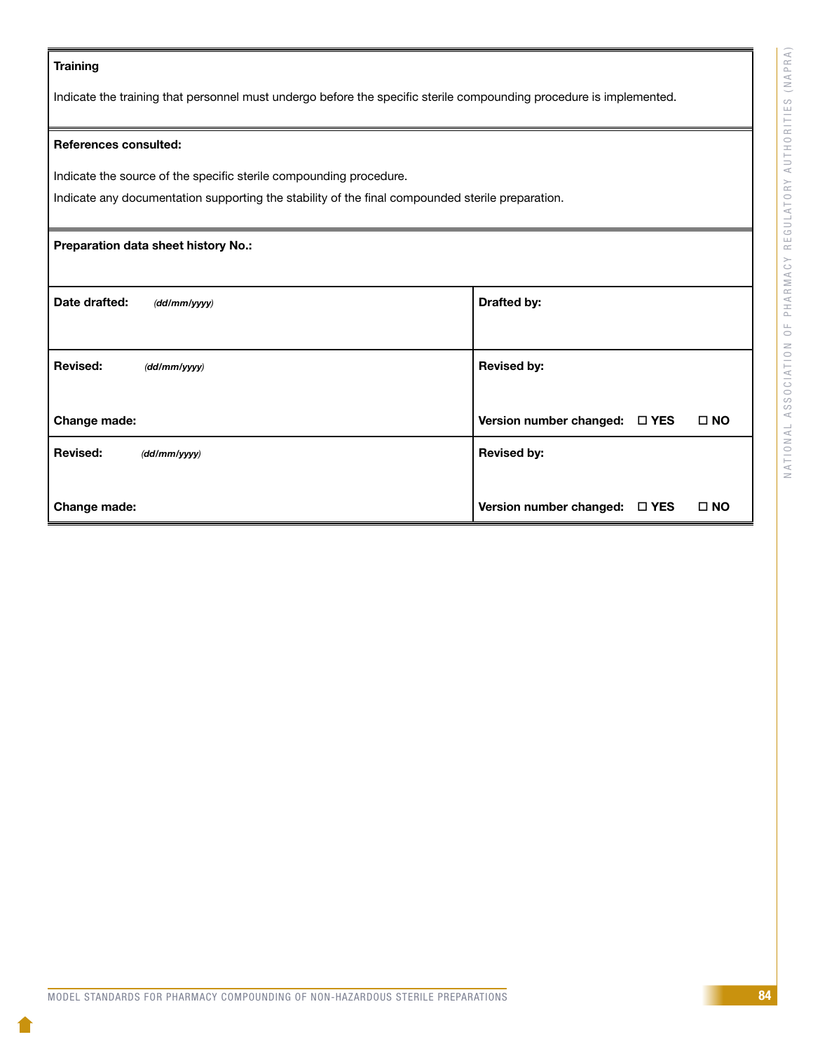**Training**

Indicate the training that personnel must undergo before the specific sterile compounding procedure is implemented.

**References consulted:**

Indicate the source of the specific sterile compounding procedure.

Indicate any documentation supporting the stability of the final compounded sterile preparation.

**Preparation data sheet history No.:**

| | |
|---|---|
| **Date drafted:** *(dd/mm/yyyy)* | **Drafted by:** |
| **Revised:** *(dd/mm/yyyy)*<br><br>**Change made:** | **Revised by:**<br><br>**Version number changed:** ☐ **YES** ☐ **NO** |
| **Revised:** *(dd/mm/yyyy)*<br><br>**Change made:** | **Revised by:**<br><br>**Version number changed:** ☐ **YES** ☐ **NO** |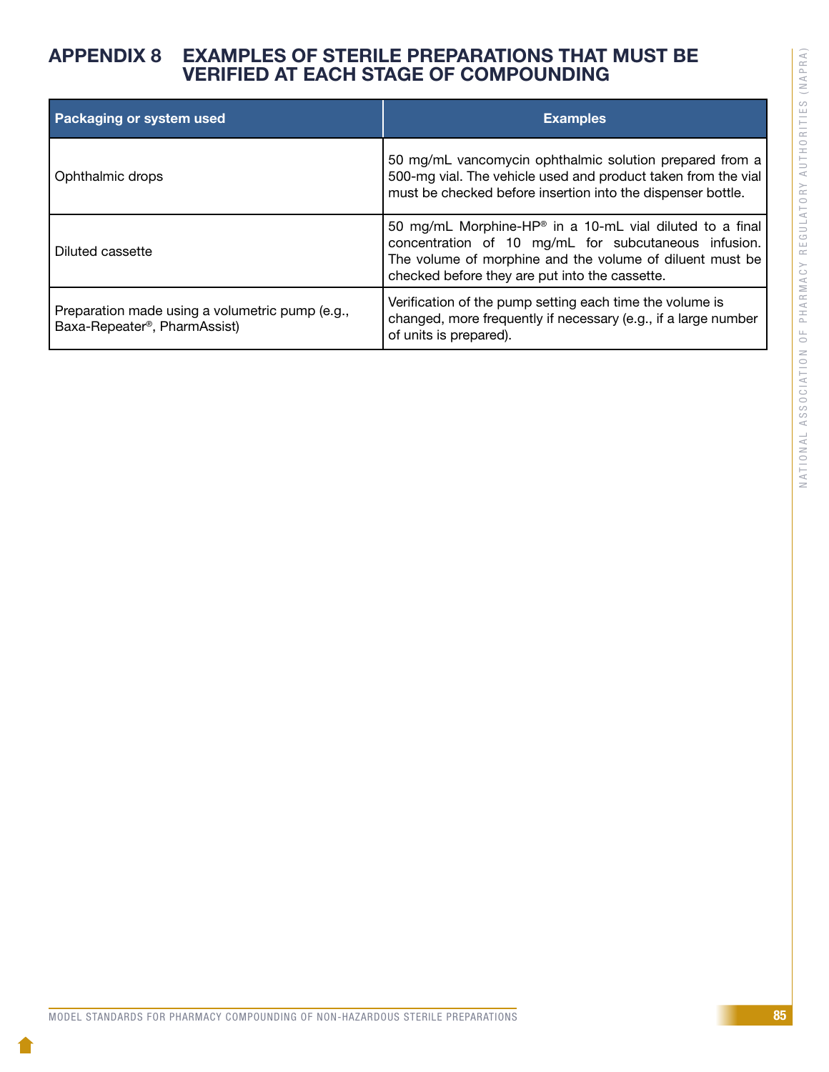# APPENDIX 8 EXAMPLES OF STERILE PREPARATIONS THAT MUST BE VERIFIED AT EACH STAGE OF COMPOUNDING

| Packaging or system used | Examples |
| --- | --- |
| Ophthalmic drops | 50 mg/mL vancomycin ophthalmic solution prepared from a 500-mg vial. The vehicle used and product taken from the vial must be checked before insertion into the dispenser bottle. |
| Diluted cassette | 50 mg/mL Morphine-HP® in a 10-mL vial diluted to a final concentration of 10 mg/mL for subcutaneous infusion. The volume of morphine and the volume of diluent must be checked before they are put into the cassette. |
| Preparation made using a volumetric pump (e.g., Baxa-Repeater®, PharmAssist) | Verification of the pump setting each time the volume is changed, more frequently if necessary (e.g., if a large number of units is prepared). |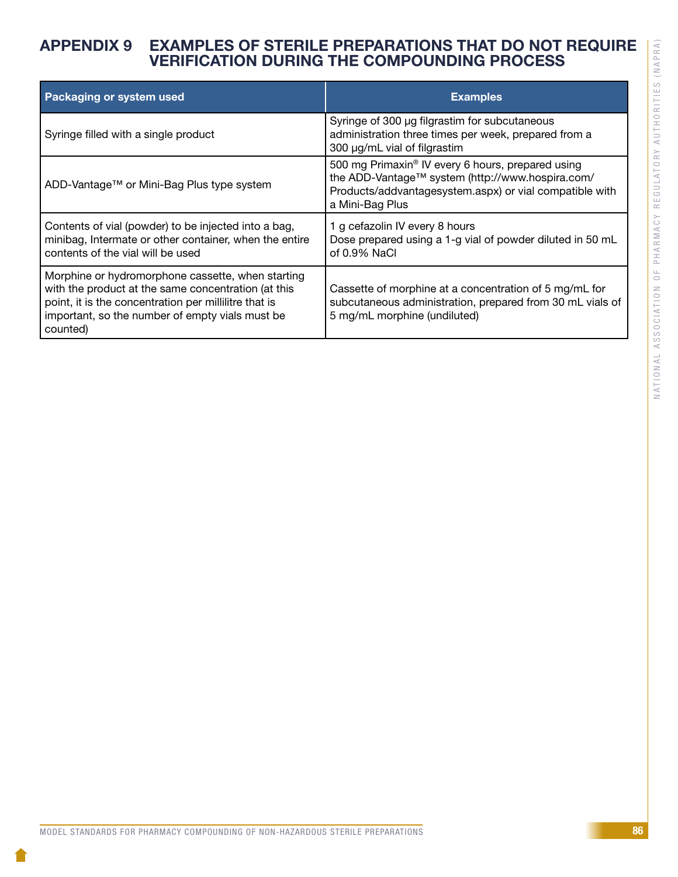# APPENDIX 9 EXAMPLES OF STERILE PREPARATIONS THAT DO NOT REQUIRE VERIFICATION DURING THE COMPOUNDING PROCESS

| Packaging or system used | Examples |
|---|---|
| Syringe filled with a single product | Syringe of 300 µg filgrastim for subcutaneous administration three times per week, prepared from a 300 µg/mL vial of filgrastim |
| ADD-Vantage™ or Mini-Bag Plus type system | 500 mg Primaxin® IV every 6 hours, prepared using the ADD-Vantage™ system (http://www.hospira.com/Products/addvantagesystem.aspx) or vial compatible with a Mini-Bag Plus |
| Contents of vial (powder) to be injected into a bag, minibag, Intermate or other container, when the entire contents of the vial will be used | 1 g cefazolin IV every 8 hours<br>Dose prepared using a 1-g vial of powder diluted in 50 mL of 0.9% NaCl |
| Morphine or hydromorphone cassette, when starting with the product at the same concentration (at this point, it is the concentration per millilitre that is important, so the number of empty vials must be counted) | Cassette of morphine at a concentration of 5 mg/mL for subcutaneous administration, prepared from 30 mL vials of 5 mg/mL morphine (undiluted) |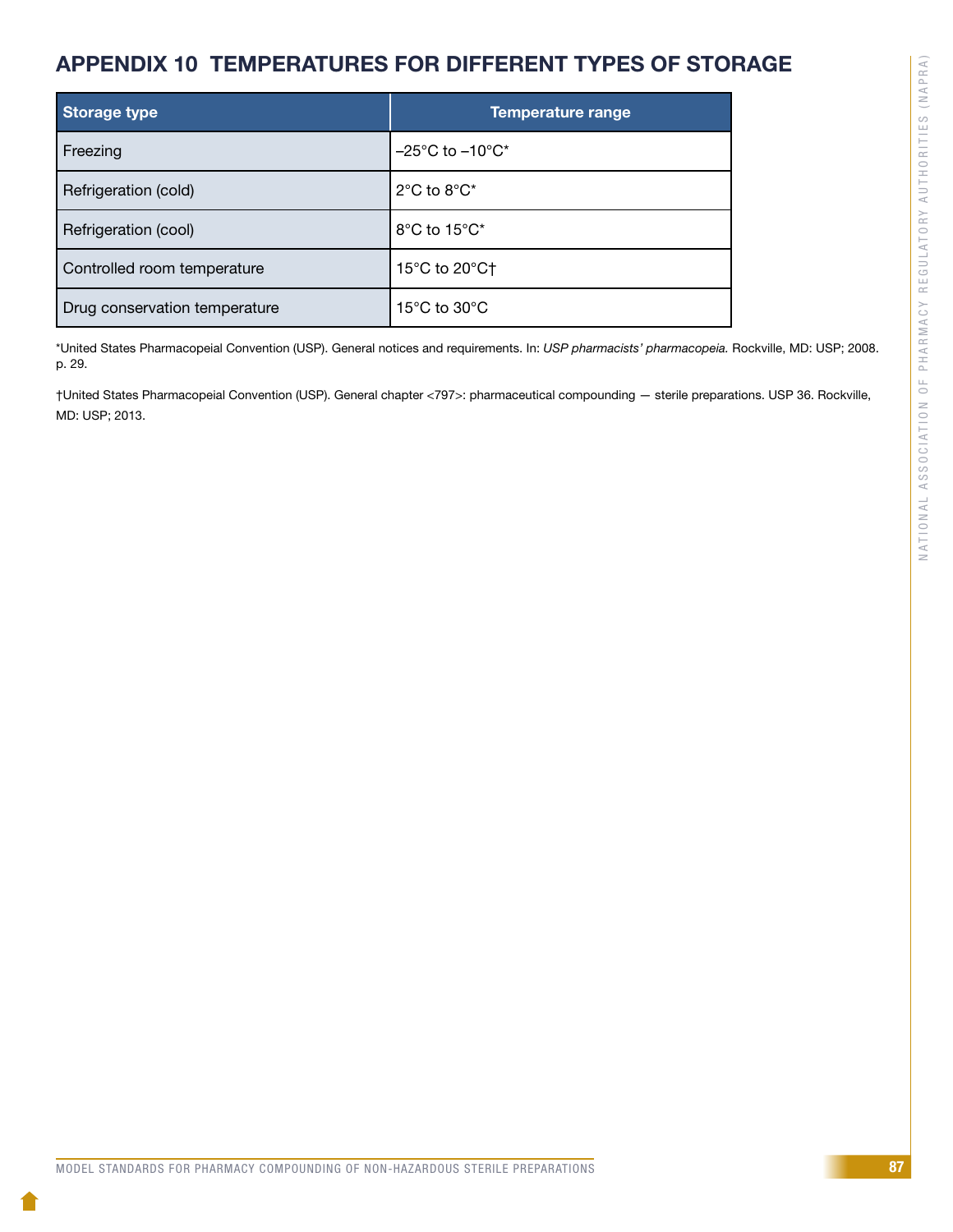# APPENDIX 10 TEMPERATURES FOR DIFFERENT TYPES OF STORAGE

| Storage type | Temperature range |
|---|---|
| Freezing | –25°C to –10°C* |
| Refrigeration (cold) | 2°C to 8°C* |
| Refrigeration (cool) | 8°C to 15°C* |
| Controlled room temperature | 15°C to 20°C† |
| Drug conservation temperature | 15°C to 30°C |

*United States Pharmacopeial Convention (USP). General notices and requirements. In: *USP pharmacists' pharmacopeia.* Rockville, MD: USP; 2008. p. 29.

†United States Pharmacopeial Convention (USP). General chapter <797>: pharmaceutical compounding — sterile preparations. USP 36. Rockville, MD: USP; 2013.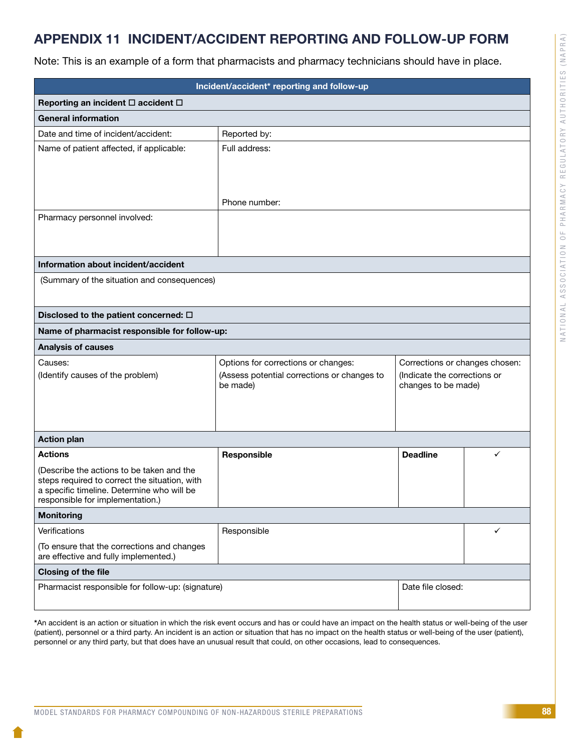# APPENDIX 11 INCIDENT/ACCIDENT REPORTING AND FOLLOW-UP FORM

Note: This is an example of a form that pharmacists and pharmacy technicians should have in place.

| Incident/accident* reporting and follow-up | | | |
|---|---|---|---|
| **Reporting an incident ☐ accident ☐** | | | |
| **General information** | | | |
| Date and time of incident/accident: | Reported by: | | |
| Name of patient affected, if applicable: | Full address:<br><br>Phone number: | | |
| Pharmacy personnel involved: | | | |
| **Information about incident/accident** | | | |
| (Summary of the situation and consequences) | | | |
| **Disclosed to the patient concerned: ☐** | | | |
| **Name of pharmacist responsible for follow-up:** | | | |
| **Analysis of causes** | | | |
| Causes:<br>(Identify causes of the problem) | Options for corrections or changes:<br>(Assess potential corrections or changes to be made) | Corrections or changes chosen:<br>(Indicate the corrections or changes to be made) | |
| **Action plan** | | | |
| **Actions**<br>(Describe the actions to be taken and the steps required to correct the situation, with a specific timeline. Determine who will be responsible for implementation.) | **Responsible** | **Deadline** | ✓ |
| **Monitoring** | | | |
| Verifications<br>(To ensure that the corrections and changes are effective and fully implemented.) | Responsible | | ✓ |
| **Closing of the file** | | | |
| Pharmacist responsible for follow-up: (signature) | | Date file closed: | |

*An accident is an action or situation in which the risk event occurs and has or could have an impact on the health status or well-being of the user (patient), personnel or a third party. An incident is an action or situation that has no impact on the health status or well-being of the user (patient), personnel or any third party, but that does have an unusual result that could, on other occasions, lead to consequences.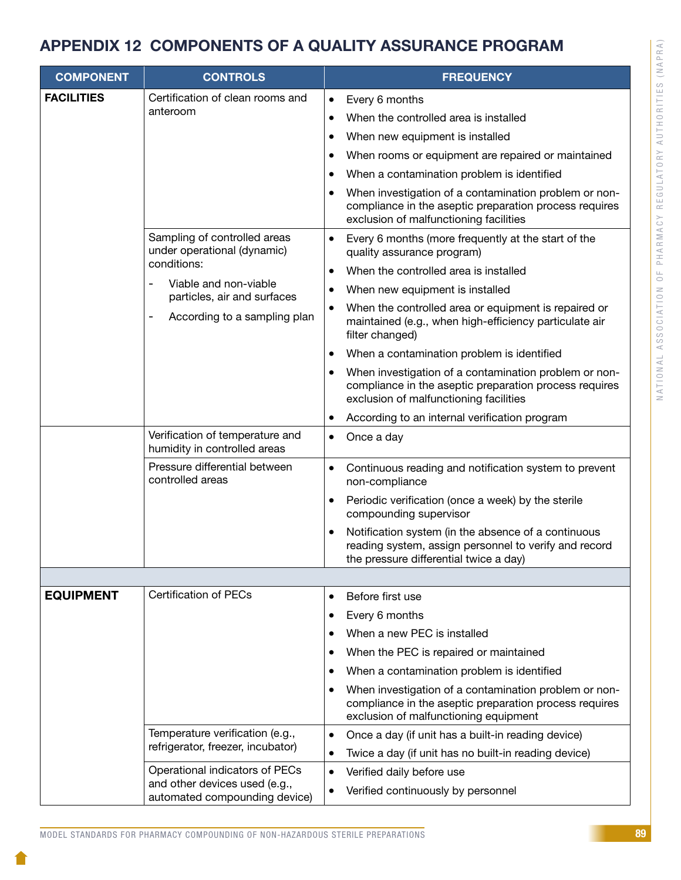## APPENDIX 12 COMPONENTS OF A QUALITY ASSURANCE PROGRAM

| COMPONENT | CONTROLS | FREQUENCY |
|---|---|---|
| **FACILITIES** | Certification of clean rooms and anteroom | • Every 6 months<br>• When the controlled area is installed<br>• When new equipment is installed<br>• When rooms or equipment are repaired or maintained<br>• When a contamination problem is identified<br>• When investigation of a contamination problem or non-compliance in the aseptic preparation process requires exclusion of malfunctioning facilities |
| | Sampling of controlled areas under operational (dynamic) conditions:<br>- Viable and non-viable particles, air and surfaces<br>- According to a sampling plan | • Every 6 months (more frequently at the start of the quality assurance program)<br>• When the controlled area is installed<br>• When new equipment is installed<br>• When the controlled area or equipment is repaired or maintained (e.g., when high-efficiency particulate air filter changed)<br>• When a contamination problem is identified<br>• When investigation of a contamination problem or non-compliance in the aseptic preparation process requires exclusion of malfunctioning facilities<br>• According to an internal verification program |
| | Verification of temperature and humidity in controlled areas | • Once a day |
| | Pressure differential between controlled areas | • Continuous reading and notification system to prevent non-compliance<br>• Periodic verification (once a week) by the sterile compounding supervisor<br>• Notification system (in the absence of a continuous reading system, assign personnel to verify and record the pressure differential twice a day) |
| | | |
| **EQUIPMENT** | Certification of PECs | • Before first use<br>• Every 6 months<br>• When a new PEC is installed<br>• When the PEC is repaired or maintained<br>• When a contamination problem is identified<br>• When investigation of a contamination problem or non-compliance in the aseptic preparation process requires exclusion of malfunctioning equipment |
| | Temperature verification (e.g., refrigerator, freezer, incubator) | • Once a day (if unit has a built-in reading device)<br>• Twice a day (if unit has no built-in reading device) |
| | Operational indicators of PECs and other devices used (e.g., automated compounding device) | • Verified daily before use<br>• Verified continuously by personnel |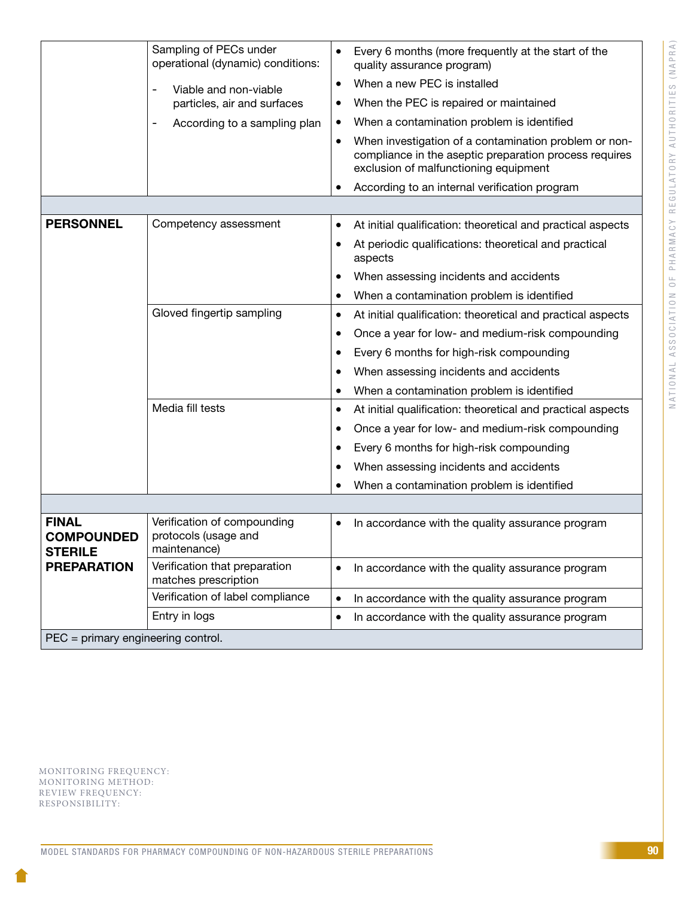| | | |
|---|---|---|
| | Sampling of PECs under operational (dynamic) conditions:<br>- Viable and non-viable particles, air and surfaces<br>- According to a sampling plan | • Every 6 months (more frequently at the start of the quality assurance program)<br>• When a new PEC is installed<br>• When the PEC is repaired or maintained<br>• When a contamination problem is identified<br>• When investigation of a contamination problem or non-compliance in the aseptic preparation process requires exclusion of malfunctioning equipment<br>• According to an internal verification program |
| | | |
| **PERSONNEL** | Competency assessment | • At initial qualification: theoretical and practical aspects<br>• At periodic qualifications: theoretical and practical aspects<br>• When assessing incidents and accidents<br>• When a contamination problem is identified |
| | Gloved fingertip sampling | • At initial qualification: theoretical and practical aspects<br>• Once a year for low- and medium-risk compounding<br>• Every 6 months for high-risk compounding<br>• When assessing incidents and accidents<br>• When a contamination problem is identified |
| | Media fill tests | • At initial qualification: theoretical and practical aspects<br>• Once a year for low- and medium-risk compounding<br>• Every 6 months for high-risk compounding<br>• When assessing incidents and accidents<br>• When a contamination problem is identified |
| | | |
| **FINAL COMPOUNDED STERILE PREPARATION** | Verification of compounding protocols (usage and maintenance) | • In accordance with the quality assurance program |
| | Verification that preparation matches prescription | • In accordance with the quality assurance program |
| | Verification of label compliance | • In accordance with the quality assurance program |
| | Entry in logs | • In accordance with the quality assurance program |
| PEC = primary engineering control. | | |

MONITORING FREQUENCY:
MONITORING METHOD:
REVIEW FREQUENCY:
RESPONSIBILITY: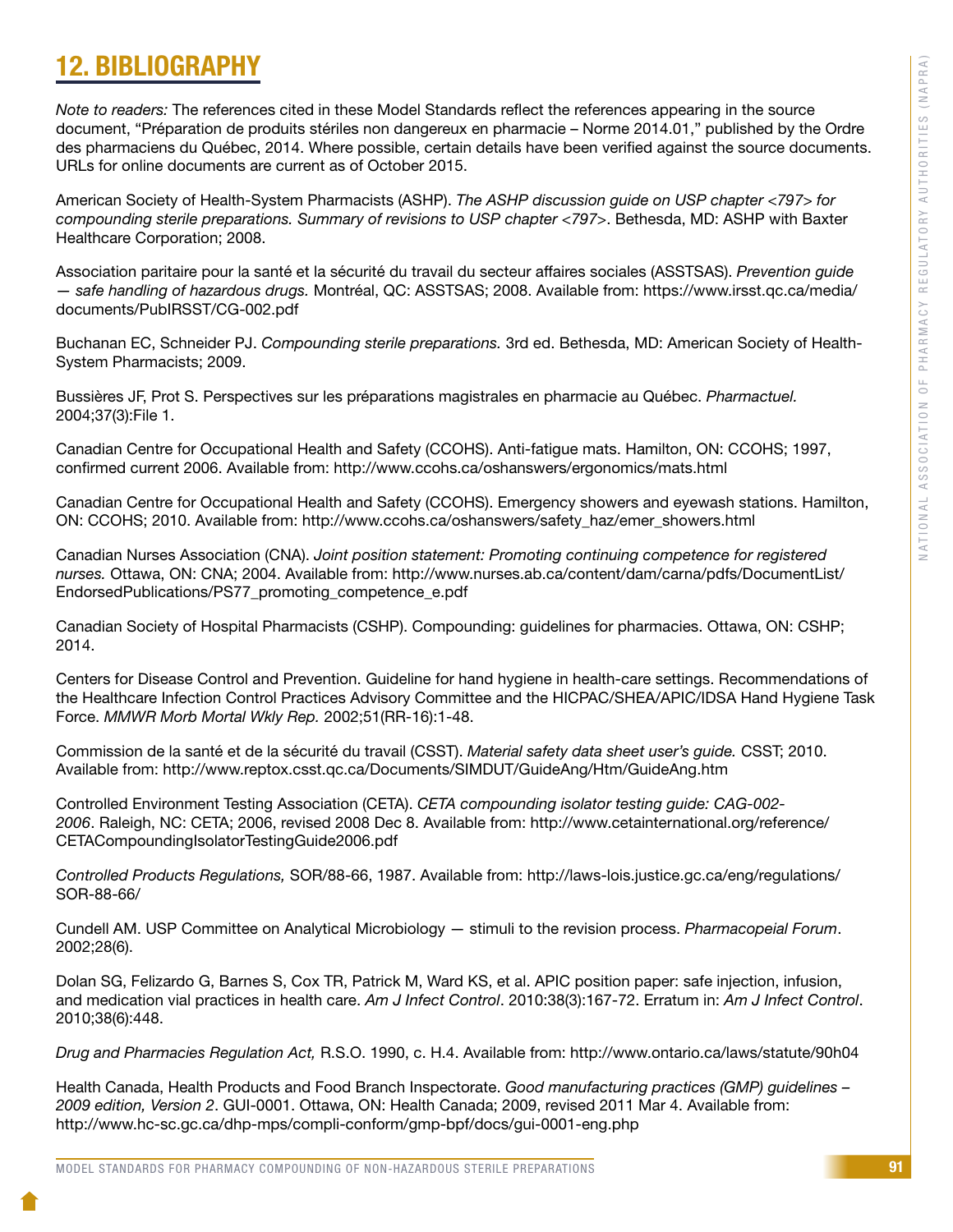# 12. BIBLIOGRAPHY

*Note to readers:* The references cited in these Model Standards reflect the references appearing in the source document, "Préparation de produits stériles non dangereux en pharmacie – Norme 2014.01," published by the Ordre des pharmaciens du Québec, 2014. Where possible, certain details have been verified against the source documents. URLs for online documents are current as of October 2015.

American Society of Health-System Pharmacists (ASHP). *The ASHP discussion guide on USP chapter <797> for compounding sterile preparations. Summary of revisions to USP chapter <797>*. Bethesda, MD: ASHP with Baxter Healthcare Corporation; 2008.

Association paritaire pour la santé et la sécurité du travail du secteur affaires sociales (ASSTSAS). *Prevention guide — safe handling of hazardous drugs.* Montréal, QC: ASSTSAS; 2008. Available from: https://www.irsst.qc.ca/media/documents/PubIRSST/CG-002.pdf

Buchanan EC, Schneider PJ. *Compounding sterile preparations.* 3rd ed. Bethesda, MD: American Society of Health-System Pharmacists; 2009.

Bussières JF, Prot S. Perspectives sur les préparations magistrales en pharmacie au Québec. *Pharmactuel.* 2004;37(3):File 1.

Canadian Centre for Occupational Health and Safety (CCOHS). Anti-fatigue mats. Hamilton, ON: CCOHS; 1997, confirmed current 2006. Available from: http://www.ccohs.ca/oshanswers/ergonomics/mats.html

Canadian Centre for Occupational Health and Safety (CCOHS). Emergency showers and eyewash stations. Hamilton, ON: CCOHS; 2010. Available from: http://www.ccohs.ca/oshanswers/safety_haz/emer_showers.html

Canadian Nurses Association (CNA). *Joint position statement: Promoting continuing competence for registered nurses.* Ottawa, ON: CNA; 2004. Available from: http://www.nurses.ab.ca/content/dam/carna/pdfs/DocumentList/EndorsedPublications/PS77_promoting_competence_e.pdf

Canadian Society of Hospital Pharmacists (CSHP). Compounding: guidelines for pharmacies. Ottawa, ON: CSHP; 2014.

Centers for Disease Control and Prevention. Guideline for hand hygiene in health-care settings. Recommendations of the Healthcare Infection Control Practices Advisory Committee and the HICPAC/SHEA/APIC/IDSA Hand Hygiene Task Force. *MMWR Morb Mortal Wkly Rep.* 2002;51(RR-16):1-48.

Commission de la santé et de la sécurité du travail (CSST). *Material safety data sheet user's guide.* CSST; 2010. Available from: http://www.reptox.csst.qc.ca/Documents/SIMDUT/GuideAng/Htm/GuideAng.htm

Controlled Environment Testing Association (CETA). *CETA compounding isolator testing guide: CAG-002-2006*. Raleigh, NC: CETA; 2006, revised 2008 Dec 8. Available from: http://www.cetainternational.org/reference/CETACompoundingIsolatorTestingGuide2006.pdf

*Controlled Products Regulations,* SOR/88-66, 1987. Available from: http://laws-lois.justice.gc.ca/eng/regulations/SOR-88-66/

Cundell AM. USP Committee on Analytical Microbiology — stimuli to the revision process. *Pharmacopeial Forum*. 2002;28(6).

Dolan SG, Felizardo G, Barnes S, Cox TR, Patrick M, Ward KS, et al. APIC position paper: safe injection, infusion, and medication vial practices in health care. *Am J Infect Control*. 2010:38(3):167-72. Erratum in: *Am J Infect Control*. 2010;38(6):448.

*Drug and Pharmacies Regulation Act,* R.S.O. 1990, c. H.4. Available from: http://www.ontario.ca/laws/statute/90h04

Health Canada, Health Products and Food Branch Inspectorate. *Good manufacturing practices (GMP) guidelines – 2009 edition, Version 2*. GUI-0001. Ottawa, ON: Health Canada; 2009, revised 2011 Mar 4. Available from: http://www.hc-sc.gc.ca/dhp-mps/compli-conform/gmp-bpf/docs/gui-0001-eng.php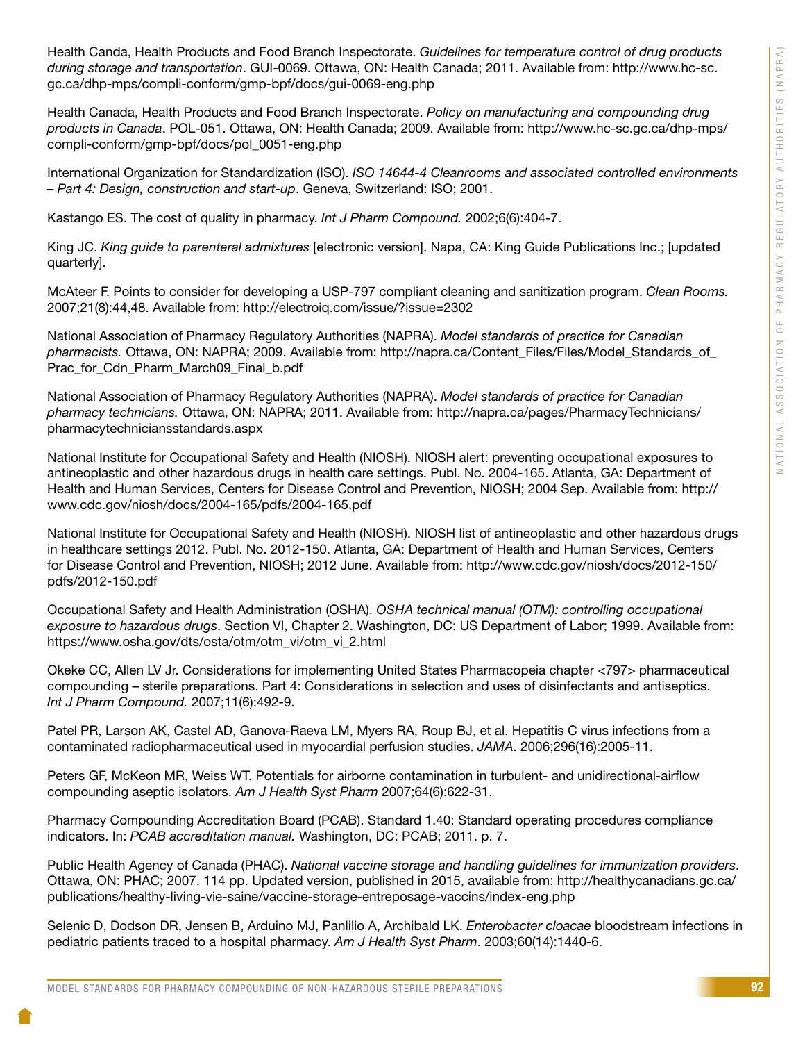Health Canda, Health Products and Food Branch Inspectorate. *Guidelines for temperature control of drug products during storage and transportation*. GUI-0069. Ottawa, ON: Health Canada; 2011. Available from: http://www.hc-sc.gc.ca/dhp-mps/compli-conform/gmp-bpf/docs/gui-0069-eng.php

Health Canada, Health Products and Food Branch Inspectorate. *Policy on manufacturing and compounding drug products in Canada*. POL-051. Ottawa, ON: Health Canada; 2009. Available from: http://www.hc-sc.gc.ca/dhp-mps/compli-conform/gmp-bpf/docs/pol_0051-eng.php

International Organization for Standardization (ISO). *ISO 14644-4 Cleanrooms and associated controlled environments – Part 4: Design, construction and start-up*. Geneva, Switzerland: ISO; 2001.

Kastango ES. The cost of quality in pharmacy. *Int J Pharm Compound.* 2002;6(6):404-7.

King JC. *King guide to parenteral admixtures* [electronic version]. Napa, CA: King Guide Publications Inc.; [updated quarterly].

McAteer F. Points to consider for developing a USP-797 compliant cleaning and sanitization program. *Clean Rooms.* 2007;21(8):44,48. Available from: http://electroiq.com/issue/?issue=2302

National Association of Pharmacy Regulatory Authorities (NAPRA). *Model standards of practice for Canadian pharmacists.* Ottawa, ON: NAPRA; 2009. Available from: http://napra.ca/Content_Files/Files/Model_Standards_of_Prac_for_Cdn_Pharm_March09_Final_b.pdf

National Association of Pharmacy Regulatory Authorities (NAPRA). *Model standards of practice for Canadian pharmacy technicians.* Ottawa, ON: NAPRA; 2011. Available from: http://napra.ca/pages/PharmacyTechnicians/pharmacytechniciansstandards.aspx

National Institute for Occupational Safety and Health (NIOSH). NIOSH alert: preventing occupational exposures to antineoplastic and other hazardous drugs in health care settings. Publ. No. 2004-165. Atlanta, GA: Department of Health and Human Services, Centers for Disease Control and Prevention, NIOSH; 2004 Sep. Available from: http://www.cdc.gov/niosh/docs/2004-165/pdfs/2004-165.pdf

National Institute for Occupational Safety and Health (NIOSH). NIOSH list of antineoplastic and other hazardous drugs in healthcare settings 2012. Publ. No. 2012-150. Atlanta, GA: Department of Health and Human Services, Centers for Disease Control and Prevention, NIOSH; 2012 June. Available from: http://www.cdc.gov/niosh/docs/2012-150/pdfs/2012-150.pdf

Occupational Safety and Health Administration (OSHA). *OSHA technical manual (OTM): controlling occupational exposure to hazardous drugs*. Section VI, Chapter 2. Washington, DC: US Department of Labor; 1999. Available from: https://www.osha.gov/dts/osta/otm/otm_vi/otm_vi_2.html

Okeke CC, Allen LV Jr. Considerations for implementing United States Pharmacopeia chapter <797> pharmaceutical compounding – sterile preparations. Part 4: Considerations in selection and uses of disinfectants and antiseptics. *Int J Pharm Compound.* 2007;11(6):492-9.

Patel PR, Larson AK, Castel AD, Ganova-Raeva LM, Myers RA, Roup BJ, et al. Hepatitis C virus infections from a contaminated radiopharmaceutical used in myocardial perfusion studies. *JAMA*. 2006;296(16):2005-11.

Peters GF, McKeon MR, Weiss WT. Potentials for airborne contamination in turbulent- and unidirectional-airflow compounding aseptic isolators. *Am J Health Syst Pharm* 2007;64(6):622-31.

Pharmacy Compounding Accreditation Board (PCAB). Standard 1.40: Standard operating procedures compliance indicators. In: *PCAB accreditation manual.* Washington, DC: PCAB; 2011. p. 7.

Public Health Agency of Canada (PHAC). *National vaccine storage and handling guidelines for immunization providers*. Ottawa, ON: PHAC; 2007. 114 pp. Updated version, published in 2015, available from: http://healthycanadians.gc.ca/publications/healthy-living-vie-saine/vaccine-storage-entreposage-vaccins/index-eng.php

Selenic D, Dodson DR, Jensen B, Arduino MJ, Panlilio A, Archibald LK. *Enterobacter cloacae* bloodstream infections in pediatric patients traced to a hospital pharmacy. *Am J Health Syst Pharm*. 2003;60(14):1440-6.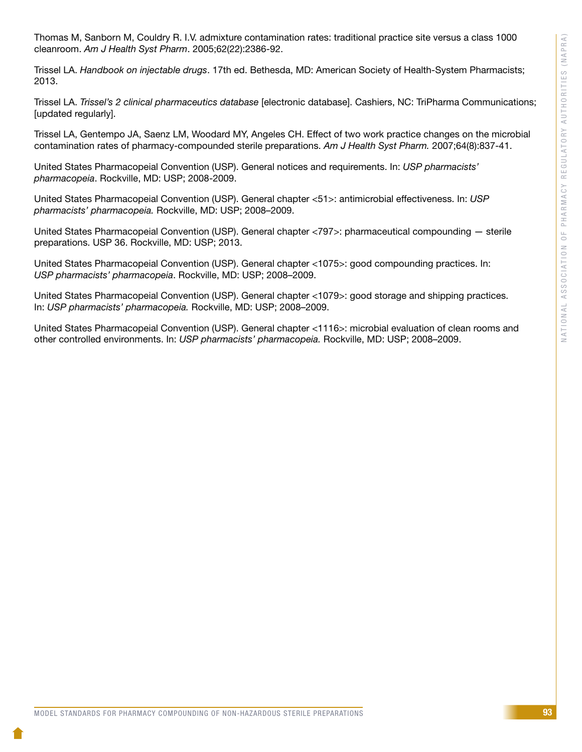Thomas M, Sanborn M, Couldry R. I.V. admixture contamination rates: traditional practice site versus a class 1000 cleanroom. *Am J Health Syst Pharm*. 2005;62(22):2386-92.

Trissel LA. *Handbook on injectable drugs*. 17th ed. Bethesda, MD: American Society of Health-System Pharmacists; 2013.

Trissel LA. *Trissel's 2 clinical pharmaceutics database* [electronic database]. Cashiers, NC: TriPharma Communications; [updated regularly].

Trissel LA, Gentempo JA, Saenz LM, Woodard MY, Angeles CH. Effect of two work practice changes on the microbial contamination rates of pharmacy-compounded sterile preparations. *Am J Health Syst Pharm.* 2007;64(8):837-41.

United States Pharmacopeial Convention (USP). General notices and requirements. In: *USP pharmacists' pharmacopeia*. Rockville, MD: USP; 2008-2009.

United States Pharmacopeial Convention (USP). General chapter <51>: antimicrobial effectiveness. In: *USP pharmacists' pharmacopeia.* Rockville, MD: USP; 2008–2009.

United States Pharmacopeial Convention (USP). General chapter <797>: pharmaceutical compounding — sterile preparations. USP 36. Rockville, MD: USP; 2013.

United States Pharmacopeial Convention (USP). General chapter <1075>: good compounding practices. In: *USP pharmacists' pharmacopeia*. Rockville, MD: USP; 2008–2009.

United States Pharmacopeial Convention (USP). General chapter <1079>: good storage and shipping practices. In: *USP pharmacists' pharmacopeia.* Rockville, MD: USP; 2008–2009.

United States Pharmacopeial Convention (USP). General chapter <1116>: microbial evaluation of clean rooms and other controlled environments. In: *USP pharmacists' pharmacopeia.* Rockville, MD: USP; 2008–2009.